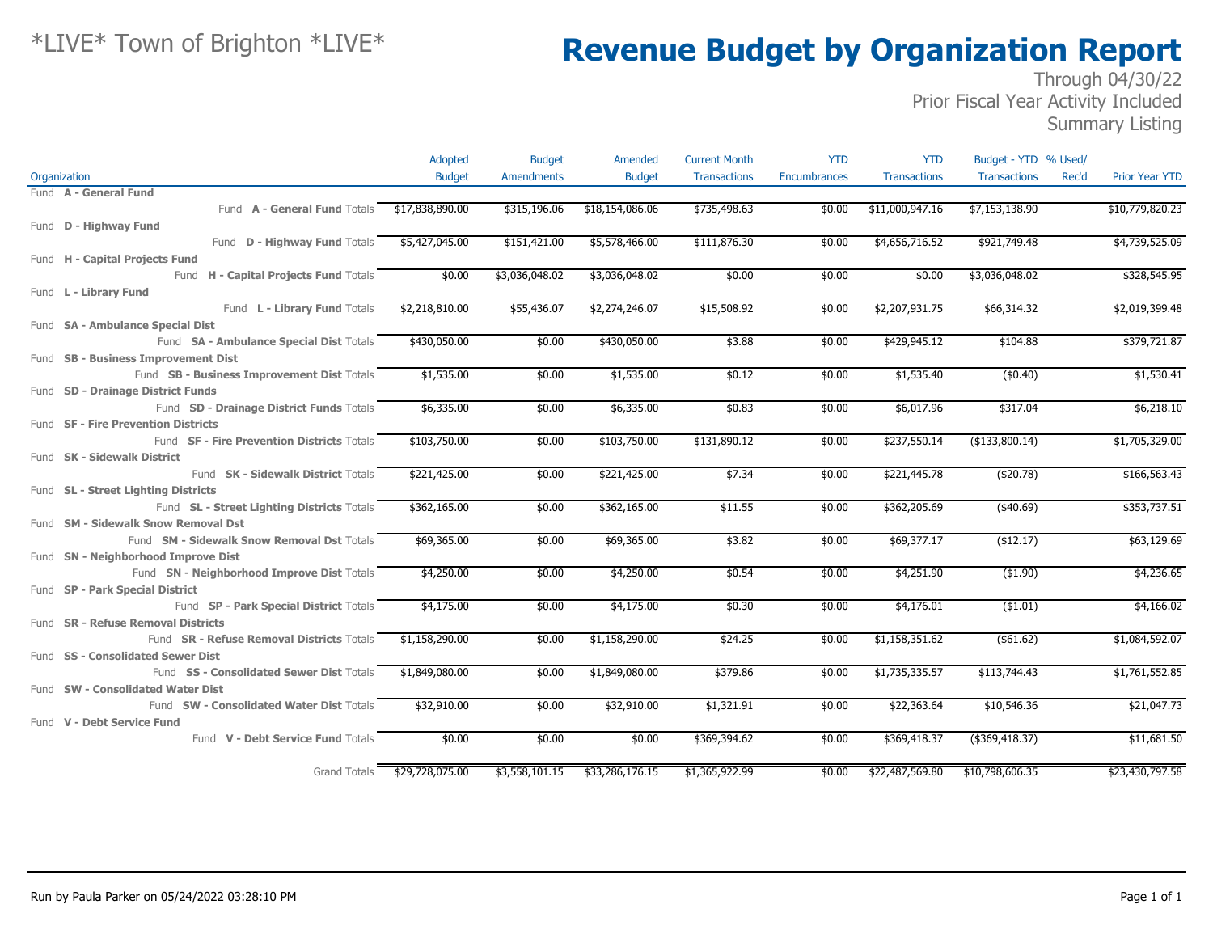*LIVE* Town of Brighton *LIVE*

# Revenue Budget by Organization Report

Through 04/30/22
Prior Fiscal Year Activity Included
Summary Listing

| Organization | Adopted Budget | Budget Amendments | Amended Budget | Current Month Transactions | YTD Encumbrances | YTD Transactions | Budget - YTD Transactions | % Used/ Rec'd | Prior Year YTD |
|---|---|---|---|---|---|---|---|---|---|
| Fund **A - General Fund** | | | | | | | | | |
| Fund **A - General Fund** Totals | $17,838,890.00 | $315,196.06 | $18,154,086.06 | $735,498.63 | $0.00 | $11,000,947.16 | $7,153,138.90 | | $10,779,820.23 |
| Fund **D - Highway Fund** | | | | | | | | | |
| Fund **D - Highway Fund** Totals | $5,427,045.00 | $151,421.00 | $5,578,466.00 | $111,876.30 | $0.00 | $4,656,716.52 | $921,749.48 | | $4,739,525.09 |
| Fund **H - Capital Projects Fund** | | | | | | | | | |
| Fund **H - Capital Projects Fund** Totals | $0.00 | $3,036,048.02 | $3,036,048.02 | $0.00 | $0.00 | $0.00 | $3,036,048.02 | | $328,545.95 |
| Fund **L - Library Fund** | | | | | | | | | |
| Fund **L - Library Fund** Totals | $2,218,810.00 | $55,436.07 | $2,274,246.07 | $15,508.92 | $0.00 | $2,207,931.75 | $66,314.32 | | $2,019,399.48 |
| Fund **SA - Ambulance Special Dist** | | | | | | | | | |
| Fund **SA - Ambulance Special Dist** Totals | $430,050.00 | $0.00 | $430,050.00 | $3.88 | $0.00 | $429,945.12 | $104.88 | | $379,721.87 |
| Fund **SB - Business Improvement Dist** | | | | | | | | | |
| Fund **SB - Business Improvement Dist** Totals | $1,535.00 | $0.00 | $1,535.00 | $0.12 | $0.00 | $1,535.40 | ($0.40) | | $1,530.41 |
| Fund **SD - Drainage District Funds** | | | | | | | | | |
| Fund **SD - Drainage District Funds** Totals | $6,335.00 | $0.00 | $6,335.00 | $0.83 | $0.00 | $6,017.96 | $317.04 | | $6,218.10 |
| Fund **SF - Fire Prevention Districts** | | | | | | | | | |
| Fund **SF - Fire Prevention Districts** Totals | $103,750.00 | $0.00 | $103,750.00 | $131,890.12 | $0.00 | $237,550.14 | ($133,800.14) | | $1,705,329.00 |
| Fund **SK - Sidewalk District** | | | | | | | | | |
| Fund **SK - Sidewalk District** Totals | $221,425.00 | $0.00 | $221,425.00 | $7.34 | $0.00 | $221,445.78 | ($20.78) | | $166,563.43 |
| Fund **SL - Street Lighting Districts** | | | | | | | | | |
| Fund **SL - Street Lighting Districts** Totals | $362,165.00 | $0.00 | $362,165.00 | $11.55 | $0.00 | $362,205.69 | ($40.69) | | $353,737.51 |
| Fund **SM - Sidewalk Snow Removal Dst** | | | | | | | | | |
| Fund **SM - Sidewalk Snow Removal Dst** Totals | $69,365.00 | $0.00 | $69,365.00 | $3.82 | $0.00 | $69,377.17 | ($12.17) | | $63,129.69 |
| Fund **SN - Neighborhood Improve Dist** | | | | | | | | | |
| Fund **SN - Neighborhood Improve Dist** Totals | $4,250.00 | $0.00 | $4,250.00 | $0.54 | $0.00 | $4,251.90 | ($1.90) | | $4,236.65 |
| Fund **SP - Park Special District** | | | | | | | | | |
| Fund **SP - Park Special District** Totals | $4,175.00 | $0.00 | $4,175.00 | $0.30 | $0.00 | $4,176.01 | ($1.01) | | $4,166.02 |
| Fund **SR - Refuse Removal Districts** | | | | | | | | | |
| Fund **SR - Refuse Removal Districts** Totals | $1,158,290.00 | $0.00 | $1,158,290.00 | $24.25 | $0.00 | $1,158,351.62 | ($61.62) | | $1,084,592.07 |
| Fund **SS - Consolidated Sewer Dist** | | | | | | | | | |
| Fund **SS - Consolidated Sewer Dist** Totals | $1,849,080.00 | $0.00 | $1,849,080.00 | $379.86 | $0.00 | $1,735,335.57 | $113,744.43 | | $1,761,552.85 |
| Fund **SW - Consolidated Water Dist** | | | | | | | | | |
| Fund **SW - Consolidated Water Dist** Totals | $32,910.00 | $0.00 | $32,910.00 | $1,321.91 | $0.00 | $22,363.64 | $10,546.36 | | $21,047.73 |
| Fund **V - Debt Service Fund** | | | | | | | | | |
| Fund **V - Debt Service Fund** Totals | $0.00 | $0.00 | $0.00 | $369,394.62 | $0.00 | $369,418.37 | ($369,418.37) | | $11,681.50 |
| Grand Totals | $29,728,075.00 | $3,558,101.15 | $33,286,176.15 | $1,365,922.99 | $0.00 | $22,487,569.80 | $10,798,606.35 | | $23,430,797.58 |

Run by Paula Parker on 05/24/2022 03:28:10 PM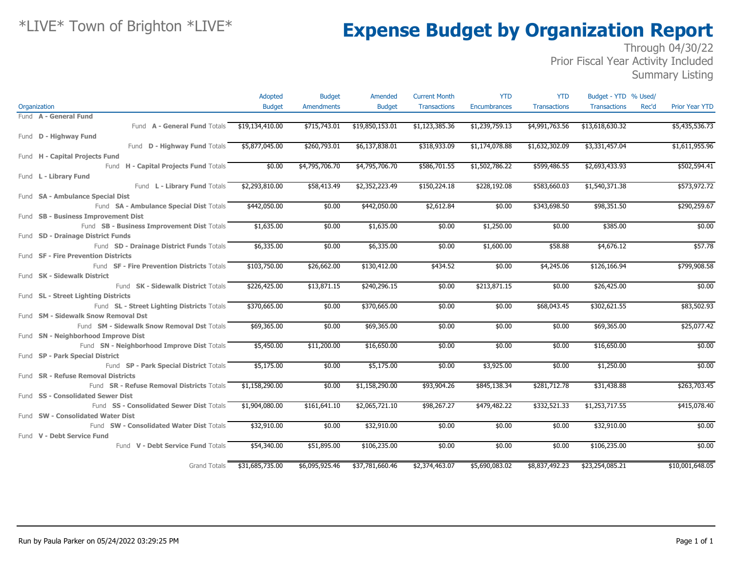*LIVE* Town of Brighton *LIVE*

# Expense Budget by Organization Report

Through 04/30/22
Prior Fiscal Year Activity Included
Summary Listing

| Organization | Adopted Budget | Budget Amendments | Amended Budget | Current Month Transactions | YTD Encumbrances | YTD Transactions | Budget - YTD Transactions | % Used/ Rec'd | Prior Year YTD |
|---|---|---|---|---|---|---|---|---|---|
| Fund **A - General Fund** | | | | | | | | | |
| Fund **A - General Fund** Totals | $19,134,410.00 | $715,743.01 | $19,850,153.01 | $1,123,385.36 | $1,239,759.13 | $4,991,763.56 | $13,618,630.32 | | $5,435,536.73 |
| Fund **D - Highway Fund** | | | | | | | | | |
| Fund **D - Highway Fund** Totals | $5,877,045.00 | $260,793.01 | $6,137,838.01 | $318,933.09 | $1,174,078.88 | $1,632,302.09 | $3,331,457.04 | | $1,611,955.96 |
| Fund **H - Capital Projects Fund** | | | | | | | | | |
| Fund **H - Capital Projects Fund** Totals | $0.00 | $4,795,706.70 | $4,795,706.70 | $586,701.55 | $1,502,786.22 | $599,486.55 | $2,693,433.93 | | $502,594.41 |
| Fund **L - Library Fund** | | | | | | | | | |
| Fund **L - Library Fund** Totals | $2,293,810.00 | $58,413.49 | $2,352,223.49 | $150,224.18 | $228,192.08 | $583,660.03 | $1,540,371.38 | | $573,972.72 |
| Fund **SA - Ambulance Special Dist** | | | | | | | | | |
| Fund **SA - Ambulance Special Dist** Totals | $442,050.00 | $0.00 | $442,050.00 | $2,612.84 | $0.00 | $343,698.50 | $98,351.50 | | $290,259.67 |
| Fund **SB - Business Improvement Dist** | | | | | | | | | |
| Fund **SB - Business Improvement Dist** Totals | $1,635.00 | $0.00 | $1,635.00 | $0.00 | $1,250.00 | $0.00 | $385.00 | | $0.00 |
| Fund **SD - Drainage District Funds** | | | | | | | | | |
| Fund **SD - Drainage District Funds** Totals | $6,335.00 | $0.00 | $6,335.00 | $0.00 | $1,600.00 | $58.88 | $4,676.12 | | $57.78 |
| Fund **SF - Fire Prevention Districts** | | | | | | | | | |
| Fund **SF - Fire Prevention Districts** Totals | $103,750.00 | $26,662.00 | $130,412.00 | $434.52 | $0.00 | $4,245.06 | $126,166.94 | | $799,908.58 |
| Fund **SK - Sidewalk District** | | | | | | | | | |
| Fund **SK - Sidewalk District** Totals | $226,425.00 | $13,871.15 | $240,296.15 | $0.00 | $213,871.15 | $0.00 | $26,425.00 | | $0.00 |
| Fund **SL - Street Lighting Districts** | | | | | | | | | |
| Fund **SL - Street Lighting Districts** Totals | $370,665.00 | $0.00 | $370,665.00 | $0.00 | $0.00 | $68,043.45 | $302,621.55 | | $83,502.93 |
| Fund **SM - Sidewalk Snow Removal Dst** | | | | | | | | | |
| Fund **SM - Sidewalk Snow Removal Dst** Totals | $69,365.00 | $0.00 | $69,365.00 | $0.00 | $0.00 | $0.00 | $69,365.00 | | $25,077.42 |
| Fund **SN - Neighborhood Improve Dist** | | | | | | | | | |
| Fund **SN - Neighborhood Improve Dist** Totals | $5,450.00 | $11,200.00 | $16,650.00 | $0.00 | $0.00 | $0.00 | $16,650.00 | | $0.00 |
| Fund **SP - Park Special District** | | | | | | | | | |
| Fund **SP - Park Special District** Totals | $5,175.00 | $0.00 | $5,175.00 | $0.00 | $3,925.00 | $0.00 | $1,250.00 | | $0.00 |
| Fund **SR - Refuse Removal Districts** | | | | | | | | | |
| Fund **SR - Refuse Removal Districts** Totals | $1,158,290.00 | $0.00 | $1,158,290.00 | $93,904.26 | $845,138.34 | $281,712.78 | $31,438.88 | | $263,703.45 |
| Fund **SS - Consolidated Sewer Dist** | | | | | | | | | |
| Fund **SS - Consolidated Sewer Dist** Totals | $1,904,080.00 | $161,641.10 | $2,065,721.10 | $98,267.27 | $479,482.22 | $332,521.33 | $1,253,717.55 | | $415,078.40 |
| Fund **SW - Consolidated Water Dist** | | | | | | | | | |
| Fund **SW - Consolidated Water Dist** Totals | $32,910.00 | $0.00 | $32,910.00 | $0.00 | $0.00 | $0.00 | $32,910.00 | | $0.00 |
| Fund **V - Debt Service Fund** | | | | | | | | | |
| Fund **V - Debt Service Fund** Totals | $54,340.00 | $51,895.00 | $106,235.00 | $0.00 | $0.00 | $0.00 | $106,235.00 | | $0.00 |
| Grand Totals | $31,685,735.00 | $6,095,925.46 | $37,781,660.46 | $2,374,463.07 | $5,690,083.02 | $8,837,492.23 | $23,254,085.21 | | $10,001,648.05 |

Run by Paula Parker on 05/24/2022 03:29:25 PM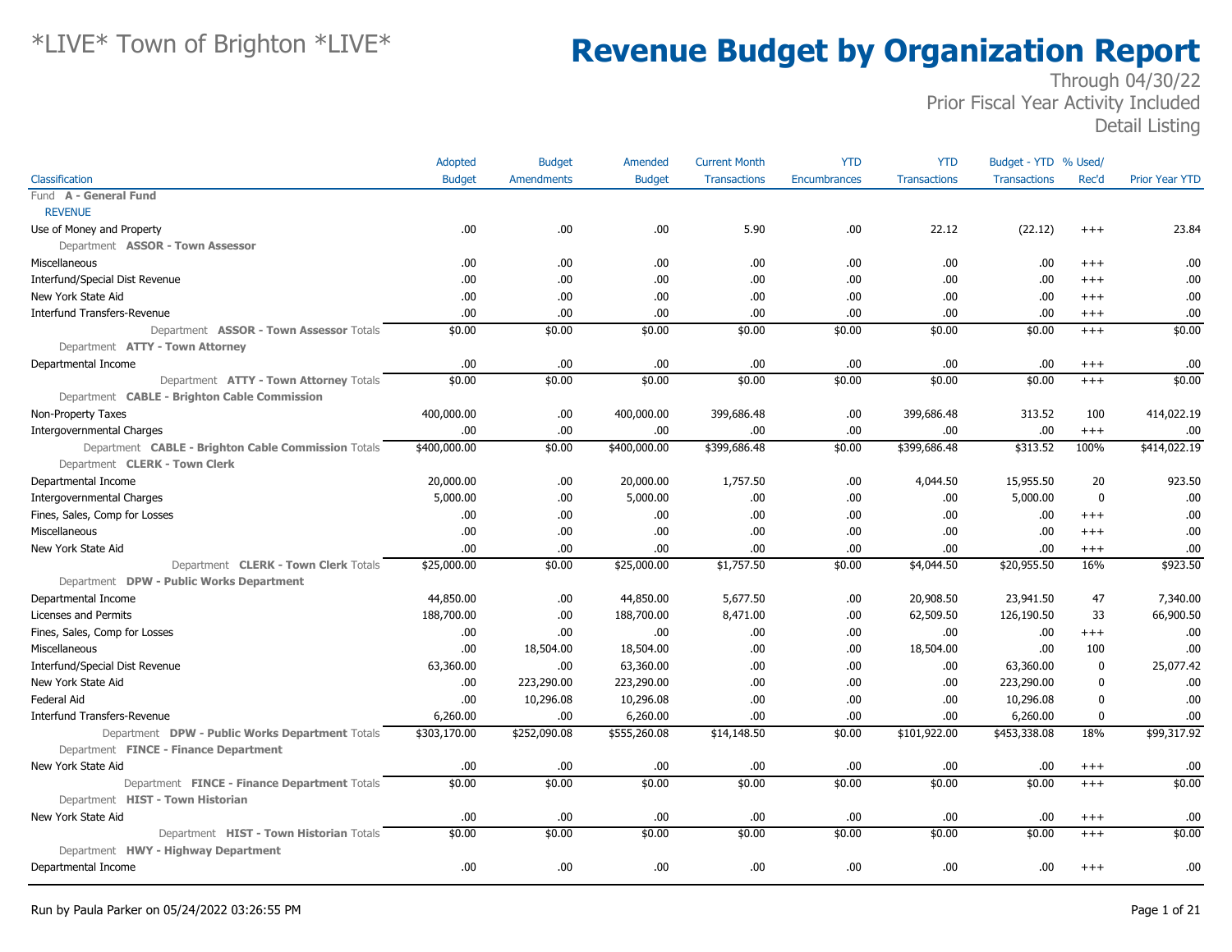# *LIVE* Town of Brighton *LIVE*

# Revenue Budget by Organization Report

Through 04/30/22
Prior Fiscal Year Activity Included
Detail Listing

| Classification | Adopted Budget | Budget Amendments | Amended Budget | Current Month Transactions | YTD Encumbrances | YTD Transactions | Budget - YTD Transactions | % Used/ Rec'd | Prior Year YTD |
|---|---|---|---|---|---|---|---|---|---|
| Fund **A - General Fund** | | | | | | | | | |
| REVENUE | | | | | | | | | |
| Use of Money and Property | .00 | .00 | .00 | 5.90 | .00 | 22.12 | (22.12) | +++ | 23.84 |
| Department **ASSOR - Town Assessor** | | | | | | | | | |
| Miscellaneous | .00 | .00 | .00 | .00 | .00 | .00 | .00 | +++ | .00 |
| Interfund/Special Dist Revenue | .00 | .00 | .00 | .00 | .00 | .00 | .00 | +++ | .00 |
| New York State Aid | .00 | .00 | .00 | .00 | .00 | .00 | .00 | +++ | .00 |
| Interfund Transfers-Revenue | .00 | .00 | .00 | .00 | .00 | .00 | .00 | +++ | .00 |
| Department **ASSOR - Town Assessor** Totals | $0.00 | $0.00 | $0.00 | $0.00 | $0.00 | $0.00 | $0.00 | +++ | $0.00 |
| Department **ATTY - Town Attorney** | | | | | | | | | |
| Departmental Income | .00 | .00 | .00 | .00 | .00 | .00 | .00 | +++ | .00 |
| Department **ATTY - Town Attorney** Totals | $0.00 | $0.00 | $0.00 | $0.00 | $0.00 | $0.00 | $0.00 | +++ | $0.00 |
| Department **CABLE - Brighton Cable Commission** | | | | | | | | | |
| Non-Property Taxes | 400,000.00 | .00 | 400,000.00 | 399,686.48 | .00 | 399,686.48 | 313.52 | 100 | 414,022.19 |
| Intergovernmental Charges | .00 | .00 | .00 | .00 | .00 | .00 | .00 | +++ | .00 |
| Department **CABLE - Brighton Cable Commission** Totals | $400,000.00 | $0.00 | $400,000.00 | $399,686.48 | $0.00 | $399,686.48 | $313.52 | 100% | $414,022.19 |
| Department **CLERK - Town Clerk** | | | | | | | | | |
| Departmental Income | 20,000.00 | .00 | 20,000.00 | 1,757.50 | .00 | 4,044.50 | 15,955.50 | 20 | 923.50 |
| Intergovernmental Charges | 5,000.00 | .00 | 5,000.00 | .00 | .00 | .00 | 5,000.00 | 0 | .00 |
| Fines, Sales, Comp for Losses | .00 | .00 | .00 | .00 | .00 | .00 | .00 | +++ | .00 |
| Miscellaneous | .00 | .00 | .00 | .00 | .00 | .00 | .00 | +++ | .00 |
| New York State Aid | .00 | .00 | .00 | .00 | .00 | .00 | .00 | +++ | .00 |
| Department **CLERK - Town Clerk** Totals | $25,000.00 | $0.00 | $25,000.00 | $1,757.50 | $0.00 | $4,044.50 | $20,955.50 | 16% | $923.50 |
| Department **DPW - Public Works Department** | | | | | | | | | |
| Departmental Income | 44,850.00 | .00 | 44,850.00 | 5,677.50 | .00 | 20,908.50 | 23,941.50 | 47 | 7,340.00 |
| Licenses and Permits | 188,700.00 | .00 | 188,700.00 | 8,471.00 | .00 | 62,509.50 | 126,190.50 | 33 | 66,900.50 |
| Fines, Sales, Comp for Losses | .00 | .00 | .00 | .00 | .00 | .00 | .00 | +++ | .00 |
| Miscellaneous | .00 | 18,504.00 | 18,504.00 | .00 | .00 | 18,504.00 | .00 | 100 | .00 |
| Interfund/Special Dist Revenue | 63,360.00 | .00 | 63,360.00 | .00 | .00 | .00 | 63,360.00 | 0 | 25,077.42 |
| New York State Aid | .00 | 223,290.00 | 223,290.00 | .00 | .00 | .00 | 223,290.00 | 0 | .00 |
| Federal Aid | .00 | 10,296.08 | 10,296.08 | .00 | .00 | .00 | 10,296.08 | 0 | .00 |
| Interfund Transfers-Revenue | 6,260.00 | .00 | 6,260.00 | .00 | .00 | .00 | 6,260.00 | 0 | .00 |
| Department **DPW - Public Works Department** Totals | $303,170.00 | $252,090.08 | $555,260.08 | $14,148.50 | $0.00 | $101,922.00 | $453,338.08 | 18% | $99,317.92 |
| Department **FINCE - Finance Department** | | | | | | | | | |
| New York State Aid | .00 | .00 | .00 | .00 | .00 | .00 | .00 | +++ | .00 |
| Department **FINCE - Finance Department** Totals | $0.00 | $0.00 | $0.00 | $0.00 | $0.00 | $0.00 | $0.00 | +++ | $0.00 |
| Department **HIST - Town Historian** | | | | | | | | | |
| New York State Aid | .00 | .00 | .00 | .00 | .00 | .00 | .00 | +++ | .00 |
| Department **HIST - Town Historian** Totals | $0.00 | $0.00 | $0.00 | $0.00 | $0.00 | $0.00 | $0.00 | +++ | $0.00 |
| Department **HWY - Highway Department** | | | | | | | | | |
| Departmental Income | .00 | .00 | .00 | .00 | .00 | .00 | .00 | +++ | .00 |

Run by Paula Parker on 05/24/2022 03:26:55 PM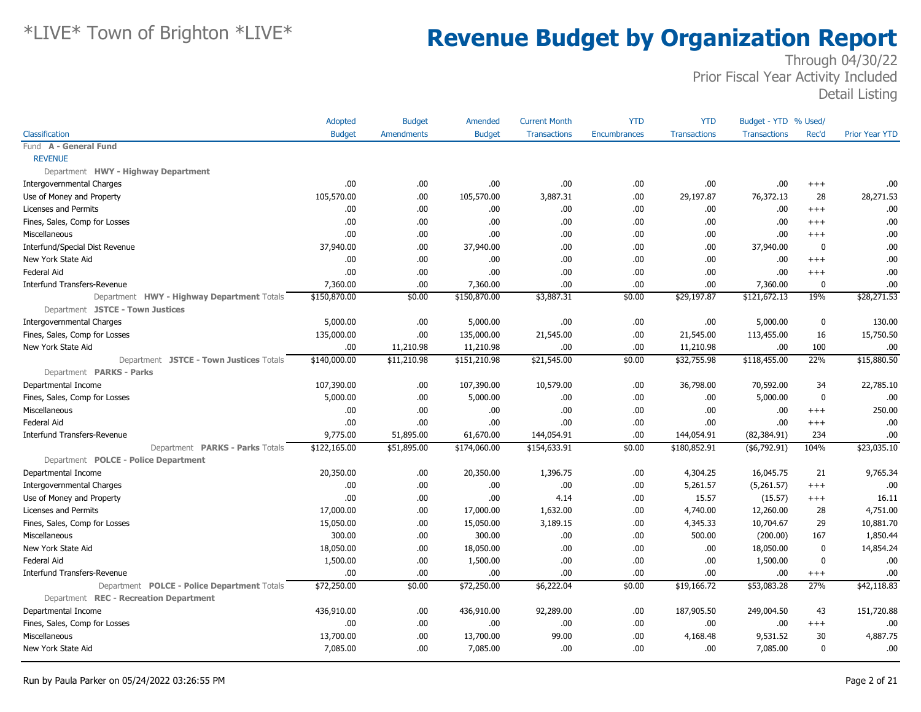# \*LIVE\* Town of Brighton \*LIVE\*

# Revenue Budget by Organization Report

Through 04/30/22
Prior Fiscal Year Activity Included
Detail Listing

| Classification | Adopted Budget | Budget Amendments | Amended Budget | Current Month Transactions | YTD Encumbrances | YTD Transactions | Budget - YTD Transactions | % Used/ Rec'd | Prior Year YTD |
|---|---|---|---|---|---|---|---|---|---|
| Fund **A - General Fund** | | | | | | | | | |
| REVENUE | | | | | | | | | |
| Department **HWY - Highway Department** | | | | | | | | | |
| Intergovernmental Charges | .00 | .00 | .00 | .00 | .00 | .00 | .00 | +++ | .00 |
| Use of Money and Property | 105,570.00 | .00 | 105,570.00 | 3,887.31 | .00 | 29,197.87 | 76,372.13 | 28 | 28,271.53 |
| Licenses and Permits | .00 | .00 | .00 | .00 | .00 | .00 | .00 | +++ | .00 |
| Fines, Sales, Comp for Losses | .00 | .00 | .00 | .00 | .00 | .00 | .00 | +++ | .00 |
| Miscellaneous | .00 | .00 | .00 | .00 | .00 | .00 | .00 | +++ | .00 |
| Interfund/Special Dist Revenue | 37,940.00 | .00 | 37,940.00 | .00 | .00 | .00 | 37,940.00 | 0 | .00 |
| New York State Aid | .00 | .00 | .00 | .00 | .00 | .00 | .00 | +++ | .00 |
| Federal Aid | .00 | .00 | .00 | .00 | .00 | .00 | .00 | +++ | .00 |
| Interfund Transfers-Revenue | 7,360.00 | .00 | 7,360.00 | .00 | .00 | .00 | 7,360.00 | 0 | .00 |
| Department **HWY - Highway Department** Totals | $150,870.00 | $0.00 | $150,870.00 | $3,887.31 | $0.00 | $29,197.87 | $121,672.13 | 19% | $28,271.53 |
| Department **JSTCE - Town Justices** | | | | | | | | | |
| Intergovernmental Charges | 5,000.00 | .00 | 5,000.00 | .00 | .00 | .00 | 5,000.00 | 0 | 130.00 |
| Fines, Sales, Comp for Losses | 135,000.00 | .00 | 135,000.00 | 21,545.00 | .00 | 21,545.00 | 113,455.00 | 16 | 15,750.50 |
| New York State Aid | .00 | 11,210.98 | 11,210.98 | .00 | .00 | 11,210.98 | .00 | 100 | .00 |
| Department **JSTCE - Town Justices** Totals | $140,000.00 | $11,210.98 | $151,210.98 | $21,545.00 | $0.00 | $32,755.98 | $118,455.00 | 22% | $15,880.50 |
| Department **PARKS - Parks** | | | | | | | | | |
| Departmental Income | 107,390.00 | .00 | 107,390.00 | 10,579.00 | .00 | 36,798.00 | 70,592.00 | 34 | 22,785.10 |
| Fines, Sales, Comp for Losses | 5,000.00 | .00 | 5,000.00 | .00 | .00 | .00 | 5,000.00 | 0 | .00 |
| Miscellaneous | .00 | .00 | .00 | .00 | .00 | .00 | .00 | +++ | 250.00 |
| Federal Aid | .00 | .00 | .00 | .00 | .00 | .00 | .00 | +++ | .00 |
| Interfund Transfers-Revenue | 9,775.00 | 51,895.00 | 61,670.00 | 144,054.91 | .00 | 144,054.91 | (82,384.91) | 234 | .00 |
| Department **PARKS - Parks** Totals | $122,165.00 | $51,895.00 | $174,060.00 | $154,633.91 | $0.00 | $180,852.91 | ($6,792.91) | 104% | $23,035.10 |
| Department **POLCE - Police Department** | | | | | | | | | |
| Departmental Income | 20,350.00 | .00 | 20,350.00 | 1,396.75 | .00 | 4,304.25 | 16,045.75 | 21 | 9,765.34 |
| Intergovernmental Charges | .00 | .00 | .00 | .00 | .00 | 5,261.57 | (5,261.57) | +++ | .00 |
| Use of Money and Property | .00 | .00 | .00 | 4.14 | .00 | 15.57 | (15.57) | +++ | 16.11 |
| Licenses and Permits | 17,000.00 | .00 | 17,000.00 | 1,632.00 | .00 | 4,740.00 | 12,260.00 | 28 | 4,751.00 |
| Fines, Sales, Comp for Losses | 15,050.00 | .00 | 15,050.00 | 3,189.15 | .00 | 4,345.33 | 10,704.67 | 29 | 10,881.70 |
| Miscellaneous | 300.00 | .00 | 300.00 | .00 | .00 | 500.00 | (200.00) | 167 | 1,850.44 |
| New York State Aid | 18,050.00 | .00 | 18,050.00 | .00 | .00 | .00 | 18,050.00 | 0 | 14,854.24 |
| Federal Aid | 1,500.00 | .00 | 1,500.00 | .00 | .00 | .00 | 1,500.00 | 0 | .00 |
| Interfund Transfers-Revenue | .00 | .00 | .00 | .00 | .00 | .00 | .00 | +++ | .00 |
| Department **POLCE - Police Department** Totals | $72,250.00 | $0.00 | $72,250.00 | $6,222.04 | $0.00 | $19,166.72 | $53,083.28 | 27% | $42,118.83 |
| Department **REC - Recreation Department** | | | | | | | | | |
| Departmental Income | 436,910.00 | .00 | 436,910.00 | 92,289.00 | .00 | 187,905.50 | 249,004.50 | 43 | 151,720.88 |
| Fines, Sales, Comp for Losses | .00 | .00 | .00 | .00 | .00 | .00 | .00 | +++ | .00 |
| Miscellaneous | 13,700.00 | .00 | 13,700.00 | 99.00 | .00 | 4,168.48 | 9,531.52 | 30 | 4,887.75 |
| New York State Aid | 7,085.00 | .00 | 7,085.00 | .00 | .00 | .00 | 7,085.00 | 0 | .00 |

Run by Paula Parker on 05/24/2022 03:26:55 PM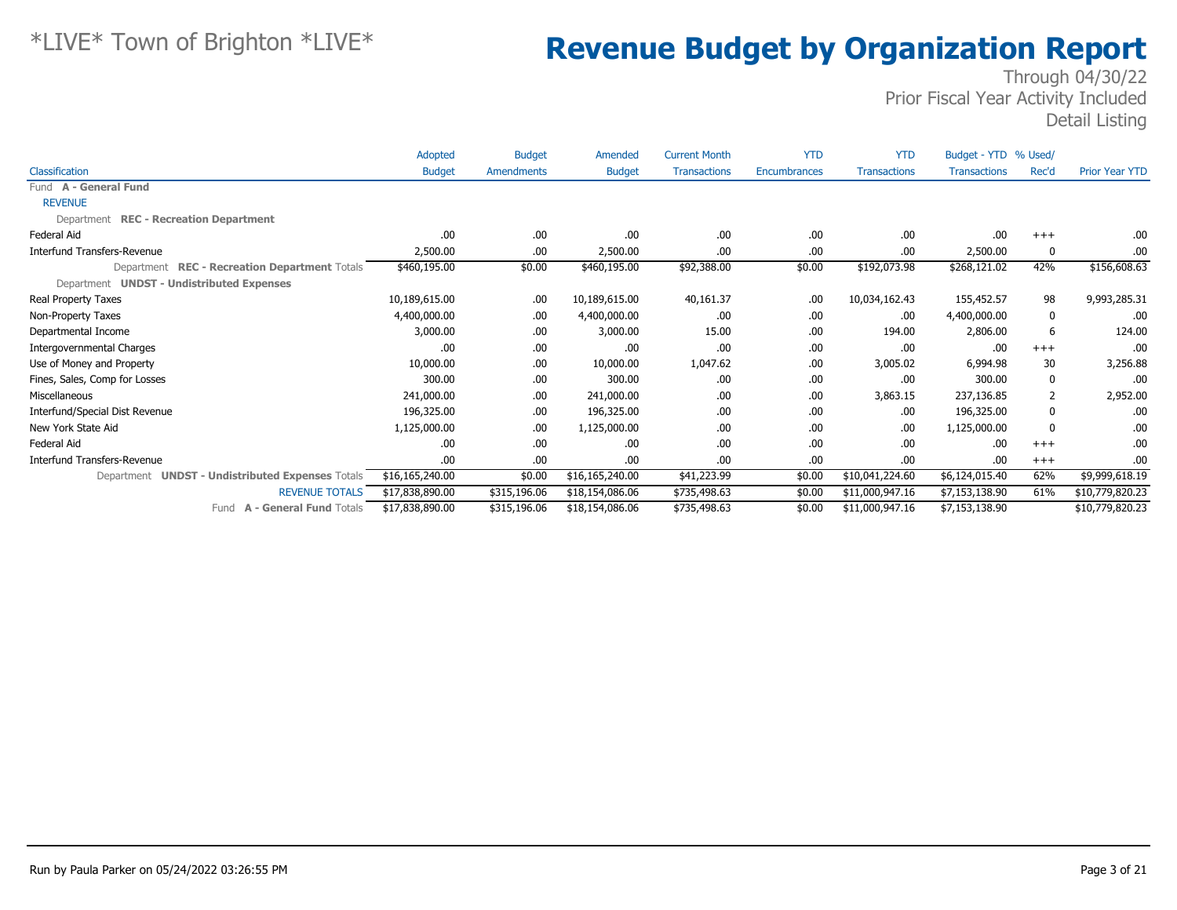# *LIVE* Town of Brighton *LIVE*

# Revenue Budget by Organization Report

Through 04/30/22
Prior Fiscal Year Activity Included
Detail Listing

| Classification | Adopted Budget | Budget Amendments | Amended Budget | Current Month Transactions | YTD Encumbrances | YTD Transactions | Budget - YTD Transactions | % Used/ Rec'd | Prior Year YTD |
|---|---|---|---|---|---|---|---|---|---|
| Fund **A - General Fund** | | | | | | | | | |
| REVENUE | | | | | | | | | |
| Department **REC - Recreation Department** | | | | | | | | | |
| Federal Aid | .00 | .00 | .00 | .00 | .00 | .00 | .00 | +++ | .00 |
| Interfund Transfers-Revenue | 2,500.00 | .00 | 2,500.00 | .00 | .00 | .00 | 2,500.00 | 0 | .00 |
| Department **REC - Recreation Department** Totals | $460,195.00 | $0.00 | $460,195.00 | $92,388.00 | $0.00 | $192,073.98 | $268,121.02 | 42% | $156,608.63 |
| Department **UNDST - Undistributed Expenses** | | | | | | | | | |
| Real Property Taxes | 10,189,615.00 | .00 | 10,189,615.00 | 40,161.37 | .00 | 10,034,162.43 | 155,452.57 | 98 | 9,993,285.31 |
| Non-Property Taxes | 4,400,000.00 | .00 | 4,400,000.00 | .00 | .00 | .00 | 4,400,000.00 | 0 | .00 |
| Departmental Income | 3,000.00 | .00 | 3,000.00 | 15.00 | .00 | 194.00 | 2,806.00 | 6 | 124.00 |
| Intergovernmental Charges | .00 | .00 | .00 | .00 | .00 | .00 | .00 | +++ | .00 |
| Use of Money and Property | 10,000.00 | .00 | 10,000.00 | 1,047.62 | .00 | 3,005.02 | 6,994.98 | 30 | 3,256.88 |
| Fines, Sales, Comp for Losses | 300.00 | .00 | 300.00 | .00 | .00 | .00 | 300.00 | 0 | .00 |
| Miscellaneous | 241,000.00 | .00 | 241,000.00 | .00 | .00 | 3,863.15 | 237,136.85 | 2 | 2,952.00 |
| Interfund/Special Dist Revenue | 196,325.00 | .00 | 196,325.00 | .00 | .00 | .00 | 196,325.00 | 0 | .00 |
| New York State Aid | 1,125,000.00 | .00 | 1,125,000.00 | .00 | .00 | .00 | 1,125,000.00 | 0 | .00 |
| Federal Aid | .00 | .00 | .00 | .00 | .00 | .00 | .00 | +++ | .00 |
| Interfund Transfers-Revenue | .00 | .00 | .00 | .00 | .00 | .00 | .00 | +++ | .00 |
| Department **UNDST - Undistributed Expenses** Totals | $16,165,240.00 | $0.00 | $16,165,240.00 | $41,223.99 | $0.00 | $10,041,224.60 | $6,124,015.40 | 62% | $9,999,618.19 |
| REVENUE TOTALS | $17,838,890.00 | $315,196.06 | $18,154,086.06 | $735,498.63 | $0.00 | $11,000,947.16 | $7,153,138.90 | 61% | $10,779,820.23 |
| Fund **A - General Fund** Totals | $17,838,890.00 | $315,196.06 | $18,154,086.06 | $735,498.63 | $0.00 | $11,000,947.16 | $7,153,138.90 | | $10,779,820.23 |

Run by Paula Parker on 05/24/2022 03:26:55 PM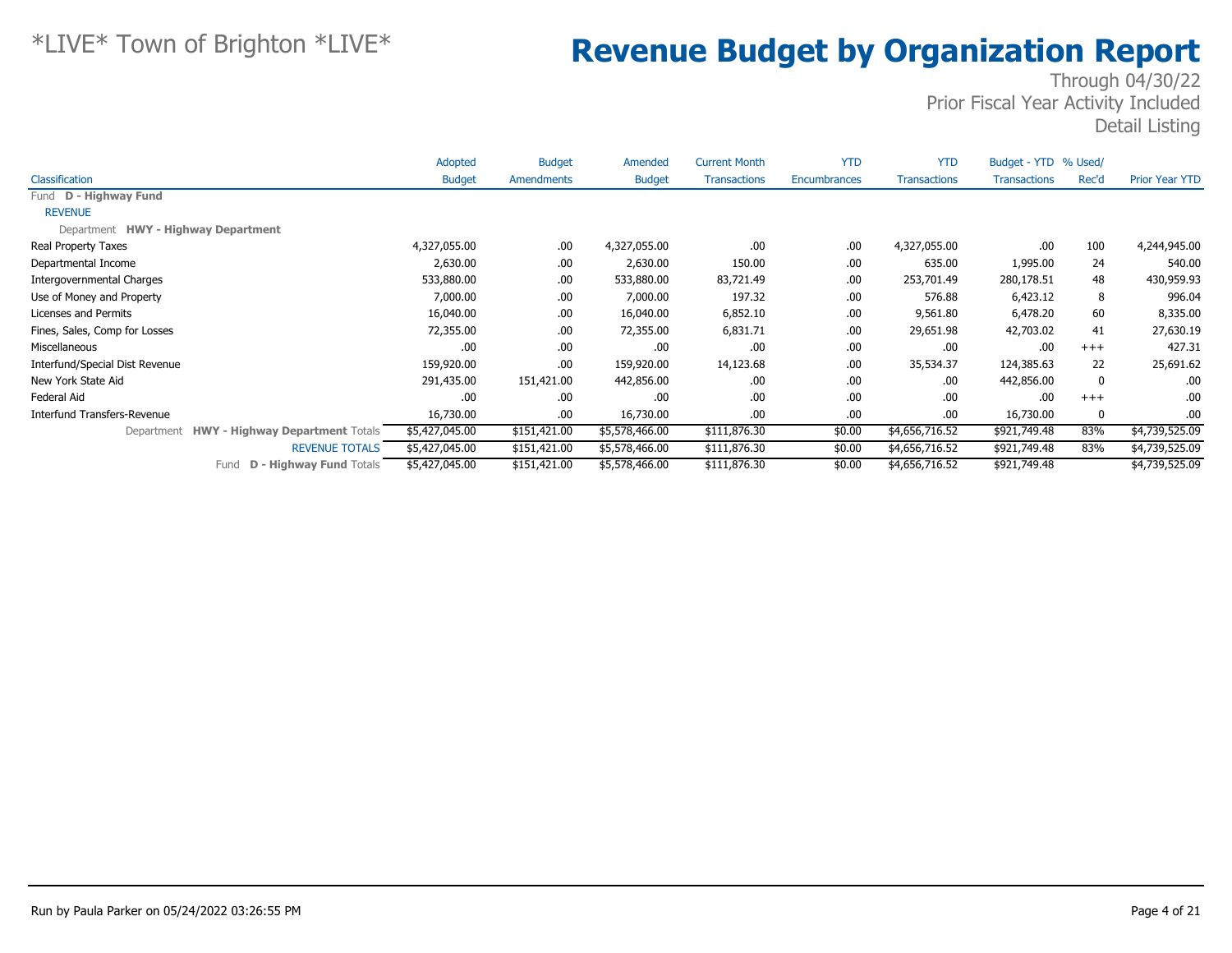# *LIVE* Town of Brighton *LIVE*

# Revenue Budget by Organization Report

Through 04/30/22
Prior Fiscal Year Activity Included
Detail Listing

| Classification | Adopted Budget | Budget Amendments | Amended Budget | Current Month Transactions | YTD Encumbrances | YTD Transactions | Budget - YTD Transactions | % Used/ Rec'd | Prior Year YTD |
|---|---|---|---|---|---|---|---|---|---|
| Fund **D - Highway Fund** | | | | | | | | | |
| REVENUE | | | | | | | | | |
| Department **HWY - Highway Department** | | | | | | | | | |
| Real Property Taxes | 4,327,055.00 | .00 | 4,327,055.00 | .00 | .00 | 4,327,055.00 | .00 | 100 | 4,244,945.00 |
| Departmental Income | 2,630.00 | .00 | 2,630.00 | 150.00 | .00 | 635.00 | 1,995.00 | 24 | 540.00 |
| Intergovernmental Charges | 533,880.00 | .00 | 533,880.00 | 83,721.49 | .00 | 253,701.49 | 280,178.51 | 48 | 430,959.93 |
| Use of Money and Property | 7,000.00 | .00 | 7,000.00 | 197.32 | .00 | 576.88 | 6,423.12 | 8 | 996.04 |
| Licenses and Permits | 16,040.00 | .00 | 16,040.00 | 6,852.10 | .00 | 9,561.80 | 6,478.20 | 60 | 8,335.00 |
| Fines, Sales, Comp for Losses | 72,355.00 | .00 | 72,355.00 | 6,831.71 | .00 | 29,651.98 | 42,703.02 | 41 | 27,630.19 |
| Miscellaneous | .00 | .00 | .00 | .00 | .00 | .00 | .00 | +++ | 427.31 |
| Interfund/Special Dist Revenue | 159,920.00 | .00 | 159,920.00 | 14,123.68 | .00 | 35,534.37 | 124,385.63 | 22 | 25,691.62 |
| New York State Aid | 291,435.00 | 151,421.00 | 442,856.00 | .00 | .00 | .00 | 442,856.00 | 0 | .00 |
| Federal Aid | .00 | .00 | .00 | .00 | .00 | .00 | .00 | +++ | .00 |
| Interfund Transfers-Revenue | 16,730.00 | .00 | 16,730.00 | .00 | .00 | .00 | 16,730.00 | 0 | .00 |
| Department **HWY - Highway Department** Totals | $5,427,045.00 | $151,421.00 | $5,578,466.00 | $111,876.30 | $0.00 | $4,656,716.52 | $921,749.48 | 83% | $4,739,525.09 |
| REVENUE TOTALS | $5,427,045.00 | $151,421.00 | $5,578,466.00 | $111,876.30 | $0.00 | $4,656,716.52 | $921,749.48 | 83% | $4,739,525.09 |
| Fund **D - Highway Fund** Totals | $5,427,045.00 | $151,421.00 | $5,578,466.00 | $111,876.30 | $0.00 | $4,656,716.52 | $921,749.48 | | $4,739,525.09 |

Run by Paula Parker on 05/24/2022 03:26:55 PM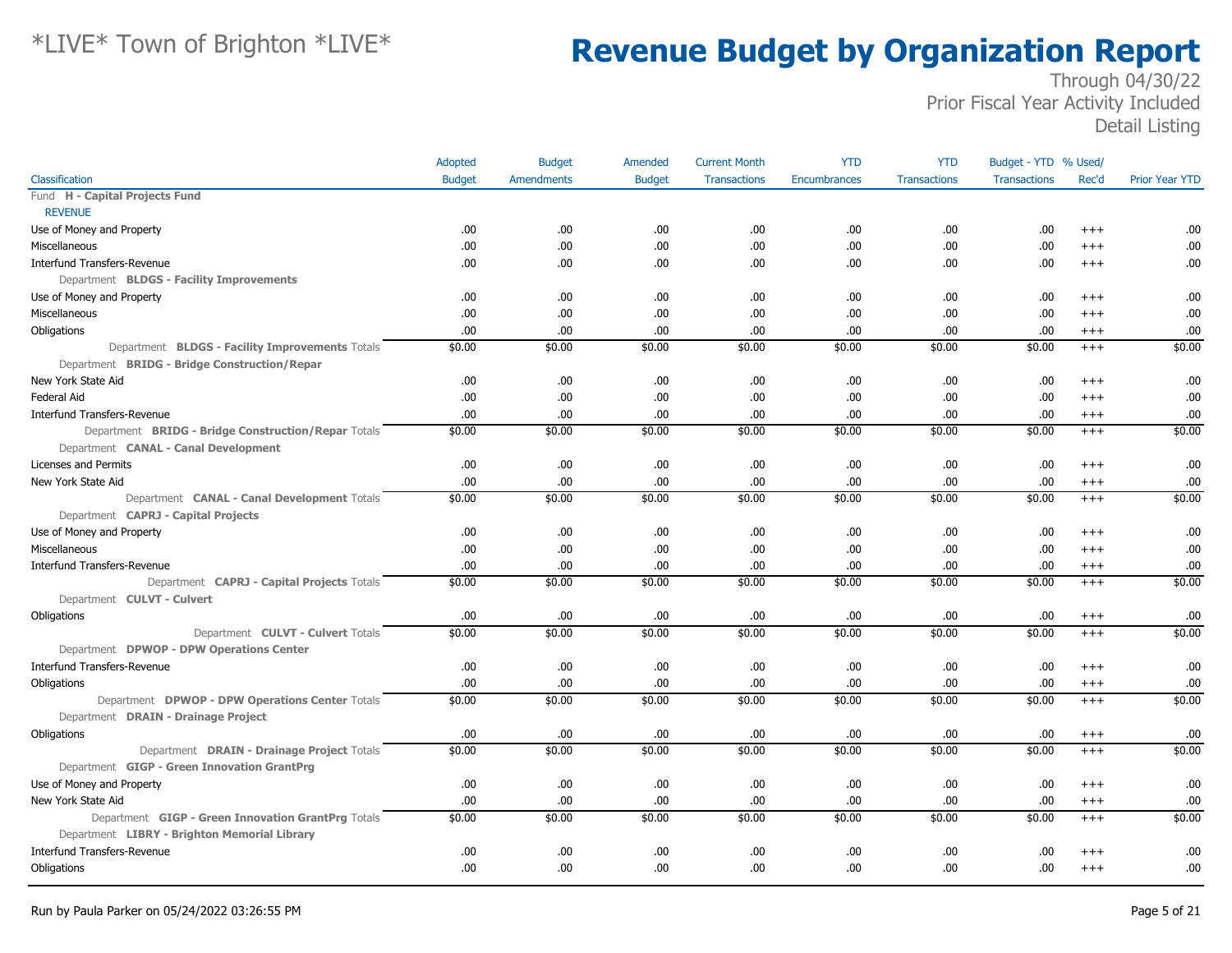# Revenue Budget by Organization Report

*LIVE* Town of Brighton *LIVE*

Through 04/30/22
Prior Fiscal Year Activity Included
Detail Listing

| Classification | Adopted Budget | Budget Amendments | Amended Budget | Current Month Transactions | YTD Encumbrances | YTD Transactions | Budget - YTD Transactions | % Used/ Rec'd | Prior Year YTD |
|---|---|---|---|---|---|---|---|---|---|
| Fund **H - Capital Projects Fund** | | | | | | | | | |
| REVENUE | | | | | | | | | |
| Use of Money and Property | .00 | .00 | .00 | .00 | .00 | .00 | .00 | +++ | .00 |
| Miscellaneous | .00 | .00 | .00 | .00 | .00 | .00 | .00 | +++ | .00 |
| Interfund Transfers-Revenue | .00 | .00 | .00 | .00 | .00 | .00 | .00 | +++ | .00 |
| Department **BLDGS - Facility Improvements** | | | | | | | | | |
| Use of Money and Property | .00 | .00 | .00 | .00 | .00 | .00 | .00 | +++ | .00 |
| Miscellaneous | .00 | .00 | .00 | .00 | .00 | .00 | .00 | +++ | .00 |
| Obligations | .00 | .00 | .00 | .00 | .00 | .00 | .00 | +++ | .00 |
| Department **BLDGS - Facility Improvements** Totals | $0.00 | $0.00 | $0.00 | $0.00 | $0.00 | $0.00 | $0.00 | +++ | $0.00 |
| Department **BRIDG - Bridge Construction/Repar** | | | | | | | | | |
| New York State Aid | .00 | .00 | .00 | .00 | .00 | .00 | .00 | +++ | .00 |
| Federal Aid | .00 | .00 | .00 | .00 | .00 | .00 | .00 | +++ | .00 |
| Interfund Transfers-Revenue | .00 | .00 | .00 | .00 | .00 | .00 | .00 | +++ | .00 |
| Department **BRIDG - Bridge Construction/Repar** Totals | $0.00 | $0.00 | $0.00 | $0.00 | $0.00 | $0.00 | $0.00 | +++ | $0.00 |
| Department **CANAL - Canal Development** | | | | | | | | | |
| Licenses and Permits | .00 | .00 | .00 | .00 | .00 | .00 | .00 | +++ | .00 |
| New York State Aid | .00 | .00 | .00 | .00 | .00 | .00 | .00 | +++ | .00 |
| Department **CANAL - Canal Development** Totals | $0.00 | $0.00 | $0.00 | $0.00 | $0.00 | $0.00 | $0.00 | +++ | $0.00 |
| Department **CAPRJ - Capital Projects** | | | | | | | | | |
| Use of Money and Property | .00 | .00 | .00 | .00 | .00 | .00 | .00 | +++ | .00 |
| Miscellaneous | .00 | .00 | .00 | .00 | .00 | .00 | .00 | +++ | .00 |
| Interfund Transfers-Revenue | .00 | .00 | .00 | .00 | .00 | .00 | .00 | +++ | .00 |
| Department **CAPRJ - Capital Projects** Totals | $0.00 | $0.00 | $0.00 | $0.00 | $0.00 | $0.00 | $0.00 | +++ | $0.00 |
| Department **CULVT - Culvert** | | | | | | | | | |
| Obligations | .00 | .00 | .00 | .00 | .00 | .00 | .00 | +++ | .00 |
| Department **CULVT - Culvert** Totals | $0.00 | $0.00 | $0.00 | $0.00 | $0.00 | $0.00 | $0.00 | +++ | $0.00 |
| Department **DPWOP - DPW Operations Center** | | | | | | | | | |
| Interfund Transfers-Revenue | .00 | .00 | .00 | .00 | .00 | .00 | .00 | +++ | .00 |
| Obligations | .00 | .00 | .00 | .00 | .00 | .00 | .00 | +++ | .00 |
| Department **DPWOP - DPW Operations Center** Totals | $0.00 | $0.00 | $0.00 | $0.00 | $0.00 | $0.00 | $0.00 | +++ | $0.00 |
| Department **DRAIN - Drainage Project** | | | | | | | | | |
| Obligations | .00 | .00 | .00 | .00 | .00 | .00 | .00 | +++ | .00 |
| Department **DRAIN - Drainage Project** Totals | $0.00 | $0.00 | $0.00 | $0.00 | $0.00 | $0.00 | $0.00 | +++ | $0.00 |
| Department **GIGP - Green Innovation GrantPrg** | | | | | | | | | |
| Use of Money and Property | .00 | .00 | .00 | .00 | .00 | .00 | .00 | +++ | .00 |
| New York State Aid | .00 | .00 | .00 | .00 | .00 | .00 | .00 | +++ | .00 |
| Department **GIGP - Green Innovation GrantPrg** Totals | $0.00 | $0.00 | $0.00 | $0.00 | $0.00 | $0.00 | $0.00 | +++ | $0.00 |
| Department **LIBRY - Brighton Memorial Library** | | | | | | | | | |
| Interfund Transfers-Revenue | .00 | .00 | .00 | .00 | .00 | .00 | .00 | +++ | .00 |
| Obligations | .00 | .00 | .00 | .00 | .00 | .00 | .00 | +++ | .00 |

Run by Paula Parker on 05/24/2022 03:26:55 PM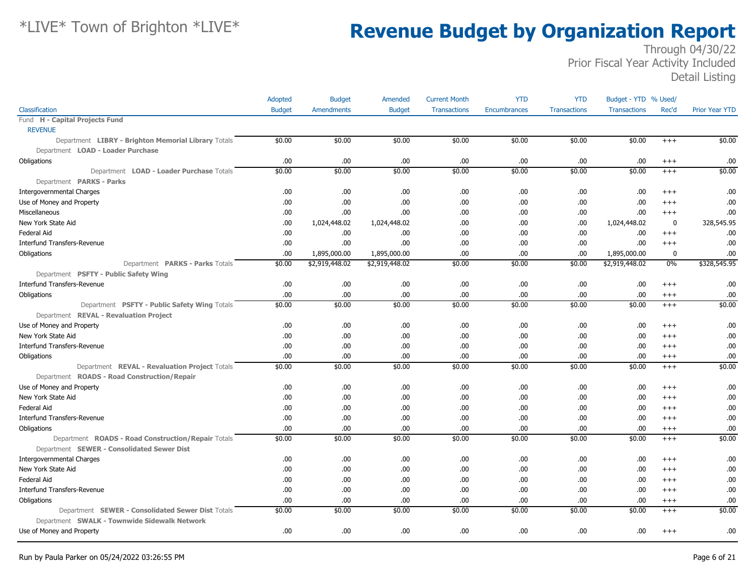# Revenue Budget by Organization Report

*LIVE* Town of Brighton *LIVE*

Through 04/30/22
Prior Fiscal Year Activity Included
Detail Listing

| Classification | Adopted Budget | Budget Amendments | Amended Budget | Current Month Transactions | YTD Encumbrances | YTD Transactions | Budget - YTD Transactions | % Used/ Rec'd | Prior Year YTD |
|---|---|---|---|---|---|---|---|---|---|
| Fund **H - Capital Projects Fund** | | | | | | | | | |
| REVENUE | | | | | | | | | |
| Department **LIBRY - Brighton Memorial Library** Totals | $0.00 | $0.00 | $0.00 | $0.00 | $0.00 | $0.00 | $0.00 | +++ | $0.00 |
| Department **LOAD - Loader Purchase** | | | | | | | | | |
| Obligations | .00 | .00 | .00 | .00 | .00 | .00 | .00 | +++ | .00 |
| Department **LOAD - Loader Purchase** Totals | $0.00 | $0.00 | $0.00 | $0.00 | $0.00 | $0.00 | $0.00 | +++ | $0.00 |
| Department **PARKS - Parks** | | | | | | | | | |
| Intergovernmental Charges | .00 | .00 | .00 | .00 | .00 | .00 | .00 | +++ | .00 |
| Use of Money and Property | .00 | .00 | .00 | .00 | .00 | .00 | .00 | +++ | .00 |
| Miscellaneous | .00 | .00 | .00 | .00 | .00 | .00 | .00 | +++ | .00 |
| New York State Aid | .00 | 1,024,448.02 | 1,024,448.02 | .00 | .00 | .00 | 1,024,448.02 | 0 | 328,545.95 |
| Federal Aid | .00 | .00 | .00 | .00 | .00 | .00 | .00 | +++ | .00 |
| Interfund Transfers-Revenue | .00 | .00 | .00 | .00 | .00 | .00 | .00 | +++ | .00 |
| Obligations | .00 | 1,895,000.00 | 1,895,000.00 | .00 | .00 | .00 | 1,895,000.00 | 0 | .00 |
| Department **PARKS - Parks** Totals | $0.00 | $2,919,448.02 | $2,919,448.02 | $0.00 | $0.00 | $0.00 | $2,919,448.02 | 0% | $328,545.95 |
| Department **PSFTY - Public Safety Wing** | | | | | | | | | |
| Interfund Transfers-Revenue | .00 | .00 | .00 | .00 | .00 | .00 | .00 | +++ | .00 |
| Obligations | .00 | .00 | .00 | .00 | .00 | .00 | .00 | +++ | .00 |
| Department **PSFTY - Public Safety Wing** Totals | $0.00 | $0.00 | $0.00 | $0.00 | $0.00 | $0.00 | $0.00 | +++ | $0.00 |
| Department **REVAL - Revaluation Project** | | | | | | | | | |
| Use of Money and Property | .00 | .00 | .00 | .00 | .00 | .00 | .00 | +++ | .00 |
| New York State Aid | .00 | .00 | .00 | .00 | .00 | .00 | .00 | +++ | .00 |
| Interfund Transfers-Revenue | .00 | .00 | .00 | .00 | .00 | .00 | .00 | +++ | .00 |
| Obligations | .00 | .00 | .00 | .00 | .00 | .00 | .00 | +++ | .00 |
| Department **REVAL - Revaluation Project** Totals | $0.00 | $0.00 | $0.00 | $0.00 | $0.00 | $0.00 | $0.00 | +++ | $0.00 |
| Department **ROADS - Road Construction/Repair** | | | | | | | | | |
| Use of Money and Property | .00 | .00 | .00 | .00 | .00 | .00 | .00 | +++ | .00 |
| New York State Aid | .00 | .00 | .00 | .00 | .00 | .00 | .00 | +++ | .00 |
| Federal Aid | .00 | .00 | .00 | .00 | .00 | .00 | .00 | +++ | .00 |
| Interfund Transfers-Revenue | .00 | .00 | .00 | .00 | .00 | .00 | .00 | +++ | .00 |
| Obligations | .00 | .00 | .00 | .00 | .00 | .00 | .00 | +++ | .00 |
| Department **ROADS - Road Construction/Repair** Totals | $0.00 | $0.00 | $0.00 | $0.00 | $0.00 | $0.00 | $0.00 | +++ | $0.00 |
| Department **SEWER - Consolidated Sewer Dist** | | | | | | | | | |
| Intergovernmental Charges | .00 | .00 | .00 | .00 | .00 | .00 | .00 | +++ | .00 |
| New York State Aid | .00 | .00 | .00 | .00 | .00 | .00 | .00 | +++ | .00 |
| Federal Aid | .00 | .00 | .00 | .00 | .00 | .00 | .00 | +++ | .00 |
| Interfund Transfers-Revenue | .00 | .00 | .00 | .00 | .00 | .00 | .00 | +++ | .00 |
| Obligations | .00 | .00 | .00 | .00 | .00 | .00 | .00 | +++ | .00 |
| Department **SEWER - Consolidated Sewer Dist** Totals | $0.00 | $0.00 | $0.00 | $0.00 | $0.00 | $0.00 | $0.00 | +++ | $0.00 |
| Department **SWALK - Townwide Sidewalk Network** | | | | | | | | | |
| Use of Money and Property | .00 | .00 | .00 | .00 | .00 | .00 | .00 | +++ | .00 |

Run by Paula Parker on 05/24/2022 03:26:55 PM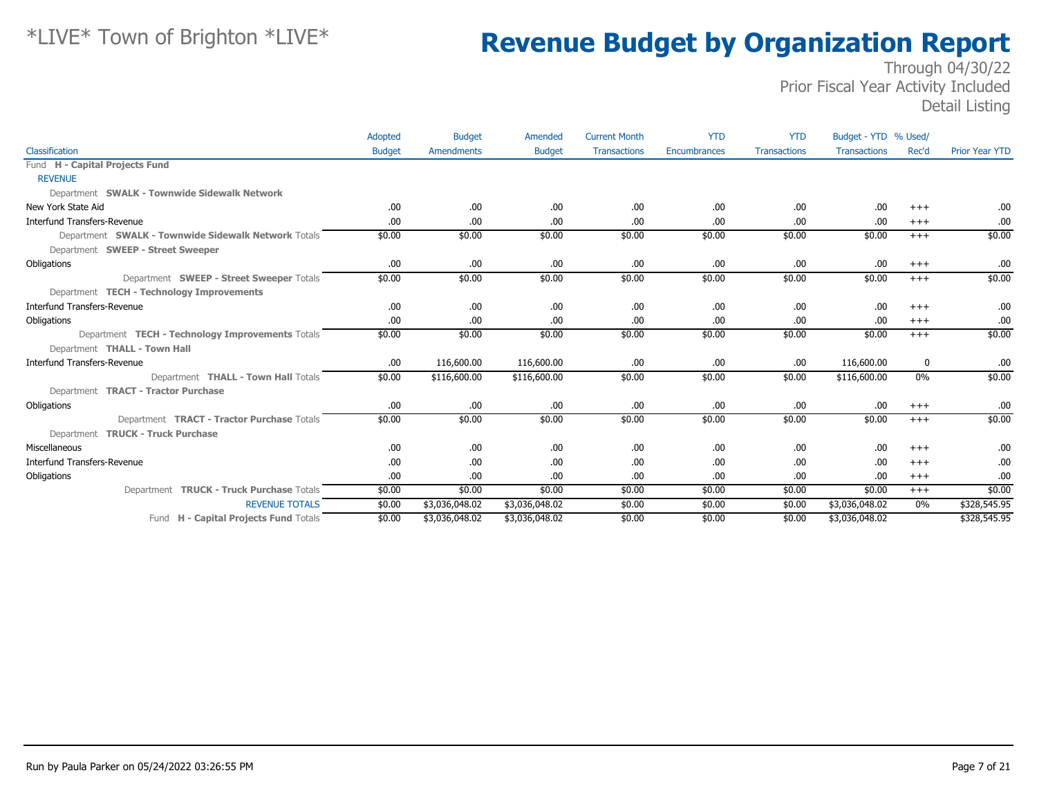# *LIVE* Town of Brighton *LIVE*

# Revenue Budget by Organization Report

Through 04/30/22
Prior Fiscal Year Activity Included
Detail Listing

| Classification | Adopted Budget | Budget Amendments | Amended Budget | Current Month Transactions | YTD Encumbrances | YTD Transactions | Budget - YTD Transactions | % Used/ Rec'd | Prior Year YTD |
|---|---|---|---|---|---|---|---|---|---|
| Fund **H - Capital Projects Fund** | | | | | | | | | |
| REVENUE | | | | | | | | | |
| Department **SWALK - Townwide Sidewalk Network** | | | | | | | | | |
| New York State Aid | .00 | .00 | .00 | .00 | .00 | .00 | .00 | +++ | .00 |
| Interfund Transfers-Revenue | .00 | .00 | .00 | .00 | .00 | .00 | .00 | +++ | .00 |
| Department **SWALK - Townwide Sidewalk Network** Totals | $0.00 | $0.00 | $0.00 | $0.00 | $0.00 | $0.00 | $0.00 | +++ | $0.00 |
| Department **SWEEP - Street Sweeper** | | | | | | | | | |
| Obligations | .00 | .00 | .00 | .00 | .00 | .00 | .00 | +++ | .00 |
| Department **SWEEP - Street Sweeper** Totals | $0.00 | $0.00 | $0.00 | $0.00 | $0.00 | $0.00 | $0.00 | +++ | $0.00 |
| Department **TECH - Technology Improvements** | | | | | | | | | |
| Interfund Transfers-Revenue | .00 | .00 | .00 | .00 | .00 | .00 | .00 | +++ | .00 |
| Obligations | .00 | .00 | .00 | .00 | .00 | .00 | .00 | +++ | .00 |
| Department **TECH - Technology Improvements** Totals | $0.00 | $0.00 | $0.00 | $0.00 | $0.00 | $0.00 | $0.00 | +++ | $0.00 |
| Department **THALL - Town Hall** | | | | | | | | | |
| Interfund Transfers-Revenue | .00 | 116,600.00 | 116,600.00 | .00 | .00 | .00 | 116,600.00 | 0 | .00 |
| Department **THALL - Town Hall** Totals | $0.00 | $116,600.00 | $116,600.00 | $0.00 | $0.00 | $0.00 | $116,600.00 | 0% | $0.00 |
| Department **TRACT - Tractor Purchase** | | | | | | | | | |
| Obligations | .00 | .00 | .00 | .00 | .00 | .00 | .00 | +++ | .00 |
| Department **TRACT - Tractor Purchase** Totals | $0.00 | $0.00 | $0.00 | $0.00 | $0.00 | $0.00 | $0.00 | +++ | $0.00 |
| Department **TRUCK - Truck Purchase** | | | | | | | | | |
| Miscellaneous | .00 | .00 | .00 | .00 | .00 | .00 | .00 | +++ | .00 |
| Interfund Transfers-Revenue | .00 | .00 | .00 | .00 | .00 | .00 | .00 | +++ | .00 |
| Obligations | .00 | .00 | .00 | .00 | .00 | .00 | .00 | +++ | .00 |
| Department **TRUCK - Truck Purchase** Totals | $0.00 | $0.00 | $0.00 | $0.00 | $0.00 | $0.00 | $0.00 | +++ | $0.00 |
| REVENUE TOTALS | $0.00 | $3,036,048.02 | $3,036,048.02 | $0.00 | $0.00 | $0.00 | $3,036,048.02 | 0% | $328,545.95 |
| Fund **H - Capital Projects Fund** Totals | $0.00 | $3,036,048.02 | $3,036,048.02 | $0.00 | $0.00 | $0.00 | $3,036,048.02 | | $328,545.95 |

Run by Paula Parker on 05/24/2022 03:26:55 PM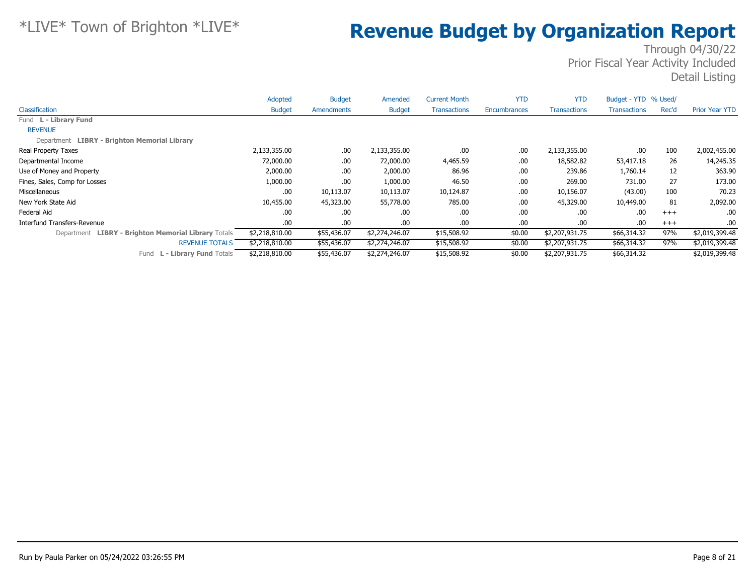*LIVE* Town of Brighton *LIVE*

# Revenue Budget by Organization Report

Through 04/30/22
Prior Fiscal Year Activity Included
Detail Listing

| Classification | Adopted Budget | Budget Amendments | Amended Budget | Current Month Transactions | YTD Encumbrances | YTD Transactions | Budget - YTD Transactions | % Used/ Rec'd | Prior Year YTD |
|---|---|---|---|---|---|---|---|---|---|
| Fund **L - Library Fund** | | | | | | | | | |
| REVENUE | | | | | | | | | |
| Department **LIBRY - Brighton Memorial Library** | | | | | | | | | |
| Real Property Taxes | 2,133,355.00 | .00 | 2,133,355.00 | .00 | .00 | 2,133,355.00 | .00 | 100 | 2,002,455.00 |
| Departmental Income | 72,000.00 | .00 | 72,000.00 | 4,465.59 | .00 | 18,582.82 | 53,417.18 | 26 | 14,245.35 |
| Use of Money and Property | 2,000.00 | .00 | 2,000.00 | 86.96 | .00 | 239.86 | 1,760.14 | 12 | 363.90 |
| Fines, Sales, Comp for Losses | 1,000.00 | .00 | 1,000.00 | 46.50 | .00 | 269.00 | 731.00 | 27 | 173.00 |
| Miscellaneous | .00 | 10,113.07 | 10,113.07 | 10,124.87 | .00 | 10,156.07 | (43.00) | 100 | 70.23 |
| New York State Aid | 10,455.00 | 45,323.00 | 55,778.00 | 785.00 | .00 | 45,329.00 | 10,449.00 | 81 | 2,092.00 |
| Federal Aid | .00 | .00 | .00 | .00 | .00 | .00 | .00 | +++ | .00 |
| Interfund Transfers-Revenue | .00 | .00 | .00 | .00 | .00 | .00 | .00 | +++ | .00 |
| Department **LIBRY - Brighton Memorial Library** Totals | $2,218,810.00 | $55,436.07 | $2,274,246.07 | $15,508.92 | $0.00 | $2,207,931.75 | $66,314.32 | 97% | $2,019,399.48 |
| REVENUE TOTALS | $2,218,810.00 | $55,436.07 | $2,274,246.07 | $15,508.92 | $0.00 | $2,207,931.75 | $66,314.32 | 97% | $2,019,399.48 |
| Fund **L - Library Fund** Totals | $2,218,810.00 | $55,436.07 | $2,274,246.07 | $15,508.92 | $0.00 | $2,207,931.75 | $66,314.32 | | $2,019,399.48 |

Run by Paula Parker on 05/24/2022 03:26:55 PM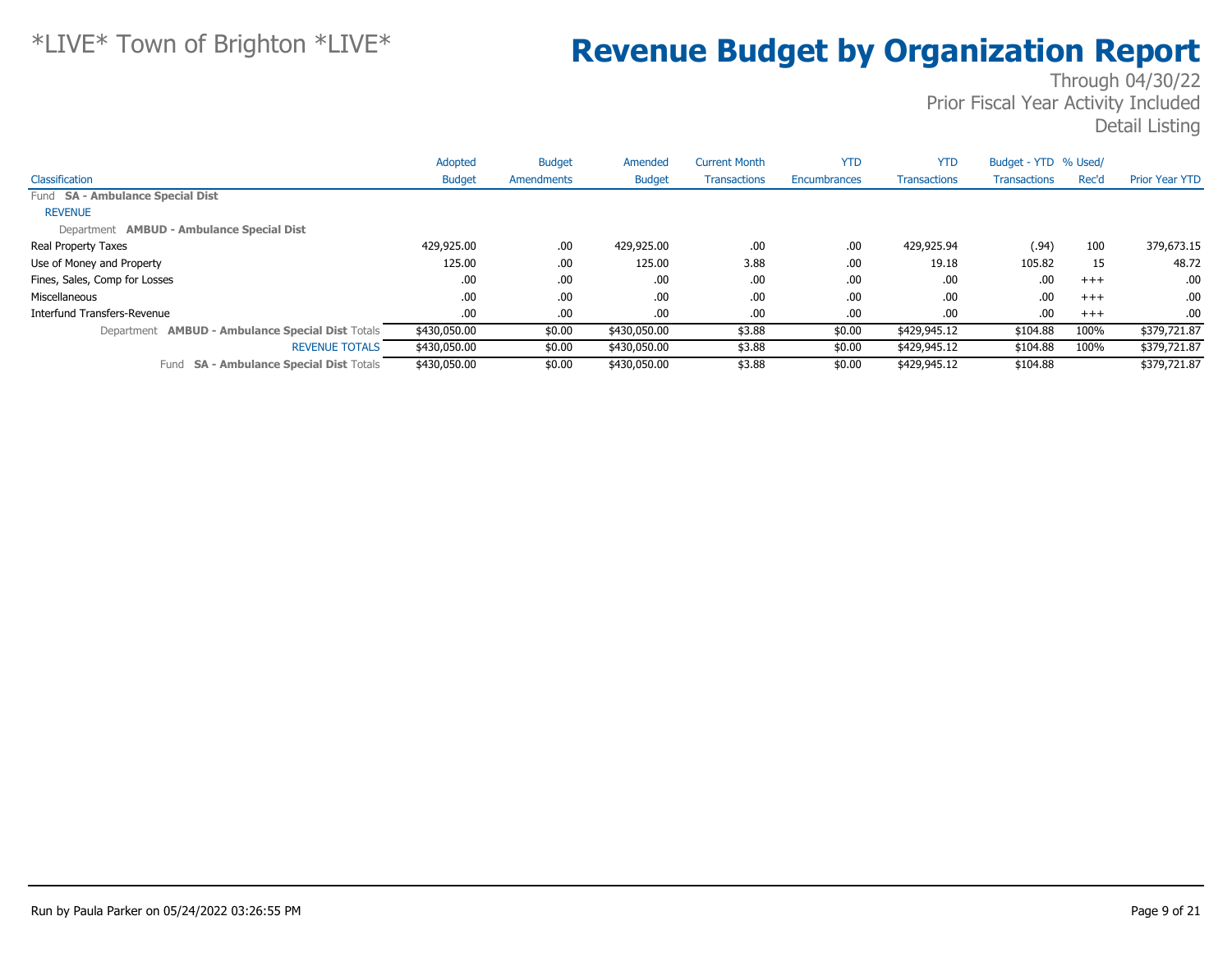*LIVE* Town of Brighton *LIVE*

# Revenue Budget by Organization Report

Through 04/30/22
Prior Fiscal Year Activity Included
Detail Listing

| Classification | Adopted Budget | Budget Amendments | Amended Budget | Current Month Transactions | YTD Encumbrances | YTD Transactions | Budget - YTD Transactions | % Used/ Rec'd | Prior Year YTD |
|---|---|---|---|---|---|---|---|---|---|
| Fund **SA - Ambulance Special Dist** | | | | | | | | | |
| REVENUE | | | | | | | | | |
| Department **AMBUD - Ambulance Special Dist** | | | | | | | | | |
| Real Property Taxes | 429,925.00 | .00 | 429,925.00 | .00 | .00 | 429,925.94 | (.94) | 100 | 379,673.15 |
| Use of Money and Property | 125.00 | .00 | 125.00 | 3.88 | .00 | 19.18 | 105.82 | 15 | 48.72 |
| Fines, Sales, Comp for Losses | .00 | .00 | .00 | .00 | .00 | .00 | .00 | +++ | .00 |
| Miscellaneous | .00 | .00 | .00 | .00 | .00 | .00 | .00 | +++ | .00 |
| Interfund Transfers-Revenue | .00 | .00 | .00 | .00 | .00 | .00 | .00 | +++ | .00 |
| Department **AMBUD - Ambulance Special Dist** Totals | $430,050.00 | $0.00 | $430,050.00 | $3.88 | $0.00 | $429,945.12 | $104.88 | 100% | $379,721.87 |
| REVENUE TOTALS | $430,050.00 | $0.00 | $430,050.00 | $3.88 | $0.00 | $429,945.12 | $104.88 | 100% | $379,721.87 |
| Fund **SA - Ambulance Special Dist** Totals | $430,050.00 | $0.00 | $430,050.00 | $3.88 | $0.00 | $429,945.12 | $104.88 | | $379,721.87 |

Run by Paula Parker on 05/24/2022 03:26:55 PM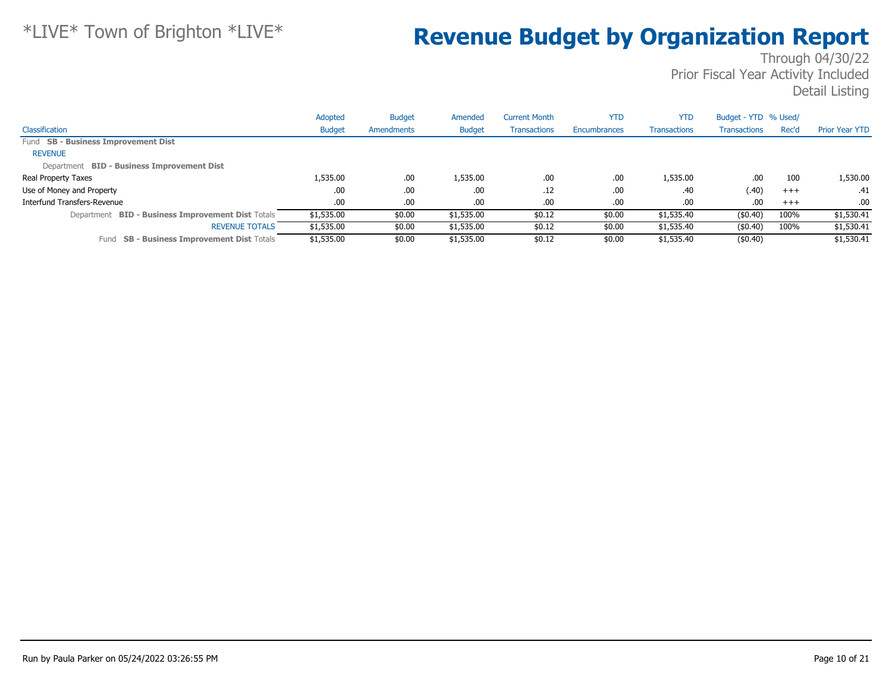*LIVE* Town of Brighton *LIVE*

# Revenue Budget by Organization Report

Through 04/30/22
Prior Fiscal Year Activity Included
Detail Listing

| Classification | Adopted Budget | Budget Amendments | Amended Budget | Current Month Transactions | YTD Encumbrances | YTD Transactions | Budget - YTD Transactions | % Used/ Rec'd | Prior Year YTD |
|---|---|---|---|---|---|---|---|---|---|
| Fund **SB - Business Improvement Dist** | | | | | | | | | |
| REVENUE | | | | | | | | | |
| Department **BID - Business Improvement Dist** | | | | | | | | | |
| Real Property Taxes | 1,535.00 | .00 | 1,535.00 | .00 | .00 | 1,535.00 | .00 | 100 | 1,530.00 |
| Use of Money and Property | .00 | .00 | .00 | .12 | .00 | .40 | (.40) | +++ | .41 |
| Interfund Transfers-Revenue | .00 | .00 | .00 | .00 | .00 | .00 | .00 | +++ | .00 |
| Department **BID - Business Improvement Dist** Totals | $1,535.00 | $0.00 | $1,535.00 | $0.12 | $0.00 | $1,535.40 | ($0.40) | 100% | $1,530.41 |
| REVENUE TOTALS | $1,535.00 | $0.00 | $1,535.00 | $0.12 | $0.00 | $1,535.40 | ($0.40) | 100% | $1,530.41 |
| Fund **SB - Business Improvement Dist** Totals | $1,535.00 | $0.00 | $1,535.00 | $0.12 | $0.00 | $1,535.40 | ($0.40) | | $1,530.41 |

Run by Paula Parker on 05/24/2022 03:26:55 PM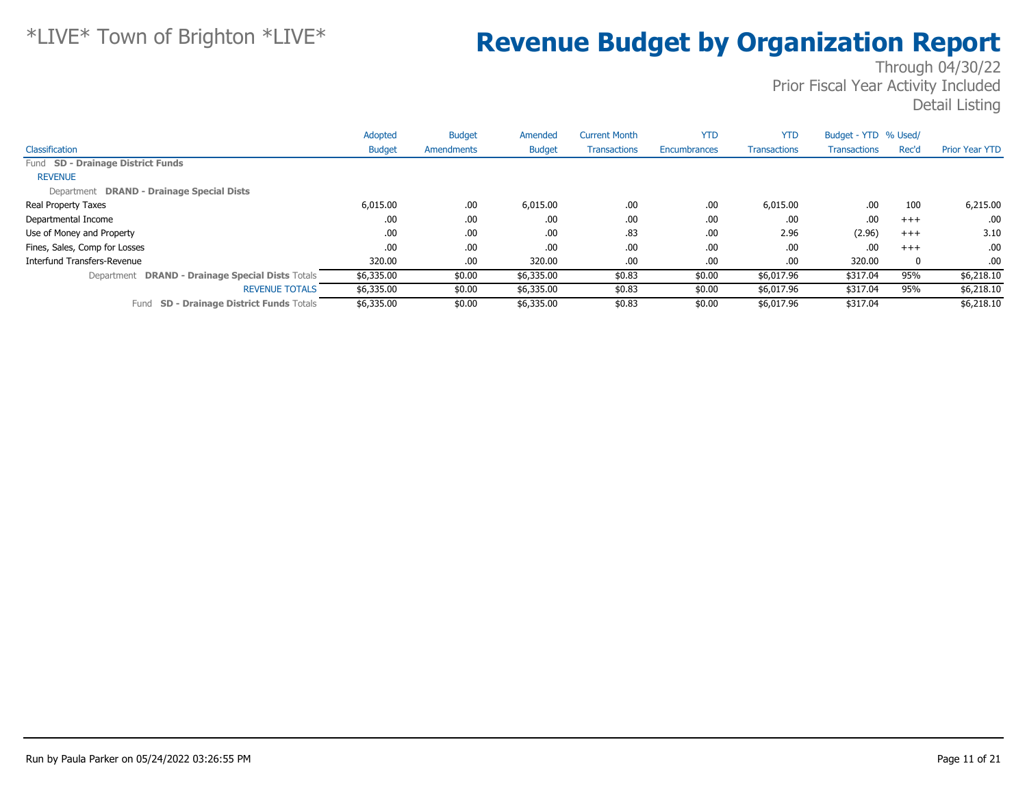*LIVE* Town of Brighton *LIVE*

# Revenue Budget by Organization Report

Through 04/30/22
Prior Fiscal Year Activity Included
Detail Listing

| Classification | Adopted Budget | Budget Amendments | Amended Budget | Current Month Transactions | YTD Encumbrances | YTD Transactions | Budget - YTD Transactions | % Used/ Rec'd | Prior Year YTD |
|---|---|---|---|---|---|---|---|---|---|
| Fund **SD - Drainage District Funds** | | | | | | | | | |
| REVENUE | | | | | | | | | |
| Department **DRAND - Drainage Special Dists** | | | | | | | | | |
| Real Property Taxes | 6,015.00 | .00 | 6,015.00 | .00 | .00 | 6,015.00 | .00 | 100 | 6,215.00 |
| Departmental Income | .00 | .00 | .00 | .00 | .00 | .00 | .00 | +++ | .00 |
| Use of Money and Property | .00 | .00 | .00 | .83 | .00 | 2.96 | (2.96) | +++ | 3.10 |
| Fines, Sales, Comp for Losses | .00 | .00 | .00 | .00 | .00 | .00 | .00 | +++ | .00 |
| Interfund Transfers-Revenue | 320.00 | .00 | 320.00 | .00 | .00 | .00 | 320.00 | 0 | .00 |
| Department **DRAND - Drainage Special Dists** Totals | $6,335.00 | $0.00 | $6,335.00 | $0.83 | $0.00 | $6,017.96 | $317.04 | 95% | $6,218.10 |
| REVENUE TOTALS | $6,335.00 | $0.00 | $6,335.00 | $0.83 | $0.00 | $6,017.96 | $317.04 | 95% | $6,218.10 |
| Fund **SD - Drainage District Funds** Totals | $6,335.00 | $0.00 | $6,335.00 | $0.83 | $0.00 | $6,017.96 | $317.04 | | $6,218.10 |

Run by Paula Parker on 05/24/2022 03:26:55 PM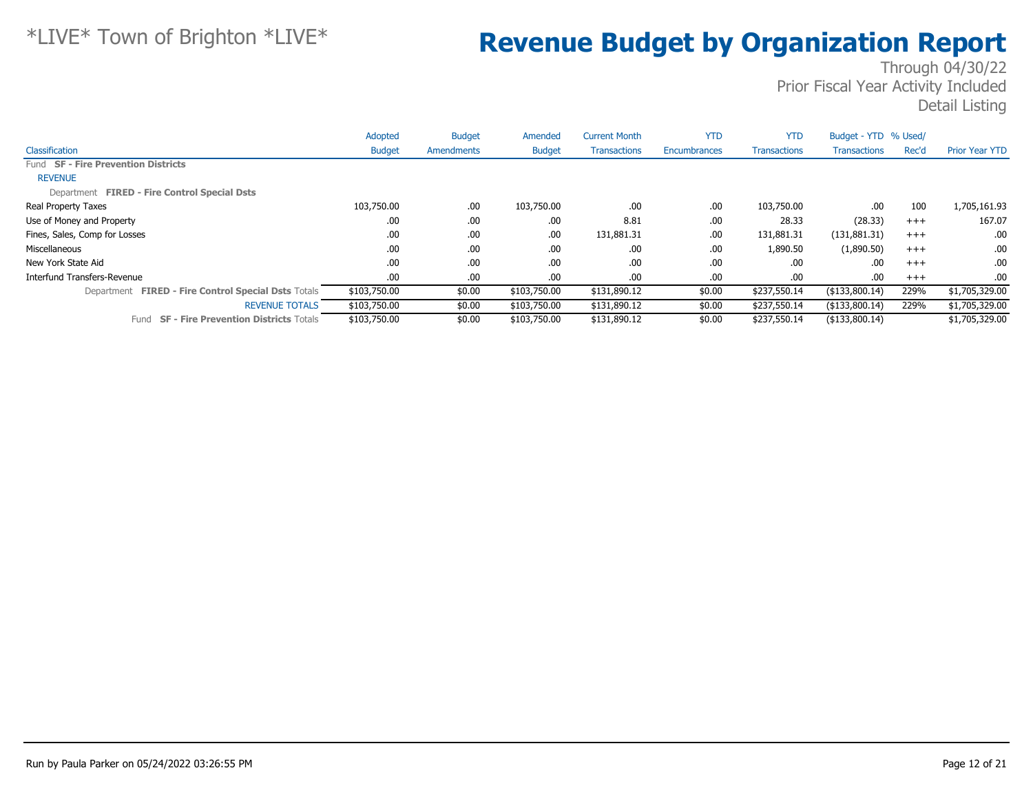*LIVE* Town of Brighton *LIVE*

# Revenue Budget by Organization Report

Through 04/30/22
Prior Fiscal Year Activity Included
Detail Listing

| Classification | Adopted Budget | Budget Amendments | Amended Budget | Current Month Transactions | YTD Encumbrances | YTD Transactions | Budget - YTD Transactions | % Used/ Rec'd | Prior Year YTD |
|---|---|---|---|---|---|---|---|---|---|
| Fund **SF - Fire Prevention Districts** | | | | | | | | | |
| REVENUE | | | | | | | | | |
| Department **FIRED - Fire Control Special Dsts** | | | | | | | | | |
| Real Property Taxes | 103,750.00 | .00 | 103,750.00 | .00 | .00 | 103,750.00 | .00 | 100 | 1,705,161.93 |
| Use of Money and Property | .00 | .00 | .00 | 8.81 | .00 | 28.33 | (28.33) | +++ | 167.07 |
| Fines, Sales, Comp for Losses | .00 | .00 | .00 | 131,881.31 | .00 | 131,881.31 | (131,881.31) | +++ | .00 |
| Miscellaneous | .00 | .00 | .00 | .00 | .00 | 1,890.50 | (1,890.50) | +++ | .00 |
| New York State Aid | .00 | .00 | .00 | .00 | .00 | .00 | .00 | +++ | .00 |
| Interfund Transfers-Revenue | .00 | .00 | .00 | .00 | .00 | .00 | .00 | +++ | .00 |
| Department **FIRED - Fire Control Special Dsts** Totals | $103,750.00 | $0.00 | $103,750.00 | $131,890.12 | $0.00 | $237,550.14 | ($133,800.14) | 229% | $1,705,329.00 |
| REVENUE TOTALS | $103,750.00 | $0.00 | $103,750.00 | $131,890.12 | $0.00 | $237,550.14 | ($133,800.14) | 229% | $1,705,329.00 |
| Fund **SF - Fire Prevention Districts** Totals | $103,750.00 | $0.00 | $103,750.00 | $131,890.12 | $0.00 | $237,550.14 | ($133,800.14) | | $1,705,329.00 |

Run by Paula Parker on 05/24/2022 03:26:55 PM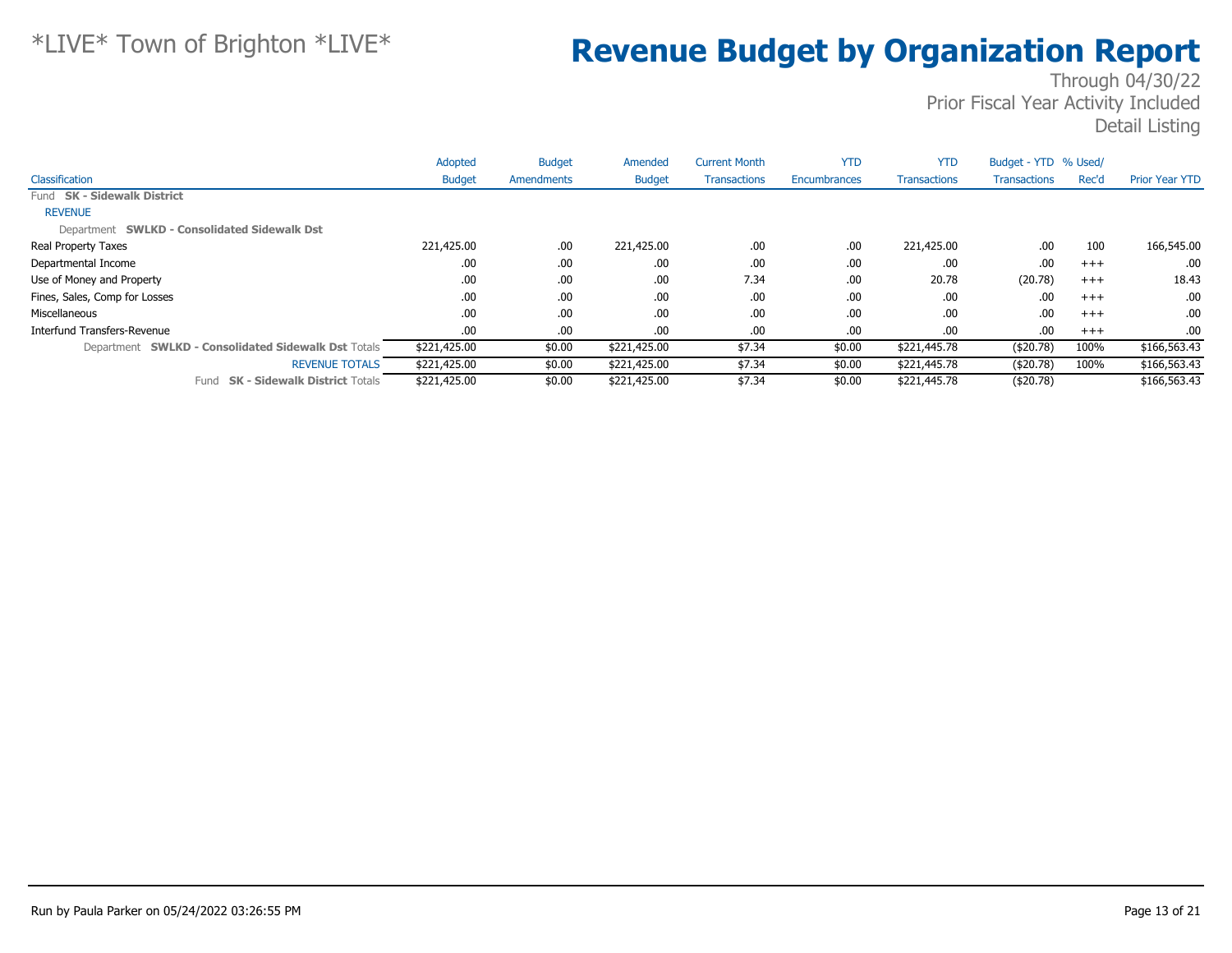# *LIVE* Town of Brighton *LIVE*

# Revenue Budget by Organization Report

Through 04/30/22
Prior Fiscal Year Activity Included
Detail Listing

| Classification | Adopted Budget | Budget Amendments | Amended Budget | Current Month Transactions | YTD Encumbrances | YTD Transactions | Budget - YTD Transactions | % Used/ Rec'd | Prior Year YTD |
|---|---|---|---|---|---|---|---|---|---|
| Fund **SK - Sidewalk District** | | | | | | | | | |
| REVENUE | | | | | | | | | |
| Department **SWLKD - Consolidated Sidewalk Dst** | | | | | | | | | |
| Real Property Taxes | 221,425.00 | .00 | 221,425.00 | .00 | .00 | 221,425.00 | .00 | 100 | 166,545.00 |
| Departmental Income | .00 | .00 | .00 | .00 | .00 | .00 | .00 | +++ | .00 |
| Use of Money and Property | .00 | .00 | .00 | 7.34 | .00 | 20.78 | (20.78) | +++ | 18.43 |
| Fines, Sales, Comp for Losses | .00 | .00 | .00 | .00 | .00 | .00 | .00 | +++ | .00 |
| Miscellaneous | .00 | .00 | .00 | .00 | .00 | .00 | .00 | +++ | .00 |
| Interfund Transfers-Revenue | .00 | .00 | .00 | .00 | .00 | .00 | .00 | +++ | .00 |
| Department **SWLKD - Consolidated Sidewalk Dst** Totals | $221,425.00 | $0.00 | $221,425.00 | $7.34 | $0.00 | $221,445.78 | ($20.78) | 100% | $166,563.43 |
| REVENUE TOTALS | $221,425.00 | $0.00 | $221,425.00 | $7.34 | $0.00 | $221,445.78 | ($20.78) | 100% | $166,563.43 |
| Fund **SK - Sidewalk District** Totals | $221,425.00 | $0.00 | $221,425.00 | $7.34 | $0.00 | $221,445.78 | ($20.78) | | $166,563.43 |

Run by Paula Parker on 05/24/2022 03:26:55 PM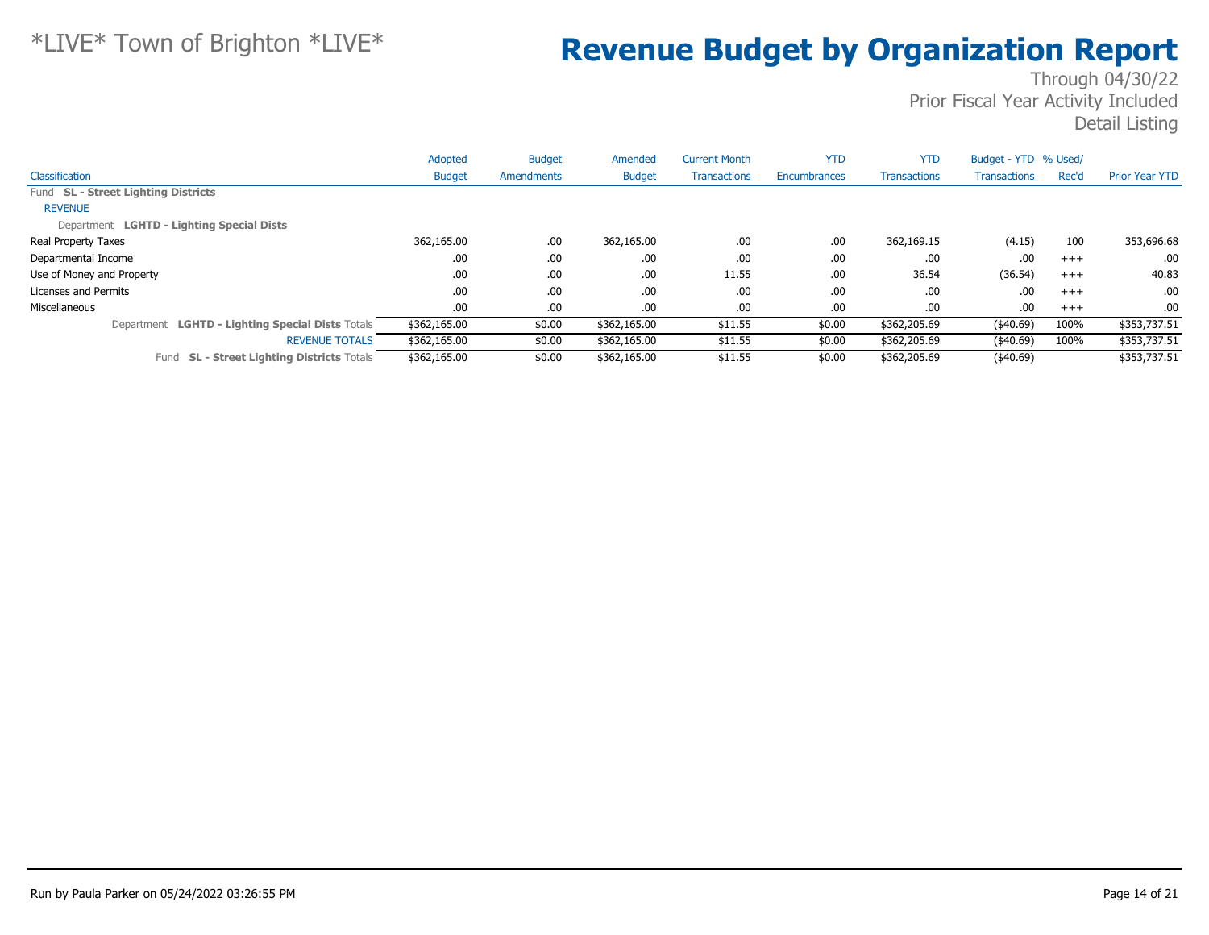*LIVE* Town of Brighton *LIVE*

# Revenue Budget by Organization Report

Through 04/30/22
Prior Fiscal Year Activity Included
Detail Listing

| Classification | Adopted Budget | Budget Amendments | Amended Budget | Current Month Transactions | YTD Encumbrances | YTD Transactions | Budget - YTD Transactions | % Used/ Rec'd | Prior Year YTD |
|---|---|---|---|---|---|---|---|---|---|
| Fund **SL - Street Lighting Districts** | | | | | | | | | |
| REVENUE | | | | | | | | | |
| Department **LGHTD - Lighting Special Dists** | | | | | | | | | |
| Real Property Taxes | 362,165.00 | .00 | 362,165.00 | .00 | .00 | 362,169.15 | (4.15) | 100 | 353,696.68 |
| Departmental Income | .00 | .00 | .00 | .00 | .00 | .00 | .00 | +++ | .00 |
| Use of Money and Property | .00 | .00 | .00 | 11.55 | .00 | 36.54 | (36.54) | +++ | 40.83 |
| Licenses and Permits | .00 | .00 | .00 | .00 | .00 | .00 | .00 | +++ | .00 |
| Miscellaneous | .00 | .00 | .00 | .00 | .00 | .00 | .00 | +++ | .00 |
| Department **LGHTD - Lighting Special Dists** Totals | $362,165.00 | $0.00 | $362,165.00 | $11.55 | $0.00 | $362,205.69 | ($40.69) | 100% | $353,737.51 |
| REVENUE TOTALS | $362,165.00 | $0.00 | $362,165.00 | $11.55 | $0.00 | $362,205.69 | ($40.69) | 100% | $353,737.51 |
| Fund **SL - Street Lighting Districts** Totals | $362,165.00 | $0.00 | $362,165.00 | $11.55 | $0.00 | $362,205.69 | ($40.69) | | $353,737.51 |

Run by Paula Parker on 05/24/2022 03:26:55 PM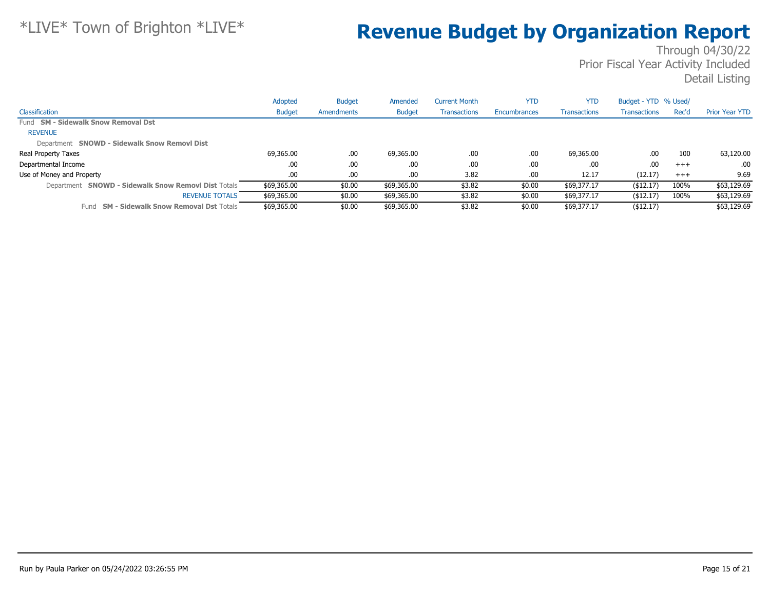*LIVE* Town of Brighton *LIVE*

# Revenue Budget by Organization Report

Through 04/30/22
Prior Fiscal Year Activity Included
Detail Listing

| Classification | Adopted Budget | Budget Amendments | Amended Budget | Current Month Transactions | YTD Encumbrances | YTD Transactions | Budget - YTD Transactions | % Used/ Rec'd | Prior Year YTD |
|---|---|---|---|---|---|---|---|---|---|
| Fund **SM - Sidewalk Snow Removal Dst** | | | | | | | | | |
| REVENUE | | | | | | | | | |
| Department **SNOWD - Sidewalk Snow Removl Dist** | | | | | | | | | |
| Real Property Taxes | 69,365.00 | .00 | 69,365.00 | .00 | .00 | 69,365.00 | .00 | 100 | 63,120.00 |
| Departmental Income | .00 | .00 | .00 | .00 | .00 | .00 | .00 | +++ | .00 |
| Use of Money and Property | .00 | .00 | .00 | 3.82 | .00 | 12.17 | (12.17) | +++ | 9.69 |
| Department **SNOWD - Sidewalk Snow Removl Dist** Totals | $69,365.00 | $0.00 | $69,365.00 | $3.82 | $0.00 | $69,377.17 | ($12.17) | 100% | $63,129.69 |
| REVENUE TOTALS | $69,365.00 | $0.00 | $69,365.00 | $3.82 | $0.00 | $69,377.17 | ($12.17) | 100% | $63,129.69 |
| Fund **SM - Sidewalk Snow Removal Dst** Totals | $69,365.00 | $0.00 | $69,365.00 | $3.82 | $0.00 | $69,377.17 | ($12.17) | | $63,129.69 |

Run by Paula Parker on 05/24/2022 03:26:55 PM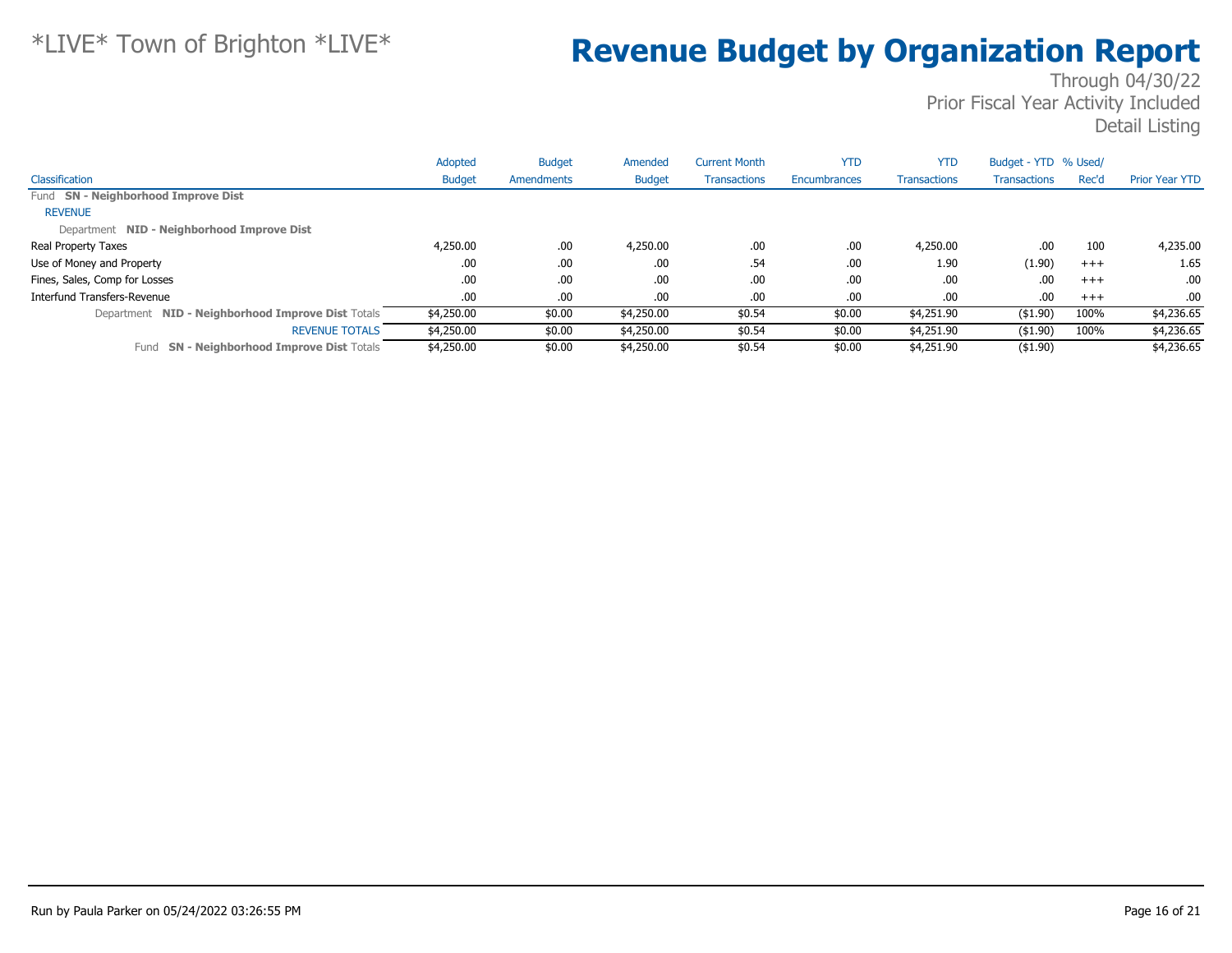# *LIVE* Town of Brighton *LIVE*

# Revenue Budget by Organization Report

Through 04/30/22
Prior Fiscal Year Activity Included
Detail Listing

| Classification | Adopted Budget | Budget Amendments | Amended Budget | Current Month Transactions | YTD Encumbrances | YTD Transactions | Budget - YTD Transactions | % Used/ Rec'd | Prior Year YTD |
|---|---|---|---|---|---|---|---|---|---|
| Fund **SN - Neighborhood Improve Dist** | | | | | | | | | |
| REVENUE | | | | | | | | | |
| Department **NID - Neighborhood Improve Dist** | | | | | | | | | |
| Real Property Taxes | 4,250.00 | .00 | 4,250.00 | .00 | .00 | 4,250.00 | .00 | 100 | 4,235.00 |
| Use of Money and Property | .00 | .00 | .00 | .54 | .00 | 1.90 | (1.90) | +++ | 1.65 |
| Fines, Sales, Comp for Losses | .00 | .00 | .00 | .00 | .00 | .00 | .00 | +++ | .00 |
| Interfund Transfers-Revenue | .00 | .00 | .00 | .00 | .00 | .00 | .00 | +++ | .00 |
| Department **NID - Neighborhood Improve Dist** Totals | $4,250.00 | $0.00 | $4,250.00 | $0.54 | $0.00 | $4,251.90 | ($1.90) | 100% | $4,236.65 |
| REVENUE TOTALS | $4,250.00 | $0.00 | $4,250.00 | $0.54 | $0.00 | $4,251.90 | ($1.90) | 100% | $4,236.65 |
| Fund **SN - Neighborhood Improve Dist** Totals | $4,250.00 | $0.00 | $4,250.00 | $0.54 | $0.00 | $4,251.90 | ($1.90) | | $4,236.65 |

Run by Paula Parker on 05/24/2022 03:26:55 PM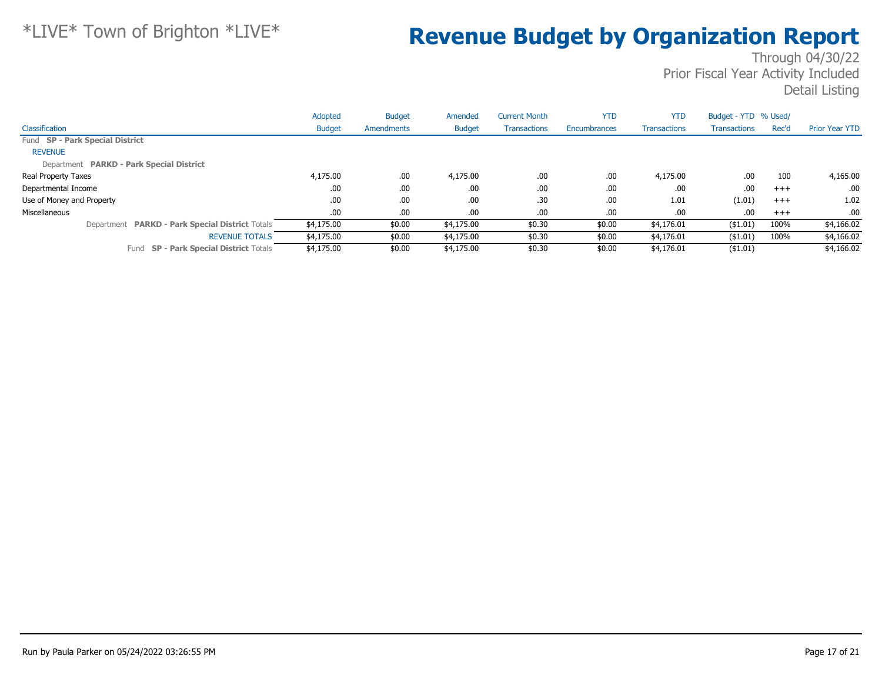*LIVE* Town of Brighton *LIVE*

# Revenue Budget by Organization Report

Through 04/30/22
Prior Fiscal Year Activity Included
Detail Listing

| Classification | Adopted Budget | Budget Amendments | Amended Budget | Current Month Transactions | YTD Encumbrances | YTD Transactions | Budget - YTD Transactions | % Used/ Rec'd | Prior Year YTD |
|---|---|---|---|---|---|---|---|---|---|
| Fund **SP - Park Special District** | | | | | | | | | |
| REVENUE | | | | | | | | | |
| Department **PARKD - Park Special District** | | | | | | | | | |
| Real Property Taxes | 4,175.00 | .00 | 4,175.00 | .00 | .00 | 4,175.00 | .00 | 100 | 4,165.00 |
| Departmental Income | .00 | .00 | .00 | .00 | .00 | .00 | .00 | +++ | .00 |
| Use of Money and Property | .00 | .00 | .00 | .30 | .00 | 1.01 | (1.01) | +++ | 1.02 |
| Miscellaneous | .00 | .00 | .00 | .00 | .00 | .00 | .00 | +++ | .00 |
| Department **PARKD - Park Special District** Totals | $4,175.00 | $0.00 | $4,175.00 | $0.30 | $0.00 | $4,176.01 | ($1.01) | 100% | $4,166.02 |
| REVENUE TOTALS | $4,175.00 | $0.00 | $4,175.00 | $0.30 | $0.00 | $4,176.01 | ($1.01) | 100% | $4,166.02 |
| Fund **SP - Park Special District** Totals | $4,175.00 | $0.00 | $4,175.00 | $0.30 | $0.00 | $4,176.01 | ($1.01) | | $4,166.02 |

Run by Paula Parker on 05/24/2022 03:26:55 PM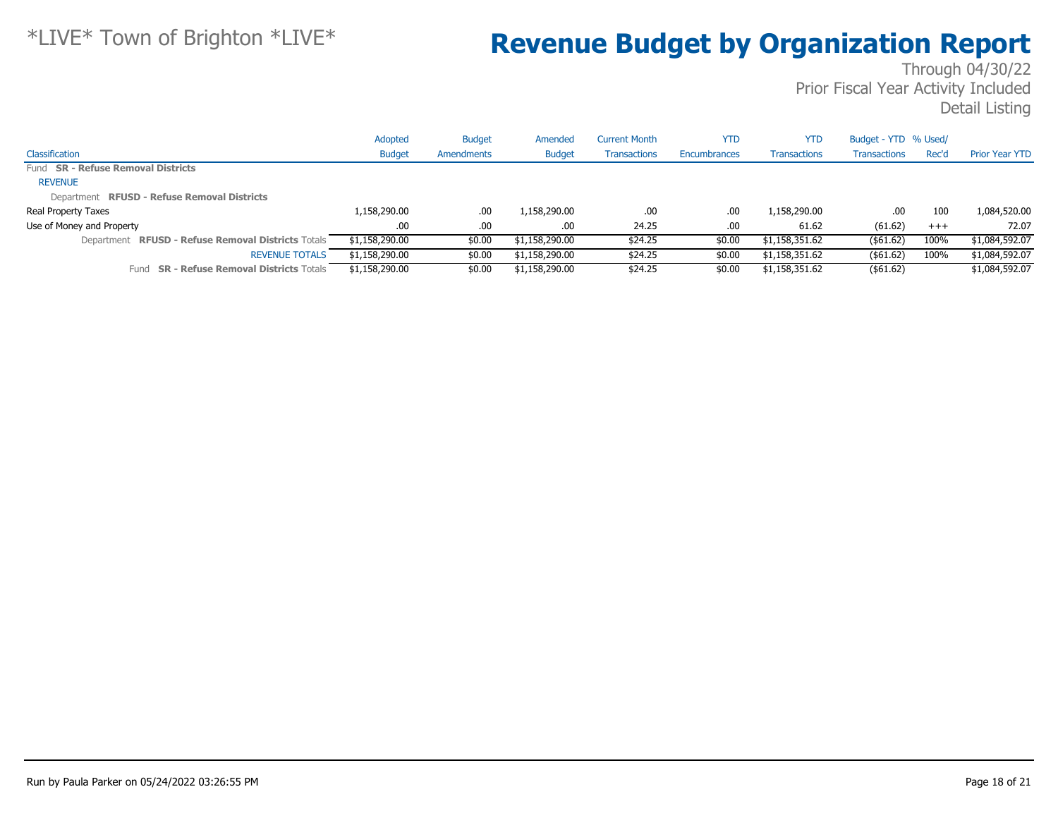# \*LIVE\* Town of Brighton \*LIVE\*

# Revenue Budget by Organization Report

Through 04/30/22
Prior Fiscal Year Activity Included
Detail Listing

| Classification | Adopted Budget | Budget Amendments | Amended Budget | Current Month Transactions | YTD Encumbrances | YTD Transactions | Budget - YTD Transactions | % Used/ Rec'd | Prior Year YTD |
|---|---|---|---|---|---|---|---|---|---|
| Fund **SR - Refuse Removal Districts** | | | | | | | | | |
| REVENUE | | | | | | | | | |
| Department **RFUSD - Refuse Removal Districts** | | | | | | | | | |
| Real Property Taxes | 1,158,290.00 | .00 | 1,158,290.00 | .00 | .00 | 1,158,290.00 | .00 | 100 | 1,084,520.00 |
| Use of Money and Property | .00 | .00 | .00 | 24.25 | .00 | 61.62 | (61.62) | +++ | 72.07 |
| Department **RFUSD - Refuse Removal Districts** Totals | $1,158,290.00 | $0.00 | $1,158,290.00 | $24.25 | $0.00 | $1,158,351.62 | ($61.62) | 100% | $1,084,592.07 |
| REVENUE TOTALS | $1,158,290.00 | $0.00 | $1,158,290.00 | $24.25 | $0.00 | $1,158,351.62 | ($61.62) | 100% | $1,084,592.07 |
| Fund **SR - Refuse Removal Districts** Totals | $1,158,290.00 | $0.00 | $1,158,290.00 | $24.25 | $0.00 | $1,158,351.62 | ($61.62) | | $1,084,592.07 |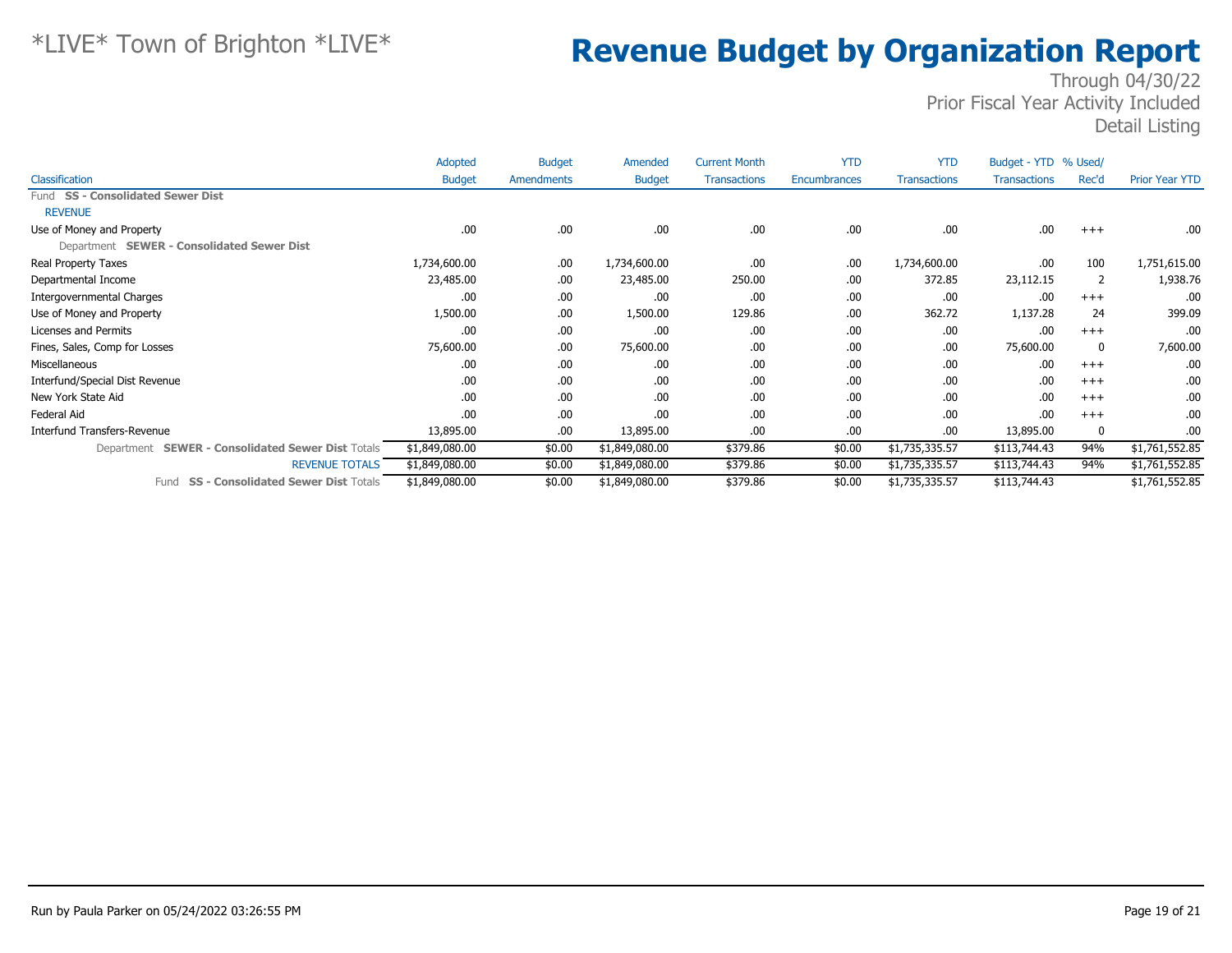# *LIVE* Town of Brighton *LIVE*

# Revenue Budget by Organization Report

Through 04/30/22
Prior Fiscal Year Activity Included
Detail Listing

| Classification | Adopted Budget | Budget Amendments | Amended Budget | Current Month Transactions | YTD Encumbrances | YTD Transactions | Budget - YTD Transactions | % Used/ Rec'd | Prior Year YTD |
|---|---|---|---|---|---|---|---|---|---|
| Fund **SS - Consolidated Sewer Dist** | | | | | | | | | |
| REVENUE | | | | | | | | | |
| Use of Money and Property | .00 | .00 | .00 | .00 | .00 | .00 | .00 | +++ | .00 |
| Department **SEWER - Consolidated Sewer Dist** | | | | | | | | | |
| Real Property Taxes | 1,734,600.00 | .00 | 1,734,600.00 | .00 | .00 | 1,734,600.00 | .00 | 100 | 1,751,615.00 |
| Departmental Income | 23,485.00 | .00 | 23,485.00 | 250.00 | .00 | 372.85 | 23,112.15 | 2 | 1,938.76 |
| Intergovernmental Charges | .00 | .00 | .00 | .00 | .00 | .00 | .00 | +++ | .00 |
| Use of Money and Property | 1,500.00 | .00 | 1,500.00 | 129.86 | .00 | 362.72 | 1,137.28 | 24 | 399.09 |
| Licenses and Permits | .00 | .00 | .00 | .00 | .00 | .00 | .00 | +++ | .00 |
| Fines, Sales, Comp for Losses | 75,600.00 | .00 | 75,600.00 | .00 | .00 | .00 | 75,600.00 | 0 | 7,600.00 |
| Miscellaneous | .00 | .00 | .00 | .00 | .00 | .00 | .00 | +++ | .00 |
| Interfund/Special Dist Revenue | .00 | .00 | .00 | .00 | .00 | .00 | .00 | +++ | .00 |
| New York State Aid | .00 | .00 | .00 | .00 | .00 | .00 | .00 | +++ | .00 |
| Federal Aid | .00 | .00 | .00 | .00 | .00 | .00 | .00 | +++ | .00 |
| Interfund Transfers-Revenue | 13,895.00 | .00 | 13,895.00 | .00 | .00 | .00 | 13,895.00 | 0 | .00 |
| Department **SEWER - Consolidated Sewer Dist** Totals | $1,849,080.00 | $0.00 | $1,849,080.00 | $379.86 | $0.00 | $1,735,335.57 | $113,744.43 | 94% | $1,761,552.85 |
| REVENUE TOTALS | $1,849,080.00 | $0.00 | $1,849,080.00 | $379.86 | $0.00 | $1,735,335.57 | $113,744.43 | 94% | $1,761,552.85 |
| Fund **SS - Consolidated Sewer Dist** Totals | $1,849,080.00 | $0.00 | $1,849,080.00 | $379.86 | $0.00 | $1,735,335.57 | $113,744.43 | | $1,761,552.85 |

Run by Paula Parker on 05/24/2022 03:26:55 PM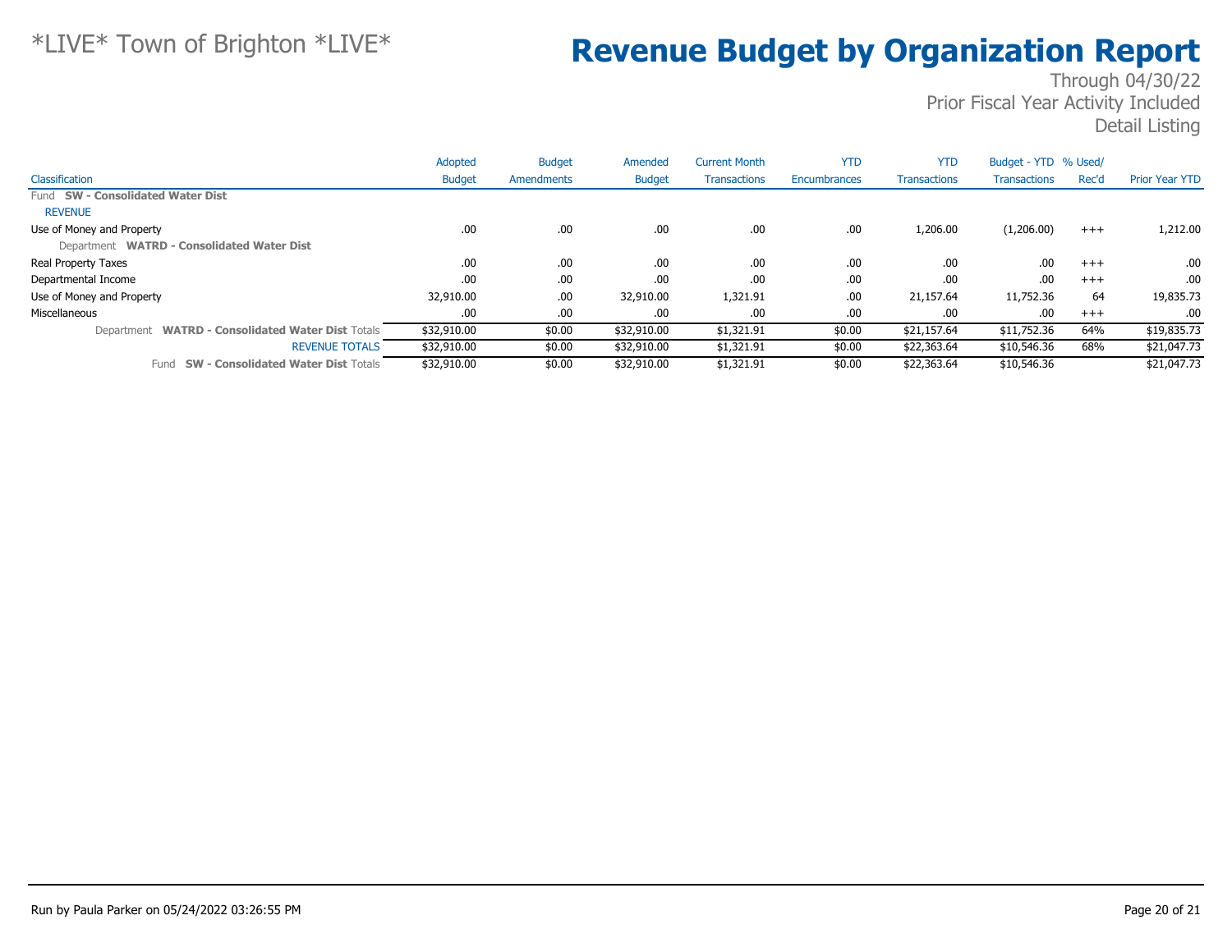# *LIVE* Town of Brighton *LIVE*

# Revenue Budget by Organization Report

Through 04/30/22
Prior Fiscal Year Activity Included
Detail Listing

| Classification | Adopted Budget | Budget Amendments | Amended Budget | Current Month Transactions | YTD Encumbrances | YTD Transactions | Budget - YTD Transactions | % Used/ Rec'd | Prior Year YTD |
|---|---|---|---|---|---|---|---|---|---|
| Fund **SW - Consolidated Water Dist** | | | | | | | | | |
| REVENUE | | | | | | | | | |
| Use of Money and Property | .00 | .00 | .00 | .00 | .00 | 1,206.00 | (1,206.00) | +++ | 1,212.00 |
| Department **WATRD - Consolidated Water Dist** | | | | | | | | | |
| Real Property Taxes | .00 | .00 | .00 | .00 | .00 | .00 | .00 | +++ | .00 |
| Departmental Income | .00 | .00 | .00 | .00 | .00 | .00 | .00 | +++ | .00 |
| Use of Money and Property | 32,910.00 | .00 | 32,910.00 | 1,321.91 | .00 | 21,157.64 | 11,752.36 | 64 | 19,835.73 |
| Miscellaneous | .00 | .00 | .00 | .00 | .00 | .00 | .00 | +++ | .00 |
| Department **WATRD - Consolidated Water Dist** Totals | $32,910.00 | $0.00 | $32,910.00 | $1,321.91 | $0.00 | $21,157.64 | $11,752.36 | 64% | $19,835.73 |
| REVENUE TOTALS | $32,910.00 | $0.00 | $32,910.00 | $1,321.91 | $0.00 | $22,363.64 | $10,546.36 | 68% | $21,047.73 |
| Fund **SW - Consolidated Water Dist** Totals | $32,910.00 | $0.00 | $32,910.00 | $1,321.91 | $0.00 | $22,363.64 | $10,546.36 | | $21,047.73 |

Run by Paula Parker on 05/24/2022 03:26:55 PM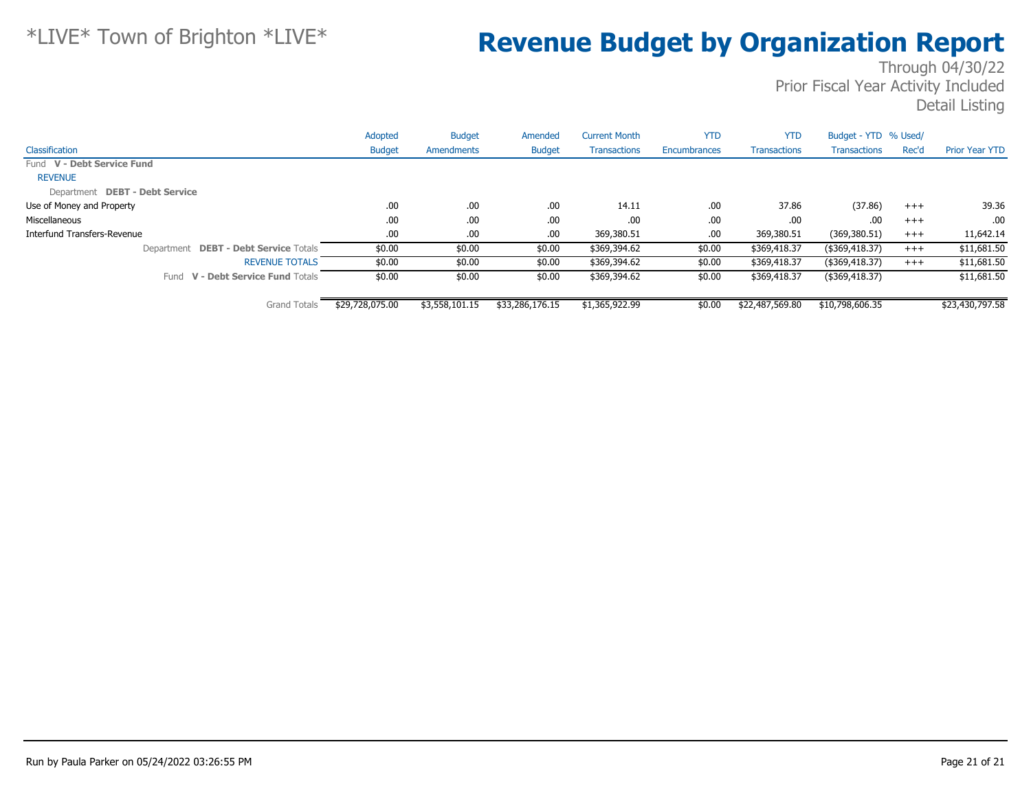*LIVE* Town of Brighton *LIVE*

# Revenue Budget by Organization Report

Through 04/30/22
Prior Fiscal Year Activity Included
Detail Listing

| Classification | Adopted Budget | Budget Amendments | Amended Budget | Current Month Transactions | YTD Encumbrances | YTD Transactions | Budget - YTD Transactions | % Used/ Rec'd | Prior Year YTD |
|---|---|---|---|---|---|---|---|---|---|
| Fund **V - Debt Service Fund** | | | | | | | | | |
| REVENUE | | | | | | | | | |
| Department **DEBT - Debt Service** | | | | | | | | | |
| Use of Money and Property | .00 | .00 | .00 | 14.11 | .00 | 37.86 | (37.86) | +++ | 39.36 |
| Miscellaneous | .00 | .00 | .00 | .00 | .00 | .00 | .00 | +++ | .00 |
| Interfund Transfers-Revenue | .00 | .00 | .00 | 369,380.51 | .00 | 369,380.51 | (369,380.51) | +++ | 11,642.14 |
| Department **DEBT - Debt Service** Totals | $0.00 | $0.00 | $0.00 | $369,394.62 | $0.00 | $369,418.37 | ($369,418.37) | +++ | $11,681.50 |
| REVENUE TOTALS | $0.00 | $0.00 | $0.00 | $369,394.62 | $0.00 | $369,418.37 | ($369,418.37) | +++ | $11,681.50 |
| Fund **V - Debt Service Fund** Totals | $0.00 | $0.00 | $0.00 | $369,394.62 | $0.00 | $369,418.37 | ($369,418.37) | | $11,681.50 |
| Grand Totals | $29,728,075.00 | $3,558,101.15 | $33,286,176.15 | $1,365,922.99 | $0.00 | $22,487,569.80 | $10,798,606.35 | | $23,430,797.58 |

Run by Paula Parker on 05/24/2022 03:26:55 PM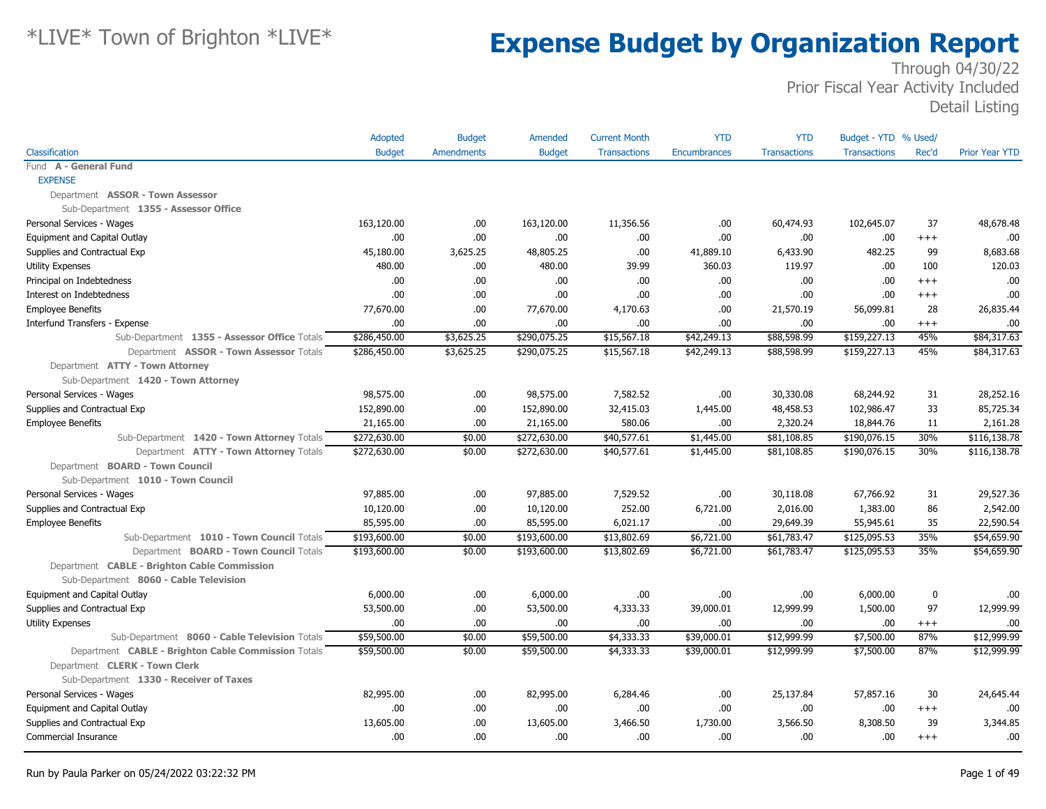# *LIVE* Town of Brighton *LIVE*

# Expense Budget by Organization Report

Through 04/30/22
Prior Fiscal Year Activity Included
Detail Listing

| Classification | Adopted Budget | Budget Amendments | Amended Budget | Current Month Transactions | YTD Encumbrances | YTD Transactions | Budget - YTD Transactions | % Used/ Rec'd | Prior Year YTD |
|---|---|---|---|---|---|---|---|---|---|
| Fund **A - General Fund** | | | | | | | | | |
| EXPENSE | | | | | | | | | |
| Department **ASSOR - Town Assessor** | | | | | | | | | |
| Sub-Department **1355 - Assessor Office** | | | | | | | | | |
| Personal Services - Wages | 163,120.00 | .00 | 163,120.00 | 11,356.56 | .00 | 60,474.93 | 102,645.07 | 37 | 48,678.48 |
| Equipment and Capital Outlay | .00 | .00 | .00 | .00 | .00 | .00 | .00 | +++ | .00 |
| Supplies and Contractual Exp | 45,180.00 | 3,625.25 | 48,805.25 | .00 | 41,889.10 | 6,433.90 | 482.25 | 99 | 8,683.68 |
| Utility Expenses | 480.00 | .00 | 480.00 | 39.99 | 360.03 | 119.97 | .00 | 100 | 120.03 |
| Principal on Indebtedness | .00 | .00 | .00 | .00 | .00 | .00 | .00 | +++ | .00 |
| Interest on Indebtedness | .00 | .00 | .00 | .00 | .00 | .00 | .00 | +++ | .00 |
| Employee Benefits | 77,670.00 | .00 | 77,670.00 | 4,170.63 | .00 | 21,570.19 | 56,099.81 | 28 | 26,835.44 |
| Interfund Transfers - Expense | .00 | .00 | .00 | .00 | .00 | .00 | .00 | +++ | .00 |
| Sub-Department **1355 - Assessor Office** Totals | $286,450.00 | $3,625.25 | $290,075.25 | $15,567.18 | $42,249.13 | $88,598.99 | $159,227.13 | 45% | $84,317.63 |
| Department **ASSOR - Town Assessor** Totals | $286,450.00 | $3,625.25 | $290,075.25 | $15,567.18 | $42,249.13 | $88,598.99 | $159,227.13 | 45% | $84,317.63 |
| Department **ATTY - Town Attorney** | | | | | | | | | |
| Sub-Department **1420 - Town Attorney** | | | | | | | | | |
| Personal Services - Wages | 98,575.00 | .00 | 98,575.00 | 7,582.52 | .00 | 30,330.08 | 68,244.92 | 31 | 28,252.16 |
| Supplies and Contractual Exp | 152,890.00 | .00 | 152,890.00 | 32,415.03 | 1,445.00 | 48,458.53 | 102,986.47 | 33 | 85,725.34 |
| Employee Benefits | 21,165.00 | .00 | 21,165.00 | 580.06 | .00 | 2,320.24 | 18,844.76 | 11 | 2,161.28 |
| Sub-Department **1420 - Town Attorney** Totals | $272,630.00 | $0.00 | $272,630.00 | $40,577.61 | $1,445.00 | $81,108.85 | $190,076.15 | 30% | $116,138.78 |
| Department **ATTY - Town Attorney** Totals | $272,630.00 | $0.00 | $272,630.00 | $40,577.61 | $1,445.00 | $81,108.85 | $190,076.15 | 30% | $116,138.78 |
| Department **BOARD - Town Council** | | | | | | | | | |
| Sub-Department **1010 - Town Council** | | | | | | | | | |
| Personal Services - Wages | 97,885.00 | .00 | 97,885.00 | 7,529.52 | .00 | 30,118.08 | 67,766.92 | 31 | 29,527.36 |
| Supplies and Contractual Exp | 10,120.00 | .00 | 10,120.00 | 252.00 | 6,721.00 | 2,016.00 | 1,383.00 | 86 | 2,542.00 |
| Employee Benefits | 85,595.00 | .00 | 85,595.00 | 6,021.17 | .00 | 29,649.39 | 55,945.61 | 35 | 22,590.54 |
| Sub-Department **1010 - Town Council** Totals | $193,600.00 | $0.00 | $193,600.00 | $13,802.69 | $6,721.00 | $61,783.47 | $125,095.53 | 35% | $54,659.90 |
| Department **BOARD - Town Council** Totals | $193,600.00 | $0.00 | $193,600.00 | $13,802.69 | $6,721.00 | $61,783.47 | $125,095.53 | 35% | $54,659.90 |
| Department **CABLE - Brighton Cable Commission** | | | | | | | | | |
| Sub-Department **8060 - Cable Television** | | | | | | | | | |
| Equipment and Capital Outlay | 6,000.00 | .00 | 6,000.00 | .00 | .00 | .00 | 6,000.00 | 0 | .00 |
| Supplies and Contractual Exp | 53,500.00 | .00 | 53,500.00 | 4,333.33 | 39,000.01 | 12,999.99 | 1,500.00 | 97 | 12,999.99 |
| Utility Expenses | .00 | .00 | .00 | .00 | .00 | .00 | .00 | +++ | .00 |
| Sub-Department **8060 - Cable Television** Totals | $59,500.00 | $0.00 | $59,500.00 | $4,333.33 | $39,000.01 | $12,999.99 | $7,500.00 | 87% | $12,999.99 |
| Department **CABLE - Brighton Cable Commission** Totals | $59,500.00 | $0.00 | $59,500.00 | $4,333.33 | $39,000.01 | $12,999.99 | $7,500.00 | 87% | $12,999.99 |
| Department **CLERK - Town Clerk** | | | | | | | | | |
| Sub-Department **1330 - Receiver of Taxes** | | | | | | | | | |
| Personal Services - Wages | 82,995.00 | .00 | 82,995.00 | 6,284.46 | .00 | 25,137.84 | 57,857.16 | 30 | 24,645.44 |
| Equipment and Capital Outlay | .00 | .00 | .00 | .00 | .00 | .00 | .00 | +++ | .00 |
| Supplies and Contractual Exp | 13,605.00 | .00 | 13,605.00 | 3,466.50 | 1,730.00 | 3,566.50 | 8,308.50 | 39 | 3,344.85 |
| Commercial Insurance | .00 | .00 | .00 | .00 | .00 | .00 | .00 | +++ | .00 |

Run by Paula Parker on 05/24/2022 03:22:32 PM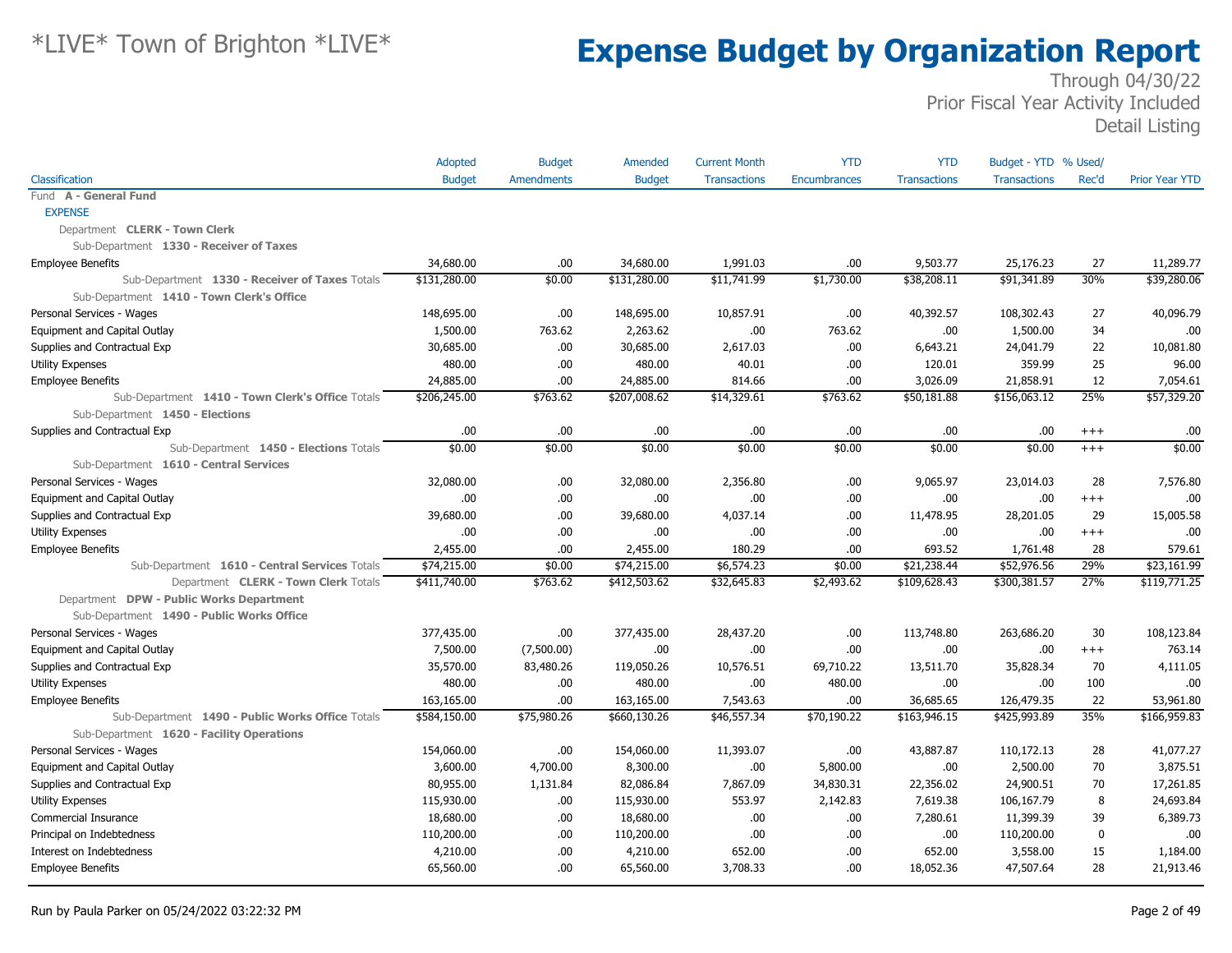# *LIVE* Town of Brighton *LIVE*

# Expense Budget by Organization Report

Through 04/30/22
Prior Fiscal Year Activity Included
Detail Listing

| Classification | Adopted Budget | Budget Amendments | Amended Budget | Current Month Transactions | YTD Encumbrances | YTD Transactions | Budget - YTD Transactions | % Used/ Rec'd | Prior Year YTD |
|---|---|---|---|---|---|---|---|---|---|
| Fund **A - General Fund** | | | | | | | | | |
| EXPENSE | | | | | | | | | |
| Department **CLERK - Town Clerk** | | | | | | | | | |
| Sub-Department **1330 - Receiver of Taxes** | | | | | | | | | |
| Employee Benefits | 34,680.00 | .00 | 34,680.00 | 1,991.03 | .00 | 9,503.77 | 25,176.23 | 27 | 11,289.77 |
| Sub-Department **1330 - Receiver of Taxes** Totals | $131,280.00 | $0.00 | $131,280.00 | $11,741.99 | $1,730.00 | $38,208.11 | $91,341.89 | 30% | $39,280.06 |
| Sub-Department **1410 - Town Clerk's Office** | | | | | | | | | |
| Personal Services - Wages | 148,695.00 | .00 | 148,695.00 | 10,857.91 | .00 | 40,392.57 | 108,302.43 | 27 | 40,096.79 |
| Equipment and Capital Outlay | 1,500.00 | 763.62 | 2,263.62 | .00 | 763.62 | .00 | 1,500.00 | 34 | .00 |
| Supplies and Contractual Exp | 30,685.00 | .00 | 30,685.00 | 2,617.03 | .00 | 6,643.21 | 24,041.79 | 22 | 10,081.80 |
| Utility Expenses | 480.00 | .00 | 480.00 | 40.01 | .00 | 120.01 | 359.99 | 25 | 96.00 |
| Employee Benefits | 24,885.00 | .00 | 24,885.00 | 814.66 | .00 | 3,026.09 | 21,858.91 | 12 | 7,054.61 |
| Sub-Department **1410 - Town Clerk's Office** Totals | $206,245.00 | $763.62 | $207,008.62 | $14,329.61 | $763.62 | $50,181.88 | $156,063.12 | 25% | $57,329.20 |
| Sub-Department **1450 - Elections** | | | | | | | | | |
| Supplies and Contractual Exp | .00 | .00 | .00 | .00 | .00 | .00 | .00 | +++ | .00 |
| Sub-Department **1450 - Elections** Totals | $0.00 | $0.00 | $0.00 | $0.00 | $0.00 | $0.00 | $0.00 | +++ | $0.00 |
| Sub-Department **1610 - Central Services** | | | | | | | | | |
| Personal Services - Wages | 32,080.00 | .00 | 32,080.00 | 2,356.80 | .00 | 9,065.97 | 23,014.03 | 28 | 7,576.80 |
| Equipment and Capital Outlay | .00 | .00 | .00 | .00 | .00 | .00 | .00 | +++ | .00 |
| Supplies and Contractual Exp | 39,680.00 | .00 | 39,680.00 | 4,037.14 | .00 | 11,478.95 | 28,201.05 | 29 | 15,005.58 |
| Utility Expenses | .00 | .00 | .00 | .00 | .00 | .00 | .00 | +++ | .00 |
| Employee Benefits | 2,455.00 | .00 | 2,455.00 | 180.29 | .00 | 693.52 | 1,761.48 | 28 | 579.61 |
| Sub-Department **1610 - Central Services** Totals | $74,215.00 | $0.00 | $74,215.00 | $6,574.23 | $0.00 | $21,238.44 | $52,976.56 | 29% | $23,161.99 |
| Department **CLERK - Town Clerk** Totals | $411,740.00 | $763.62 | $412,503.62 | $32,645.83 | $2,493.62 | $109,628.43 | $300,381.57 | 27% | $119,771.25 |
| Department **DPW - Public Works Department** | | | | | | | | | |
| Sub-Department **1490 - Public Works Office** | | | | | | | | | |
| Personal Services - Wages | 377,435.00 | .00 | 377,435.00 | 28,437.20 | .00 | 113,748.80 | 263,686.20 | 30 | 108,123.84 |
| Equipment and Capital Outlay | 7,500.00 | (7,500.00) | .00 | .00 | .00 | .00 | .00 | +++ | 763.14 |
| Supplies and Contractual Exp | 35,570.00 | 83,480.26 | 119,050.26 | 10,576.51 | 69,710.22 | 13,511.70 | 35,828.34 | 70 | 4,111.05 |
| Utility Expenses | 480.00 | .00 | 480.00 | .00 | 480.00 | .00 | .00 | 100 | .00 |
| Employee Benefits | 163,165.00 | .00 | 163,165.00 | 7,543.63 | .00 | 36,685.65 | 126,479.35 | 22 | 53,961.80 |
| Sub-Department **1490 - Public Works Office** Totals | $584,150.00 | $75,980.26 | $660,130.26 | $46,557.34 | $70,190.22 | $163,946.15 | $425,993.89 | 35% | $166,959.83 |
| Sub-Department **1620 - Facility Operations** | | | | | | | | | |
| Personal Services - Wages | 154,060.00 | .00 | 154,060.00 | 11,393.07 | .00 | 43,887.87 | 110,172.13 | 28 | 41,077.27 |
| Equipment and Capital Outlay | 3,600.00 | 4,700.00 | 8,300.00 | .00 | 5,800.00 | .00 | 2,500.00 | 70 | 3,875.51 |
| Supplies and Contractual Exp | 80,955.00 | 1,131.84 | 82,086.84 | 7,867.09 | 34,830.31 | 22,356.02 | 24,900.51 | 70 | 17,261.85 |
| Utility Expenses | 115,930.00 | .00 | 115,930.00 | 553.97 | 2,142.83 | 7,619.38 | 106,167.79 | 8 | 24,693.84 |
| Commercial Insurance | 18,680.00 | .00 | 18,680.00 | .00 | .00 | 7,280.61 | 11,399.39 | 39 | 6,389.73 |
| Principal on Indebtedness | 110,200.00 | .00 | 110,200.00 | .00 | .00 | .00 | 110,200.00 | 0 | .00 |
| Interest on Indebtedness | 4,210.00 | .00 | 4,210.00 | 652.00 | .00 | 652.00 | 3,558.00 | 15 | 1,184.00 |
| Employee Benefits | 65,560.00 | .00 | 65,560.00 | 3,708.33 | .00 | 18,052.36 | 47,507.64 | 28 | 21,913.46 |

Run by Paula Parker on 05/24/2022 03:22:32 PM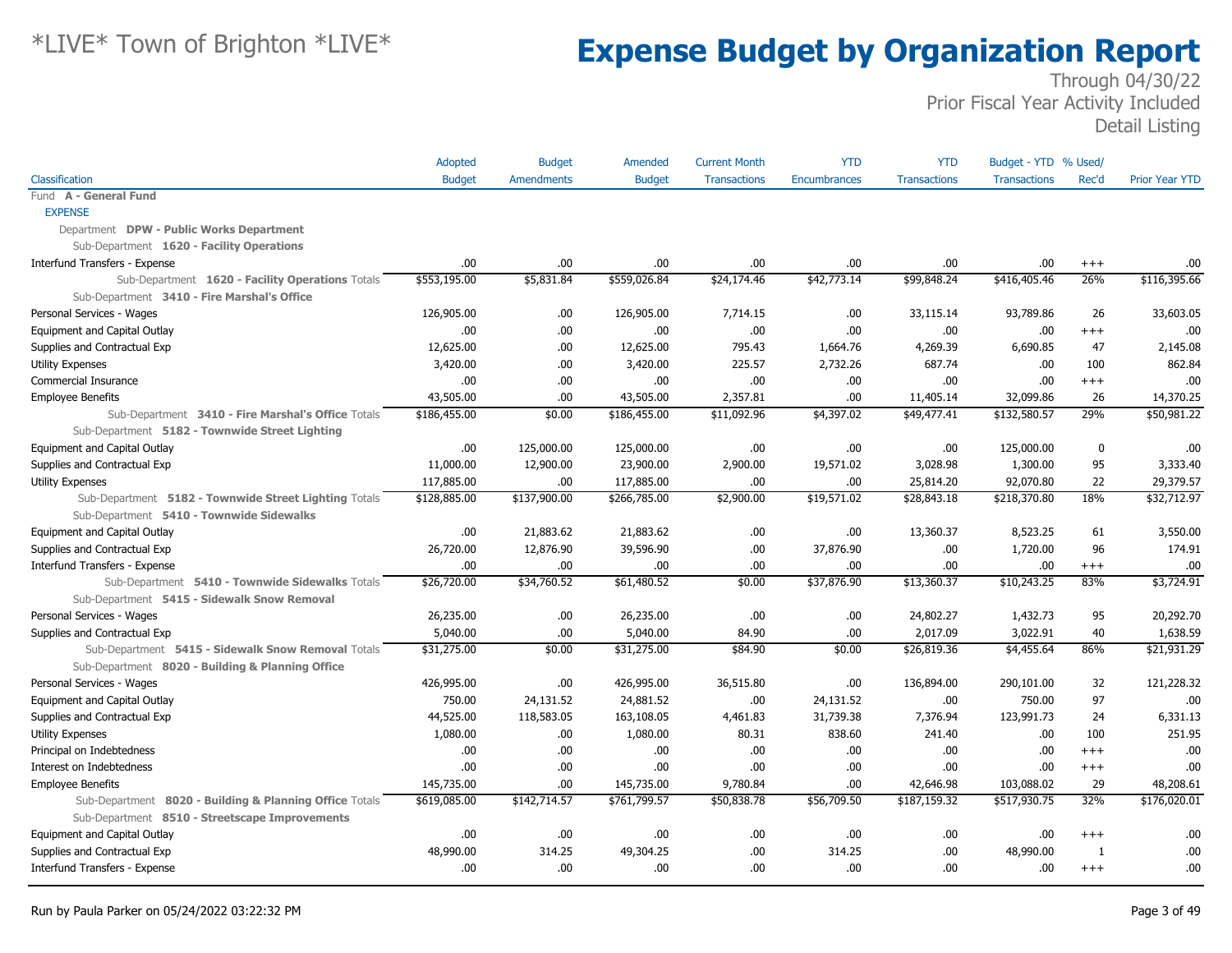# Expense Budget by Organization Report

*LIVE* Town of Brighton *LIVE*

Through 04/30/22
Prior Fiscal Year Activity Included
Detail Listing

| Classification | Adopted Budget | Budget Amendments | Amended Budget | Current Month Transactions | YTD Encumbrances | YTD Transactions | Budget - YTD Transactions | % Used/ Rec'd | Prior Year YTD |
|---|---|---|---|---|---|---|---|---|---|
| Fund **A - General Fund** | | | | | | | | | |
| EXPENSE | | | | | | | | | |
| Department **DPW - Public Works Department** | | | | | | | | | |
| Sub-Department **1620 - Facility Operations** | | | | | | | | | |
| Interfund Transfers - Expense | .00 | .00 | .00 | .00 | .00 | .00 | .00 | +++ | .00 |
| Sub-Department **1620 - Facility Operations** Totals | $553,195.00 | $5,831.84 | $559,026.84 | $24,174.46 | $42,773.14 | $99,848.24 | $416,405.46 | 26% | $116,395.66 |
| Sub-Department **3410 - Fire Marshal's Office** | | | | | | | | | |
| Personal Services - Wages | 126,905.00 | .00 | 126,905.00 | 7,714.15 | .00 | 33,115.14 | 93,789.86 | 26 | 33,603.05 |
| Equipment and Capital Outlay | .00 | .00 | .00 | .00 | .00 | .00 | .00 | +++ | .00 |
| Supplies and Contractual Exp | 12,625.00 | .00 | 12,625.00 | 795.43 | 1,664.76 | 4,269.39 | 6,690.85 | 47 | 2,145.08 |
| Utility Expenses | 3,420.00 | .00 | 3,420.00 | 225.57 | 2,732.26 | 687.74 | .00 | 100 | 862.84 |
| Commercial Insurance | .00 | .00 | .00 | .00 | .00 | .00 | .00 | +++ | .00 |
| Employee Benefits | 43,505.00 | .00 | 43,505.00 | 2,357.81 | .00 | 11,405.14 | 32,099.86 | 26 | 14,370.25 |
| Sub-Department **3410 - Fire Marshal's Office** Totals | $186,455.00 | $0.00 | $186,455.00 | $11,092.96 | $4,397.02 | $49,477.41 | $132,580.57 | 29% | $50,981.22 |
| Sub-Department **5182 - Townwide Street Lighting** | | | | | | | | | |
| Equipment and Capital Outlay | .00 | 125,000.00 | 125,000.00 | .00 | .00 | .00 | 125,000.00 | 0 | .00 |
| Supplies and Contractual Exp | 11,000.00 | 12,900.00 | 23,900.00 | 2,900.00 | 19,571.02 | 3,028.98 | 1,300.00 | 95 | 3,333.40 |
| Utility Expenses | 117,885.00 | .00 | 117,885.00 | .00 | .00 | 25,814.20 | 92,070.80 | 22 | 29,379.57 |
| Sub-Department **5182 - Townwide Street Lighting** Totals | $128,885.00 | $137,900.00 | $266,785.00 | $2,900.00 | $19,571.02 | $28,843.18 | $218,370.80 | 18% | $32,712.97 |
| Sub-Department **5410 - Townwide Sidewalks** | | | | | | | | | |
| Equipment and Capital Outlay | .00 | 21,883.62 | 21,883.62 | .00 | .00 | 13,360.37 | 8,523.25 | 61 | 3,550.00 |
| Supplies and Contractual Exp | 26,720.00 | 12,876.90 | 39,596.90 | .00 | 37,876.90 | .00 | 1,720.00 | 96 | 174.91 |
| Interfund Transfers - Expense | .00 | .00 | .00 | .00 | .00 | .00 | .00 | +++ | .00 |
| Sub-Department **5410 - Townwide Sidewalks** Totals | $26,720.00 | $34,760.52 | $61,480.52 | $0.00 | $37,876.90 | $13,360.37 | $10,243.25 | 83% | $3,724.91 |
| Sub-Department **5415 - Sidewalk Snow Removal** | | | | | | | | | |
| Personal Services - Wages | 26,235.00 | .00 | 26,235.00 | .00 | .00 | 24,802.27 | 1,432.73 | 95 | 20,292.70 |
| Supplies and Contractual Exp | 5,040.00 | .00 | 5,040.00 | 84.90 | .00 | 2,017.09 | 3,022.91 | 40 | 1,638.59 |
| Sub-Department **5415 - Sidewalk Snow Removal** Totals | $31,275.00 | $0.00 | $31,275.00 | $84.90 | $0.00 | $26,819.36 | $4,455.64 | 86% | $21,931.29 |
| Sub-Department **8020 - Building & Planning Office** | | | | | | | | | |
| Personal Services - Wages | 426,995.00 | .00 | 426,995.00 | 36,515.80 | .00 | 136,894.00 | 290,101.00 | 32 | 121,228.32 |
| Equipment and Capital Outlay | 750.00 | 24,131.52 | 24,881.52 | .00 | 24,131.52 | .00 | 750.00 | 97 | .00 |
| Supplies and Contractual Exp | 44,525.00 | 118,583.05 | 163,108.05 | 4,461.83 | 31,739.38 | 7,376.94 | 123,991.73 | 24 | 6,331.13 |
| Utility Expenses | 1,080.00 | .00 | 1,080.00 | 80.31 | 838.60 | 241.40 | .00 | 100 | 251.95 |
| Principal on Indebtedness | .00 | .00 | .00 | .00 | .00 | .00 | .00 | +++ | .00 |
| Interest on Indebtedness | .00 | .00 | .00 | .00 | .00 | .00 | .00 | +++ | .00 |
| Employee Benefits | 145,735.00 | .00 | 145,735.00 | 9,780.84 | .00 | 42,646.98 | 103,088.02 | 29 | 48,208.61 |
| Sub-Department **8020 - Building & Planning Office** Totals | $619,085.00 | $142,714.57 | $761,799.57 | $50,838.78 | $56,709.50 | $187,159.32 | $517,930.75 | 32% | $176,020.01 |
| Sub-Department **8510 - Streetscape Improvements** | | | | | | | | | |
| Equipment and Capital Outlay | .00 | .00 | .00 | .00 | .00 | .00 | .00 | +++ | .00 |
| Supplies and Contractual Exp | 48,990.00 | 314.25 | 49,304.25 | .00 | 314.25 | .00 | 48,990.00 | 1 | .00 |
| Interfund Transfers - Expense | .00 | .00 | .00 | .00 | .00 | .00 | .00 | +++ | .00 |

Run by Paula Parker on 05/24/2022 03:22:32 PM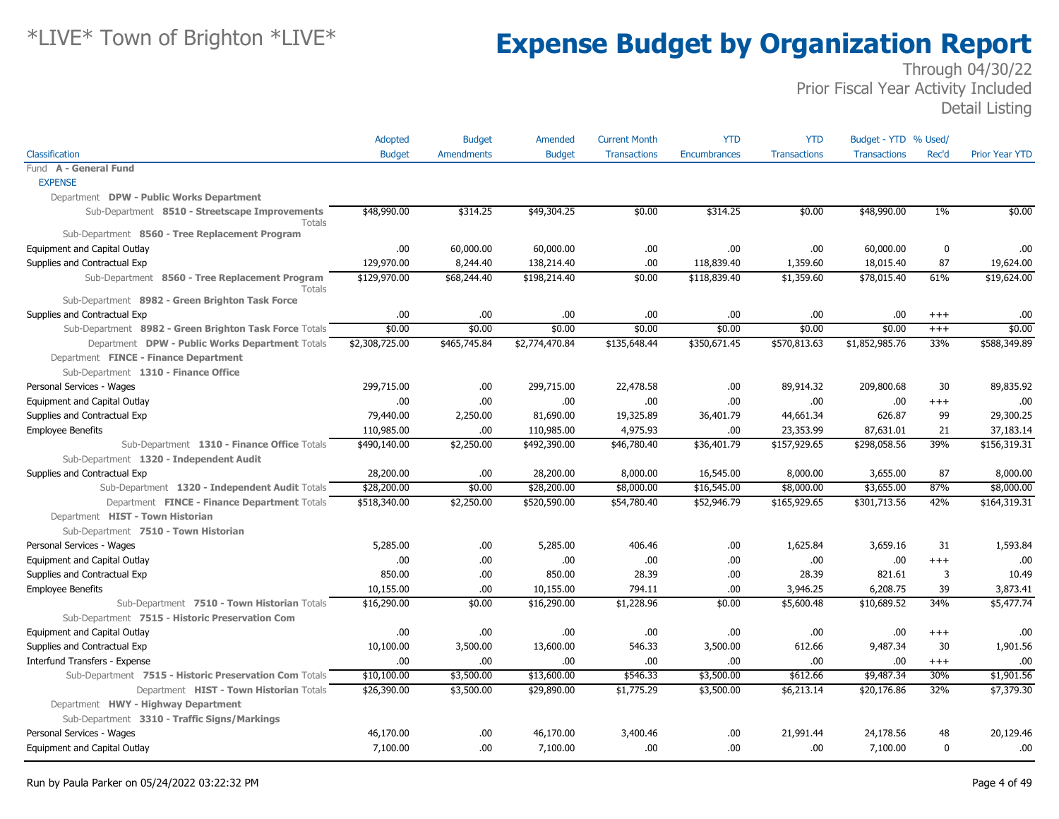# Expense Budget by Organization Report

*LIVE* Town of Brighton *LIVE*

Through 04/30/22
Prior Fiscal Year Activity Included
Detail Listing

| Classification | Adopted Budget | Budget Amendments | Amended Budget | Current Month Transactions | YTD Encumbrances | YTD Transactions | Budget - YTD Transactions | % Used/ Rec'd | Prior Year YTD |
|---|---|---|---|---|---|---|---|---|---|
| Fund **A - General Fund** | | | | | | | | | |
| EXPENSE | | | | | | | | | |
| Department **DPW - Public Works Department** | | | | | | | | | |
| Sub-Department **8510 - Streetscape Improvements** Totals | $48,990.00 | $314.25 | $49,304.25 | $0.00 | $314.25 | $0.00 | $48,990.00 | 1% | $0.00 |
| Sub-Department **8560 - Tree Replacement Program** | | | | | | | | | |
| Equipment and Capital Outlay | .00 | 60,000.00 | 60,000.00 | .00 | .00 | .00 | 60,000.00 | 0 | .00 |
| Supplies and Contractual Exp | 129,970.00 | 8,244.40 | 138,214.40 | .00 | 118,839.40 | 1,359.60 | 18,015.40 | 87 | 19,624.00 |
| Sub-Department **8560 - Tree Replacement Program** Totals | $129,970.00 | $68,244.40 | $198,214.40 | $0.00 | $118,839.40 | $1,359.60 | $78,015.40 | 61% | $19,624.00 |
| Sub-Department **8982 - Green Brighton Task Force** | | | | | | | | | |
| Supplies and Contractual Exp | .00 | .00 | .00 | .00 | .00 | .00 | .00 | +++ | .00 |
| Sub-Department **8982 - Green Brighton Task Force** Totals | $0.00 | $0.00 | $0.00 | $0.00 | $0.00 | $0.00 | $0.00 | +++ | $0.00 |
| Department **DPW - Public Works Department** Totals | $2,308,725.00 | $465,745.84 | $2,774,470.84 | $135,648.44 | $350,671.45 | $570,813.63 | $1,852,985.76 | 33% | $588,349.89 |
| Department **FINCE - Finance Department** | | | | | | | | | |
| Sub-Department **1310 - Finance Office** | | | | | | | | | |
| Personal Services - Wages | 299,715.00 | .00 | 299,715.00 | 22,478.58 | .00 | 89,914.32 | 209,800.68 | 30 | 89,835.92 |
| Equipment and Capital Outlay | .00 | .00 | .00 | .00 | .00 | .00 | .00 | +++ | .00 |
| Supplies and Contractual Exp | 79,440.00 | 2,250.00 | 81,690.00 | 19,325.89 | 36,401.79 | 44,661.34 | 626.87 | 99 | 29,300.25 |
| Employee Benefits | 110,985.00 | .00 | 110,985.00 | 4,975.93 | .00 | 23,353.99 | 87,631.01 | 21 | 37,183.14 |
| Sub-Department **1310 - Finance Office** Totals | $490,140.00 | $2,250.00 | $492,390.00 | $46,780.40 | $36,401.79 | $157,929.65 | $298,058.56 | 39% | $156,319.31 |
| Sub-Department **1320 - Independent Audit** | | | | | | | | | |
| Supplies and Contractual Exp | 28,200.00 | .00 | 28,200.00 | 8,000.00 | 16,545.00 | 8,000.00 | 3,655.00 | 87 | 8,000.00 |
| Sub-Department **1320 - Independent Audit** Totals | $28,200.00 | $0.00 | $28,200.00 | $8,000.00 | $16,545.00 | $8,000.00 | $3,655.00 | 87% | $8,000.00 |
| Department **FINCE - Finance Department** Totals | $518,340.00 | $2,250.00 | $520,590.00 | $54,780.40 | $52,946.79 | $165,929.65 | $301,713.56 | 42% | $164,319.31 |
| Department **HIST - Town Historian** | | | | | | | | | |
| Sub-Department **7510 - Town Historian** | | | | | | | | | |
| Personal Services - Wages | 5,285.00 | .00 | 5,285.00 | 406.46 | .00 | 1,625.84 | 3,659.16 | 31 | 1,593.84 |
| Equipment and Capital Outlay | .00 | .00 | .00 | .00 | .00 | .00 | .00 | +++ | .00 |
| Supplies and Contractual Exp | 850.00 | .00 | 850.00 | 28.39 | .00 | 28.39 | 821.61 | 3 | 10.49 |
| Employee Benefits | 10,155.00 | .00 | 10,155.00 | 794.11 | .00 | 3,946.25 | 6,208.75 | 39 | 3,873.41 |
| Sub-Department **7510 - Town Historian** Totals | $16,290.00 | $0.00 | $16,290.00 | $1,228.96 | $0.00 | $5,600.48 | $10,689.52 | 34% | $5,477.74 |
| Sub-Department **7515 - Historic Preservation Com** | | | | | | | | | |
| Equipment and Capital Outlay | .00 | .00 | .00 | .00 | .00 | .00 | .00 | +++ | .00 |
| Supplies and Contractual Exp | 10,100.00 | 3,500.00 | 13,600.00 | 546.33 | 3,500.00 | 612.66 | 9,487.34 | 30 | 1,901.56 |
| Interfund Transfers - Expense | .00 | .00 | .00 | .00 | .00 | .00 | .00 | +++ | .00 |
| Sub-Department **7515 - Historic Preservation Com** Totals | $10,100.00 | $3,500.00 | $13,600.00 | $546.33 | $3,500.00 | $612.66 | $9,487.34 | 30% | $1,901.56 |
| Department **HIST - Town Historian** Totals | $26,390.00 | $3,500.00 | $29,890.00 | $1,775.29 | $3,500.00 | $6,213.14 | $20,176.86 | 32% | $7,379.30 |
| Department **HWY - Highway Department** | | | | | | | | | |
| Sub-Department **3310 - Traffic Signs/Markings** | | | | | | | | | |
| Personal Services - Wages | 46,170.00 | .00 | 46,170.00 | 3,400.46 | .00 | 21,991.44 | 24,178.56 | 48 | 20,129.46 |
| Equipment and Capital Outlay | 7,100.00 | .00 | 7,100.00 | .00 | .00 | .00 | 7,100.00 | 0 | .00 |

Run by Paula Parker on 05/24/2022 03:22:32 PM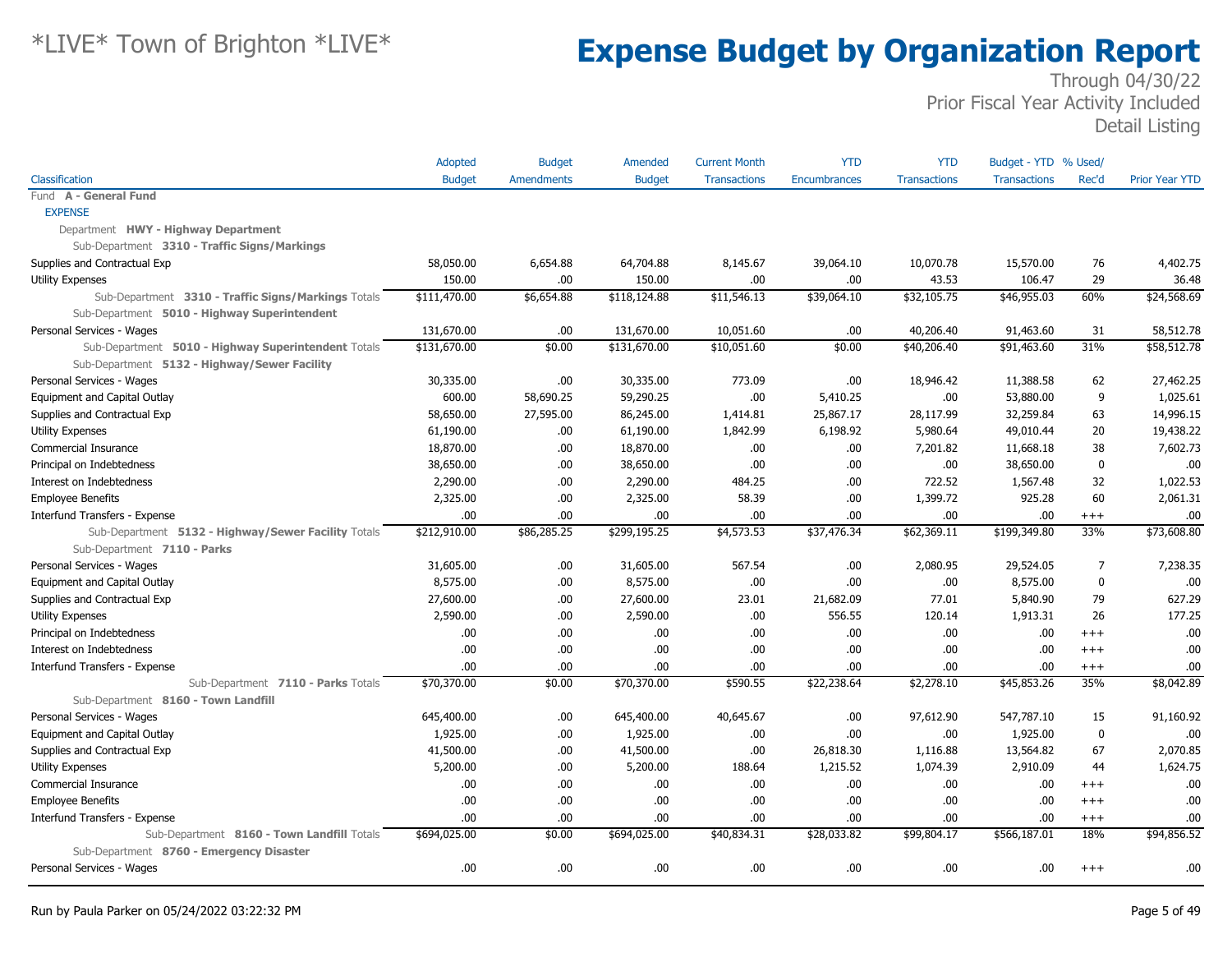# *LIVE* Town of Brighton *LIVE*

# Expense Budget by Organization Report

Through 04/30/22
Prior Fiscal Year Activity Included
Detail Listing

| Classification | Adopted Budget | Budget Amendments | Amended Budget | Current Month Transactions | YTD Encumbrances | YTD Transactions | Budget - YTD Transactions | % Used/ Rec'd | Prior Year YTD |
|---|---|---|---|---|---|---|---|---|---|
| Fund **A - General Fund** | | | | | | | | | |
| EXPENSE | | | | | | | | | |
| Department **HWY - Highway Department** | | | | | | | | | |
| Sub-Department **3310 - Traffic Signs/Markings** | | | | | | | | | |
| Supplies and Contractual Exp | 58,050.00 | 6,654.88 | 64,704.88 | 8,145.67 | 39,064.10 | 10,070.78 | 15,570.00 | 76 | 4,402.75 |
| Utility Expenses | 150.00 | .00 | 150.00 | .00 | .00 | 43.53 | 106.47 | 29 | 36.48 |
| Sub-Department **3310 - Traffic Signs/Markings** Totals | $111,470.00 | $6,654.88 | $118,124.88 | $11,546.13 | $39,064.10 | $32,105.75 | $46,955.03 | 60% | $24,568.69 |
| Sub-Department **5010 - Highway Superintendent** | | | | | | | | | |
| Personal Services - Wages | 131,670.00 | .00 | 131,670.00 | 10,051.60 | .00 | 40,206.40 | 91,463.60 | 31 | 58,512.78 |
| Sub-Department **5010 - Highway Superintendent** Totals | $131,670.00 | $0.00 | $131,670.00 | $10,051.60 | $0.00 | $40,206.40 | $91,463.60 | 31% | $58,512.78 |
| Sub-Department **5132 - Highway/Sewer Facility** | | | | | | | | | |
| Personal Services - Wages | 30,335.00 | .00 | 30,335.00 | 773.09 | .00 | 18,946.42 | 11,388.58 | 62 | 27,462.25 |
| Equipment and Capital Outlay | 600.00 | 58,690.25 | 59,290.25 | .00 | 5,410.25 | .00 | 53,880.00 | 9 | 1,025.61 |
| Supplies and Contractual Exp | 58,650.00 | 27,595.00 | 86,245.00 | 1,414.81 | 25,867.17 | 28,117.99 | 32,259.84 | 63 | 14,996.15 |
| Utility Expenses | 61,190.00 | .00 | 61,190.00 | 1,842.99 | 6,198.92 | 5,980.64 | 49,010.44 | 20 | 19,438.22 |
| Commercial Insurance | 18,870.00 | .00 | 18,870.00 | .00 | .00 | 7,201.82 | 11,668.18 | 38 | 7,602.73 |
| Principal on Indebtedness | 38,650.00 | .00 | 38,650.00 | .00 | .00 | .00 | 38,650.00 | 0 | .00 |
| Interest on Indebtedness | 2,290.00 | .00 | 2,290.00 | 484.25 | .00 | 722.52 | 1,567.48 | 32 | 1,022.53 |
| Employee Benefits | 2,325.00 | .00 | 2,325.00 | 58.39 | .00 | 1,399.72 | 925.28 | 60 | 2,061.31 |
| Interfund Transfers - Expense | .00 | .00 | .00 | .00 | .00 | .00 | .00 | +++ | .00 |
| Sub-Department **5132 - Highway/Sewer Facility** Totals | $212,910.00 | $86,285.25 | $299,195.25 | $4,573.53 | $37,476.34 | $62,369.11 | $199,349.80 | 33% | $73,608.80 |
| Sub-Department **7110 - Parks** | | | | | | | | | |
| Personal Services - Wages | 31,605.00 | .00 | 31,605.00 | 567.54 | .00 | 2,080.95 | 29,524.05 | 7 | 7,238.35 |
| Equipment and Capital Outlay | 8,575.00 | .00 | 8,575.00 | .00 | .00 | .00 | 8,575.00 | 0 | .00 |
| Supplies and Contractual Exp | 27,600.00 | .00 | 27,600.00 | 23.01 | 21,682.09 | 77.01 | 5,840.90 | 79 | 627.29 |
| Utility Expenses | 2,590.00 | .00 | 2,590.00 | .00 | 556.55 | 120.14 | 1,913.31 | 26 | 177.25 |
| Principal on Indebtedness | .00 | .00 | .00 | .00 | .00 | .00 | .00 | +++ | .00 |
| Interest on Indebtedness | .00 | .00 | .00 | .00 | .00 | .00 | .00 | +++ | .00 |
| Interfund Transfers - Expense | .00 | .00 | .00 | .00 | .00 | .00 | .00 | +++ | .00 |
| Sub-Department **7110 - Parks** Totals | $70,370.00 | $0.00 | $70,370.00 | $590.55 | $22,238.64 | $2,278.10 | $45,853.26 | 35% | $8,042.89 |
| Sub-Department **8160 - Town Landfill** | | | | | | | | | |
| Personal Services - Wages | 645,400.00 | .00 | 645,400.00 | 40,645.67 | .00 | 97,612.90 | 547,787.10 | 15 | 91,160.92 |
| Equipment and Capital Outlay | 1,925.00 | .00 | 1,925.00 | .00 | .00 | .00 | 1,925.00 | 0 | .00 |
| Supplies and Contractual Exp | 41,500.00 | .00 | 41,500.00 | .00 | 26,818.30 | 1,116.88 | 13,564.82 | 67 | 2,070.85 |
| Utility Expenses | 5,200.00 | .00 | 5,200.00 | 188.64 | 1,215.52 | 1,074.39 | 2,910.09 | 44 | 1,624.75 |
| Commercial Insurance | .00 | .00 | .00 | .00 | .00 | .00 | .00 | +++ | .00 |
| Employee Benefits | .00 | .00 | .00 | .00 | .00 | .00 | .00 | +++ | .00 |
| Interfund Transfers - Expense | .00 | .00 | .00 | .00 | .00 | .00 | .00 | +++ | .00 |
| Sub-Department **8160 - Town Landfill** Totals | $694,025.00 | $0.00 | $694,025.00 | $40,834.31 | $28,033.82 | $99,804.17 | $566,187.01 | 18% | $94,856.52 |
| Sub-Department **8760 - Emergency Disaster** | | | | | | | | | |
| Personal Services - Wages | .00 | .00 | .00 | .00 | .00 | .00 | .00 | +++ | .00 |

Run by Paula Parker on 05/24/2022 03:22:32 PM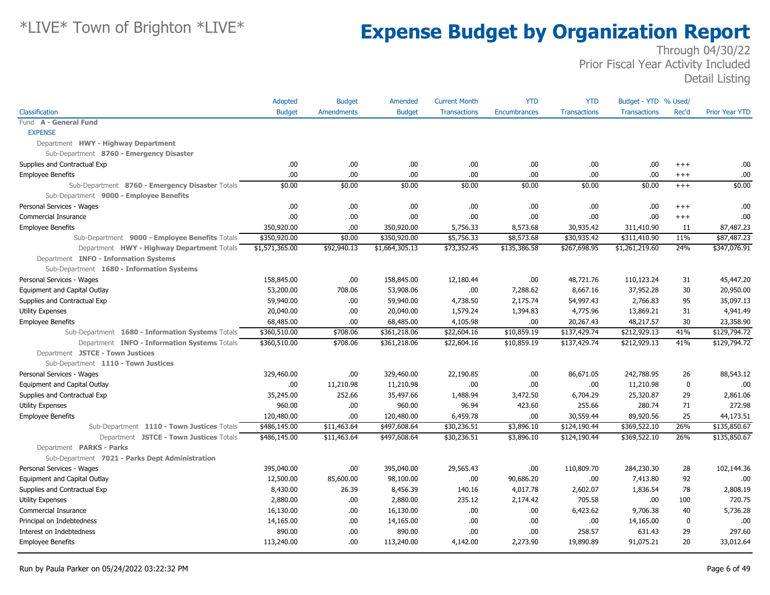# *LIVE* Town of Brighton *LIVE*

# Expense Budget by Organization Report

Through 04/30/22
Prior Fiscal Year Activity Included
Detail Listing

| Classification | Adopted Budget | Budget Amendments | Amended Budget | Current Month Transactions | YTD Encumbrances | YTD Transactions | Budget - YTD Transactions | % Used/ Rec'd | Prior Year YTD |
|---|---|---|---|---|---|---|---|---|---|
| Fund **A - General Fund** | | | | | | | | | |
| EXPENSE | | | | | | | | | |
| Department **HWY - Highway Department** | | | | | | | | | |
| Sub-Department **8760 - Emergency Disaster** | | | | | | | | | |
| Supplies and Contractual Exp | .00 | .00 | .00 | .00 | .00 | .00 | .00 | +++ | .00 |
| Employee Benefits | .00 | .00 | .00 | .00 | .00 | .00 | .00 | +++ | .00 |
| Sub-Department **8760 - Emergency Disaster** Totals | $0.00 | $0.00 | $0.00 | $0.00 | $0.00 | $0.00 | $0.00 | +++ | $0.00 |
| Sub-Department **9000 - Employee Benefits** | | | | | | | | | |
| Personal Services - Wages | .00 | .00 | .00 | .00 | .00 | .00 | .00 | +++ | .00 |
| Commercial Insurance | .00 | .00 | .00 | .00 | .00 | .00 | .00 | +++ | .00 |
| Employee Benefits | 350,920.00 | .00 | 350,920.00 | 5,756.33 | 8,573.68 | 30,935.42 | 311,410.90 | 11 | 87,487.23 |
| Sub-Department **9000 - Employee Benefits** Totals | $350,920.00 | $0.00 | $350,920.00 | $5,756.33 | $8,573.68 | $30,935.42 | $311,410.90 | 11% | $87,487.23 |
| Department **HWY - Highway Department** Totals | $1,571,365.00 | $92,940.13 | $1,664,305.13 | $73,352.45 | $135,386.58 | $267,698.95 | $1,261,219.60 | 24% | $347,076.91 |
| Department **INFO - Information Systems** | | | | | | | | | |
| Sub-Department **1680 - Information Systems** | | | | | | | | | |
| Personal Services - Wages | 158,845.00 | .00 | 158,845.00 | 12,180.44 | .00 | 48,721.76 | 110,123.24 | 31 | 45,447.20 |
| Equipment and Capital Outlay | 53,200.00 | 708.06 | 53,908.06 | .00 | 7,288.62 | 8,667.16 | 37,952.28 | 30 | 20,950.00 |
| Supplies and Contractual Exp | 59,940.00 | .00 | 59,940.00 | 4,738.50 | 2,175.74 | 54,997.43 | 2,766.83 | 95 | 35,097.13 |
| Utility Expenses | 20,040.00 | .00 | 20,040.00 | 1,579.24 | 1,394.83 | 4,775.96 | 13,869.21 | 31 | 4,941.49 |
| Employee Benefits | 68,485.00 | .00 | 68,485.00 | 4,105.98 | .00 | 20,267.43 | 48,217.57 | 30 | 23,358.90 |
| Sub-Department **1680 - Information Systems** Totals | $360,510.00 | $708.06 | $361,218.06 | $22,604.16 | $10,859.19 | $137,429.74 | $212,929.13 | 41% | $129,794.72 |
| Department **INFO - Information Systems** Totals | $360,510.00 | $708.06 | $361,218.06 | $22,604.16 | $10,859.19 | $137,429.74 | $212,929.13 | 41% | $129,794.72 |
| Department **JSTCE - Town Justices** | | | | | | | | | |
| Sub-Department **1110 - Town Justices** | | | | | | | | | |
| Personal Services - Wages | 329,460.00 | .00 | 329,460.00 | 22,190.85 | .00 | 86,671.05 | 242,788.95 | 26 | 88,543.12 |
| Equipment and Capital Outlay | .00 | 11,210.98 | 11,210.98 | .00 | .00 | .00 | 11,210.98 | 0 | .00 |
| Supplies and Contractual Exp | 35,245.00 | 252.66 | 35,497.66 | 1,488.94 | 3,472.50 | 6,704.29 | 25,320.87 | 29 | 2,861.06 |
| Utility Expenses | 960.00 | .00 | 960.00 | 96.94 | 423.60 | 255.66 | 280.74 | 71 | 272.98 |
| Employee Benefits | 120,480.00 | .00 | 120,480.00 | 6,459.78 | .00 | 30,559.44 | 89,920.56 | 25 | 44,173.51 |
| Sub-Department **1110 - Town Justices** Totals | $486,145.00 | $11,463.64 | $497,608.64 | $30,236.51 | $3,896.10 | $124,190.44 | $369,522.10 | 26% | $135,850.67 |
| Department **JSTCE - Town Justices** Totals | $486,145.00 | $11,463.64 | $497,608.64 | $30,236.51 | $3,896.10 | $124,190.44 | $369,522.10 | 26% | $135,850.67 |
| Department **PARKS - Parks** | | | | | | | | | |
| Sub-Department **7021 - Parks Dept Administration** | | | | | | | | | |
| Personal Services - Wages | 395,040.00 | .00 | 395,040.00 | 29,565.43 | .00 | 110,809.70 | 284,230.30 | 28 | 102,144.36 |
| Equipment and Capital Outlay | 12,500.00 | 85,600.00 | 98,100.00 | .00 | 90,686.20 | .00 | 7,413.80 | 92 | .00 |
| Supplies and Contractual Exp | 8,430.00 | 26.39 | 8,456.39 | 140.16 | 4,017.78 | 2,602.07 | 1,836.54 | 78 | 2,808.19 |
| Utility Expenses | 2,880.00 | .00 | 2,880.00 | 235.12 | 2,174.42 | 705.58 | .00 | 100 | 720.75 |
| Commercial Insurance | 16,130.00 | .00 | 16,130.00 | .00 | .00 | 6,423.62 | 9,706.38 | 40 | 5,736.28 |
| Principal on Indebtedness | 14,165.00 | .00 | 14,165.00 | .00 | .00 | .00 | 14,165.00 | 0 | .00 |
| Interest on Indebtedness | 890.00 | .00 | 890.00 | .00 | .00 | 258.57 | 631.43 | 29 | 297.60 |
| Employee Benefits | 113,240.00 | .00 | 113,240.00 | 4,142.00 | 2,273.90 | 19,890.89 | 91,075.21 | 20 | 33,012.64 |

Run by Paula Parker on 05/24/2022 03:22:32 PM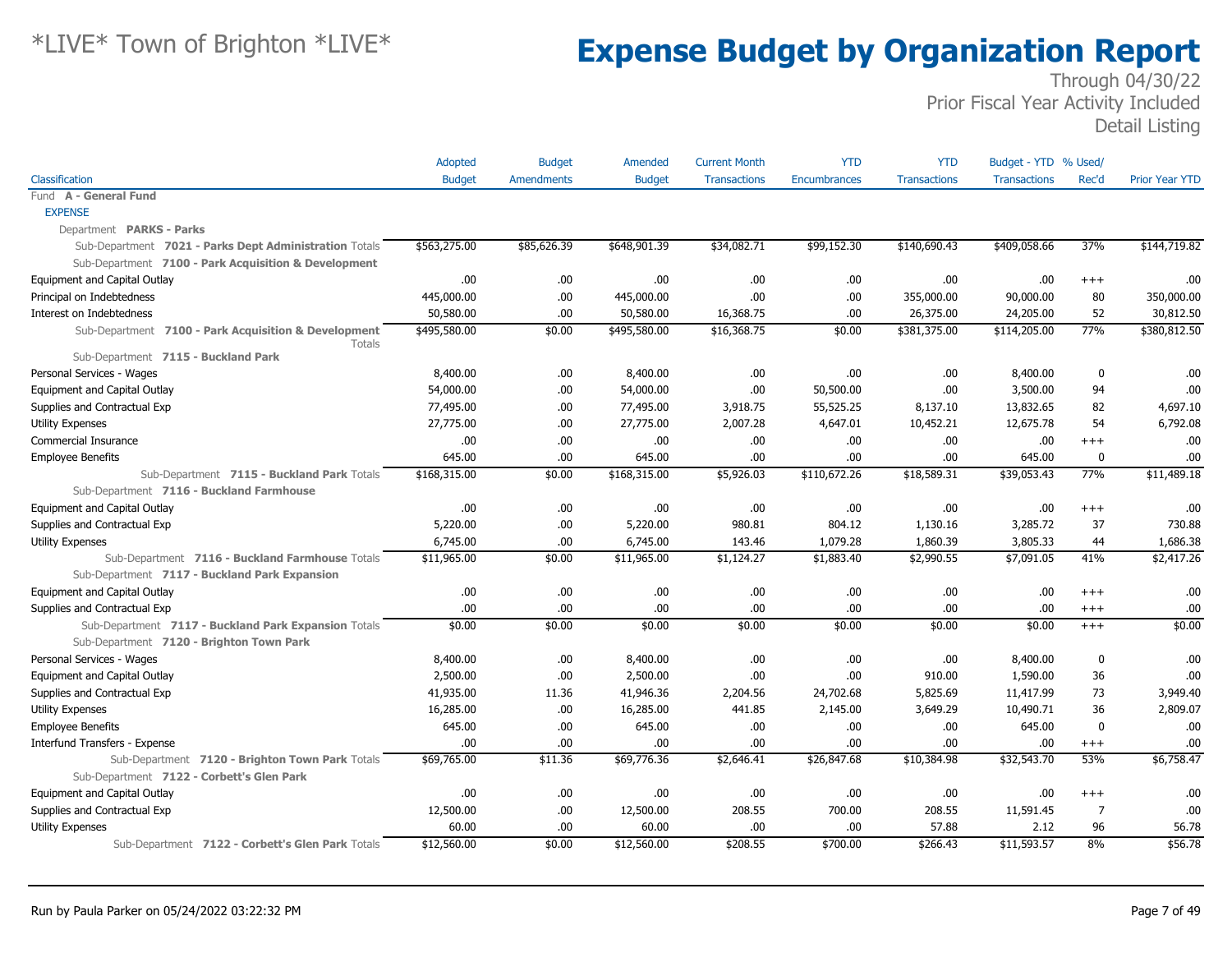# *LIVE* Town of Brighton *LIVE*

# Expense Budget by Organization Report

Through 04/30/22
Prior Fiscal Year Activity Included
Detail Listing

| Classification | Adopted Budget | Budget Amendments | Amended Budget | Current Month Transactions | YTD Encumbrances | YTD Transactions | Budget - YTD Transactions | % Used/ Rec'd | Prior Year YTD |
|---|---|---|---|---|---|---|---|---|---|
| Fund **A - General Fund** | | | | | | | | | |
| EXPENSE | | | | | | | | | |
| Department **PARKS - Parks** | | | | | | | | | |
| Sub-Department **7021 - Parks Dept Administration** Totals | $563,275.00 | $85,626.39 | $648,901.39 | $34,082.71 | $99,152.30 | $140,690.43 | $409,058.66 | 37% | $144,719.82 |
| Sub-Department **7100 - Park Acquisition & Development** | | | | | | | | | |
| Equipment and Capital Outlay | .00 | .00 | .00 | .00 | .00 | .00 | .00 | +++ | .00 |
| Principal on Indebtedness | 445,000.00 | .00 | 445,000.00 | .00 | .00 | 355,000.00 | 90,000.00 | 80 | 350,000.00 |
| Interest on Indebtedness | 50,580.00 | .00 | 50,580.00 | 16,368.75 | .00 | 26,375.00 | 24,205.00 | 52 | 30,812.50 |
| Sub-Department **7100 - Park Acquisition & Development** Totals | $495,580.00 | $0.00 | $495,580.00 | $16,368.75 | $0.00 | $381,375.00 | $114,205.00 | 77% | $380,812.50 |
| Sub-Department **7115 - Buckland Park** | | | | | | | | | |
| Personal Services - Wages | 8,400.00 | .00 | 8,400.00 | .00 | .00 | .00 | 8,400.00 | 0 | .00 |
| Equipment and Capital Outlay | 54,000.00 | .00 | 54,000.00 | .00 | 50,500.00 | .00 | 3,500.00 | 94 | .00 |
| Supplies and Contractual Exp | 77,495.00 | .00 | 77,495.00 | 3,918.75 | 55,525.25 | 8,137.10 | 13,832.65 | 82 | 4,697.10 |
| Utility Expenses | 27,775.00 | .00 | 27,775.00 | 2,007.28 | 4,647.01 | 10,452.21 | 12,675.78 | 54 | 6,792.08 |
| Commercial Insurance | .00 | .00 | .00 | .00 | .00 | .00 | .00 | +++ | .00 |
| Employee Benefits | 645.00 | .00 | 645.00 | .00 | .00 | .00 | 645.00 | 0 | .00 |
| Sub-Department **7115 - Buckland Park** Totals | $168,315.00 | $0.00 | $168,315.00 | $5,926.03 | $110,672.26 | $18,589.31 | $39,053.43 | 77% | $11,489.18 |
| Sub-Department **7116 - Buckland Farmhouse** | | | | | | | | | |
| Equipment and Capital Outlay | .00 | .00 | .00 | .00 | .00 | .00 | .00 | +++ | .00 |
| Supplies and Contractual Exp | 5,220.00 | .00 | 5,220.00 | 980.81 | 804.12 | 1,130.16 | 3,285.72 | 37 | 730.88 |
| Utility Expenses | 6,745.00 | .00 | 6,745.00 | 143.46 | 1,079.28 | 1,860.39 | 3,805.33 | 44 | 1,686.38 |
| Sub-Department **7116 - Buckland Farmhouse** Totals | $11,965.00 | $0.00 | $11,965.00 | $1,124.27 | $1,883.40 | $2,990.55 | $7,091.05 | 41% | $2,417.26 |
| Sub-Department **7117 - Buckland Park Expansion** | | | | | | | | | |
| Equipment and Capital Outlay | .00 | .00 | .00 | .00 | .00 | .00 | .00 | +++ | .00 |
| Supplies and Contractual Exp | .00 | .00 | .00 | .00 | .00 | .00 | .00 | +++ | .00 |
| Sub-Department **7117 - Buckland Park Expansion** Totals | $0.00 | $0.00 | $0.00 | $0.00 | $0.00 | $0.00 | $0.00 | +++ | $0.00 |
| Sub-Department **7120 - Brighton Town Park** | | | | | | | | | |
| Personal Services - Wages | 8,400.00 | .00 | 8,400.00 | .00 | .00 | .00 | 8,400.00 | 0 | .00 |
| Equipment and Capital Outlay | 2,500.00 | .00 | 2,500.00 | .00 | .00 | 910.00 | 1,590.00 | 36 | .00 |
| Supplies and Contractual Exp | 41,935.00 | 11.36 | 41,946.36 | 2,204.56 | 24,702.68 | 5,825.69 | 11,417.99 | 73 | 3,949.40 |
| Utility Expenses | 16,285.00 | .00 | 16,285.00 | 441.85 | 2,145.00 | 3,649.29 | 10,490.71 | 36 | 2,809.07 |
| Employee Benefits | 645.00 | .00 | 645.00 | .00 | .00 | .00 | 645.00 | 0 | .00 |
| Interfund Transfers - Expense | .00 | .00 | .00 | .00 | .00 | .00 | .00 | +++ | .00 |
| Sub-Department **7120 - Brighton Town Park** Totals | $69,765.00 | $11.36 | $69,776.36 | $2,646.41 | $26,847.68 | $10,384.98 | $32,543.70 | 53% | $6,758.47 |
| Sub-Department **7122 - Corbett's Glen Park** | | | | | | | | | |
| Equipment and Capital Outlay | .00 | .00 | .00 | .00 | .00 | .00 | .00 | +++ | .00 |
| Supplies and Contractual Exp | 12,500.00 | .00 | 12,500.00 | 208.55 | 700.00 | 208.55 | 11,591.45 | 7 | .00 |
| Utility Expenses | 60.00 | .00 | 60.00 | .00 | .00 | 57.88 | 2.12 | 96 | 56.78 |
| Sub-Department **7122 - Corbett's Glen Park** Totals | $12,560.00 | $0.00 | $12,560.00 | $208.55 | $700.00 | $266.43 | $11,593.57 | 8% | $56.78 |

Run by Paula Parker on 05/24/2022 03:22:32 PM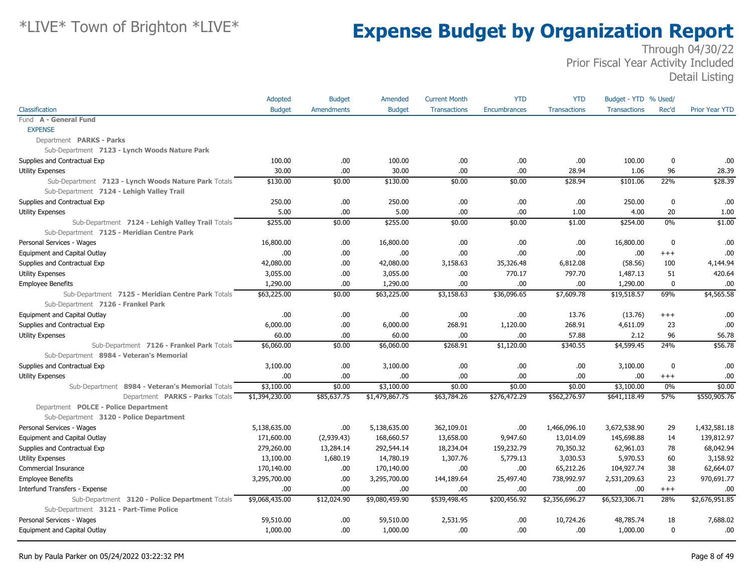# Expense Budget by Organization Report

*LIVE* Town of Brighton *LIVE*

Through 04/30/22
Prior Fiscal Year Activity Included
Detail Listing

| Classification | Adopted Budget | Budget Amendments | Amended Budget | Current Month Transactions | YTD Encumbrances | YTD Transactions | Budget - YTD Transactions | % Used/ Rec'd | Prior Year YTD |
|---|---|---|---|---|---|---|---|---|---|
| Fund **A - General Fund** | | | | | | | | | |
| EXPENSE | | | | | | | | | |
| Department **PARKS - Parks** | | | | | | | | | |
| Sub-Department **7123 - Lynch Woods Nature Park** | | | | | | | | | |
| Supplies and Contractual Exp | 100.00 | .00 | 100.00 | .00 | .00 | .00 | 100.00 | 0 | .00 |
| Utility Expenses | 30.00 | .00 | 30.00 | .00 | .00 | 28.94 | 1.06 | 96 | 28.39 |
| Sub-Department **7123 - Lynch Woods Nature Park** Totals | $130.00 | $0.00 | $130.00 | $0.00 | $0.00 | $28.94 | $101.06 | 22% | $28.39 |
| Sub-Department **7124 - Lehigh Valley Trail** | | | | | | | | | |
| Supplies and Contractual Exp | 250.00 | .00 | 250.00 | .00 | .00 | .00 | 250.00 | 0 | .00 |
| Utility Expenses | 5.00 | .00 | 5.00 | .00 | .00 | 1.00 | 4.00 | 20 | 1.00 |
| Sub-Department **7124 - Lehigh Valley Trail** Totals | $255.00 | $0.00 | $255.00 | $0.00 | $0.00 | $1.00 | $254.00 | 0% | $1.00 |
| Sub-Department **7125 - Meridian Centre Park** | | | | | | | | | |
| Personal Services - Wages | 16,800.00 | .00 | 16,800.00 | .00 | .00 | .00 | 16,800.00 | 0 | .00 |
| Equipment and Capital Outlay | .00 | .00 | .00 | .00 | .00 | .00 | .00 | +++ | .00 |
| Supplies and Contractual Exp | 42,080.00 | .00 | 42,080.00 | 3,158.63 | 35,326.48 | 6,812.08 | (58.56) | 100 | 4,144.94 |
| Utility Expenses | 3,055.00 | .00 | 3,055.00 | .00 | 770.17 | 797.70 | 1,487.13 | 51 | 420.64 |
| Employee Benefits | 1,290.00 | .00 | 1,290.00 | .00 | .00 | .00 | 1,290.00 | 0 | .00 |
| Sub-Department **7125 - Meridian Centre Park** Totals | $63,225.00 | $0.00 | $63,225.00 | $3,158.63 | $36,096.65 | $7,609.78 | $19,518.57 | 69% | $4,565.58 |
| Sub-Department **7126 - Frankel Park** | | | | | | | | | |
| Equipment and Capital Outlay | .00 | .00 | .00 | .00 | .00 | 13.76 | (13.76) | +++ | .00 |
| Supplies and Contractual Exp | 6,000.00 | .00 | 6,000.00 | 268.91 | 1,120.00 | 268.91 | 4,611.09 | 23 | .00 |
| Utility Expenses | 60.00 | .00 | 60.00 | .00 | .00 | 57.88 | 2.12 | 96 | 56.78 |
| Sub-Department **7126 - Frankel Park** Totals | $6,060.00 | $0.00 | $6,060.00 | $268.91 | $1,120.00 | $340.55 | $4,599.45 | 24% | $56.78 |
| Sub-Department **8984 - Veteran's Memorial** | | | | | | | | | |
| Supplies and Contractual Exp | 3,100.00 | .00 | 3,100.00 | .00 | .00 | .00 | 3,100.00 | 0 | .00 |
| Utility Expenses | .00 | .00 | .00 | .00 | .00 | .00 | .00 | +++ | .00 |
| Sub-Department **8984 - Veteran's Memorial** Totals | $3,100.00 | $0.00 | $3,100.00 | $0.00 | $0.00 | $0.00 | $3,100.00 | 0% | $0.00 |
| Department **PARKS - Parks** Totals | $1,394,230.00 | $85,637.75 | $1,479,867.75 | $63,784.26 | $276,472.29 | $562,276.97 | $641,118.49 | 57% | $550,905.76 |
| Department **POLCE - Police Department** | | | | | | | | | |
| Sub-Department **3120 - Police Department** | | | | | | | | | |
| Personal Services - Wages | 5,138,635.00 | .00 | 5,138,635.00 | 362,109.01 | .00 | 1,466,096.10 | 3,672,538.90 | 29 | 1,432,581.18 |
| Equipment and Capital Outlay | 171,600.00 | (2,939.43) | 168,660.57 | 13,658.00 | 9,947.60 | 13,014.09 | 145,698.88 | 14 | 139,812.97 |
| Supplies and Contractual Exp | 279,260.00 | 13,284.14 | 292,544.14 | 18,234.04 | 159,232.79 | 70,350.32 | 62,961.03 | 78 | 68,042.94 |
| Utility Expenses | 13,100.00 | 1,680.19 | 14,780.19 | 1,307.76 | 5,779.13 | 3,030.53 | 5,970.53 | 60 | 3,158.92 |
| Commercial Insurance | 170,140.00 | .00 | 170,140.00 | .00 | .00 | 65,212.26 | 104,927.74 | 38 | 62,664.07 |
| Employee Benefits | 3,295,700.00 | .00 | 3,295,700.00 | 144,189.64 | 25,497.40 | 738,992.97 | 2,531,209.63 | 23 | 970,691.77 |
| Interfund Transfers - Expense | .00 | .00 | .00 | .00 | .00 | .00 | .00 | +++ | .00 |
| Sub-Department **3120 - Police Department** Totals | $9,068,435.00 | $12,024.90 | $9,080,459.90 | $539,498.45 | $200,456.92 | $2,356,696.27 | $6,523,306.71 | 28% | $2,676,951.85 |
| Sub-Department **3121 - Part-Time Police** | | | | | | | | | |
| Personal Services - Wages | 59,510.00 | .00 | 59,510.00 | 2,531.95 | .00 | 10,724.26 | 48,785.74 | 18 | 7,688.02 |
| Equipment and Capital Outlay | 1,000.00 | .00 | 1,000.00 | .00 | .00 | .00 | 1,000.00 | 0 | .00 |

Run by Paula Parker on 05/24/2022 03:22:32 PM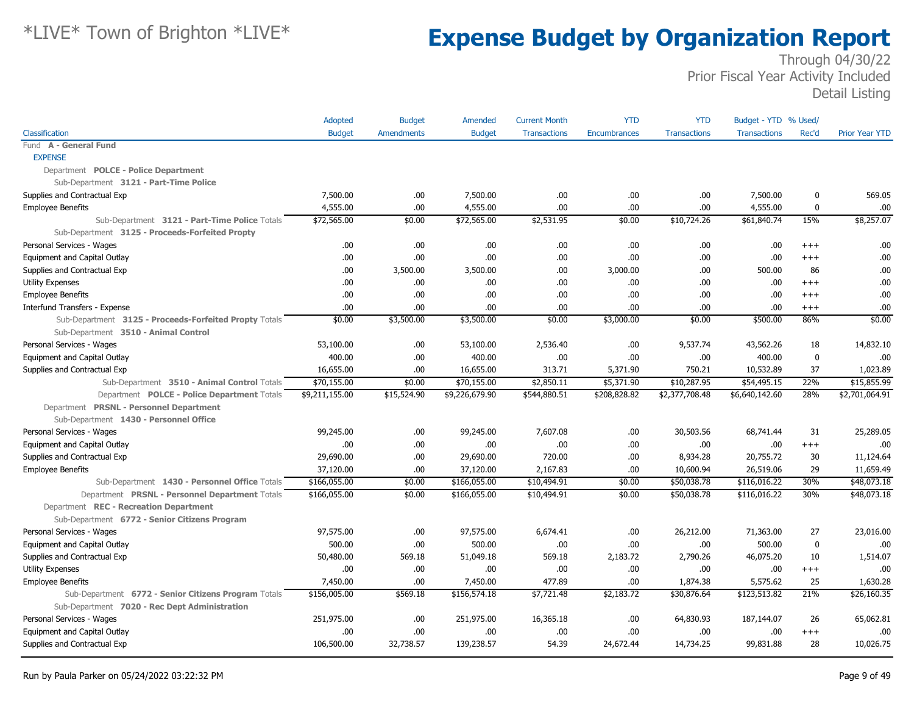# Expense Budget by Organization Report

*LIVE* Town of Brighton *LIVE*

Through 04/30/22
Prior Fiscal Year Activity Included
Detail Listing

| Classification | Adopted Budget | Budget Amendments | Amended Budget | Current Month Transactions | YTD Encumbrances | YTD Transactions | Budget - YTD Transactions | % Used/ Rec'd | Prior Year YTD |
|---|---|---|---|---|---|---|---|---|---|
| Fund **A - General Fund** | | | | | | | | | |
| EXPENSE | | | | | | | | | |
| Department **POLCE - Police Department** | | | | | | | | | |
| Sub-Department **3121 - Part-Time Police** | | | | | | | | | |
| Supplies and Contractual Exp | 7,500.00 | .00 | 7,500.00 | .00 | .00 | .00 | 7,500.00 | 0 | 569.05 |
| Employee Benefits | 4,555.00 | .00 | 4,555.00 | .00 | .00 | .00 | 4,555.00 | 0 | .00 |
| Sub-Department **3121 - Part-Time Police** Totals | $72,565.00 | $0.00 | $72,565.00 | $2,531.95 | $0.00 | $10,724.26 | $61,840.74 | 15% | $8,257.07 |
| Sub-Department **3125 - Proceeds-Forfeited Propty** | | | | | | | | | |
| Personal Services - Wages | .00 | .00 | .00 | .00 | .00 | .00 | .00 | +++ | .00 |
| Equipment and Capital Outlay | .00 | .00 | .00 | .00 | .00 | .00 | .00 | +++ | .00 |
| Supplies and Contractual Exp | .00 | 3,500.00 | 3,500.00 | .00 | 3,000.00 | .00 | 500.00 | 86 | .00 |
| Utility Expenses | .00 | .00 | .00 | .00 | .00 | .00 | .00 | +++ | .00 |
| Employee Benefits | .00 | .00 | .00 | .00 | .00 | .00 | .00 | +++ | .00 |
| Interfund Transfers - Expense | .00 | .00 | .00 | .00 | .00 | .00 | .00 | +++ | .00 |
| Sub-Department **3125 - Proceeds-Forfeited Propty** Totals | $0.00 | $3,500.00 | $3,500.00 | $0.00 | $3,000.00 | $0.00 | $500.00 | 86% | $0.00 |
| Sub-Department **3510 - Animal Control** | | | | | | | | | |
| Personal Services - Wages | 53,100.00 | .00 | 53,100.00 | 2,536.40 | .00 | 9,537.74 | 43,562.26 | 18 | 14,832.10 |
| Equipment and Capital Outlay | 400.00 | .00 | 400.00 | .00 | .00 | .00 | 400.00 | 0 | .00 |
| Supplies and Contractual Exp | 16,655.00 | .00 | 16,655.00 | 313.71 | 5,371.90 | 750.21 | 10,532.89 | 37 | 1,023.89 |
| Sub-Department **3510 - Animal Control** Totals | $70,155.00 | $0.00 | $70,155.00 | $2,850.11 | $5,371.90 | $10,287.95 | $54,495.15 | 22% | $15,855.99 |
| Department **POLCE - Police Department** Totals | $9,211,155.00 | $15,524.90 | $9,226,679.90 | $544,880.51 | $208,828.82 | $2,377,708.48 | $6,640,142.60 | 28% | $2,701,064.91 |
| Department **PRSNL - Personnel Department** | | | | | | | | | |
| Sub-Department **1430 - Personnel Office** | | | | | | | | | |
| Personal Services - Wages | 99,245.00 | .00 | 99,245.00 | 7,607.08 | .00 | 30,503.56 | 68,741.44 | 31 | 25,289.05 |
| Equipment and Capital Outlay | .00 | .00 | .00 | .00 | .00 | .00 | .00 | +++ | .00 |
| Supplies and Contractual Exp | 29,690.00 | .00 | 29,690.00 | 720.00 | .00 | 8,934.28 | 20,755.72 | 30 | 11,124.64 |
| Employee Benefits | 37,120.00 | .00 | 37,120.00 | 2,167.83 | .00 | 10,600.94 | 26,519.06 | 29 | 11,659.49 |
| Sub-Department **1430 - Personnel Office** Totals | $166,055.00 | $0.00 | $166,055.00 | $10,494.91 | $0.00 | $50,038.78 | $116,016.22 | 30% | $48,073.18 |
| Department **PRSNL - Personnel Department** Totals | $166,055.00 | $0.00 | $166,055.00 | $10,494.91 | $0.00 | $50,038.78 | $116,016.22 | 30% | $48,073.18 |
| Department **REC - Recreation Department** | | | | | | | | | |
| Sub-Department **6772 - Senior Citizens Program** | | | | | | | | | |
| Personal Services - Wages | 97,575.00 | .00 | 97,575.00 | 6,674.41 | .00 | 26,212.00 | 71,363.00 | 27 | 23,016.00 |
| Equipment and Capital Outlay | 500.00 | .00 | 500.00 | .00 | .00 | .00 | 500.00 | 0 | .00 |
| Supplies and Contractual Exp | 50,480.00 | 569.18 | 51,049.18 | 569.18 | 2,183.72 | 2,790.26 | 46,075.20 | 10 | 1,514.07 |
| Utility Expenses | .00 | .00 | .00 | .00 | .00 | .00 | .00 | +++ | .00 |
| Employee Benefits | 7,450.00 | .00 | 7,450.00 | 477.89 | .00 | 1,874.38 | 5,575.62 | 25 | 1,630.28 |
| Sub-Department **6772 - Senior Citizens Program** Totals | $156,005.00 | $569.18 | $156,574.18 | $7,721.48 | $2,183.72 | $30,876.64 | $123,513.82 | 21% | $26,160.35 |
| Sub-Department **7020 - Rec Dept Administration** | | | | | | | | | |
| Personal Services - Wages | 251,975.00 | .00 | 251,975.00 | 16,365.18 | .00 | 64,830.93 | 187,144.07 | 26 | 65,062.81 |
| Equipment and Capital Outlay | .00 | .00 | .00 | .00 | .00 | .00 | .00 | +++ | .00 |
| Supplies and Contractual Exp | 106,500.00 | 32,738.57 | 139,238.57 | 54.39 | 24,672.44 | 14,734.25 | 99,831.88 | 28 | 10,026.75 |

Run by Paula Parker on 05/24/2022 03:22:32 PM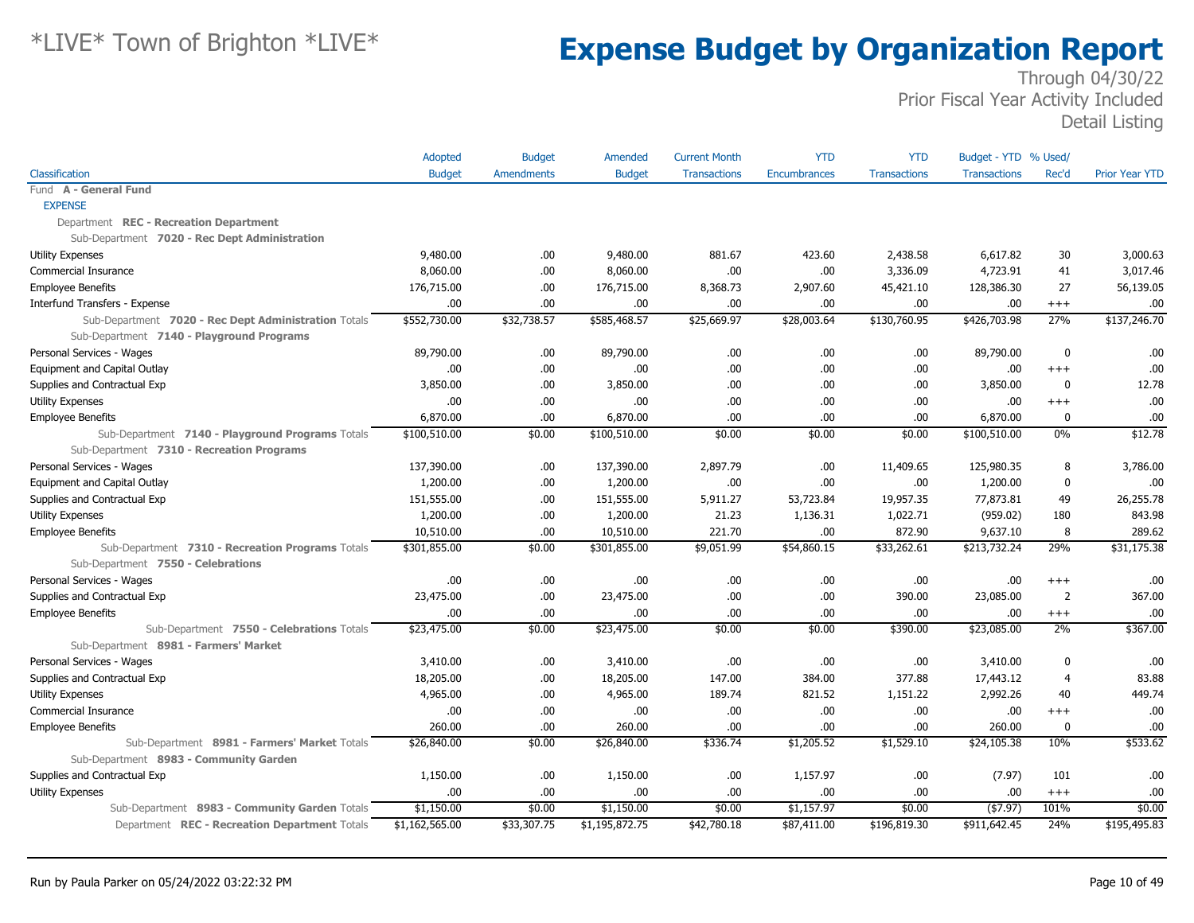# Expense Budget by Organization Report

*LIVE* Town of Brighton *LIVE*

Through 04/30/22
Prior Fiscal Year Activity Included
Detail Listing

| Classification | Adopted Budget | Budget Amendments | Amended Budget | Current Month Transactions | YTD Encumbrances | YTD Transactions | Budget - YTD Transactions | % Used/ Rec'd | Prior Year YTD |
|---|---|---|---|---|---|---|---|---|---|
| Fund **A - General Fund** | | | | | | | | | |
| EXPENSE | | | | | | | | | |
| Department **REC - Recreation Department** | | | | | | | | | |
| Sub-Department **7020 - Rec Dept Administration** | | | | | | | | | |
| Utility Expenses | 9,480.00 | .00 | 9,480.00 | 881.67 | 423.60 | 2,438.58 | 6,617.82 | 30 | 3,000.63 |
| Commercial Insurance | 8,060.00 | .00 | 8,060.00 | .00 | .00 | 3,336.09 | 4,723.91 | 41 | 3,017.46 |
| Employee Benefits | 176,715.00 | .00 | 176,715.00 | 8,368.73 | 2,907.60 | 45,421.10 | 128,386.30 | 27 | 56,139.05 |
| Interfund Transfers - Expense | .00 | .00 | .00 | .00 | .00 | .00 | .00 | +++ | .00 |
| Sub-Department **7020 - Rec Dept Administration** Totals | $552,730.00 | $32,738.57 | $585,468.57 | $25,669.97 | $28,003.64 | $130,760.95 | $426,703.98 | 27% | $137,246.70 |
| Sub-Department **7140 - Playground Programs** | | | | | | | | | |
| Personal Services - Wages | 89,790.00 | .00 | 89,790.00 | .00 | .00 | .00 | 89,790.00 | 0 | .00 |
| Equipment and Capital Outlay | .00 | .00 | .00 | .00 | .00 | .00 | .00 | +++ | .00 |
| Supplies and Contractual Exp | 3,850.00 | .00 | 3,850.00 | .00 | .00 | .00 | 3,850.00 | 0 | 12.78 |
| Utility Expenses | .00 | .00 | .00 | .00 | .00 | .00 | .00 | +++ | .00 |
| Employee Benefits | 6,870.00 | .00 | 6,870.00 | .00 | .00 | .00 | 6,870.00 | 0 | .00 |
| Sub-Department **7140 - Playground Programs** Totals | $100,510.00 | $0.00 | $100,510.00 | $0.00 | $0.00 | $0.00 | $100,510.00 | 0% | $12.78 |
| Sub-Department **7310 - Recreation Programs** | | | | | | | | | |
| Personal Services - Wages | 137,390.00 | .00 | 137,390.00 | 2,897.79 | .00 | 11,409.65 | 125,980.35 | 8 | 3,786.00 |
| Equipment and Capital Outlay | 1,200.00 | .00 | 1,200.00 | .00 | .00 | .00 | 1,200.00 | 0 | .00 |
| Supplies and Contractual Exp | 151,555.00 | .00 | 151,555.00 | 5,911.27 | 53,723.84 | 19,957.35 | 77,873.81 | 49 | 26,255.78 |
| Utility Expenses | 1,200.00 | .00 | 1,200.00 | 21.23 | 1,136.31 | 1,022.71 | (959.02) | 180 | 843.98 |
| Employee Benefits | 10,510.00 | .00 | 10,510.00 | 221.70 | .00 | 872.90 | 9,637.10 | 8 | 289.62 |
| Sub-Department **7310 - Recreation Programs** Totals | $301,855.00 | $0.00 | $301,855.00 | $9,051.99 | $54,860.15 | $33,262.61 | $213,732.24 | 29% | $31,175.38 |
| Sub-Department **7550 - Celebrations** | | | | | | | | | |
| Personal Services - Wages | .00 | .00 | .00 | .00 | .00 | .00 | .00 | +++ | .00 |
| Supplies and Contractual Exp | 23,475.00 | .00 | 23,475.00 | .00 | .00 | 390.00 | 23,085.00 | 2 | 367.00 |
| Employee Benefits | .00 | .00 | .00 | .00 | .00 | .00 | .00 | +++ | .00 |
| Sub-Department **7550 - Celebrations** Totals | $23,475.00 | $0.00 | $23,475.00 | $0.00 | $0.00 | $390.00 | $23,085.00 | 2% | $367.00 |
| Sub-Department **8981 - Farmers' Market** | | | | | | | | | |
| Personal Services - Wages | 3,410.00 | .00 | 3,410.00 | .00 | .00 | .00 | 3,410.00 | 0 | .00 |
| Supplies and Contractual Exp | 18,205.00 | .00 | 18,205.00 | 147.00 | 384.00 | 377.88 | 17,443.12 | 4 | 83.88 |
| Utility Expenses | 4,965.00 | .00 | 4,965.00 | 189.74 | 821.52 | 1,151.22 | 2,992.26 | 40 | 449.74 |
| Commercial Insurance | .00 | .00 | .00 | .00 | .00 | .00 | .00 | +++ | .00 |
| Employee Benefits | 260.00 | .00 | 260.00 | .00 | .00 | .00 | 260.00 | 0 | .00 |
| Sub-Department **8981 - Farmers' Market** Totals | $26,840.00 | $0.00 | $26,840.00 | $336.74 | $1,205.52 | $1,529.10 | $24,105.38 | 10% | $533.62 |
| Sub-Department **8983 - Community Garden** | | | | | | | | | |
| Supplies and Contractual Exp | 1,150.00 | .00 | 1,150.00 | .00 | 1,157.97 | .00 | (7.97) | 101 | .00 |
| Utility Expenses | .00 | .00 | .00 | .00 | .00 | .00 | .00 | +++ | .00 |
| Sub-Department **8983 - Community Garden** Totals | $1,150.00 | $0.00 | $1,150.00 | $0.00 | $1,157.97 | $0.00 | ($7.97) | 101% | $0.00 |
| Department **REC - Recreation Department** Totals | $1,162,565.00 | $33,307.75 | $1,195,872.75 | $42,780.18 | $87,411.00 | $196,819.30 | $911,642.45 | 24% | $195,495.83 |

Run by Paula Parker on 05/24/2022 03:22:32 PM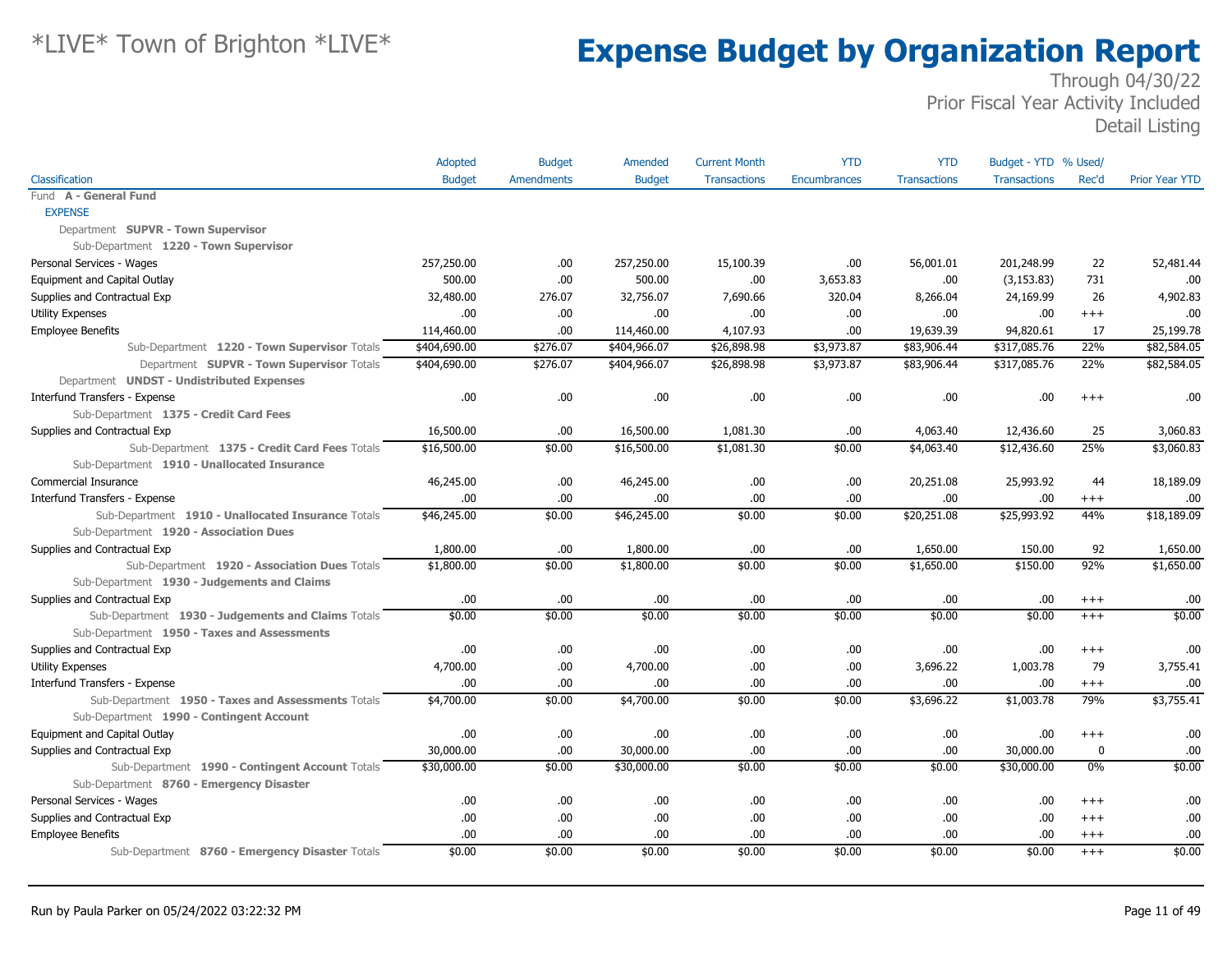# *LIVE* Town of Brighton *LIVE*

# Expense Budget by Organization Report

Through 04/30/22
Prior Fiscal Year Activity Included
Detail Listing

| Classification | Adopted Budget | Budget Amendments | Amended Budget | Current Month Transactions | YTD Encumbrances | YTD Transactions | Budget - YTD Transactions | % Used/ Rec'd | Prior Year YTD |
|---|---|---|---|---|---|---|---|---|---|
| Fund **A - General Fund** | | | | | | | | | |
| EXPENSE | | | | | | | | | |
| Department **SUPVR - Town Supervisor** | | | | | | | | | |
| Sub-Department **1220 - Town Supervisor** | | | | | | | | | |
| Personal Services - Wages | 257,250.00 | .00 | 257,250.00 | 15,100.39 | .00 | 56,001.01 | 201,248.99 | 22 | 52,481.44 |
| Equipment and Capital Outlay | 500.00 | .00 | 500.00 | .00 | 3,653.83 | .00 | (3,153.83) | 731 | .00 |
| Supplies and Contractual Exp | 32,480.00 | 276.07 | 32,756.07 | 7,690.66 | 320.04 | 8,266.04 | 24,169.99 | 26 | 4,902.83 |
| Utility Expenses | .00 | .00 | .00 | .00 | .00 | .00 | .00 | +++ | .00 |
| Employee Benefits | 114,460.00 | .00 | 114,460.00 | 4,107.93 | .00 | 19,639.39 | 94,820.61 | 17 | 25,199.78 |
| Sub-Department **1220 - Town Supervisor** Totals | $404,690.00 | $276.07 | $404,966.07 | $26,898.98 | $3,973.87 | $83,906.44 | $317,085.76 | 22% | $82,584.05 |
| Department **SUPVR - Town Supervisor** Totals | $404,690.00 | $276.07 | $404,966.07 | $26,898.98 | $3,973.87 | $83,906.44 | $317,085.76 | 22% | $82,584.05 |
| Department **UNDST - Undistributed Expenses** | | | | | | | | | |
| Interfund Transfers - Expense | .00 | .00 | .00 | .00 | .00 | .00 | .00 | +++ | .00 |
| Sub-Department **1375 - Credit Card Fees** | | | | | | | | | |
| Supplies and Contractual Exp | 16,500.00 | .00 | 16,500.00 | 1,081.30 | .00 | 4,063.40 | 12,436.60 | 25 | 3,060.83 |
| Sub-Department **1375 - Credit Card Fees** Totals | $16,500.00 | $0.00 | $16,500.00 | $1,081.30 | $0.00 | $4,063.40 | $12,436.60 | 25% | $3,060.83 |
| Sub-Department **1910 - Unallocated Insurance** | | | | | | | | | |
| Commercial Insurance | 46,245.00 | .00 | 46,245.00 | .00 | .00 | 20,251.08 | 25,993.92 | 44 | 18,189.09 |
| Interfund Transfers - Expense | .00 | .00 | .00 | .00 | .00 | .00 | .00 | +++ | .00 |
| Sub-Department **1910 - Unallocated Insurance** Totals | $46,245.00 | $0.00 | $46,245.00 | $0.00 | $0.00 | $20,251.08 | $25,993.92 | 44% | $18,189.09 |
| Sub-Department **1920 - Association Dues** | | | | | | | | | |
| Supplies and Contractual Exp | 1,800.00 | .00 | 1,800.00 | .00 | .00 | 1,650.00 | 150.00 | 92 | 1,650.00 |
| Sub-Department **1920 - Association Dues** Totals | $1,800.00 | $0.00 | $1,800.00 | $0.00 | $0.00 | $1,650.00 | $150.00 | 92% | $1,650.00 |
| Sub-Department **1930 - Judgements and Claims** | | | | | | | | | |
| Supplies and Contractual Exp | .00 | .00 | .00 | .00 | .00 | .00 | .00 | +++ | .00 |
| Sub-Department **1930 - Judgements and Claims** Totals | $0.00 | $0.00 | $0.00 | $0.00 | $0.00 | $0.00 | $0.00 | +++ | $0.00 |
| Sub-Department **1950 - Taxes and Assessments** | | | | | | | | | |
| Supplies and Contractual Exp | .00 | .00 | .00 | .00 | .00 | .00 | .00 | +++ | .00 |
| Utility Expenses | 4,700.00 | .00 | 4,700.00 | .00 | .00 | 3,696.22 | 1,003.78 | 79 | 3,755.41 |
| Interfund Transfers - Expense | .00 | .00 | .00 | .00 | .00 | .00 | .00 | +++ | .00 |
| Sub-Department **1950 - Taxes and Assessments** Totals | $4,700.00 | $0.00 | $4,700.00 | $0.00 | $0.00 | $3,696.22 | $1,003.78 | 79% | $3,755.41 |
| Sub-Department **1990 - Contingent Account** | | | | | | | | | |
| Equipment and Capital Outlay | .00 | .00 | .00 | .00 | .00 | .00 | .00 | +++ | .00 |
| Supplies and Contractual Exp | 30,000.00 | .00 | 30,000.00 | .00 | .00 | .00 | 30,000.00 | 0 | .00 |
| Sub-Department **1990 - Contingent Account** Totals | $30,000.00 | $0.00 | $30,000.00 | $0.00 | $0.00 | $0.00 | $30,000.00 | 0% | $0.00 |
| Sub-Department **8760 - Emergency Disaster** | | | | | | | | | |
| Personal Services - Wages | .00 | .00 | .00 | .00 | .00 | .00 | .00 | +++ | .00 |
| Supplies and Contractual Exp | .00 | .00 | .00 | .00 | .00 | .00 | .00 | +++ | .00 |
| Employee Benefits | .00 | .00 | .00 | .00 | .00 | .00 | .00 | +++ | .00 |
| Sub-Department **8760 - Emergency Disaster** Totals | $0.00 | $0.00 | $0.00 | $0.00 | $0.00 | $0.00 | $0.00 | +++ | $0.00 |

Run by Paula Parker on 05/24/2022 03:22:32 PM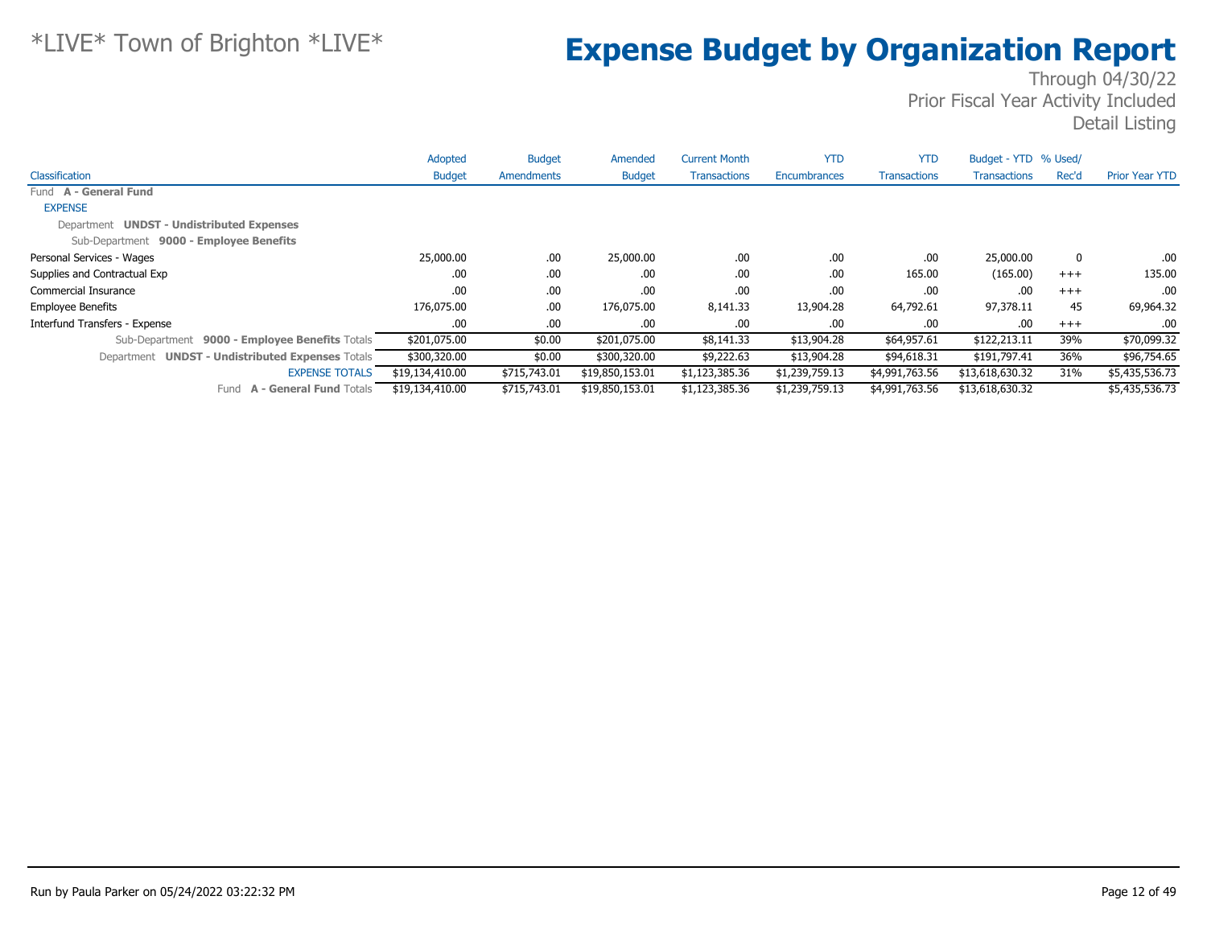*LIVE* Town of Brighton *LIVE*

# Expense Budget by Organization Report

Through 04/30/22
Prior Fiscal Year Activity Included
Detail Listing

| Classification | Adopted Budget | Budget Amendments | Amended Budget | Current Month Transactions | YTD Encumbrances | YTD Transactions | Budget - YTD Transactions | % Used/ Rec'd | Prior Year YTD |
|---|---|---|---|---|---|---|---|---|---|
| Fund **A - General Fund** | | | | | | | | | |
| EXPENSE | | | | | | | | | |
| Department **UNDST - Undistributed Expenses** | | | | | | | | | |
| Sub-Department **9000 - Employee Benefits** | | | | | | | | | |
| Personal Services - Wages | 25,000.00 | .00 | 25,000.00 | .00 | .00 | .00 | 25,000.00 | 0 | .00 |
| Supplies and Contractual Exp | .00 | .00 | .00 | .00 | .00 | 165.00 | (165.00) | +++ | 135.00 |
| Commercial Insurance | .00 | .00 | .00 | .00 | .00 | .00 | .00 | +++ | .00 |
| Employee Benefits | 176,075.00 | .00 | 176,075.00 | 8,141.33 | 13,904.28 | 64,792.61 | 97,378.11 | 45 | 69,964.32 |
| Interfund Transfers - Expense | .00 | .00 | .00 | .00 | .00 | .00 | .00 | +++ | .00 |
| Sub-Department **9000 - Employee Benefits** Totals | $201,075.00 | $0.00 | $201,075.00 | $8,141.33 | $13,904.28 | $64,957.61 | $122,213.11 | 39% | $70,099.32 |
| Department **UNDST - Undistributed Expenses** Totals | $300,320.00 | $0.00 | $300,320.00 | $9,222.63 | $13,904.28 | $94,618.31 | $191,797.41 | 36% | $96,754.65 |
| EXPENSE TOTALS | $19,134,410.00 | $715,743.01 | $19,850,153.01 | $1,123,385.36 | $1,239,759.13 | $4,991,763.56 | $13,618,630.32 | 31% | $5,435,536.73 |
| Fund **A - General Fund** Totals | $19,134,410.00 | $715,743.01 | $19,850,153.01 | $1,123,385.36 | $1,239,759.13 | $4,991,763.56 | $13,618,630.32 | | $5,435,536.73 |

Run by Paula Parker on 05/24/2022 03:22:32 PM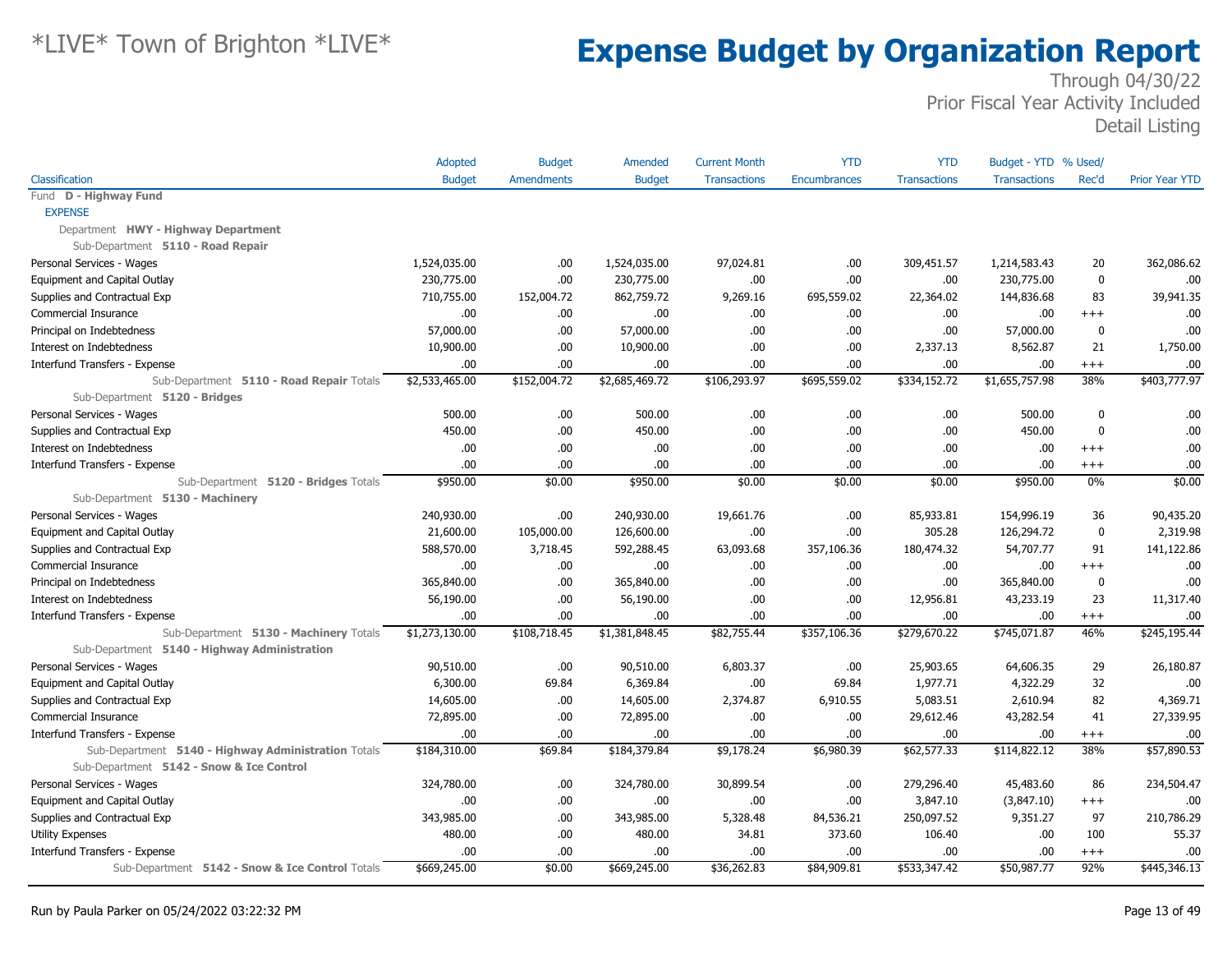# *LIVE* Town of Brighton *LIVE*

# Expense Budget by Organization Report

Through 04/30/22
Prior Fiscal Year Activity Included
Detail Listing

| Classification | Adopted Budget | Budget Amendments | Amended Budget | Current Month Transactions | YTD Encumbrances | YTD Transactions | Budget - YTD Transactions | % Used/ Rec'd | Prior Year YTD |
|---|---|---|---|---|---|---|---|---|---|
| Fund **D - Highway Fund** | | | | | | | | | |
| EXPENSE | | | | | | | | | |
| Department **HWY - Highway Department** | | | | | | | | | |
| Sub-Department **5110 - Road Repair** | | | | | | | | | |
| Personal Services - Wages | 1,524,035.00 | .00 | 1,524,035.00 | 97,024.81 | .00 | 309,451.57 | 1,214,583.43 | 20 | 362,086.62 |
| Equipment and Capital Outlay | 230,775.00 | .00 | 230,775.00 | .00 | .00 | .00 | 230,775.00 | 0 | .00 |
| Supplies and Contractual Exp | 710,755.00 | 152,004.72 | 862,759.72 | 9,269.16 | 695,559.02 | 22,364.02 | 144,836.68 | 83 | 39,941.35 |
| Commercial Insurance | .00 | .00 | .00 | .00 | .00 | .00 | .00 | +++ | .00 |
| Principal on Indebtedness | 57,000.00 | .00 | 57,000.00 | .00 | .00 | .00 | 57,000.00 | 0 | .00 |
| Interest on Indebtedness | 10,900.00 | .00 | 10,900.00 | .00 | .00 | 2,337.13 | 8,562.87 | 21 | 1,750.00 |
| Interfund Transfers - Expense | .00 | .00 | .00 | .00 | .00 | .00 | .00 | +++ | .00 |
| Sub-Department **5110 - Road Repair** Totals | $2,533,465.00 | $152,004.72 | $2,685,469.72 | $106,293.97 | $695,559.02 | $334,152.72 | $1,655,757.98 | 38% | $403,777.97 |
| Sub-Department **5120 - Bridges** | | | | | | | | | |
| Personal Services - Wages | 500.00 | .00 | 500.00 | .00 | .00 | .00 | 500.00 | 0 | .00 |
| Supplies and Contractual Exp | 450.00 | .00 | 450.00 | .00 | .00 | .00 | 450.00 | 0 | .00 |
| Interest on Indebtedness | .00 | .00 | .00 | .00 | .00 | .00 | .00 | +++ | .00 |
| Interfund Transfers - Expense | .00 | .00 | .00 | .00 | .00 | .00 | .00 | +++ | .00 |
| Sub-Department **5120 - Bridges** Totals | $950.00 | $0.00 | $950.00 | $0.00 | $0.00 | $0.00 | $950.00 | 0% | $0.00 |
| Sub-Department **5130 - Machinery** | | | | | | | | | |
| Personal Services - Wages | 240,930.00 | .00 | 240,930.00 | 19,661.76 | .00 | 85,933.81 | 154,996.19 | 36 | 90,435.20 |
| Equipment and Capital Outlay | 21,600.00 | 105,000.00 | 126,600.00 | .00 | .00 | 305.28 | 126,294.72 | 0 | 2,319.98 |
| Supplies and Contractual Exp | 588,570.00 | 3,718.45 | 592,288.45 | 63,093.68 | 357,106.36 | 180,474.32 | 54,707.77 | 91 | 141,122.86 |
| Commercial Insurance | .00 | .00 | .00 | .00 | .00 | .00 | .00 | +++ | .00 |
| Principal on Indebtedness | 365,840.00 | .00 | 365,840.00 | .00 | .00 | .00 | 365,840.00 | 0 | .00 |
| Interest on Indebtedness | 56,190.00 | .00 | 56,190.00 | .00 | .00 | 12,956.81 | 43,233.19 | 23 | 11,317.40 |
| Interfund Transfers - Expense | .00 | .00 | .00 | .00 | .00 | .00 | .00 | +++ | .00 |
| Sub-Department **5130 - Machinery** Totals | $1,273,130.00 | $108,718.45 | $1,381,848.45 | $82,755.44 | $357,106.36 | $279,670.22 | $745,071.87 | 46% | $245,195.44 |
| Sub-Department **5140 - Highway Administration** | | | | | | | | | |
| Personal Services - Wages | 90,510.00 | .00 | 90,510.00 | 6,803.37 | .00 | 25,903.65 | 64,606.35 | 29 | 26,180.87 |
| Equipment and Capital Outlay | 6,300.00 | 69.84 | 6,369.84 | .00 | 69.84 | 1,977.71 | 4,322.29 | 32 | .00 |
| Supplies and Contractual Exp | 14,605.00 | .00 | 14,605.00 | 2,374.87 | 6,910.55 | 5,083.51 | 2,610.94 | 82 | 4,369.71 |
| Commercial Insurance | 72,895.00 | .00 | 72,895.00 | .00 | .00 | 29,612.46 | 43,282.54 | 41 | 27,339.95 |
| Interfund Transfers - Expense | .00 | .00 | .00 | .00 | .00 | .00 | .00 | +++ | .00 |
| Sub-Department **5140 - Highway Administration** Totals | $184,310.00 | $69.84 | $184,379.84 | $9,178.24 | $6,980.39 | $62,577.33 | $114,822.12 | 38% | $57,890.53 |
| Sub-Department **5142 - Snow & Ice Control** | | | | | | | | | |
| Personal Services - Wages | 324,780.00 | .00 | 324,780.00 | 30,899.54 | .00 | 279,296.40 | 45,483.60 | 86 | 234,504.47 |
| Equipment and Capital Outlay | .00 | .00 | .00 | .00 | .00 | 3,847.10 | (3,847.10) | +++ | .00 |
| Supplies and Contractual Exp | 343,985.00 | .00 | 343,985.00 | 5,328.48 | 84,536.21 | 250,097.52 | 9,351.27 | 97 | 210,786.29 |
| Utility Expenses | 480.00 | .00 | 480.00 | 34.81 | 373.60 | 106.40 | .00 | 100 | 55.37 |
| Interfund Transfers - Expense | .00 | .00 | .00 | .00 | .00 | .00 | .00 | +++ | .00 |
| Sub-Department **5142 - Snow & Ice Control** Totals | $669,245.00 | $0.00 | $669,245.00 | $36,262.83 | $84,909.81 | $533,347.42 | $50,987.77 | 92% | $445,346.13 |

Run by Paula Parker on 05/24/2022 03:22:32 PM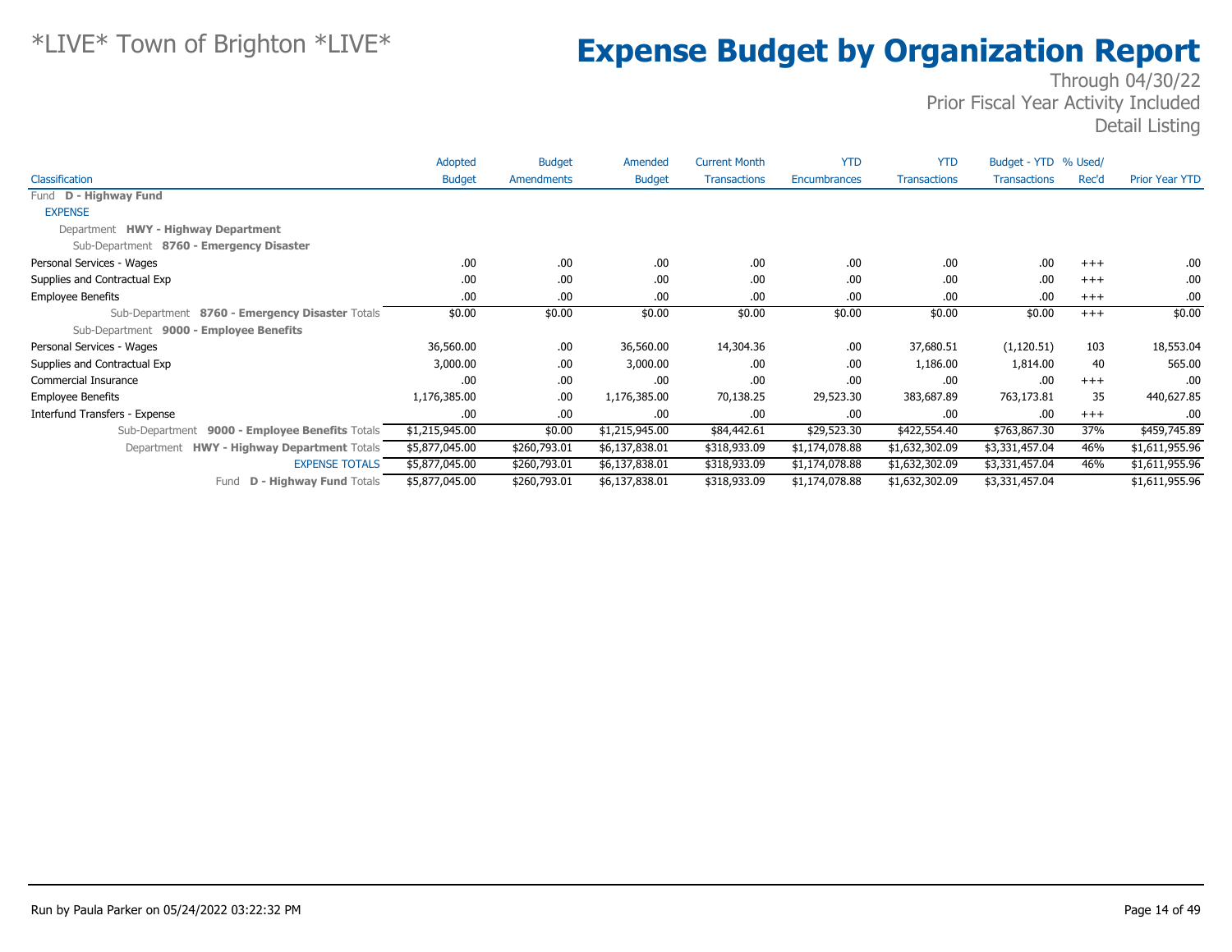# *LIVE* Town of Brighton *LIVE*

# Expense Budget by Organization Report

Through 04/30/22
Prior Fiscal Year Activity Included
Detail Listing

| Classification | Adopted Budget | Budget Amendments | Amended Budget | Current Month Transactions | YTD Encumbrances | YTD Transactions | Budget - YTD Transactions | % Used/ Rec'd | Prior Year YTD |
|---|---|---|---|---|---|---|---|---|---|
| Fund **D - Highway Fund** | | | | | | | | | |
| EXPENSE | | | | | | | | | |
| Department **HWY - Highway Department** | | | | | | | | | |
| Sub-Department **8760 - Emergency Disaster** | | | | | | | | | |
| Personal Services - Wages | .00 | .00 | .00 | .00 | .00 | .00 | .00 | +++ | .00 |
| Supplies and Contractual Exp | .00 | .00 | .00 | .00 | .00 | .00 | .00 | +++ | .00 |
| Employee Benefits | .00 | .00 | .00 | .00 | .00 | .00 | .00 | +++ | .00 |
| Sub-Department **8760 - Emergency Disaster** Totals | $0.00 | $0.00 | $0.00 | $0.00 | $0.00 | $0.00 | $0.00 | +++ | $0.00 |
| Sub-Department **9000 - Employee Benefits** | | | | | | | | | |
| Personal Services - Wages | 36,560.00 | .00 | 36,560.00 | 14,304.36 | .00 | 37,680.51 | (1,120.51) | 103 | 18,553.04 |
| Supplies and Contractual Exp | 3,000.00 | .00 | 3,000.00 | .00 | .00 | 1,186.00 | 1,814.00 | 40 | 565.00 |
| Commercial Insurance | .00 | .00 | .00 | .00 | .00 | .00 | .00 | +++ | .00 |
| Employee Benefits | 1,176,385.00 | .00 | 1,176,385.00 | 70,138.25 | 29,523.30 | 383,687.89 | 763,173.81 | 35 | 440,627.85 |
| Interfund Transfers - Expense | .00 | .00 | .00 | .00 | .00 | .00 | .00 | +++ | .00 |
| Sub-Department **9000 - Employee Benefits** Totals | $1,215,945.00 | $0.00 | $1,215,945.00 | $84,442.61 | $29,523.30 | $422,554.40 | $763,867.30 | 37% | $459,745.89 |
| Department **HWY - Highway Department** Totals | $5,877,045.00 | $260,793.01 | $6,137,838.01 | $318,933.09 | $1,174,078.88 | $1,632,302.09 | $3,331,457.04 | 46% | $1,611,955.96 |
| EXPENSE TOTALS | $5,877,045.00 | $260,793.01 | $6,137,838.01 | $318,933.09 | $1,174,078.88 | $1,632,302.09 | $3,331,457.04 | 46% | $1,611,955.96 |
| Fund **D - Highway Fund** Totals | $5,877,045.00 | $260,793.01 | $6,137,838.01 | $318,933.09 | $1,174,078.88 | $1,632,302.09 | $3,331,457.04 | | $1,611,955.96 |

Run by Paula Parker on 05/24/2022 03:22:32 PM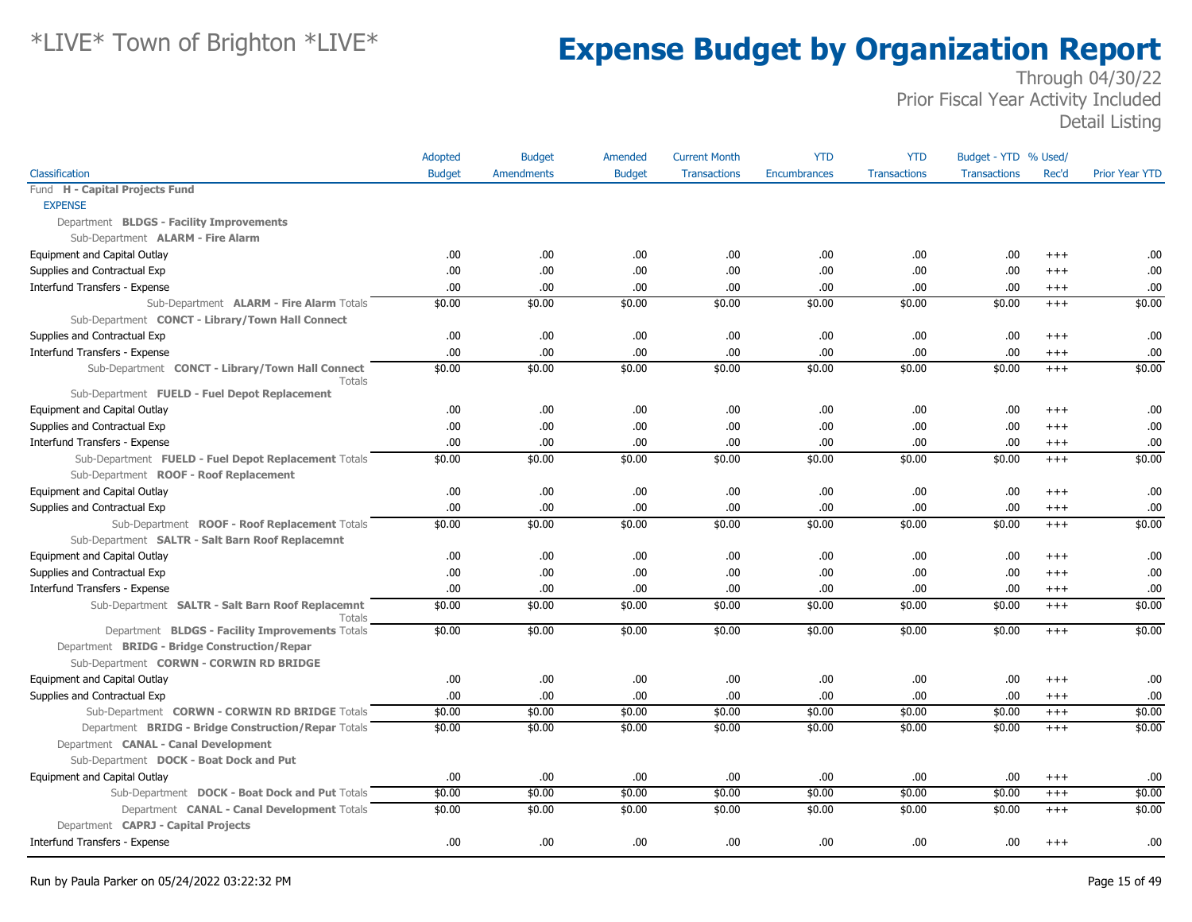# *LIVE* Town of Brighton *LIVE*

# Expense Budget by Organization Report

Through 04/30/22
Prior Fiscal Year Activity Included
Detail Listing

| Classification | Adopted Budget | Budget Amendments | Amended Budget | Current Month Transactions | YTD Encumbrances | YTD Transactions | Budget - YTD Transactions | % Used/ Rec'd | Prior Year YTD |
|---|---|---|---|---|---|---|---|---|---|
| Fund **H - Capital Projects Fund** | | | | | | | | | |
| EXPENSE | | | | | | | | | |
| Department **BLDGS - Facility Improvements** | | | | | | | | | |
| Sub-Department **ALARM - Fire Alarm** | | | | | | | | | |
| Equipment and Capital Outlay | .00 | .00 | .00 | .00 | .00 | .00 | .00 | +++ | .00 |
| Supplies and Contractual Exp | .00 | .00 | .00 | .00 | .00 | .00 | .00 | +++ | .00 |
| Interfund Transfers - Expense | .00 | .00 | .00 | .00 | .00 | .00 | .00 | +++ | .00 |
| Sub-Department **ALARM - Fire Alarm** Totals | $0.00 | $0.00 | $0.00 | $0.00 | $0.00 | $0.00 | $0.00 | +++ | $0.00 |
| Sub-Department **CONCT - Library/Town Hall Connect** | | | | | | | | | |
| Supplies and Contractual Exp | .00 | .00 | .00 | .00 | .00 | .00 | .00 | +++ | .00 |
| Interfund Transfers - Expense | .00 | .00 | .00 | .00 | .00 | .00 | .00 | +++ | .00 |
| Sub-Department **CONCT - Library/Town Hall Connect** Totals | $0.00 | $0.00 | $0.00 | $0.00 | $0.00 | $0.00 | $0.00 | +++ | $0.00 |
| Sub-Department **FUELD - Fuel Depot Replacement** | | | | | | | | | |
| Equipment and Capital Outlay | .00 | .00 | .00 | .00 | .00 | .00 | .00 | +++ | .00 |
| Supplies and Contractual Exp | .00 | .00 | .00 | .00 | .00 | .00 | .00 | +++ | .00 |
| Interfund Transfers - Expense | .00 | .00 | .00 | .00 | .00 | .00 | .00 | +++ | .00 |
| Sub-Department **FUELD - Fuel Depot Replacement** Totals | $0.00 | $0.00 | $0.00 | $0.00 | $0.00 | $0.00 | $0.00 | +++ | $0.00 |
| Sub-Department **ROOF - Roof Replacement** | | | | | | | | | |
| Equipment and Capital Outlay | .00 | .00 | .00 | .00 | .00 | .00 | .00 | +++ | .00 |
| Supplies and Contractual Exp | .00 | .00 | .00 | .00 | .00 | .00 | .00 | +++ | .00 |
| Sub-Department **ROOF - Roof Replacement** Totals | $0.00 | $0.00 | $0.00 | $0.00 | $0.00 | $0.00 | $0.00 | +++ | $0.00 |
| Sub-Department **SALTR - Salt Barn Roof Replacemnt** | | | | | | | | | |
| Equipment and Capital Outlay | .00 | .00 | .00 | .00 | .00 | .00 | .00 | +++ | .00 |
| Supplies and Contractual Exp | .00 | .00 | .00 | .00 | .00 | .00 | .00 | +++ | .00 |
| Interfund Transfers - Expense | .00 | .00 | .00 | .00 | .00 | .00 | .00 | +++ | .00 |
| Sub-Department **SALTR - Salt Barn Roof Replacemnt** Totals | $0.00 | $0.00 | $0.00 | $0.00 | $0.00 | $0.00 | $0.00 | +++ | $0.00 |
| Department **BLDGS - Facility Improvements** Totals | $0.00 | $0.00 | $0.00 | $0.00 | $0.00 | $0.00 | $0.00 | +++ | $0.00 |
| Department **BRIDG - Bridge Construction/Repar** | | | | | | | | | |
| Sub-Department **CORWN - CORWIN RD BRIDGE** | | | | | | | | | |
| Equipment and Capital Outlay | .00 | .00 | .00 | .00 | .00 | .00 | .00 | +++ | .00 |
| Supplies and Contractual Exp | .00 | .00 | .00 | .00 | .00 | .00 | .00 | +++ | .00 |
| Sub-Department **CORWN - CORWIN RD BRIDGE** Totals | $0.00 | $0.00 | $0.00 | $0.00 | $0.00 | $0.00 | $0.00 | +++ | $0.00 |
| Department **BRIDG - Bridge Construction/Repar** Totals | $0.00 | $0.00 | $0.00 | $0.00 | $0.00 | $0.00 | $0.00 | +++ | $0.00 |
| Department **CANAL - Canal Development** | | | | | | | | | |
| Sub-Department **DOCK - Boat Dock and Put** | | | | | | | | | |
| Equipment and Capital Outlay | .00 | .00 | .00 | .00 | .00 | .00 | .00 | +++ | .00 |
| Sub-Department **DOCK - Boat Dock and Put** Totals | $0.00 | $0.00 | $0.00 | $0.00 | $0.00 | $0.00 | $0.00 | +++ | $0.00 |
| Department **CANAL - Canal Development** Totals | $0.00 | $0.00 | $0.00 | $0.00 | $0.00 | $0.00 | $0.00 | +++ | $0.00 |
| Department **CAPRJ - Capital Projects** | | | | | | | | | |
| Interfund Transfers - Expense | .00 | .00 | .00 | .00 | .00 | .00 | .00 | +++ | .00 |

Run by Paula Parker on 05/24/2022 03:22:32 PM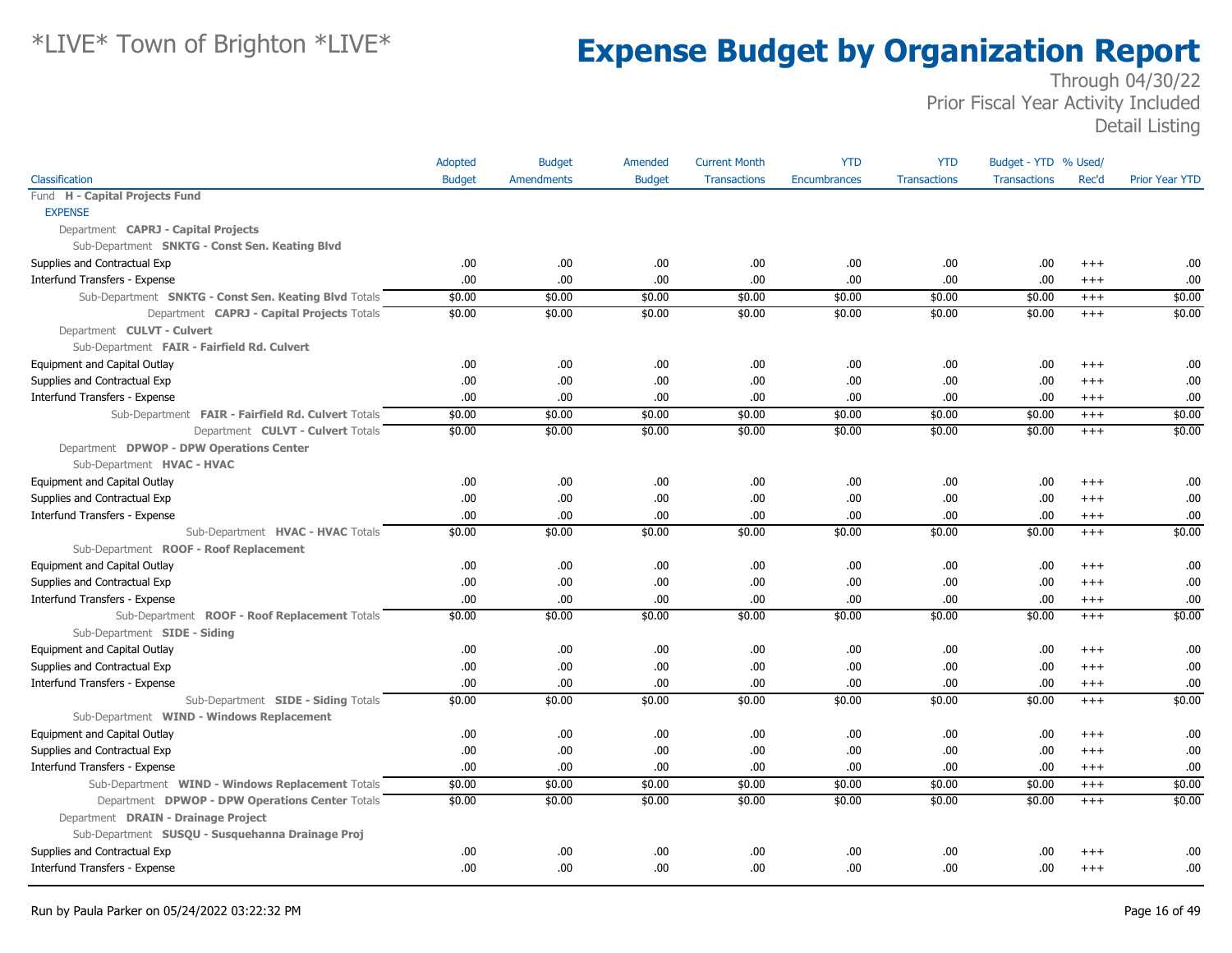# *LIVE* Town of Brighton *LIVE*

# Expense Budget by Organization Report

Through 04/30/22
Prior Fiscal Year Activity Included
Detail Listing

| Classification | Adopted Budget | Budget Amendments | Amended Budget | Current Month Transactions | YTD Encumbrances | YTD Transactions | Budget - YTD Transactions | % Used/ Rec'd | Prior Year YTD |
|---|---|---|---|---|---|---|---|---|---|
| Fund **H - Capital Projects Fund** | | | | | | | | | |
| EXPENSE | | | | | | | | | |
| Department **CAPRJ - Capital Projects** | | | | | | | | | |
| Sub-Department **SNKTG - Const Sen. Keating Blvd** | | | | | | | | | |
| Supplies and Contractual Exp | .00 | .00 | .00 | .00 | .00 | .00 | .00 | +++ | .00 |
| Interfund Transfers - Expense | .00 | .00 | .00 | .00 | .00 | .00 | .00 | +++ | .00 |
| Sub-Department **SNKTG - Const Sen. Keating Blvd** Totals | $0.00 | $0.00 | $0.00 | $0.00 | $0.00 | $0.00 | $0.00 | +++ | $0.00 |
| Department **CAPRJ - Capital Projects** Totals | $0.00 | $0.00 | $0.00 | $0.00 | $0.00 | $0.00 | $0.00 | +++ | $0.00 |
| Department **CULVT - Culvert** | | | | | | | | | |
| Sub-Department **FAIR - Fairfield Rd. Culvert** | | | | | | | | | |
| Equipment and Capital Outlay | .00 | .00 | .00 | .00 | .00 | .00 | .00 | +++ | .00 |
| Supplies and Contractual Exp | .00 | .00 | .00 | .00 | .00 | .00 | .00 | +++ | .00 |
| Interfund Transfers - Expense | .00 | .00 | .00 | .00 | .00 | .00 | .00 | +++ | .00 |
| Sub-Department **FAIR - Fairfield Rd. Culvert** Totals | $0.00 | $0.00 | $0.00 | $0.00 | $0.00 | $0.00 | $0.00 | +++ | $0.00 |
| Department **CULVT - Culvert** Totals | $0.00 | $0.00 | $0.00 | $0.00 | $0.00 | $0.00 | $0.00 | +++ | $0.00 |
| Department **DPWOP - DPW Operations Center** | | | | | | | | | |
| Sub-Department **HVAC - HVAC** | | | | | | | | | |
| Equipment and Capital Outlay | .00 | .00 | .00 | .00 | .00 | .00 | .00 | +++ | .00 |
| Supplies and Contractual Exp | .00 | .00 | .00 | .00 | .00 | .00 | .00 | +++ | .00 |
| Interfund Transfers - Expense | .00 | .00 | .00 | .00 | .00 | .00 | .00 | +++ | .00 |
| Sub-Department **HVAC - HVAC** Totals | $0.00 | $0.00 | $0.00 | $0.00 | $0.00 | $0.00 | $0.00 | +++ | $0.00 |
| Sub-Department **ROOF - Roof Replacement** | | | | | | | | | |
| Equipment and Capital Outlay | .00 | .00 | .00 | .00 | .00 | .00 | .00 | +++ | .00 |
| Supplies and Contractual Exp | .00 | .00 | .00 | .00 | .00 | .00 | .00 | +++ | .00 |
| Interfund Transfers - Expense | .00 | .00 | .00 | .00 | .00 | .00 | .00 | +++ | .00 |
| Sub-Department **ROOF - Roof Replacement** Totals | $0.00 | $0.00 | $0.00 | $0.00 | $0.00 | $0.00 | $0.00 | +++ | $0.00 |
| Sub-Department **SIDE - Siding** | | | | | | | | | |
| Equipment and Capital Outlay | .00 | .00 | .00 | .00 | .00 | .00 | .00 | +++ | .00 |
| Supplies and Contractual Exp | .00 | .00 | .00 | .00 | .00 | .00 | .00 | +++ | .00 |
| Interfund Transfers - Expense | .00 | .00 | .00 | .00 | .00 | .00 | .00 | +++ | .00 |
| Sub-Department **SIDE - Siding** Totals | $0.00 | $0.00 | $0.00 | $0.00 | $0.00 | $0.00 | $0.00 | +++ | $0.00 |
| Sub-Department **WIND - Windows Replacement** | | | | | | | | | |
| Equipment and Capital Outlay | .00 | .00 | .00 | .00 | .00 | .00 | .00 | +++ | .00 |
| Supplies and Contractual Exp | .00 | .00 | .00 | .00 | .00 | .00 | .00 | +++ | .00 |
| Interfund Transfers - Expense | .00 | .00 | .00 | .00 | .00 | .00 | .00 | +++ | .00 |
| Sub-Department **WIND - Windows Replacement** Totals | $0.00 | $0.00 | $0.00 | $0.00 | $0.00 | $0.00 | $0.00 | +++ | $0.00 |
| Department **DPWOP - DPW Operations Center** Totals | $0.00 | $0.00 | $0.00 | $0.00 | $0.00 | $0.00 | $0.00 | +++ | $0.00 |
| Department **DRAIN - Drainage Project** | | | | | | | | | |
| Sub-Department **SUSQU - Susquehanna Drainage Proj** | | | | | | | | | |
| Supplies and Contractual Exp | .00 | .00 | .00 | .00 | .00 | .00 | .00 | +++ | .00 |
| Interfund Transfers - Expense | .00 | .00 | .00 | .00 | .00 | .00 | .00 | +++ | .00 |

Run by Paula Parker on 05/24/2022 03:22:32 PM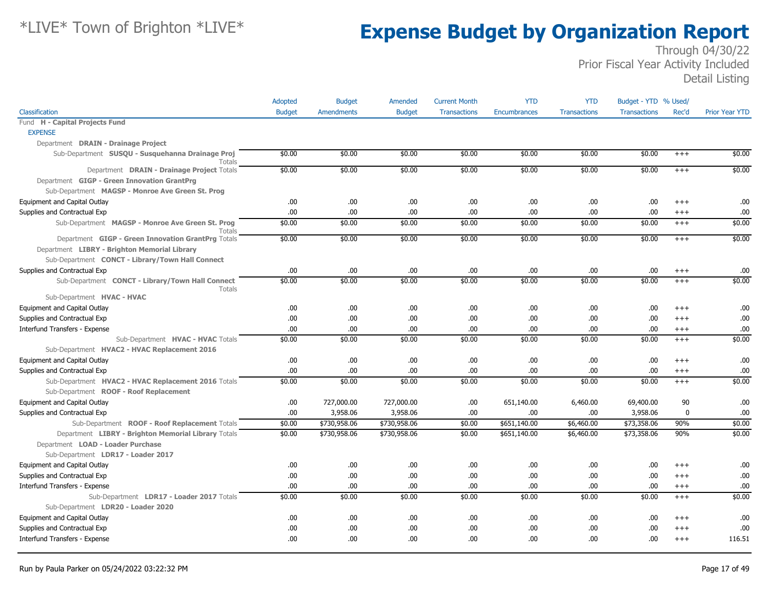# *LIVE* Town of Brighton *LIVE*

# Expense Budget by Organization Report

Through 04/30/22
Prior Fiscal Year Activity Included
Detail Listing

| Classification | Adopted Budget | Budget Amendments | Amended Budget | Current Month Transactions | YTD Encumbrances | YTD Transactions | Budget - YTD Transactions | % Used/ Rec'd | Prior Year YTD |
|---|---|---|---|---|---|---|---|---|---|
| Fund **H - Capital Projects Fund** | | | | | | | | | |
| EXPENSE | | | | | | | | | |
| Department **DRAIN - Drainage Project** | | | | | | | | | |
| Sub-Department **SUSQU - Susquehanna Drainage Proj** Totals | $0.00 | $0.00 | $0.00 | $0.00 | $0.00 | $0.00 | $0.00 | +++ | $0.00 |
| Department **DRAIN - Drainage Project** Totals | $0.00 | $0.00 | $0.00 | $0.00 | $0.00 | $0.00 | $0.00 | +++ | $0.00 |
| Department **GIGP - Green Innovation GrantPrg** | | | | | | | | | |
| Sub-Department **MAGSP - Monroe Ave Green St. Prog** | | | | | | | | | |
| Equipment and Capital Outlay | .00 | .00 | .00 | .00 | .00 | .00 | .00 | +++ | .00 |
| Supplies and Contractual Exp | .00 | .00 | .00 | .00 | .00 | .00 | .00 | +++ | .00 |
| Sub-Department **MAGSP - Monroe Ave Green St. Prog** Totals | $0.00 | $0.00 | $0.00 | $0.00 | $0.00 | $0.00 | $0.00 | +++ | $0.00 |
| Department **GIGP - Green Innovation GrantPrg** Totals | $0.00 | $0.00 | $0.00 | $0.00 | $0.00 | $0.00 | $0.00 | +++ | $0.00 |
| Department **LIBRY - Brighton Memorial Library** | | | | | | | | | |
| Sub-Department **CONCT - Library/Town Hall Connect** | | | | | | | | | |
| Supplies and Contractual Exp | .00 | .00 | .00 | .00 | .00 | .00 | .00 | +++ | .00 |
| Sub-Department **CONCT - Library/Town Hall Connect** Totals | $0.00 | $0.00 | $0.00 | $0.00 | $0.00 | $0.00 | $0.00 | +++ | $0.00 |
| Sub-Department **HVAC - HVAC** | | | | | | | | | |
| Equipment and Capital Outlay | .00 | .00 | .00 | .00 | .00 | .00 | .00 | +++ | .00 |
| Supplies and Contractual Exp | .00 | .00 | .00 | .00 | .00 | .00 | .00 | +++ | .00 |
| Interfund Transfers - Expense | .00 | .00 | .00 | .00 | .00 | .00 | .00 | +++ | .00 |
| Sub-Department **HVAC - HVAC** Totals | $0.00 | $0.00 | $0.00 | $0.00 | $0.00 | $0.00 | $0.00 | +++ | $0.00 |
| Sub-Department **HVAC2 - HVAC Replacement 2016** | | | | | | | | | |
| Equipment and Capital Outlay | .00 | .00 | .00 | .00 | .00 | .00 | .00 | +++ | .00 |
| Supplies and Contractual Exp | .00 | .00 | .00 | .00 | .00 | .00 | .00 | +++ | .00 |
| Sub-Department **HVAC2 - HVAC Replacement 2016** Totals | $0.00 | $0.00 | $0.00 | $0.00 | $0.00 | $0.00 | $0.00 | +++ | $0.00 |
| Sub-Department **ROOF - Roof Replacement** | | | | | | | | | |
| Equipment and Capital Outlay | .00 | 727,000.00 | 727,000.00 | .00 | 651,140.00 | 6,460.00 | 69,400.00 | 90 | .00 |
| Supplies and Contractual Exp | .00 | 3,958.06 | 3,958.06 | .00 | .00 | .00 | 3,958.06 | 0 | .00 |
| Sub-Department **ROOF - Roof Replacement** Totals | $0.00 | $730,958.06 | $730,958.06 | $0.00 | $651,140.00 | $6,460.00 | $73,358.06 | 90% | $0.00 |
| Department **LIBRY - Brighton Memorial Library** Totals | $0.00 | $730,958.06 | $730,958.06 | $0.00 | $651,140.00 | $6,460.00 | $73,358.06 | 90% | $0.00 |
| Department **LOAD - Loader Purchase** | | | | | | | | | |
| Sub-Department **LDR17 - Loader 2017** | | | | | | | | | |
| Equipment and Capital Outlay | .00 | .00 | .00 | .00 | .00 | .00 | .00 | +++ | .00 |
| Supplies and Contractual Exp | .00 | .00 | .00 | .00 | .00 | .00 | .00 | +++ | .00 |
| Interfund Transfers - Expense | .00 | .00 | .00 | .00 | .00 | .00 | .00 | +++ | .00 |
| Sub-Department **LDR17 - Loader 2017** Totals | $0.00 | $0.00 | $0.00 | $0.00 | $0.00 | $0.00 | $0.00 | +++ | $0.00 |
| Sub-Department **LDR20 - Loader 2020** | | | | | | | | | |
| Equipment and Capital Outlay | .00 | .00 | .00 | .00 | .00 | .00 | .00 | +++ | .00 |
| Supplies and Contractual Exp | .00 | .00 | .00 | .00 | .00 | .00 | .00 | +++ | .00 |
| Interfund Transfers - Expense | .00 | .00 | .00 | .00 | .00 | .00 | .00 | +++ | 116.51 |

Run by Paula Parker on 05/24/2022 03:22:32 PM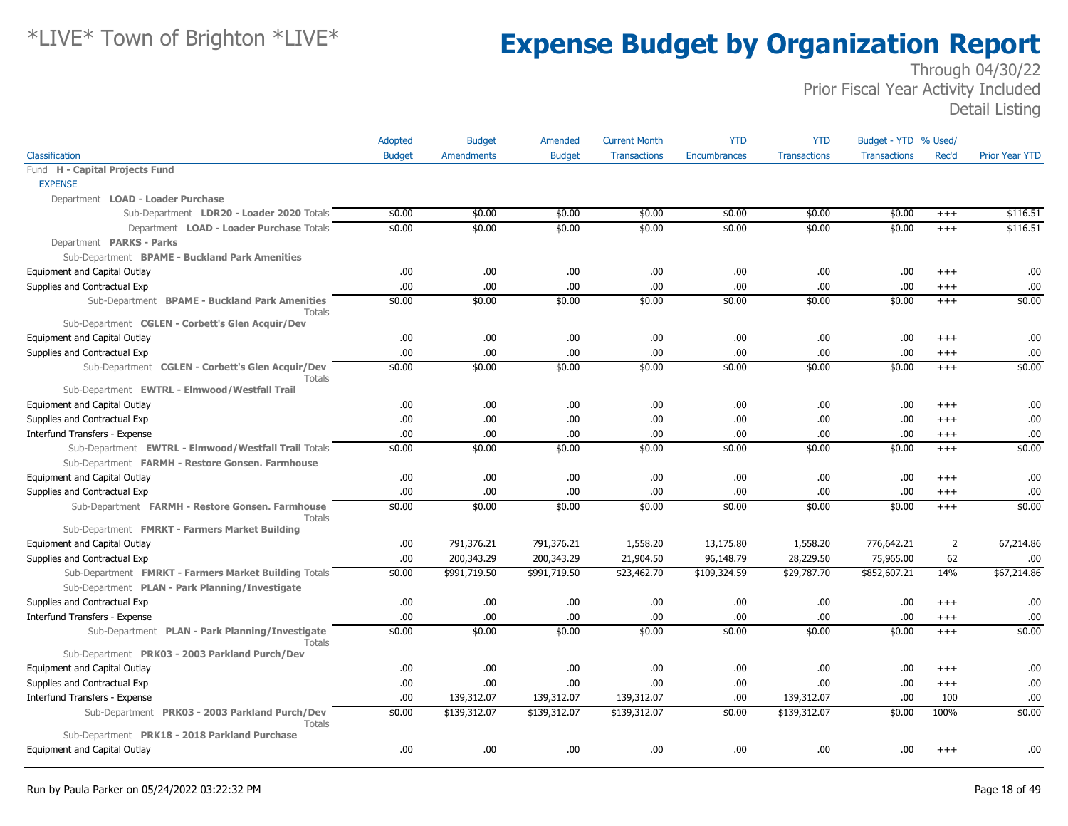# *LIVE* Town of Brighton *LIVE*

# Expense Budget by Organization Report

Through 04/30/22
Prior Fiscal Year Activity Included
Detail Listing

| Classification | Adopted Budget | Budget Amendments | Amended Budget | Current Month Transactions | YTD Encumbrances | YTD Transactions | Budget - YTD Transactions | % Used/ Rec'd | Prior Year YTD |
|---|---|---|---|---|---|---|---|---|---|
| Fund **H - Capital Projects Fund** | | | | | | | | | |
| EXPENSE | | | | | | | | | |
| Department **LOAD - Loader Purchase** | | | | | | | | | |
| Sub-Department **LDR20 - Loader 2020** Totals | $0.00 | $0.00 | $0.00 | $0.00 | $0.00 | $0.00 | $0.00 | +++ | $116.51 |
| Department **LOAD - Loader Purchase** Totals | $0.00 | $0.00 | $0.00 | $0.00 | $0.00 | $0.00 | $0.00 | +++ | $116.51 |
| Department **PARKS - Parks** | | | | | | | | | |
| Sub-Department **BPAME - Buckland Park Amenities** | | | | | | | | | |
| Equipment and Capital Outlay | .00 | .00 | .00 | .00 | .00 | .00 | .00 | +++ | .00 |
| Supplies and Contractual Exp | .00 | .00 | .00 | .00 | .00 | .00 | .00 | +++ | .00 |
| Sub-Department **BPAME - Buckland Park Amenities** Totals | $0.00 | $0.00 | $0.00 | $0.00 | $0.00 | $0.00 | $0.00 | +++ | $0.00 |
| Sub-Department **CGLEN - Corbett's Glen Acquir/Dev** | | | | | | | | | |
| Equipment and Capital Outlay | .00 | .00 | .00 | .00 | .00 | .00 | .00 | +++ | .00 |
| Supplies and Contractual Exp | .00 | .00 | .00 | .00 | .00 | .00 | .00 | +++ | .00 |
| Sub-Department **CGLEN - Corbett's Glen Acquir/Dev** Totals | $0.00 | $0.00 | $0.00 | $0.00 | $0.00 | $0.00 | $0.00 | +++ | $0.00 |
| Sub-Department **EWTRL - Elmwood/Westfall Trail** | | | | | | | | | |
| Equipment and Capital Outlay | .00 | .00 | .00 | .00 | .00 | .00 | .00 | +++ | .00 |
| Supplies and Contractual Exp | .00 | .00 | .00 | .00 | .00 | .00 | .00 | +++ | .00 |
| Interfund Transfers - Expense | .00 | .00 | .00 | .00 | .00 | .00 | .00 | +++ | .00 |
| Sub-Department **EWTRL - Elmwood/Westfall Trail** Totals | $0.00 | $0.00 | $0.00 | $0.00 | $0.00 | $0.00 | $0.00 | +++ | $0.00 |
| Sub-Department **FARMH - Restore Gonsen. Farmhouse** | | | | | | | | | |
| Equipment and Capital Outlay | .00 | .00 | .00 | .00 | .00 | .00 | .00 | +++ | .00 |
| Supplies and Contractual Exp | .00 | .00 | .00 | .00 | .00 | .00 | .00 | +++ | .00 |
| Sub-Department **FARMH - Restore Gonsen. Farmhouse** Totals | $0.00 | $0.00 | $0.00 | $0.00 | $0.00 | $0.00 | $0.00 | +++ | $0.00 |
| Sub-Department **FMRKT - Farmers Market Building** | | | | | | | | | |
| Equipment and Capital Outlay | .00 | 791,376.21 | 791,376.21 | 1,558.20 | 13,175.80 | 1,558.20 | 776,642.21 | 2 | 67,214.86 |
| Supplies and Contractual Exp | .00 | 200,343.29 | 200,343.29 | 21,904.50 | 96,148.79 | 28,229.50 | 75,965.00 | 62 | .00 |
| Sub-Department **FMRKT - Farmers Market Building** Totals | $0.00 | $991,719.50 | $991,719.50 | $23,462.70 | $109,324.59 | $29,787.70 | $852,607.21 | 14% | $67,214.86 |
| Sub-Department **PLAN - Park Planning/Investigate** | | | | | | | | | |
| Supplies and Contractual Exp | .00 | .00 | .00 | .00 | .00 | .00 | .00 | +++ | .00 |
| Interfund Transfers - Expense | .00 | .00 | .00 | .00 | .00 | .00 | .00 | +++ | .00 |
| Sub-Department **PLAN - Park Planning/Investigate** Totals | $0.00 | $0.00 | $0.00 | $0.00 | $0.00 | $0.00 | $0.00 | +++ | $0.00 |
| Sub-Department **PRK03 - 2003 Parkland Purch/Dev** | | | | | | | | | |
| Equipment and Capital Outlay | .00 | .00 | .00 | .00 | .00 | .00 | .00 | +++ | .00 |
| Supplies and Contractual Exp | .00 | .00 | .00 | .00 | .00 | .00 | .00 | +++ | .00 |
| Interfund Transfers - Expense | .00 | 139,312.07 | 139,312.07 | 139,312.07 | .00 | 139,312.07 | .00 | 100 | .00 |
| Sub-Department **PRK03 - 2003 Parkland Purch/Dev** Totals | $0.00 | $139,312.07 | $139,312.07 | $139,312.07 | $0.00 | $139,312.07 | $0.00 | 100% | $0.00 |
| Sub-Department **PRK18 - 2018 Parkland Purchase** | | | | | | | | | |
| Equipment and Capital Outlay | .00 | .00 | .00 | .00 | .00 | .00 | .00 | +++ | .00 |

Run by Paula Parker on 05/24/2022 03:22:32 PM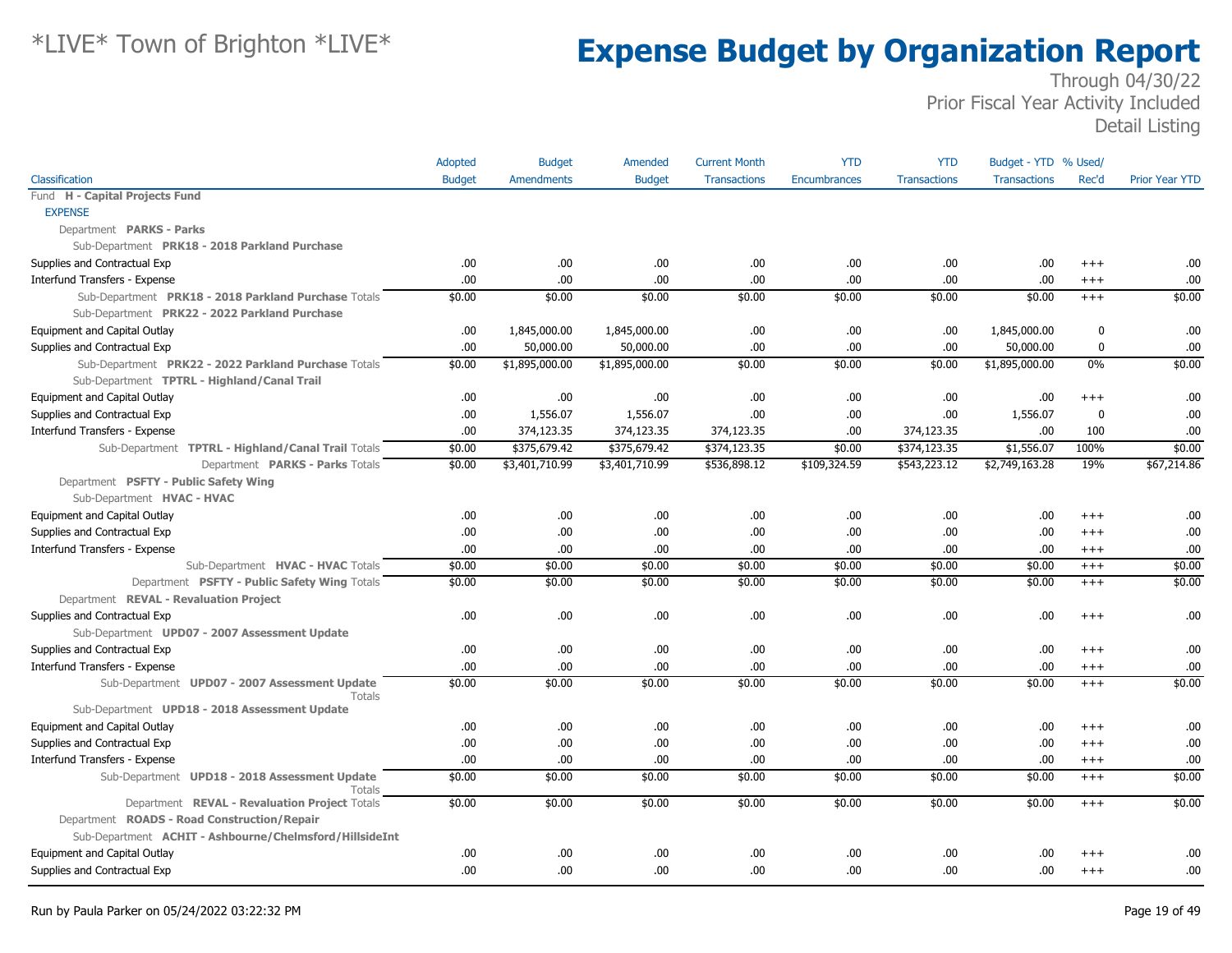# *LIVE* Town of Brighton *LIVE*

# Expense Budget by Organization Report

Through 04/30/22
Prior Fiscal Year Activity Included
Detail Listing

| Classification | Adopted Budget | Budget Amendments | Amended Budget | Current Month Transactions | YTD Encumbrances | YTD Transactions | Budget - YTD Transactions | % Used/ Rec'd | Prior Year YTD |
|---|---|---|---|---|---|---|---|---|---|
| Fund **H - Capital Projects Fund** | | | | | | | | | |
| EXPENSE | | | | | | | | | |
| Department **PARKS - Parks** | | | | | | | | | |
| Sub-Department **PRK18 - 2018 Parkland Purchase** | | | | | | | | | |
| Supplies and Contractual Exp | .00 | .00 | .00 | .00 | .00 | .00 | .00 | +++ | .00 |
| Interfund Transfers - Expense | .00 | .00 | .00 | .00 | .00 | .00 | .00 | +++ | .00 |
| Sub-Department **PRK18 - 2018 Parkland Purchase** Totals | $0.00 | $0.00 | $0.00 | $0.00 | $0.00 | $0.00 | $0.00 | +++ | $0.00 |
| Sub-Department **PRK22 - 2022 Parkland Purchase** | | | | | | | | | |
| Equipment and Capital Outlay | .00 | 1,845,000.00 | 1,845,000.00 | .00 | .00 | .00 | 1,845,000.00 | 0 | .00 |
| Supplies and Contractual Exp | .00 | 50,000.00 | 50,000.00 | .00 | .00 | .00 | 50,000.00 | 0 | .00 |
| Sub-Department **PRK22 - 2022 Parkland Purchase** Totals | $0.00 | $1,895,000.00 | $1,895,000.00 | $0.00 | $0.00 | $0.00 | $1,895,000.00 | 0% | $0.00 |
| Sub-Department **TPTRL - Highland/Canal Trail** | | | | | | | | | |
| Equipment and Capital Outlay | .00 | .00 | .00 | .00 | .00 | .00 | .00 | +++ | .00 |
| Supplies and Contractual Exp | .00 | 1,556.07 | 1,556.07 | .00 | .00 | .00 | 1,556.07 | 0 | .00 |
| Interfund Transfers - Expense | .00 | 374,123.35 | 374,123.35 | 374,123.35 | .00 | 374,123.35 | .00 | 100 | .00 |
| Sub-Department **TPTRL - Highland/Canal Trail** Totals | $0.00 | $375,679.42 | $375,679.42 | $374,123.35 | $0.00 | $374,123.35 | $1,556.07 | 100% | $0.00 |
| Department **PARKS - Parks** Totals | $0.00 | $3,401,710.99 | $3,401,710.99 | $536,898.12 | $109,324.59 | $543,223.12 | $2,749,163.28 | 19% | $67,214.86 |
| Department **PSFTY - Public Safety Wing** | | | | | | | | | |
| Sub-Department **HVAC - HVAC** | | | | | | | | | |
| Equipment and Capital Outlay | .00 | .00 | .00 | .00 | .00 | .00 | .00 | +++ | .00 |
| Supplies and Contractual Exp | .00 | .00 | .00 | .00 | .00 | .00 | .00 | +++ | .00 |
| Interfund Transfers - Expense | .00 | .00 | .00 | .00 | .00 | .00 | .00 | +++ | .00 |
| Sub-Department **HVAC - HVAC** Totals | $0.00 | $0.00 | $0.00 | $0.00 | $0.00 | $0.00 | $0.00 | +++ | $0.00 |
| Department **PSFTY - Public Safety Wing** Totals | $0.00 | $0.00 | $0.00 | $0.00 | $0.00 | $0.00 | $0.00 | +++ | $0.00 |
| Department **REVAL - Revaluation Project** | | | | | | | | | |
| Supplies and Contractual Exp | .00 | .00 | .00 | .00 | .00 | .00 | .00 | +++ | .00 |
| Sub-Department **UPD07 - 2007 Assessment Update** | | | | | | | | | |
| Supplies and Contractual Exp | .00 | .00 | .00 | .00 | .00 | .00 | .00 | +++ | .00 |
| Interfund Transfers - Expense | .00 | .00 | .00 | .00 | .00 | .00 | .00 | +++ | .00 |
| Sub-Department **UPD07 - 2007 Assessment Update** Totals | $0.00 | $0.00 | $0.00 | $0.00 | $0.00 | $0.00 | $0.00 | +++ | $0.00 |
| Sub-Department **UPD18 - 2018 Assessment Update** | | | | | | | | | |
| Equipment and Capital Outlay | .00 | .00 | .00 | .00 | .00 | .00 | .00 | +++ | .00 |
| Supplies and Contractual Exp | .00 | .00 | .00 | .00 | .00 | .00 | .00 | +++ | .00 |
| Interfund Transfers - Expense | .00 | .00 | .00 | .00 | .00 | .00 | .00 | +++ | .00 |
| Sub-Department **UPD18 - 2018 Assessment Update** Totals | $0.00 | $0.00 | $0.00 | $0.00 | $0.00 | $0.00 | $0.00 | +++ | $0.00 |
| Department **REVAL - Revaluation Project** Totals | $0.00 | $0.00 | $0.00 | $0.00 | $0.00 | $0.00 | $0.00 | +++ | $0.00 |
| Department **ROADS - Road Construction/Repair** | | | | | | | | | |
| Sub-Department **ACHIT - Ashbourne/Chelmsford/HillsideInt** | | | | | | | | | |
| Equipment and Capital Outlay | .00 | .00 | .00 | .00 | .00 | .00 | .00 | +++ | .00 |
| Supplies and Contractual Exp | .00 | .00 | .00 | .00 | .00 | .00 | .00 | +++ | .00 |

Run by Paula Parker on 05/24/2022 03:22:32 PM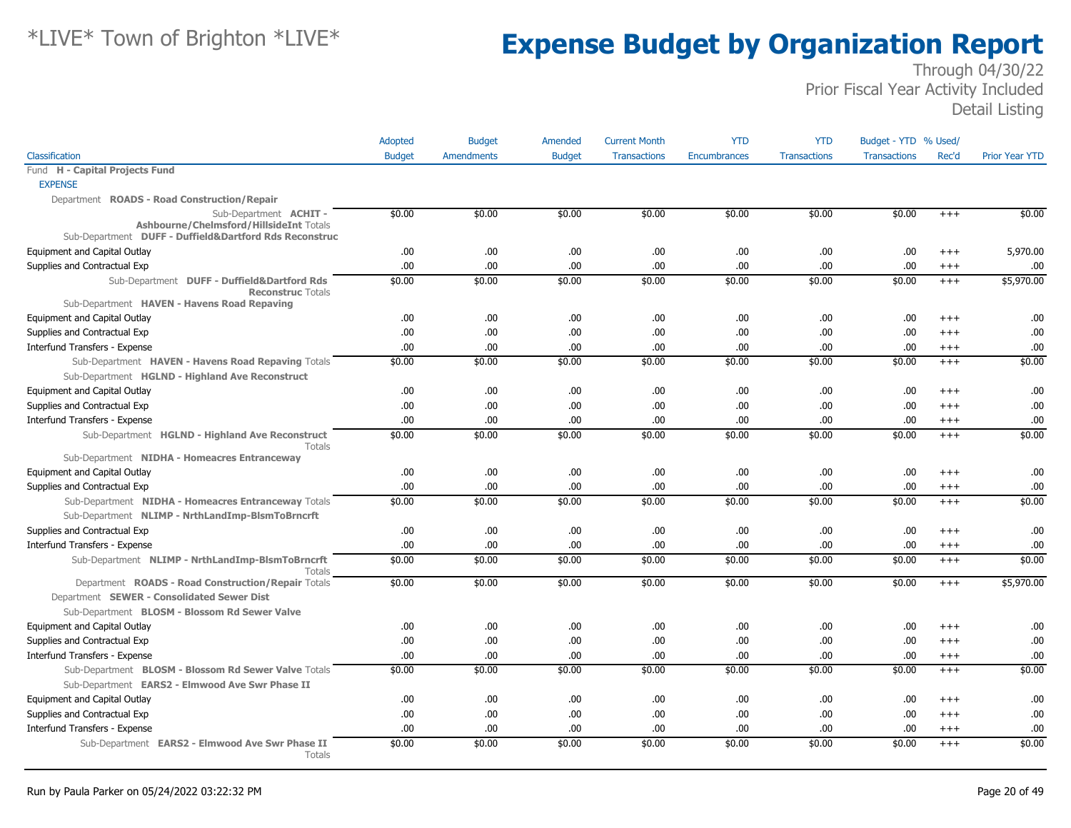# *LIVE* Town of Brighton *LIVE*

# Expense Budget by Organization Report

Through 04/30/22
Prior Fiscal Year Activity Included
Detail Listing

| Classification | Adopted Budget | Budget Amendments | Amended Budget | Current Month Transactions | YTD Encumbrances | YTD Transactions | Budget - YTD Transactions | % Used/ Rec'd | Prior Year YTD |
|---|---|---|---|---|---|---|---|---|---|
| Fund **H - Capital Projects Fund** | | | | | | | | | |
| EXPENSE | | | | | | | | | |
| Department **ROADS - Road Construction/Repair** | | | | | | | | | |
| Sub-Department **ACHIT - Ashbourne/Chelmsford/HillsideInt** Totals | $0.00 | $0.00 | $0.00 | $0.00 | $0.00 | $0.00 | $0.00 | +++ | $0.00 |
| Sub-Department **DUFF - Duffield&Dartford Rds Reconstruc** | | | | | | | | | |
| Equipment and Capital Outlay | .00 | .00 | .00 | .00 | .00 | .00 | .00 | +++ | 5,970.00 |
| Supplies and Contractual Exp | .00 | .00 | .00 | .00 | .00 | .00 | .00 | +++ | .00 |
| Sub-Department **DUFF - Duffield&Dartford Rds Reconstruc** Totals | $0.00 | $0.00 | $0.00 | $0.00 | $0.00 | $0.00 | $0.00 | +++ | $5,970.00 |
| Sub-Department **HAVEN - Havens Road Repaving** | | | | | | | | | |
| Equipment and Capital Outlay | .00 | .00 | .00 | .00 | .00 | .00 | .00 | +++ | .00 |
| Supplies and Contractual Exp | .00 | .00 | .00 | .00 | .00 | .00 | .00 | +++ | .00 |
| Interfund Transfers - Expense | .00 | .00 | .00 | .00 | .00 | .00 | .00 | +++ | .00 |
| Sub-Department **HAVEN - Havens Road Repaving** Totals | $0.00 | $0.00 | $0.00 | $0.00 | $0.00 | $0.00 | $0.00 | +++ | $0.00 |
| Sub-Department **HGLND - Highland Ave Reconstruct** | | | | | | | | | |
| Equipment and Capital Outlay | .00 | .00 | .00 | .00 | .00 | .00 | .00 | +++ | .00 |
| Supplies and Contractual Exp | .00 | .00 | .00 | .00 | .00 | .00 | .00 | +++ | .00 |
| Interfund Transfers - Expense | .00 | .00 | .00 | .00 | .00 | .00 | .00 | +++ | .00 |
| Sub-Department **HGLND - Highland Ave Reconstruct** Totals | $0.00 | $0.00 | $0.00 | $0.00 | $0.00 | $0.00 | $0.00 | +++ | $0.00 |
| Sub-Department **NIDHA - Homeacres Entranceway** | | | | | | | | | |
| Equipment and Capital Outlay | .00 | .00 | .00 | .00 | .00 | .00 | .00 | +++ | .00 |
| Supplies and Contractual Exp | .00 | .00 | .00 | .00 | .00 | .00 | .00 | +++ | .00 |
| Sub-Department **NIDHA - Homeacres Entranceway** Totals | $0.00 | $0.00 | $0.00 | $0.00 | $0.00 | $0.00 | $0.00 | +++ | $0.00 |
| Sub-Department **NLIMP - NrthLandImp-BlsmToBrncrft** | | | | | | | | | |
| Supplies and Contractual Exp | .00 | .00 | .00 | .00 | .00 | .00 | .00 | +++ | .00 |
| Interfund Transfers - Expense | .00 | .00 | .00 | .00 | .00 | .00 | .00 | +++ | .00 |
| Sub-Department **NLIMP - NrthLandImp-BlsmToBrncrft** Totals | $0.00 | $0.00 | $0.00 | $0.00 | $0.00 | $0.00 | $0.00 | +++ | $0.00 |
| Department **ROADS - Road Construction/Repair** Totals | $0.00 | $0.00 | $0.00 | $0.00 | $0.00 | $0.00 | $0.00 | +++ | $5,970.00 |
| Department **SEWER - Consolidated Sewer Dist** | | | | | | | | | |
| Sub-Department **BLOSM - Blossom Rd Sewer Valve** | | | | | | | | | |
| Equipment and Capital Outlay | .00 | .00 | .00 | .00 | .00 | .00 | .00 | +++ | .00 |
| Supplies and Contractual Exp | .00 | .00 | .00 | .00 | .00 | .00 | .00 | +++ | .00 |
| Interfund Transfers - Expense | .00 | .00 | .00 | .00 | .00 | .00 | .00 | +++ | .00 |
| Sub-Department **BLOSM - Blossom Rd Sewer Valve** Totals | $0.00 | $0.00 | $0.00 | $0.00 | $0.00 | $0.00 | $0.00 | +++ | $0.00 |
| Sub-Department **EARS2 - Elmwood Ave Swr Phase II** | | | | | | | | | |
| Equipment and Capital Outlay | .00 | .00 | .00 | .00 | .00 | .00 | .00 | +++ | .00 |
| Supplies and Contractual Exp | .00 | .00 | .00 | .00 | .00 | .00 | .00 | +++ | .00 |
| Interfund Transfers - Expense | .00 | .00 | .00 | .00 | .00 | .00 | .00 | +++ | .00 |
| Sub-Department **EARS2 - Elmwood Ave Swr Phase II** Totals | $0.00 | $0.00 | $0.00 | $0.00 | $0.00 | $0.00 | $0.00 | +++ | $0.00 |

Run by Paula Parker on 05/24/2022 03:22:32 PM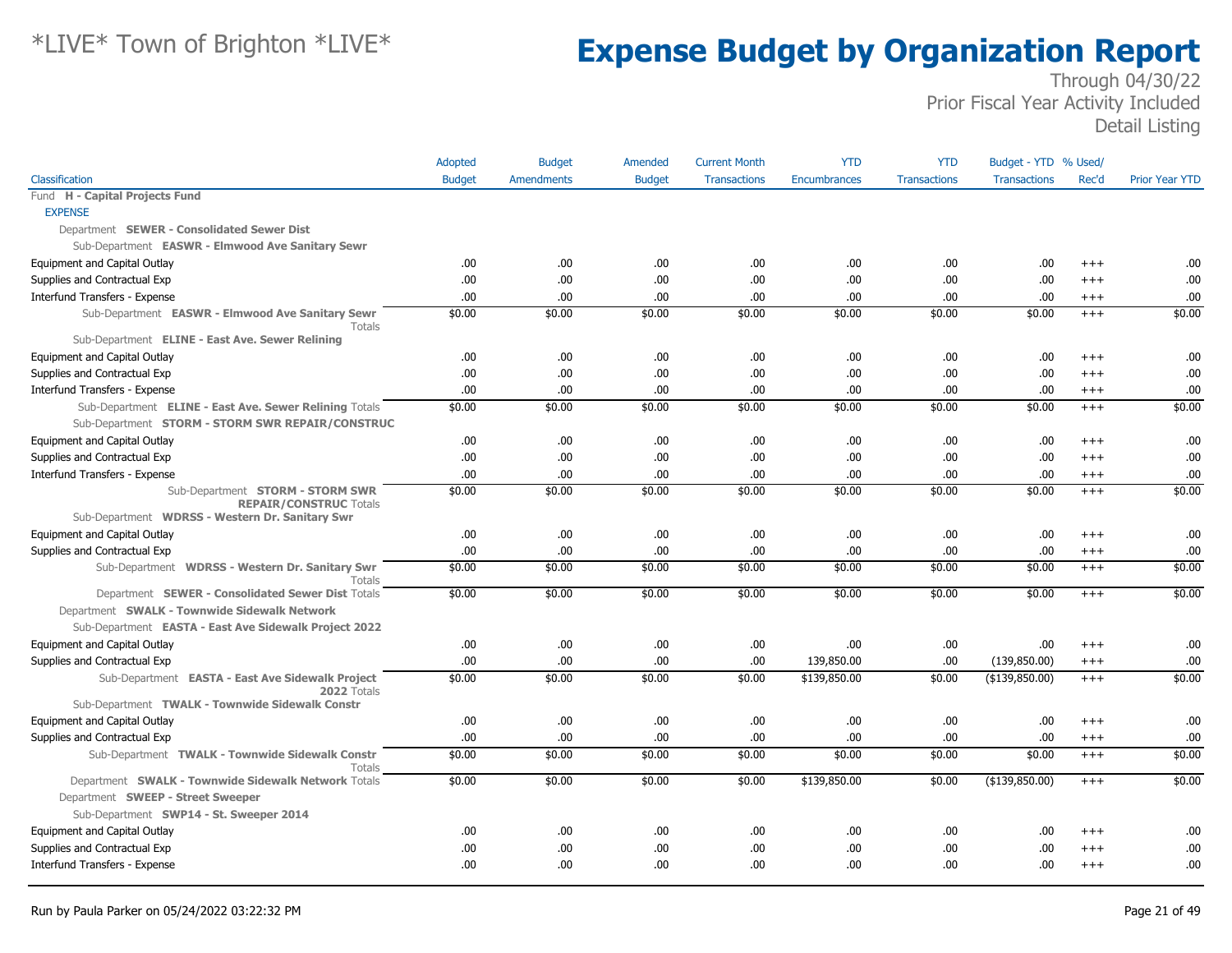# Expense Budget by Organization Report

*LIVE* Town of Brighton *LIVE*

Through 04/30/22
Prior Fiscal Year Activity Included
Detail Listing

| Classification | Adopted Budget | Budget Amendments | Amended Budget | Current Month Transactions | YTD Encumbrances | YTD Transactions | Budget - YTD Transactions | % Used/ Rec'd | Prior Year YTD |
|---|---|---|---|---|---|---|---|---|---|
| Fund **H - Capital Projects Fund** | | | | | | | | | |
| EXPENSE | | | | | | | | | |
| Department **SEWER - Consolidated Sewer Dist** | | | | | | | | | |
| Sub-Department **EASWR - Elmwood Ave Sanitary Sewr** | | | | | | | | | |
| Equipment and Capital Outlay | .00 | .00 | .00 | .00 | .00 | .00 | .00 | +++ | .00 |
| Supplies and Contractual Exp | .00 | .00 | .00 | .00 | .00 | .00 | .00 | +++ | .00 |
| Interfund Transfers - Expense | .00 | .00 | .00 | .00 | .00 | .00 | .00 | +++ | .00 |
| Sub-Department **EASWR - Elmwood Ave Sanitary Sewr** Totals | $0.00 | $0.00 | $0.00 | $0.00 | $0.00 | $0.00 | $0.00 | +++ | $0.00 |
| Sub-Department **ELINE - East Ave. Sewer Relining** | | | | | | | | | |
| Equipment and Capital Outlay | .00 | .00 | .00 | .00 | .00 | .00 | .00 | +++ | .00 |
| Supplies and Contractual Exp | .00 | .00 | .00 | .00 | .00 | .00 | .00 | +++ | .00 |
| Interfund Transfers - Expense | .00 | .00 | .00 | .00 | .00 | .00 | .00 | +++ | .00 |
| Sub-Department **ELINE - East Ave. Sewer Relining** Totals | $0.00 | $0.00 | $0.00 | $0.00 | $0.00 | $0.00 | $0.00 | +++ | $0.00 |
| Sub-Department **STORM - STORM SWR REPAIR/CONSTRUC** | | | | | | | | | |
| Equipment and Capital Outlay | .00 | .00 | .00 | .00 | .00 | .00 | .00 | +++ | .00 |
| Supplies and Contractual Exp | .00 | .00 | .00 | .00 | .00 | .00 | .00 | +++ | .00 |
| Interfund Transfers - Expense | .00 | .00 | .00 | .00 | .00 | .00 | .00 | +++ | .00 |
| Sub-Department **STORM - STORM SWR REPAIR/CONSTRUC** Totals | $0.00 | $0.00 | $0.00 | $0.00 | $0.00 | $0.00 | $0.00 | +++ | $0.00 |
| Sub-Department **WDRSS - Western Dr. Sanitary Swr** | | | | | | | | | |
| Equipment and Capital Outlay | .00 | .00 | .00 | .00 | .00 | .00 | .00 | +++ | .00 |
| Supplies and Contractual Exp | .00 | .00 | .00 | .00 | .00 | .00 | .00 | +++ | .00 |
| Sub-Department **WDRSS - Western Dr. Sanitary Swr** Totals | $0.00 | $0.00 | $0.00 | $0.00 | $0.00 | $0.00 | $0.00 | +++ | $0.00 |
| Department **SEWER - Consolidated Sewer Dist** Totals | $0.00 | $0.00 | $0.00 | $0.00 | $0.00 | $0.00 | $0.00 | +++ | $0.00 |
| Department **SWALK - Townwide Sidewalk Network** | | | | | | | | | |
| Sub-Department **EASTA - East Ave Sidewalk Project 2022** | | | | | | | | | |
| Equipment and Capital Outlay | .00 | .00 | .00 | .00 | .00 | .00 | .00 | +++ | .00 |
| Supplies and Contractual Exp | .00 | .00 | .00 | .00 | 139,850.00 | .00 | (139,850.00) | +++ | .00 |
| Sub-Department **EASTA - East Ave Sidewalk Project 2022** Totals | $0.00 | $0.00 | $0.00 | $0.00 | $139,850.00 | $0.00 | ($139,850.00) | +++ | $0.00 |
| Sub-Department **TWALK - Townwide Sidewalk Constr** | | | | | | | | | |
| Equipment and Capital Outlay | .00 | .00 | .00 | .00 | .00 | .00 | .00 | +++ | .00 |
| Supplies and Contractual Exp | .00 | .00 | .00 | .00 | .00 | .00 | .00 | +++ | .00 |
| Sub-Department **TWALK - Townwide Sidewalk Constr** Totals | $0.00 | $0.00 | $0.00 | $0.00 | $0.00 | $0.00 | $0.00 | +++ | $0.00 |
| Department **SWALK - Townwide Sidewalk Network** Totals | $0.00 | $0.00 | $0.00 | $0.00 | $139,850.00 | $0.00 | ($139,850.00) | +++ | $0.00 |
| Department **SWEEP - Street Sweeper** | | | | | | | | | |
| Sub-Department **SWP14 - St. Sweeper 2014** | | | | | | | | | |
| Equipment and Capital Outlay | .00 | .00 | .00 | .00 | .00 | .00 | .00 | +++ | .00 |
| Supplies and Contractual Exp | .00 | .00 | .00 | .00 | .00 | .00 | .00 | +++ | .00 |
| Interfund Transfers - Expense | .00 | .00 | .00 | .00 | .00 | .00 | .00 | +++ | .00 |

Run by Paula Parker on 05/24/2022 03:22:32 PM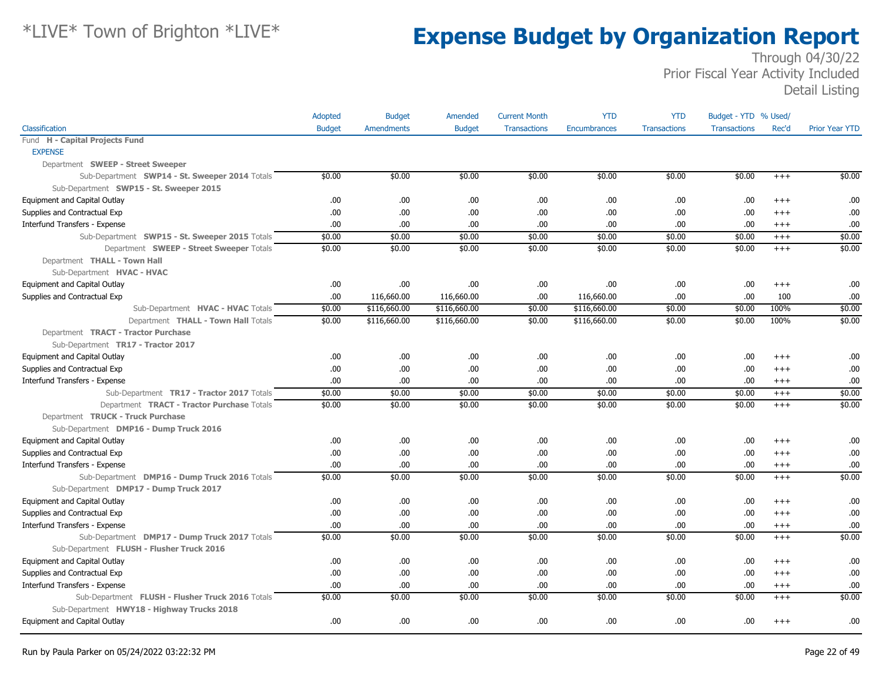# *LIVE* Town of Brighton *LIVE*

# Expense Budget by Organization Report

Through 04/30/22
Prior Fiscal Year Activity Included
Detail Listing

| Classification | Adopted Budget | Budget Amendments | Amended Budget | Current Month Transactions | YTD Encumbrances | YTD Transactions | Budget - YTD Transactions | % Used/ Rec'd | Prior Year YTD |
|---|---|---|---|---|---|---|---|---|---|
| Fund **H - Capital Projects Fund** | | | | | | | | | |
| EXPENSE | | | | | | | | | |
| Department **SWEEP - Street Sweeper** | | | | | | | | | |
| Sub-Department **SWP14 - St. Sweeper 2014** Totals | $0.00 | $0.00 | $0.00 | $0.00 | $0.00 | $0.00 | $0.00 | +++ | $0.00 |
| Sub-Department **SWP15 - St. Sweeper 2015** | | | | | | | | | |
| Equipment and Capital Outlay | .00 | .00 | .00 | .00 | .00 | .00 | .00 | +++ | .00 |
| Supplies and Contractual Exp | .00 | .00 | .00 | .00 | .00 | .00 | .00 | +++ | .00 |
| Interfund Transfers - Expense | .00 | .00 | .00 | .00 | .00 | .00 | .00 | +++ | .00 |
| Sub-Department **SWP15 - St. Sweeper 2015** Totals | $0.00 | $0.00 | $0.00 | $0.00 | $0.00 | $0.00 | $0.00 | +++ | $0.00 |
| Department **SWEEP - Street Sweeper** Totals | $0.00 | $0.00 | $0.00 | $0.00 | $0.00 | $0.00 | $0.00 | +++ | $0.00 |
| Department **THALL - Town Hall** | | | | | | | | | |
| Sub-Department **HVAC - HVAC** | | | | | | | | | |
| Equipment and Capital Outlay | .00 | .00 | .00 | .00 | .00 | .00 | .00 | +++ | .00 |
| Supplies and Contractual Exp | .00 | 116,660.00 | 116,660.00 | .00 | 116,660.00 | .00 | .00 | 100 | .00 |
| Sub-Department **HVAC - HVAC** Totals | $0.00 | $116,660.00 | $116,660.00 | $0.00 | $116,660.00 | $0.00 | $0.00 | 100% | $0.00 |
| Department **THALL - Town Hall** Totals | $0.00 | $116,660.00 | $116,660.00 | $0.00 | $116,660.00 | $0.00 | $0.00 | 100% | $0.00 |
| Department **TRACT - Tractor Purchase** | | | | | | | | | |
| Sub-Department **TR17 - Tractor 2017** | | | | | | | | | |
| Equipment and Capital Outlay | .00 | .00 | .00 | .00 | .00 | .00 | .00 | +++ | .00 |
| Supplies and Contractual Exp | .00 | .00 | .00 | .00 | .00 | .00 | .00 | +++ | .00 |
| Interfund Transfers - Expense | .00 | .00 | .00 | .00 | .00 | .00 | .00 | +++ | .00 |
| Sub-Department **TR17 - Tractor 2017** Totals | $0.00 | $0.00 | $0.00 | $0.00 | $0.00 | $0.00 | $0.00 | +++ | $0.00 |
| Department **TRACT - Tractor Purchase** Totals | $0.00 | $0.00 | $0.00 | $0.00 | $0.00 | $0.00 | $0.00 | +++ | $0.00 |
| Department **TRUCK - Truck Purchase** | | | | | | | | | |
| Sub-Department **DMP16 - Dump Truck 2016** | | | | | | | | | |
| Equipment and Capital Outlay | .00 | .00 | .00 | .00 | .00 | .00 | .00 | +++ | .00 |
| Supplies and Contractual Exp | .00 | .00 | .00 | .00 | .00 | .00 | .00 | +++ | .00 |
| Interfund Transfers - Expense | .00 | .00 | .00 | .00 | .00 | .00 | .00 | +++ | .00 |
| Sub-Department **DMP16 - Dump Truck 2016** Totals | $0.00 | $0.00 | $0.00 | $0.00 | $0.00 | $0.00 | $0.00 | +++ | $0.00 |
| Sub-Department **DMP17 - Dump Truck 2017** | | | | | | | | | |
| Equipment and Capital Outlay | .00 | .00 | .00 | .00 | .00 | .00 | .00 | +++ | .00 |
| Supplies and Contractual Exp | .00 | .00 | .00 | .00 | .00 | .00 | .00 | +++ | .00 |
| Interfund Transfers - Expense | .00 | .00 | .00 | .00 | .00 | .00 | .00 | +++ | .00 |
| Sub-Department **DMP17 - Dump Truck 2017** Totals | $0.00 | $0.00 | $0.00 | $0.00 | $0.00 | $0.00 | $0.00 | +++ | $0.00 |
| Sub-Department **FLUSH - Flusher Truck 2016** | | | | | | | | | |
| Equipment and Capital Outlay | .00 | .00 | .00 | .00 | .00 | .00 | .00 | +++ | .00 |
| Supplies and Contractual Exp | .00 | .00 | .00 | .00 | .00 | .00 | .00 | +++ | .00 |
| Interfund Transfers - Expense | .00 | .00 | .00 | .00 | .00 | .00 | .00 | +++ | .00 |
| Sub-Department **FLUSH - Flusher Truck 2016** Totals | $0.00 | $0.00 | $0.00 | $0.00 | $0.00 | $0.00 | $0.00 | +++ | $0.00 |
| Sub-Department **HWY18 - Highway Trucks 2018** | | | | | | | | | |
| Equipment and Capital Outlay | .00 | .00 | .00 | .00 | .00 | .00 | .00 | +++ | .00 |

Run by Paula Parker on 05/24/2022 03:22:32 PM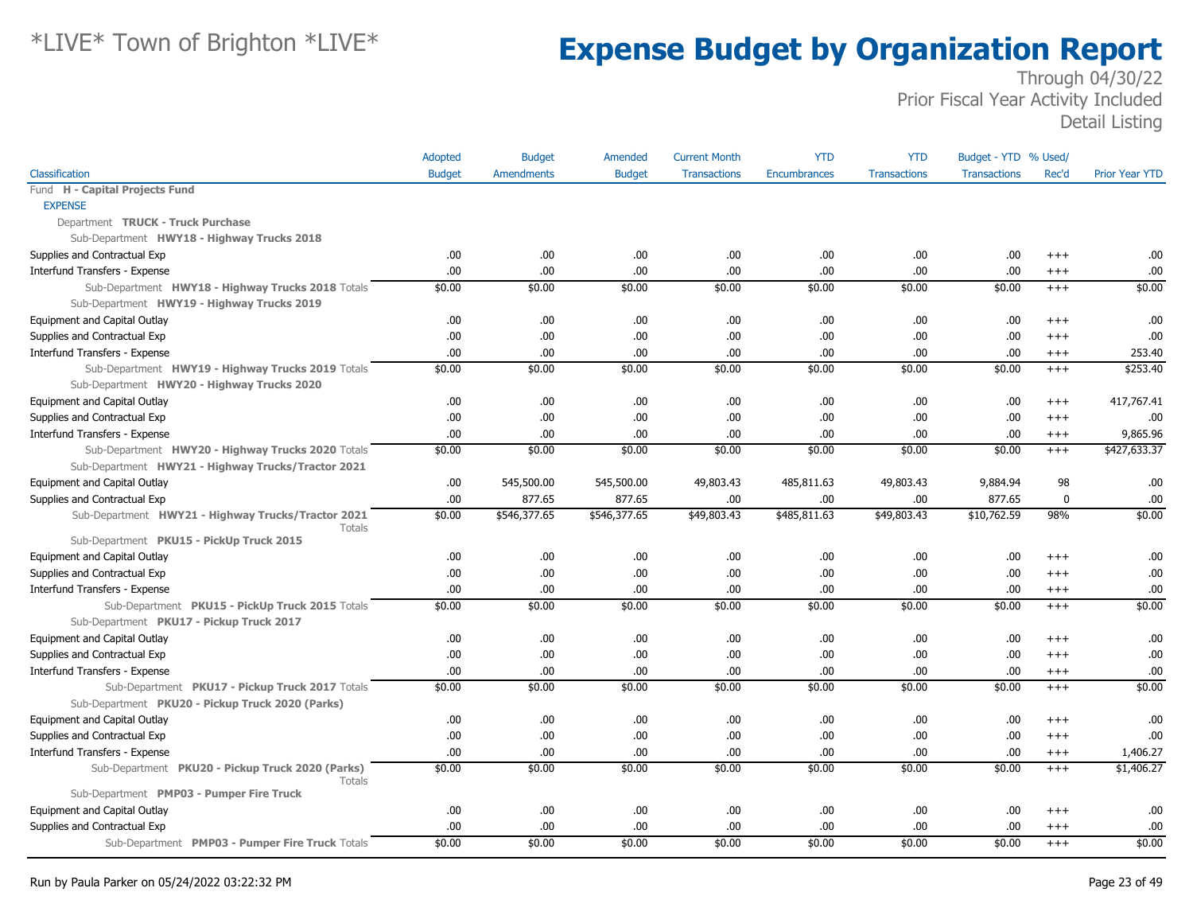# \*LIVE\* Town of Brighton \*LIVE\*

# Expense Budget by Organization Report

Through 04/30/22
Prior Fiscal Year Activity Included
Detail Listing

| Classification | Adopted Budget | Budget Amendments | Amended Budget | Current Month Transactions | YTD Encumbrances | YTD Transactions | Budget - YTD Transactions | % Used/ Rec'd | Prior Year YTD |
|---|---|---|---|---|---|---|---|---|---|
| Fund **H - Capital Projects Fund** | | | | | | | | | |
| EXPENSE | | | | | | | | | |
| Department **TRUCK - Truck Purchase** | | | | | | | | | |
| Sub-Department **HWY18 - Highway Trucks 2018** | | | | | | | | | |
| Supplies and Contractual Exp | .00 | .00 | .00 | .00 | .00 | .00 | .00 | +++ | .00 |
| Interfund Transfers - Expense | .00 | .00 | .00 | .00 | .00 | .00 | .00 | +++ | .00 |
| Sub-Department **HWY18 - Highway Trucks 2018** Totals | $0.00 | $0.00 | $0.00 | $0.00 | $0.00 | $0.00 | $0.00 | +++ | $0.00 |
| Sub-Department **HWY19 - Highway Trucks 2019** | | | | | | | | | |
| Equipment and Capital Outlay | .00 | .00 | .00 | .00 | .00 | .00 | .00 | +++ | .00 |
| Supplies and Contractual Exp | .00 | .00 | .00 | .00 | .00 | .00 | .00 | +++ | .00 |
| Interfund Transfers - Expense | .00 | .00 | .00 | .00 | .00 | .00 | .00 | +++ | 253.40 |
| Sub-Department **HWY19 - Highway Trucks 2019** Totals | $0.00 | $0.00 | $0.00 | $0.00 | $0.00 | $0.00 | $0.00 | +++ | $253.40 |
| Sub-Department **HWY20 - Highway Trucks 2020** | | | | | | | | | |
| Equipment and Capital Outlay | .00 | .00 | .00 | .00 | .00 | .00 | .00 | +++ | 417,767.41 |
| Supplies and Contractual Exp | .00 | .00 | .00 | .00 | .00 | .00 | .00 | +++ | .00 |
| Interfund Transfers - Expense | .00 | .00 | .00 | .00 | .00 | .00 | .00 | +++ | 9,865.96 |
| Sub-Department **HWY20 - Highway Trucks 2020** Totals | $0.00 | $0.00 | $0.00 | $0.00 | $0.00 | $0.00 | $0.00 | +++ | $427,633.37 |
| Sub-Department **HWY21 - Highway Trucks/Tractor 2021** | | | | | | | | | |
| Equipment and Capital Outlay | .00 | 545,500.00 | 545,500.00 | 49,803.43 | 485,811.63 | 49,803.43 | 9,884.94 | 98 | .00 |
| Supplies and Contractual Exp | .00 | 877.65 | 877.65 | .00 | .00 | .00 | 877.65 | 0 | .00 |
| Sub-Department **HWY21 - Highway Trucks/Tractor 2021** Totals | $0.00 | $546,377.65 | $546,377.65 | $49,803.43 | $485,811.63 | $49,803.43 | $10,762.59 | 98% | $0.00 |
| Sub-Department **PKU15 - PickUp Truck 2015** | | | | | | | | | |
| Equipment and Capital Outlay | .00 | .00 | .00 | .00 | .00 | .00 | .00 | +++ | .00 |
| Supplies and Contractual Exp | .00 | .00 | .00 | .00 | .00 | .00 | .00 | +++ | .00 |
| Interfund Transfers - Expense | .00 | .00 | .00 | .00 | .00 | .00 | .00 | +++ | .00 |
| Sub-Department **PKU15 - PickUp Truck 2015** Totals | $0.00 | $0.00 | $0.00 | $0.00 | $0.00 | $0.00 | $0.00 | +++ | $0.00 |
| Sub-Department **PKU17 - Pickup Truck 2017** | | | | | | | | | |
| Equipment and Capital Outlay | .00 | .00 | .00 | .00 | .00 | .00 | .00 | +++ | .00 |
| Supplies and Contractual Exp | .00 | .00 | .00 | .00 | .00 | .00 | .00 | +++ | .00 |
| Interfund Transfers - Expense | .00 | .00 | .00 | .00 | .00 | .00 | .00 | +++ | .00 |
| Sub-Department **PKU17 - Pickup Truck 2017** Totals | $0.00 | $0.00 | $0.00 | $0.00 | $0.00 | $0.00 | $0.00 | +++ | $0.00 |
| Sub-Department **PKU20 - Pickup Truck 2020 (Parks)** | | | | | | | | | |
| Equipment and Capital Outlay | .00 | .00 | .00 | .00 | .00 | .00 | .00 | +++ | .00 |
| Supplies and Contractual Exp | .00 | .00 | .00 | .00 | .00 | .00 | .00 | +++ | .00 |
| Interfund Transfers - Expense | .00 | .00 | .00 | .00 | .00 | .00 | .00 | +++ | 1,406.27 |
| Sub-Department **PKU20 - Pickup Truck 2020 (Parks)** Totals | $0.00 | $0.00 | $0.00 | $0.00 | $0.00 | $0.00 | $0.00 | +++ | $1,406.27 |
| Sub-Department **PMP03 - Pumper Fire Truck** | | | | | | | | | |
| Equipment and Capital Outlay | .00 | .00 | .00 | .00 | .00 | .00 | .00 | +++ | .00 |
| Supplies and Contractual Exp | .00 | .00 | .00 | .00 | .00 | .00 | .00 | +++ | .00 |
| Sub-Department **PMP03 - Pumper Fire Truck** Totals | $0.00 | $0.00 | $0.00 | $0.00 | $0.00 | $0.00 | $0.00 | +++ | $0.00 |

Run by Paula Parker on 05/24/2022 03:22:32 PM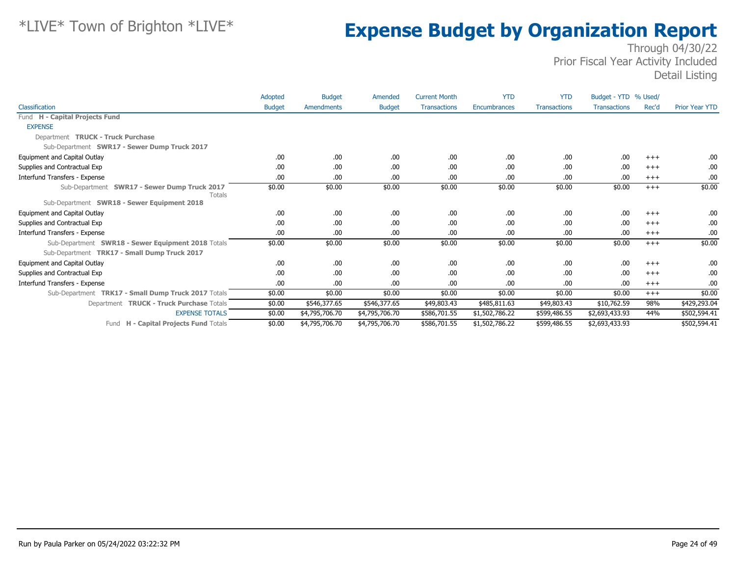# *LIVE* Town of Brighton *LIVE*

# Expense Budget by Organization Report

Through 04/30/22
Prior Fiscal Year Activity Included
Detail Listing

| Classification | Adopted Budget | Budget Amendments | Amended Budget | Current Month Transactions | YTD Encumbrances | YTD Transactions | Budget - YTD Transactions | % Used/ Rec'd | Prior Year YTD |
|---|---|---|---|---|---|---|---|---|---|
| Fund **H - Capital Projects Fund** | | | | | | | | | |
| EXPENSE | | | | | | | | | |
| Department **TRUCK - Truck Purchase** | | | | | | | | | |
| Sub-Department **SWR17 - Sewer Dump Truck 2017** | | | | | | | | | |
| Equipment and Capital Outlay | .00 | .00 | .00 | .00 | .00 | .00 | .00 | +++ | .00 |
| Supplies and Contractual Exp | .00 | .00 | .00 | .00 | .00 | .00 | .00 | +++ | .00 |
| Interfund Transfers - Expense | .00 | .00 | .00 | .00 | .00 | .00 | .00 | +++ | .00 |
| Sub-Department **SWR17 - Sewer Dump Truck 2017** Totals | $0.00 | $0.00 | $0.00 | $0.00 | $0.00 | $0.00 | $0.00 | +++ | $0.00 |
| Sub-Department **SWR18 - Sewer Equipment 2018** | | | | | | | | | |
| Equipment and Capital Outlay | .00 | .00 | .00 | .00 | .00 | .00 | .00 | +++ | .00 |
| Supplies and Contractual Exp | .00 | .00 | .00 | .00 | .00 | .00 | .00 | +++ | .00 |
| Interfund Transfers - Expense | .00 | .00 | .00 | .00 | .00 | .00 | .00 | +++ | .00 |
| Sub-Department **SWR18 - Sewer Equipment 2018** Totals | $0.00 | $0.00 | $0.00 | $0.00 | $0.00 | $0.00 | $0.00 | +++ | $0.00 |
| Sub-Department **TRK17 - Small Dump Truck 2017** | | | | | | | | | |
| Equipment and Capital Outlay | .00 | .00 | .00 | .00 | .00 | .00 | .00 | +++ | .00 |
| Supplies and Contractual Exp | .00 | .00 | .00 | .00 | .00 | .00 | .00 | +++ | .00 |
| Interfund Transfers - Expense | .00 | .00 | .00 | .00 | .00 | .00 | .00 | +++ | .00 |
| Sub-Department **TRK17 - Small Dump Truck 2017** Totals | $0.00 | $0.00 | $0.00 | $0.00 | $0.00 | $0.00 | $0.00 | +++ | $0.00 |
| Department **TRUCK - Truck Purchase** Totals | $0.00 | $546,377.65 | $546,377.65 | $49,803.43 | $485,811.63 | $49,803.43 | $10,762.59 | 98% | $429,293.04 |
| EXPENSE TOTALS | $0.00 | $4,795,706.70 | $4,795,706.70 | $586,701.55 | $1,502,786.22 | $599,486.55 | $2,693,433.93 | 44% | $502,594.41 |
| Fund **H - Capital Projects Fund** Totals | $0.00 | $4,795,706.70 | $4,795,706.70 | $586,701.55 | $1,502,786.22 | $599,486.55 | $2,693,433.93 | | $502,594.41 |

Run by Paula Parker on 05/24/2022 03:22:32 PM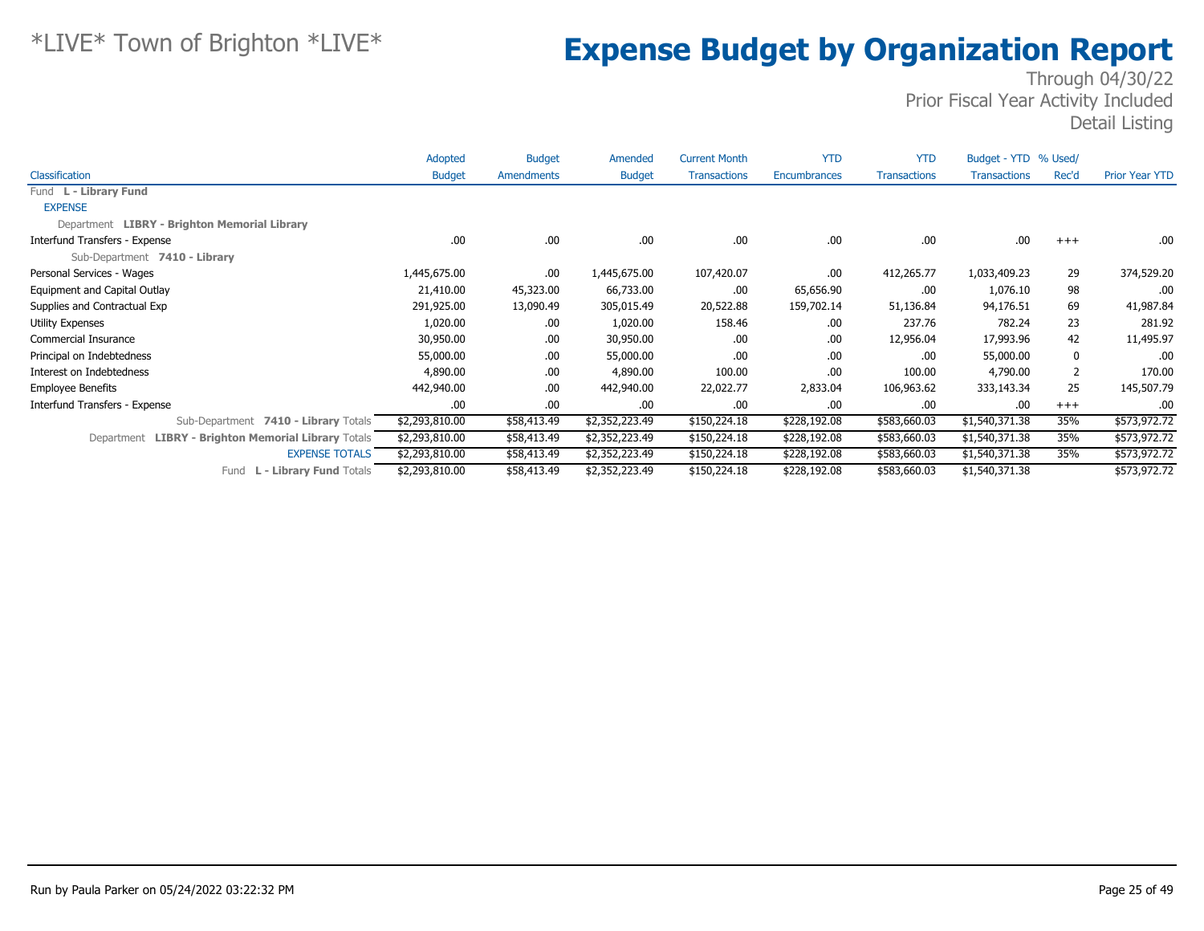*LIVE* Town of Brighton *LIVE*

# Expense Budget by Organization Report

Through 04/30/22
Prior Fiscal Year Activity Included
Detail Listing

| Classification | Adopted Budget | Budget Amendments | Amended Budget | Current Month Transactions | YTD Encumbrances | YTD Transactions | Budget - YTD Transactions | % Used/ Rec'd | Prior Year YTD |
|---|---|---|---|---|---|---|---|---|---|
| Fund **L - Library Fund** | | | | | | | | | |
| EXPENSE | | | | | | | | | |
| Department **LIBRY - Brighton Memorial Library** | | | | | | | | | |
| Interfund Transfers - Expense | .00 | .00 | .00 | .00 | .00 | .00 | .00 | +++ | .00 |
| Sub-Department **7410 - Library** | | | | | | | | | |
| Personal Services - Wages | 1,445,675.00 | .00 | 1,445,675.00 | 107,420.07 | .00 | 412,265.77 | 1,033,409.23 | 29 | 374,529.20 |
| Equipment and Capital Outlay | 21,410.00 | 45,323.00 | 66,733.00 | .00 | 65,656.90 | .00 | 1,076.10 | 98 | .00 |
| Supplies and Contractual Exp | 291,925.00 | 13,090.49 | 305,015.49 | 20,522.88 | 159,702.14 | 51,136.84 | 94,176.51 | 69 | 41,987.84 |
| Utility Expenses | 1,020.00 | .00 | 1,020.00 | 158.46 | .00 | 237.76 | 782.24 | 23 | 281.92 |
| Commercial Insurance | 30,950.00 | .00 | 30,950.00 | .00 | .00 | 12,956.04 | 17,993.96 | 42 | 11,495.97 |
| Principal on Indebtedness | 55,000.00 | .00 | 55,000.00 | .00 | .00 | .00 | 55,000.00 | 0 | .00 |
| Interest on Indebtedness | 4,890.00 | .00 | 4,890.00 | 100.00 | .00 | 100.00 | 4,790.00 | 2 | 170.00 |
| Employee Benefits | 442,940.00 | .00 | 442,940.00 | 22,022.77 | 2,833.04 | 106,963.62 | 333,143.34 | 25 | 145,507.79 |
| Interfund Transfers - Expense | .00 | .00 | .00 | .00 | .00 | .00 | .00 | +++ | .00 |
| Sub-Department **7410 - Library** Totals | $2,293,810.00 | $58,413.49 | $2,352,223.49 | $150,224.18 | $228,192.08 | $583,660.03 | $1,540,371.38 | 35% | $573,972.72 |
| Department **LIBRY - Brighton Memorial Library** Totals | $2,293,810.00 | $58,413.49 | $2,352,223.49 | $150,224.18 | $228,192.08 | $583,660.03 | $1,540,371.38 | 35% | $573,972.72 |
| EXPENSE TOTALS | $2,293,810.00 | $58,413.49 | $2,352,223.49 | $150,224.18 | $228,192.08 | $583,660.03 | $1,540,371.38 | 35% | $573,972.72 |
| Fund **L - Library Fund** Totals | $2,293,810.00 | $58,413.49 | $2,352,223.49 | $150,224.18 | $228,192.08 | $583,660.03 | $1,540,371.38 | | $573,972.72 |

Run by Paula Parker on 05/24/2022 03:22:32 PM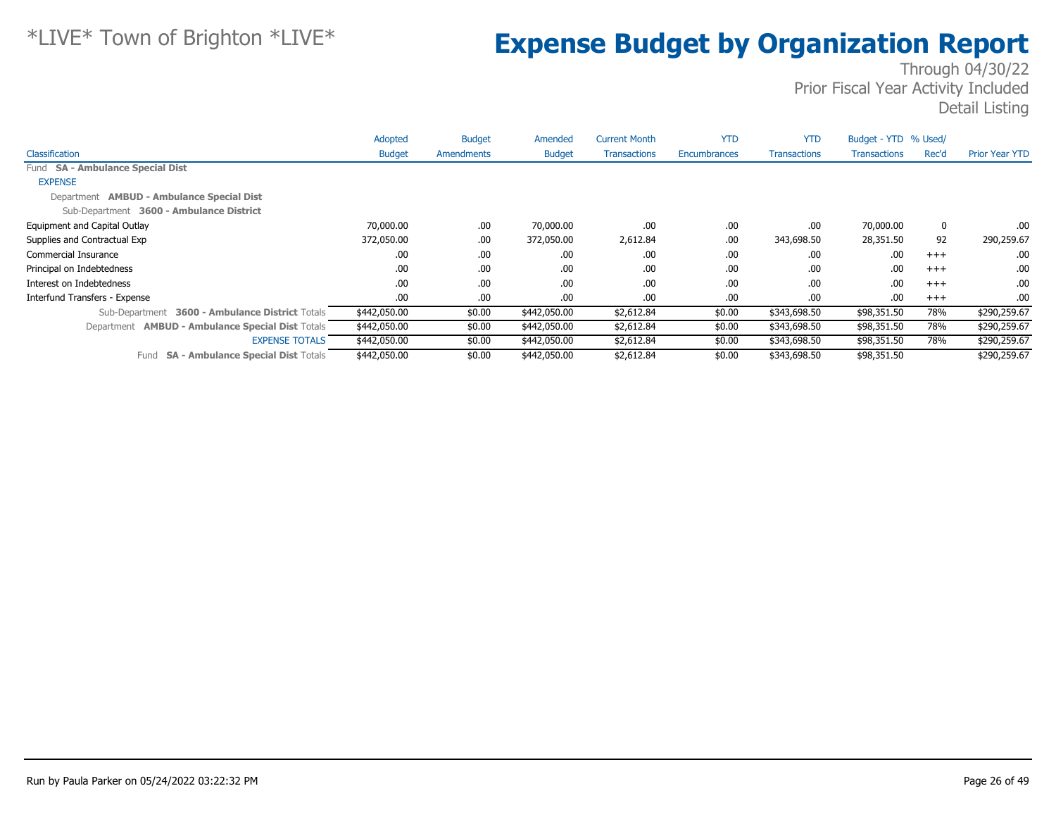# *LIVE* Town of Brighton *LIVE*

# Expense Budget by Organization Report

Through 04/30/22
Prior Fiscal Year Activity Included
Detail Listing

| Classification | Adopted Budget | Budget Amendments | Amended Budget | Current Month Transactions | YTD Encumbrances | YTD Transactions | Budget - YTD Transactions | % Used/ Rec'd | Prior Year YTD |
|---|---|---|---|---|---|---|---|---|---|
| Fund **SA - Ambulance Special Dist** | | | | | | | | | |
| EXPENSE | | | | | | | | | |
| Department **AMBUD - Ambulance Special Dist** | | | | | | | | | |
| Sub-Department **3600 - Ambulance District** | | | | | | | | | |
| Equipment and Capital Outlay | 70,000.00 | .00 | 70,000.00 | .00 | .00 | .00 | 70,000.00 | 0 | .00 |
| Supplies and Contractual Exp | 372,050.00 | .00 | 372,050.00 | 2,612.84 | .00 | 343,698.50 | 28,351.50 | 92 | 290,259.67 |
| Commercial Insurance | .00 | .00 | .00 | .00 | .00 | .00 | .00 | +++ | .00 |
| Principal on Indebtedness | .00 | .00 | .00 | .00 | .00 | .00 | .00 | +++ | .00 |
| Interest on Indebtedness | .00 | .00 | .00 | .00 | .00 | .00 | .00 | +++ | .00 |
| Interfund Transfers - Expense | .00 | .00 | .00 | .00 | .00 | .00 | .00 | +++ | .00 |
| Sub-Department **3600 - Ambulance District** Totals | $442,050.00 | $0.00 | $442,050.00 | $2,612.84 | $0.00 | $343,698.50 | $98,351.50 | 78% | $290,259.67 |
| Department **AMBUD - Ambulance Special Dist** Totals | $442,050.00 | $0.00 | $442,050.00 | $2,612.84 | $0.00 | $343,698.50 | $98,351.50 | 78% | $290,259.67 |
| EXPENSE TOTALS | $442,050.00 | $0.00 | $442,050.00 | $2,612.84 | $0.00 | $343,698.50 | $98,351.50 | 78% | $290,259.67 |
| Fund **SA - Ambulance Special Dist** Totals | $442,050.00 | $0.00 | $442,050.00 | $2,612.84 | $0.00 | $343,698.50 | $98,351.50 | | $290,259.67 |

Run by Paula Parker on 05/24/2022 03:22:32 PM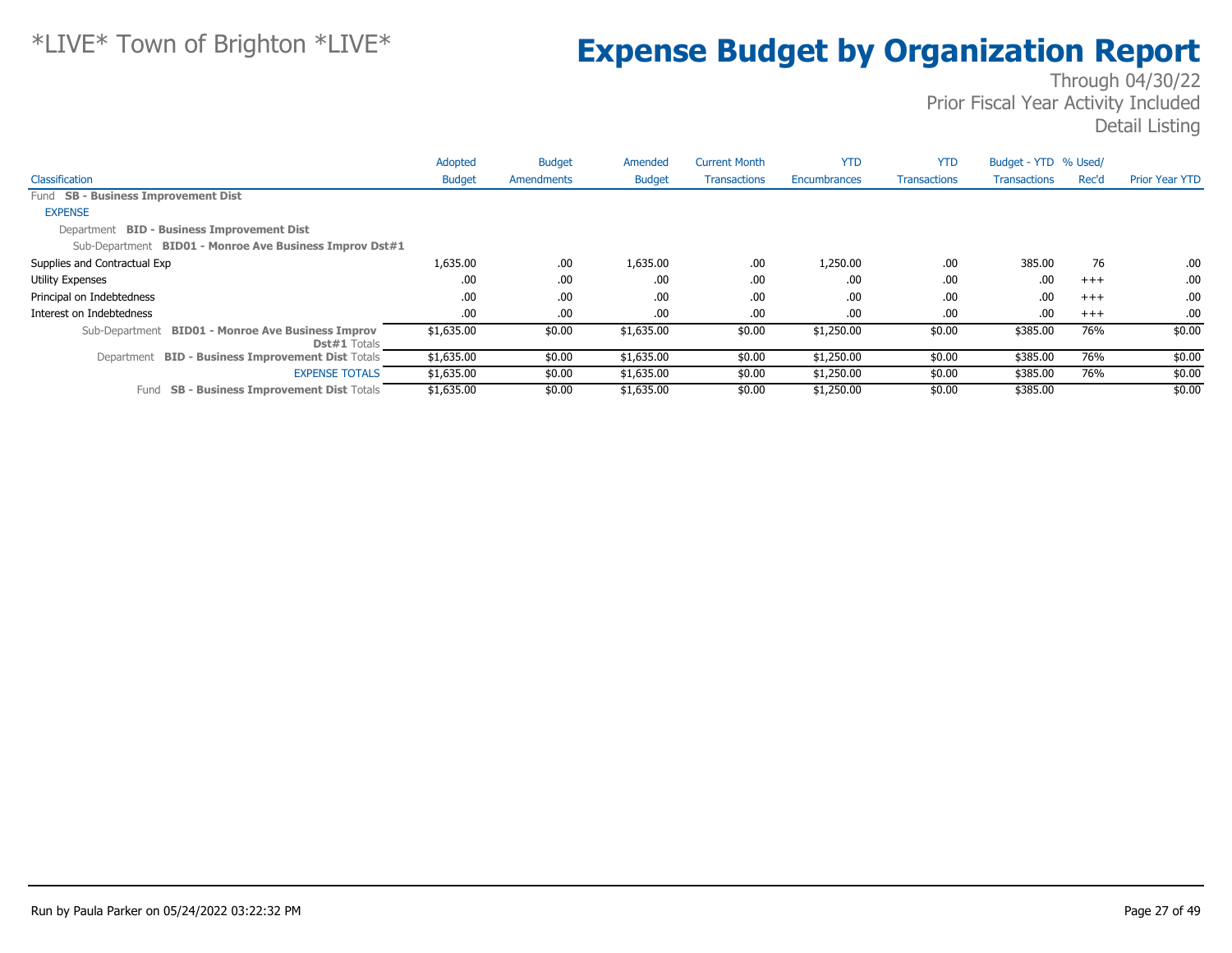# *LIVE* Town of Brighton *LIVE*

# Expense Budget by Organization Report

Through 04/30/22
Prior Fiscal Year Activity Included
Detail Listing

| Classification | Adopted Budget | Budget Amendments | Amended Budget | Current Month Transactions | YTD Encumbrances | YTD Transactions | Budget - YTD Transactions | % Used/ Rec'd | Prior Year YTD |
|---|---|---|---|---|---|---|---|---|---|
| Fund **SB - Business Improvement Dist** | | | | | | | | | |
| EXPENSE | | | | | | | | | |
| Department **BID - Business Improvement Dist** | | | | | | | | | |
| Sub-Department **BID01 - Monroe Ave Business Improv Dst#1** | | | | | | | | | |
| Supplies and Contractual Exp | 1,635.00 | .00 | 1,635.00 | .00 | 1,250.00 | .00 | 385.00 | 76 | .00 |
| Utility Expenses | .00 | .00 | .00 | .00 | .00 | .00 | .00 | +++ | .00 |
| Principal on Indebtedness | .00 | .00 | .00 | .00 | .00 | .00 | .00 | +++ | .00 |
| Interest on Indebtedness | .00 | .00 | .00 | .00 | .00 | .00 | .00 | +++ | .00 |
| Sub-Department **BID01 - Monroe Ave Business Improv Dst#1** Totals | $1,635.00 | $0.00 | $1,635.00 | $0.00 | $1,250.00 | $0.00 | $385.00 | 76% | $0.00 |
| Department **BID - Business Improvement Dist** Totals | $1,635.00 | $0.00 | $1,635.00 | $0.00 | $1,250.00 | $0.00 | $385.00 | 76% | $0.00 |
| EXPENSE TOTALS | $1,635.00 | $0.00 | $1,635.00 | $0.00 | $1,250.00 | $0.00 | $385.00 | 76% | $0.00 |
| Fund **SB - Business Improvement Dist** Totals | $1,635.00 | $0.00 | $1,635.00 | $0.00 | $1,250.00 | $0.00 | $385.00 | | $0.00 |

Run by Paula Parker on 05/24/2022 03:22:32 PM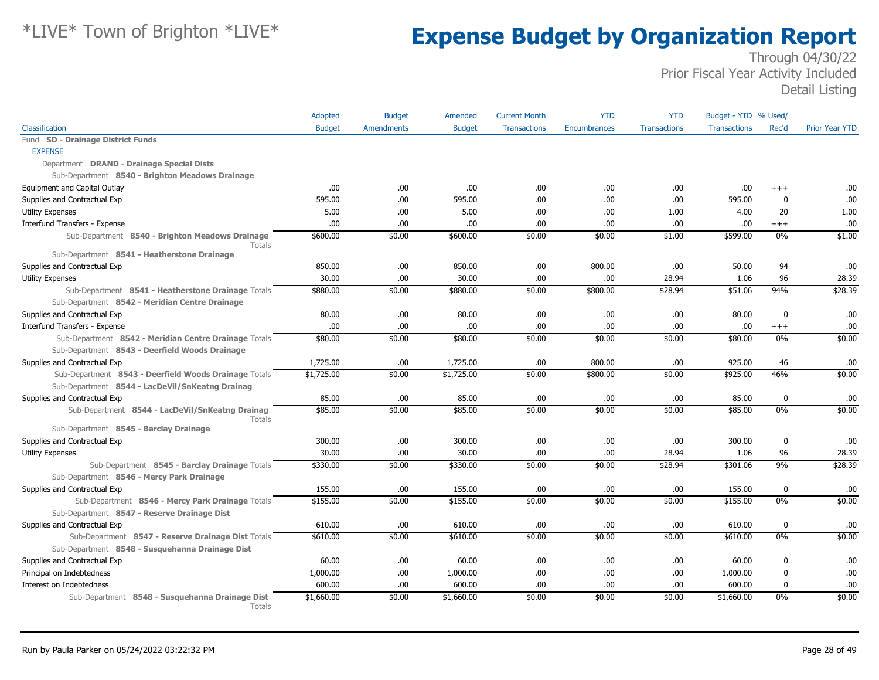# *LIVE* Town of Brighton *LIVE*

# Expense Budget by Organization Report

Through 04/30/22
Prior Fiscal Year Activity Included
Detail Listing

| Classification | Adopted Budget | Budget Amendments | Amended Budget | Current Month Transactions | YTD Encumbrances | YTD Transactions | Budget - YTD Transactions | % Used/ Rec'd | Prior Year YTD |
|---|---|---|---|---|---|---|---|---|---|
| Fund **SD - Drainage District Funds** | | | | | | | | | |
| EXPENSE | | | | | | | | | |
| Department **DRAND - Drainage Special Dists** | | | | | | | | | |
| Sub-Department **8540 - Brighton Meadows Drainage** | | | | | | | | | |
| Equipment and Capital Outlay | .00 | .00 | .00 | .00 | .00 | .00 | .00 | +++ | .00 |
| Supplies and Contractual Exp | 595.00 | .00 | 595.00 | .00 | .00 | .00 | 595.00 | 0 | .00 |
| Utility Expenses | 5.00 | .00 | 5.00 | .00 | .00 | 1.00 | 4.00 | 20 | 1.00 |
| Interfund Transfers - Expense | .00 | .00 | .00 | .00 | .00 | .00 | .00 | +++ | .00 |
| Sub-Department **8540 - Brighton Meadows Drainage** Totals | $600.00 | $0.00 | $600.00 | $0.00 | $0.00 | $1.00 | $599.00 | 0% | $1.00 |
| Sub-Department **8541 - Heatherstone Drainage** | | | | | | | | | |
| Supplies and Contractual Exp | 850.00 | .00 | 850.00 | .00 | 800.00 | .00 | 50.00 | 94 | .00 |
| Utility Expenses | 30.00 | .00 | 30.00 | .00 | .00 | 28.94 | 1.06 | 96 | 28.39 |
| Sub-Department **8541 - Heatherstone Drainage** Totals | $880.00 | $0.00 | $880.00 | $0.00 | $800.00 | $28.94 | $51.06 | 94% | $28.39 |
| Sub-Department **8542 - Meridian Centre Drainage** | | | | | | | | | |
| Supplies and Contractual Exp | 80.00 | .00 | 80.00 | .00 | .00 | .00 | 80.00 | 0 | .00 |
| Interfund Transfers - Expense | .00 | .00 | .00 | .00 | .00 | .00 | .00 | +++ | .00 |
| Sub-Department **8542 - Meridian Centre Drainage** Totals | $80.00 | $0.00 | $80.00 | $0.00 | $0.00 | $0.00 | $80.00 | 0% | $0.00 |
| Sub-Department **8543 - Deerfield Woods Drainage** | | | | | | | | | |
| Supplies and Contractual Exp | 1,725.00 | .00 | 1,725.00 | .00 | 800.00 | .00 | 925.00 | 46 | .00 |
| Sub-Department **8543 - Deerfield Woods Drainage** Totals | $1,725.00 | $0.00 | $1,725.00 | $0.00 | $800.00 | $0.00 | $925.00 | 46% | $0.00 |
| Sub-Department **8544 - LacDeVil/SnKeatng Drainag** | | | | | | | | | |
| Supplies and Contractual Exp | 85.00 | .00 | 85.00 | .00 | .00 | .00 | 85.00 | 0 | .00 |
| Sub-Department **8544 - LacDeVil/SnKeatng Drainag** Totals | $85.00 | $0.00 | $85.00 | $0.00 | $0.00 | $0.00 | $85.00 | 0% | $0.00 |
| Sub-Department **8545 - Barclay Drainage** | | | | | | | | | |
| Supplies and Contractual Exp | 300.00 | .00 | 300.00 | .00 | .00 | .00 | 300.00 | 0 | .00 |
| Utility Expenses | 30.00 | .00 | 30.00 | .00 | .00 | 28.94 | 1.06 | 96 | 28.39 |
| Sub-Department **8545 - Barclay Drainage** Totals | $330.00 | $0.00 | $330.00 | $0.00 | $0.00 | $28.94 | $301.06 | 9% | $28.39 |
| Sub-Department **8546 - Mercy Park Drainage** | | | | | | | | | |
| Supplies and Contractual Exp | 155.00 | .00 | 155.00 | .00 | .00 | .00 | 155.00 | 0 | .00 |
| Sub-Department **8546 - Mercy Park Drainage** Totals | $155.00 | $0.00 | $155.00 | $0.00 | $0.00 | $0.00 | $155.00 | 0% | $0.00 |
| Sub-Department **8547 - Reserve Drainage Dist** | | | | | | | | | |
| Supplies and Contractual Exp | 610.00 | .00 | 610.00 | .00 | .00 | .00 | 610.00 | 0 | .00 |
| Sub-Department **8547 - Reserve Drainage Dist** Totals | $610.00 | $0.00 | $610.00 | $0.00 | $0.00 | $0.00 | $610.00 | 0% | $0.00 |
| Sub-Department **8548 - Susquehanna Drainage Dist** | | | | | | | | | |
| Supplies and Contractual Exp | 60.00 | .00 | 60.00 | .00 | .00 | .00 | 60.00 | 0 | .00 |
| Principal on Indebtedness | 1,000.00 | .00 | 1,000.00 | .00 | .00 | .00 | 1,000.00 | 0 | .00 |
| Interest on Indebtedness | 600.00 | .00 | 600.00 | .00 | .00 | .00 | 600.00 | 0 | .00 |
| Sub-Department **8548 - Susquehanna Drainage Dist** Totals | $1,660.00 | $0.00 | $1,660.00 | $0.00 | $0.00 | $0.00 | $1,660.00 | 0% | $0.00 |

Run by Paula Parker on 05/24/2022 03:22:32 PM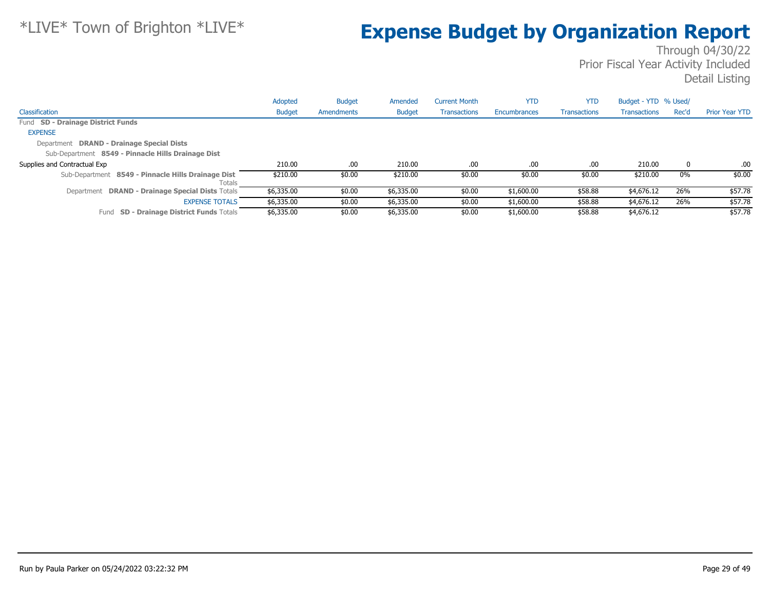# *LIVE* Town of Brighton *LIVE*

# Expense Budget by Organization Report

Through 04/30/22
Prior Fiscal Year Activity Included
Detail Listing

| Classification | Adopted Budget | Budget Amendments | Amended Budget | Current Month Transactions | YTD Encumbrances | YTD Transactions | Budget - YTD Transactions | % Used/ Rec'd | Prior Year YTD |
|---|---|---|---|---|---|---|---|---|---|
| Fund **SD - Drainage District Funds** | | | | | | | | | |
| EXPENSE | | | | | | | | | |
| Department **DRAND - Drainage Special Dists** | | | | | | | | | |
| Sub-Department **8549 - Pinnacle Hills Drainage Dist** | | | | | | | | | |
| Supplies and Contractual Exp | 210.00 | .00 | 210.00 | .00 | .00 | .00 | 210.00 | 0 | .00 |
| Sub-Department **8549 - Pinnacle Hills Drainage Dist** Totals | $210.00 | $0.00 | $210.00 | $0.00 | $0.00 | $0.00 | $210.00 | 0% | $0.00 |
| Department **DRAND - Drainage Special Dists** Totals | $6,335.00 | $0.00 | $6,335.00 | $0.00 | $1,600.00 | $58.88 | $4,676.12 | 26% | $57.78 |
| EXPENSE TOTALS | $6,335.00 | $0.00 | $6,335.00 | $0.00 | $1,600.00 | $58.88 | $4,676.12 | 26% | $57.78 |
| Fund **SD - Drainage District Funds** Totals | $6,335.00 | $0.00 | $6,335.00 | $0.00 | $1,600.00 | $58.88 | $4,676.12 | | $57.78 |

Run by Paula Parker on 05/24/2022 03:22:32 PM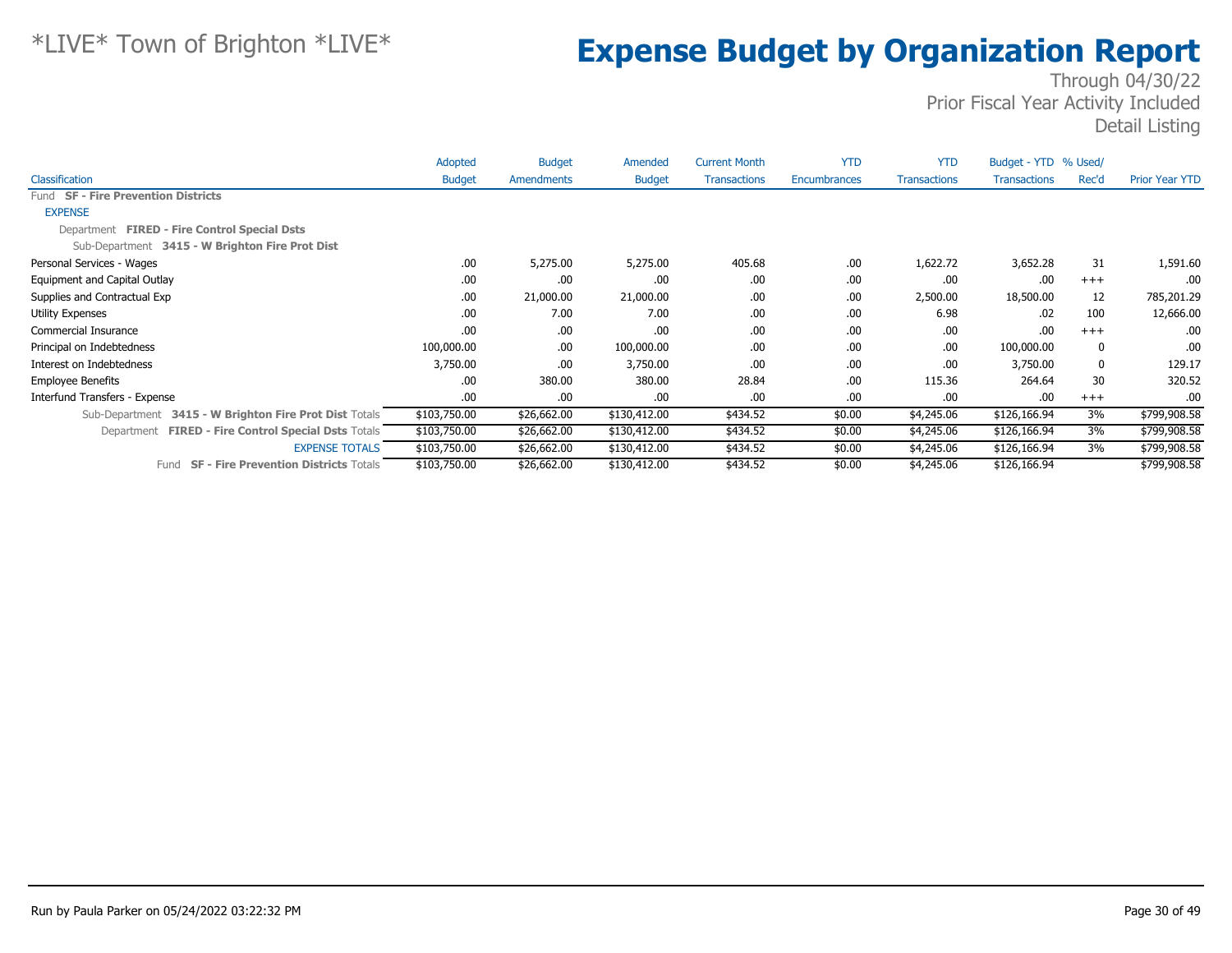# *LIVE* Town of Brighton *LIVE*

# Expense Budget by Organization Report

Through 04/30/22
Prior Fiscal Year Activity Included
Detail Listing

| Classification | Adopted Budget | Budget Amendments | Amended Budget | Current Month Transactions | YTD Encumbrances | YTD Transactions | Budget - YTD Transactions | % Used/ Rec'd | Prior Year YTD |
|---|---|---|---|---|---|---|---|---|---|
| Fund **SF - Fire Prevention Districts** | | | | | | | | | |
| EXPENSE | | | | | | | | | |
| Department **FIRED - Fire Control Special Dsts** | | | | | | | | | |
| Sub-Department **3415 - W Brighton Fire Prot Dist** | | | | | | | | | |
| Personal Services - Wages | .00 | 5,275.00 | 5,275.00 | 405.68 | .00 | 1,622.72 | 3,652.28 | 31 | 1,591.60 |
| Equipment and Capital Outlay | .00 | .00 | .00 | .00 | .00 | .00 | .00 | +++ | .00 |
| Supplies and Contractual Exp | .00 | 21,000.00 | 21,000.00 | .00 | .00 | 2,500.00 | 18,500.00 | 12 | 785,201.29 |
| Utility Expenses | .00 | 7.00 | 7.00 | .00 | .00 | 6.98 | .02 | 100 | 12,666.00 |
| Commercial Insurance | .00 | .00 | .00 | .00 | .00 | .00 | .00 | +++ | .00 |
| Principal on Indebtedness | 100,000.00 | .00 | 100,000.00 | .00 | .00 | .00 | 100,000.00 | 0 | .00 |
| Interest on Indebtedness | 3,750.00 | .00 | 3,750.00 | .00 | .00 | .00 | 3,750.00 | 0 | 129.17 |
| Employee Benefits | .00 | 380.00 | 380.00 | 28.84 | .00 | 115.36 | 264.64 | 30 | 320.52 |
| Interfund Transfers - Expense | .00 | .00 | .00 | .00 | .00 | .00 | .00 | +++ | .00 |
| Sub-Department **3415 - W Brighton Fire Prot Dist** Totals | $103,750.00 | $26,662.00 | $130,412.00 | $434.52 | $0.00 | $4,245.06 | $126,166.94 | 3% | $799,908.58 |
| Department **FIRED - Fire Control Special Dsts** Totals | $103,750.00 | $26,662.00 | $130,412.00 | $434.52 | $0.00 | $4,245.06 | $126,166.94 | 3% | $799,908.58 |
| EXPENSE TOTALS | $103,750.00 | $26,662.00 | $130,412.00 | $434.52 | $0.00 | $4,245.06 | $126,166.94 | 3% | $799,908.58 |
| Fund **SF - Fire Prevention Districts** Totals | $103,750.00 | $26,662.00 | $130,412.00 | $434.52 | $0.00 | $4,245.06 | $126,166.94 | | $799,908.58 |

Run by Paula Parker on 05/24/2022 03:22:32 PM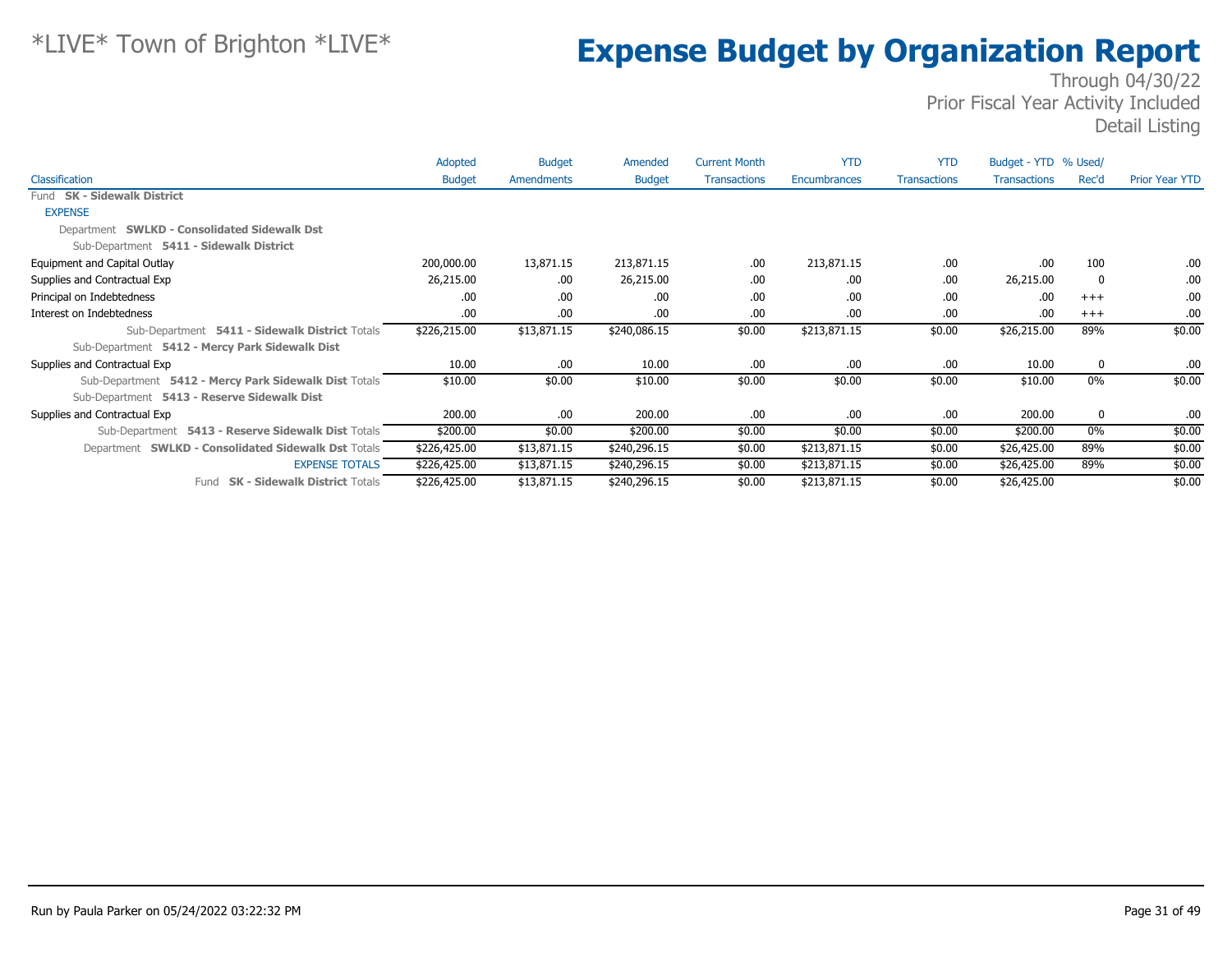*LIVE* Town of Brighton *LIVE*

# Expense Budget by Organization Report

Through 04/30/22
Prior Fiscal Year Activity Included
Detail Listing

| Classification | Adopted Budget | Budget Amendments | Amended Budget | Current Month Transactions | YTD Encumbrances | YTD Transactions | Budget - YTD Transactions | % Used/ Rec'd | Prior Year YTD |
|---|---|---|---|---|---|---|---|---|---|
| Fund **SK - Sidewalk District** | | | | | | | | | |
| EXPENSE | | | | | | | | | |
| Department **SWLKD - Consolidated Sidewalk Dst** | | | | | | | | | |
| Sub-Department **5411 - Sidewalk District** | | | | | | | | | |
| Equipment and Capital Outlay | 200,000.00 | 13,871.15 | 213,871.15 | .00 | 213,871.15 | .00 | .00 | 100 | .00 |
| Supplies and Contractual Exp | 26,215.00 | .00 | 26,215.00 | .00 | .00 | .00 | 26,215.00 | 0 | .00 |
| Principal on Indebtedness | .00 | .00 | .00 | .00 | .00 | .00 | .00 | +++ | .00 |
| Interest on Indebtedness | .00 | .00 | .00 | .00 | .00 | .00 | .00 | +++ | .00 |
| Sub-Department **5411 - Sidewalk District** Totals | $226,215.00 | $13,871.15 | $240,086.15 | $0.00 | $213,871.15 | $0.00 | $26,215.00 | 89% | $0.00 |
| Sub-Department **5412 - Mercy Park Sidewalk Dist** | | | | | | | | | |
| Supplies and Contractual Exp | 10.00 | .00 | 10.00 | .00 | .00 | .00 | 10.00 | 0 | .00 |
| Sub-Department **5412 - Mercy Park Sidewalk Dist** Totals | $10.00 | $0.00 | $10.00 | $0.00 | $0.00 | $0.00 | $10.00 | 0% | $0.00 |
| Sub-Department **5413 - Reserve Sidewalk Dist** | | | | | | | | | |
| Supplies and Contractual Exp | 200.00 | .00 | 200.00 | .00 | .00 | .00 | 200.00 | 0 | .00 |
| Sub-Department **5413 - Reserve Sidewalk Dist** Totals | $200.00 | $0.00 | $200.00 | $0.00 | $0.00 | $0.00 | $200.00 | 0% | $0.00 |
| Department **SWLKD - Consolidated Sidewalk Dst** Totals | $226,425.00 | $13,871.15 | $240,296.15 | $0.00 | $213,871.15 | $0.00 | $26,425.00 | 89% | $0.00 |
| EXPENSE TOTALS | $226,425.00 | $13,871.15 | $240,296.15 | $0.00 | $213,871.15 | $0.00 | $26,425.00 | 89% | $0.00 |
| Fund **SK - Sidewalk District** Totals | $226,425.00 | $13,871.15 | $240,296.15 | $0.00 | $213,871.15 | $0.00 | $26,425.00 | | $0.00 |

Run by Paula Parker on 05/24/2022 03:22:32 PM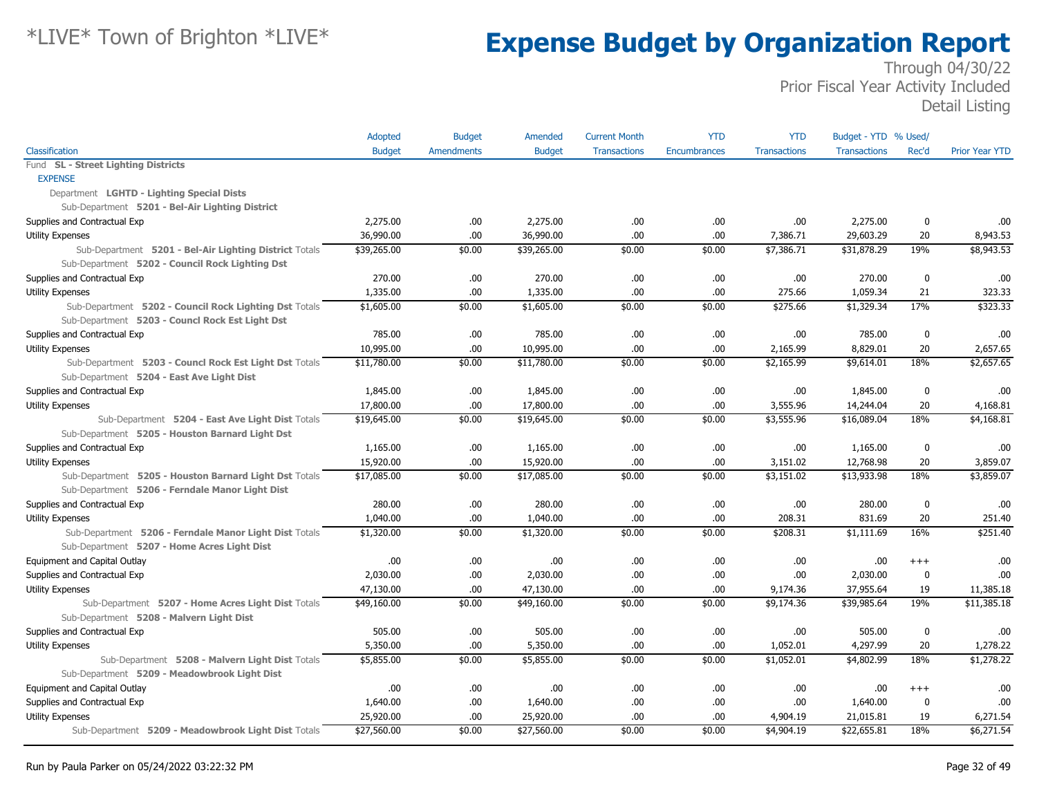# *LIVE* Town of Brighton *LIVE*

# Expense Budget by Organization Report

Through 04/30/22
Prior Fiscal Year Activity Included
Detail Listing

| Classification | Adopted Budget | Budget Amendments | Amended Budget | Current Month Transactions | YTD Encumbrances | YTD Transactions | Budget - YTD Transactions | % Used/ Rec'd | Prior Year YTD |
|---|---|---|---|---|---|---|---|---|---|
| Fund **SL - Street Lighting Districts** | | | | | | | | | |
| EXPENSE | | | | | | | | | |
| Department **LGHTD - Lighting Special Dists** | | | | | | | | | |
| Sub-Department **5201 - Bel-Air Lighting District** | | | | | | | | | |
| Supplies and Contractual Exp | 2,275.00 | .00 | 2,275.00 | .00 | .00 | .00 | 2,275.00 | 0 | .00 |
| Utility Expenses | 36,990.00 | .00 | 36,990.00 | .00 | .00 | 7,386.71 | 29,603.29 | 20 | 8,943.53 |
| Sub-Department **5201 - Bel-Air Lighting District** Totals | $39,265.00 | $0.00 | $39,265.00 | $0.00 | $0.00 | $7,386.71 | $31,878.29 | 19% | $8,943.53 |
| Sub-Department **5202 - Council Rock Lighting Dst** | | | | | | | | | |
| Supplies and Contractual Exp | 270.00 | .00 | 270.00 | .00 | .00 | .00 | 270.00 | 0 | .00 |
| Utility Expenses | 1,335.00 | .00 | 1,335.00 | .00 | .00 | 275.66 | 1,059.34 | 21 | 323.33 |
| Sub-Department **5202 - Council Rock Lighting Dst** Totals | $1,605.00 | $0.00 | $1,605.00 | $0.00 | $0.00 | $275.66 | $1,329.34 | 17% | $323.33 |
| Sub-Department **5203 - Councl Rock Est Light Dst** | | | | | | | | | |
| Supplies and Contractual Exp | 785.00 | .00 | 785.00 | .00 | .00 | .00 | 785.00 | 0 | .00 |
| Utility Expenses | 10,995.00 | .00 | 10,995.00 | .00 | .00 | 2,165.99 | 8,829.01 | 20 | 2,657.65 |
| Sub-Department **5203 - Councl Rock Est Light Dst** Totals | $11,780.00 | $0.00 | $11,780.00 | $0.00 | $0.00 | $2,165.99 | $9,614.01 | 18% | $2,657.65 |
| Sub-Department **5204 - East Ave Light Dist** | | | | | | | | | |
| Supplies and Contractual Exp | 1,845.00 | .00 | 1,845.00 | .00 | .00 | .00 | 1,845.00 | 0 | .00 |
| Utility Expenses | 17,800.00 | .00 | 17,800.00 | .00 | .00 | 3,555.96 | 14,244.04 | 20 | 4,168.81 |
| Sub-Department **5204 - East Ave Light Dist** Totals | $19,645.00 | $0.00 | $19,645.00 | $0.00 | $0.00 | $3,555.96 | $16,089.04 | 18% | $4,168.81 |
| Sub-Department **5205 - Houston Barnard Light Dst** | | | | | | | | | |
| Supplies and Contractual Exp | 1,165.00 | .00 | 1,165.00 | .00 | .00 | .00 | 1,165.00 | 0 | .00 |
| Utility Expenses | 15,920.00 | .00 | 15,920.00 | .00 | .00 | 3,151.02 | 12,768.98 | 20 | 3,859.07 |
| Sub-Department **5205 - Houston Barnard Light Dst** Totals | $17,085.00 | $0.00 | $17,085.00 | $0.00 | $0.00 | $3,151.02 | $13,933.98 | 18% | $3,859.07 |
| Sub-Department **5206 - Ferndale Manor Light Dist** | | | | | | | | | |
| Supplies and Contractual Exp | 280.00 | .00 | 280.00 | .00 | .00 | .00 | 280.00 | 0 | .00 |
| Utility Expenses | 1,040.00 | .00 | 1,040.00 | .00 | .00 | 208.31 | 831.69 | 20 | 251.40 |
| Sub-Department **5206 - Ferndale Manor Light Dist** Totals | $1,320.00 | $0.00 | $1,320.00 | $0.00 | $0.00 | $208.31 | $1,111.69 | 16% | $251.40 |
| Sub-Department **5207 - Home Acres Light Dist** | | | | | | | | | |
| Equipment and Capital Outlay | .00 | .00 | .00 | .00 | .00 | .00 | .00 | +++ | .00 |
| Supplies and Contractual Exp | 2,030.00 | .00 | 2,030.00 | .00 | .00 | .00 | 2,030.00 | 0 | .00 |
| Utility Expenses | 47,130.00 | .00 | 47,130.00 | .00 | .00 | 9,174.36 | 37,955.64 | 19 | 11,385.18 |
| Sub-Department **5207 - Home Acres Light Dist** Totals | $49,160.00 | $0.00 | $49,160.00 | $0.00 | $0.00 | $9,174.36 | $39,985.64 | 19% | $11,385.18 |
| Sub-Department **5208 - Malvern Light Dist** | | | | | | | | | |
| Supplies and Contractual Exp | 505.00 | .00 | 505.00 | .00 | .00 | .00 | 505.00 | 0 | .00 |
| Utility Expenses | 5,350.00 | .00 | 5,350.00 | .00 | .00 | 1,052.01 | 4,297.99 | 20 | 1,278.22 |
| Sub-Department **5208 - Malvern Light Dist** Totals | $5,855.00 | $0.00 | $5,855.00 | $0.00 | $0.00 | $1,052.01 | $4,802.99 | 18% | $1,278.22 |
| Sub-Department **5209 - Meadowbrook Light Dist** | | | | | | | | | |
| Equipment and Capital Outlay | .00 | .00 | .00 | .00 | .00 | .00 | .00 | +++ | .00 |
| Supplies and Contractual Exp | 1,640.00 | .00 | 1,640.00 | .00 | .00 | .00 | 1,640.00 | 0 | .00 |
| Utility Expenses | 25,920.00 | .00 | 25,920.00 | .00 | .00 | 4,904.19 | 21,015.81 | 19 | 6,271.54 |
| Sub-Department **5209 - Meadowbrook Light Dist** Totals | $27,560.00 | $0.00 | $27,560.00 | $0.00 | $0.00 | $4,904.19 | $22,655.81 | 18% | $6,271.54 |

Run by Paula Parker on 05/24/2022 03:22:32 PM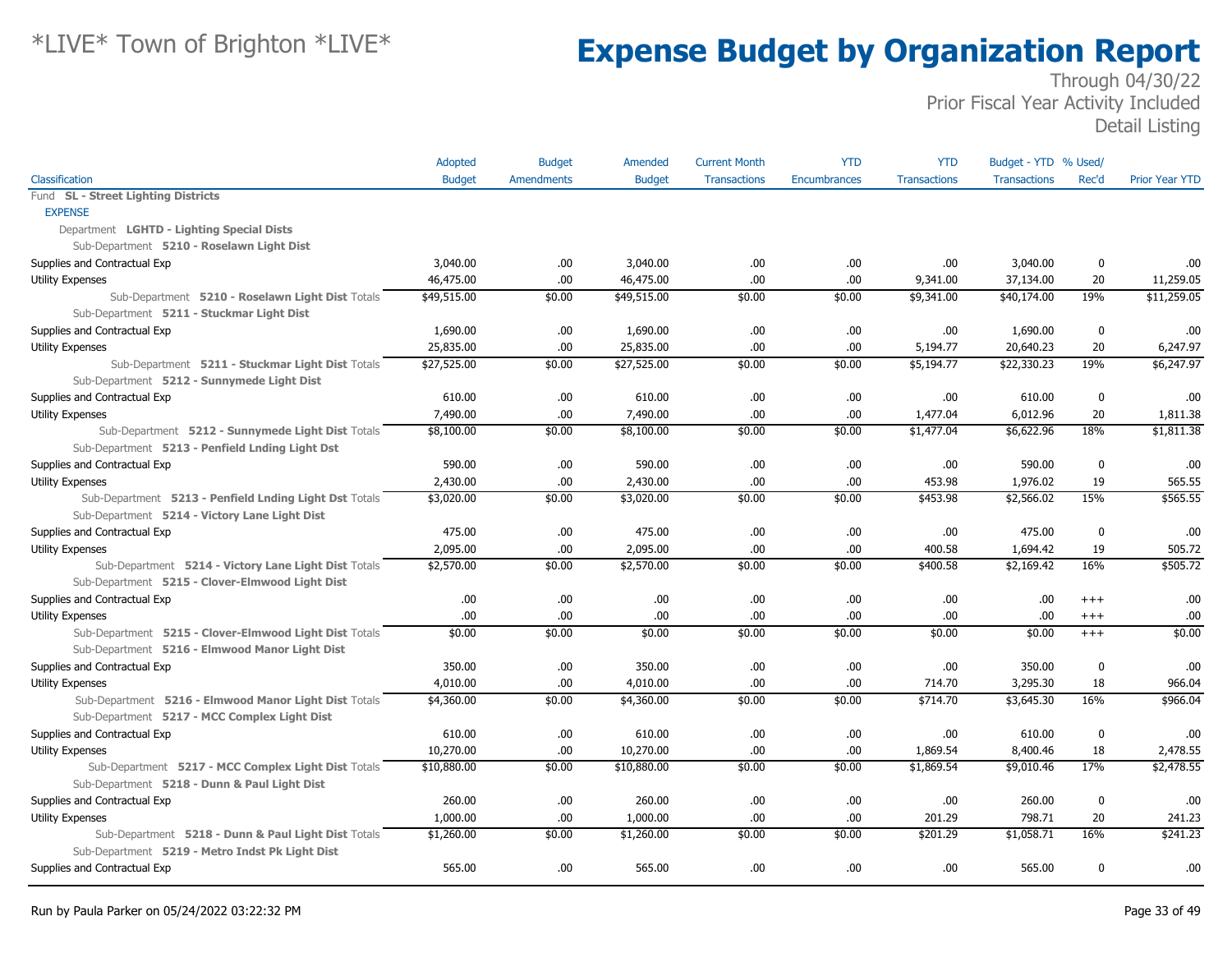# \*LIVE\* Town of Brighton \*LIVE\*

# Expense Budget by Organization Report

Through 04/30/22
Prior Fiscal Year Activity Included
Detail Listing

| Classification | Adopted Budget | Budget Amendments | Amended Budget | Current Month Transactions | YTD Encumbrances | YTD Transactions | Budget - YTD Transactions | % Used/ Rec'd | Prior Year YTD |
|---|---|---|---|---|---|---|---|---|---|
| Fund **SL - Street Lighting Districts** | | | | | | | | | |
| EXPENSE | | | | | | | | | |
| Department **LGHTD - Lighting Special Dists** | | | | | | | | | |
| Sub-Department **5210 - Roselawn Light Dist** | | | | | | | | | |
| Supplies and Contractual Exp | 3,040.00 | .00 | 3,040.00 | .00 | .00 | .00 | 3,040.00 | 0 | .00 |
| Utility Expenses | 46,475.00 | .00 | 46,475.00 | .00 | .00 | 9,341.00 | 37,134.00 | 20 | 11,259.05 |
| Sub-Department **5210 - Roselawn Light Dist** Totals | $49,515.00 | $0.00 | $49,515.00 | $0.00 | $0.00 | $9,341.00 | $40,174.00 | 19% | $11,259.05 |
| Sub-Department **5211 - Stuckmar Light Dist** | | | | | | | | | |
| Supplies and Contractual Exp | 1,690.00 | .00 | 1,690.00 | .00 | .00 | .00 | 1,690.00 | 0 | .00 |
| Utility Expenses | 25,835.00 | .00 | 25,835.00 | .00 | .00 | 5,194.77 | 20,640.23 | 20 | 6,247.97 |
| Sub-Department **5211 - Stuckmar Light Dist** Totals | $27,525.00 | $0.00 | $27,525.00 | $0.00 | $0.00 | $5,194.77 | $22,330.23 | 19% | $6,247.97 |
| Sub-Department **5212 - Sunnymede Light Dist** | | | | | | | | | |
| Supplies and Contractual Exp | 610.00 | .00 | 610.00 | .00 | .00 | .00 | 610.00 | 0 | .00 |
| Utility Expenses | 7,490.00 | .00 | 7,490.00 | .00 | .00 | 1,477.04 | 6,012.96 | 20 | 1,811.38 |
| Sub-Department **5212 - Sunnymede Light Dist** Totals | $8,100.00 | $0.00 | $8,100.00 | $0.00 | $0.00 | $1,477.04 | $6,622.96 | 18% | $1,811.38 |
| Sub-Department **5213 - Penfield Lnding Light Dst** | | | | | | | | | |
| Supplies and Contractual Exp | 590.00 | .00 | 590.00 | .00 | .00 | .00 | 590.00 | 0 | .00 |
| Utility Expenses | 2,430.00 | .00 | 2,430.00 | .00 | .00 | 453.98 | 1,976.02 | 19 | 565.55 |
| Sub-Department **5213 - Penfield Lnding Light Dst** Totals | $3,020.00 | $0.00 | $3,020.00 | $0.00 | $0.00 | $453.98 | $2,566.02 | 15% | $565.55 |
| Sub-Department **5214 - Victory Lane Light Dist** | | | | | | | | | |
| Supplies and Contractual Exp | 475.00 | .00 | 475.00 | .00 | .00 | .00 | 475.00 | 0 | .00 |
| Utility Expenses | 2,095.00 | .00 | 2,095.00 | .00 | .00 | 400.58 | 1,694.42 | 19 | 505.72 |
| Sub-Department **5214 - Victory Lane Light Dist** Totals | $2,570.00 | $0.00 | $2,570.00 | $0.00 | $0.00 | $400.58 | $2,169.42 | 16% | $505.72 |
| Sub-Department **5215 - Clover-Elmwood Light Dist** | | | | | | | | | |
| Supplies and Contractual Exp | .00 | .00 | .00 | .00 | .00 | .00 | .00 | +++ | .00 |
| Utility Expenses | .00 | .00 | .00 | .00 | .00 | .00 | .00 | +++ | .00 |
| Sub-Department **5215 - Clover-Elmwood Light Dist** Totals | $0.00 | $0.00 | $0.00 | $0.00 | $0.00 | $0.00 | $0.00 | +++ | $0.00 |
| Sub-Department **5216 - Elmwood Manor Light Dist** | | | | | | | | | |
| Supplies and Contractual Exp | 350.00 | .00 | 350.00 | .00 | .00 | .00 | 350.00 | 0 | .00 |
| Utility Expenses | 4,010.00 | .00 | 4,010.00 | .00 | .00 | 714.70 | 3,295.30 | 18 | 966.04 |
| Sub-Department **5216 - Elmwood Manor Light Dist** Totals | $4,360.00 | $0.00 | $4,360.00 | $0.00 | $0.00 | $714.70 | $3,645.30 | 16% | $966.04 |
| Sub-Department **5217 - MCC Complex Light Dist** | | | | | | | | | |
| Supplies and Contractual Exp | 610.00 | .00 | 610.00 | .00 | .00 | .00 | 610.00 | 0 | .00 |
| Utility Expenses | 10,270.00 | .00 | 10,270.00 | .00 | .00 | 1,869.54 | 8,400.46 | 18 | 2,478.55 |
| Sub-Department **5217 - MCC Complex Light Dist** Totals | $10,880.00 | $0.00 | $10,880.00 | $0.00 | $0.00 | $1,869.54 | $9,010.46 | 17% | $2,478.55 |
| Sub-Department **5218 - Dunn & Paul Light Dist** | | | | | | | | | |
| Supplies and Contractual Exp | 260.00 | .00 | 260.00 | .00 | .00 | .00 | 260.00 | 0 | .00 |
| Utility Expenses | 1,000.00 | .00 | 1,000.00 | .00 | .00 | 201.29 | 798.71 | 20 | 241.23 |
| Sub-Department **5218 - Dunn & Paul Light Dist** Totals | $1,260.00 | $0.00 | $1,260.00 | $0.00 | $0.00 | $201.29 | $1,058.71 | 16% | $241.23 |
| Sub-Department **5219 - Metro Indst Pk Light Dist** | | | | | | | | | |
| Supplies and Contractual Exp | 565.00 | .00 | 565.00 | .00 | .00 | .00 | 565.00 | 0 | .00 |

Run by Paula Parker on 05/24/2022 03:22:32 PM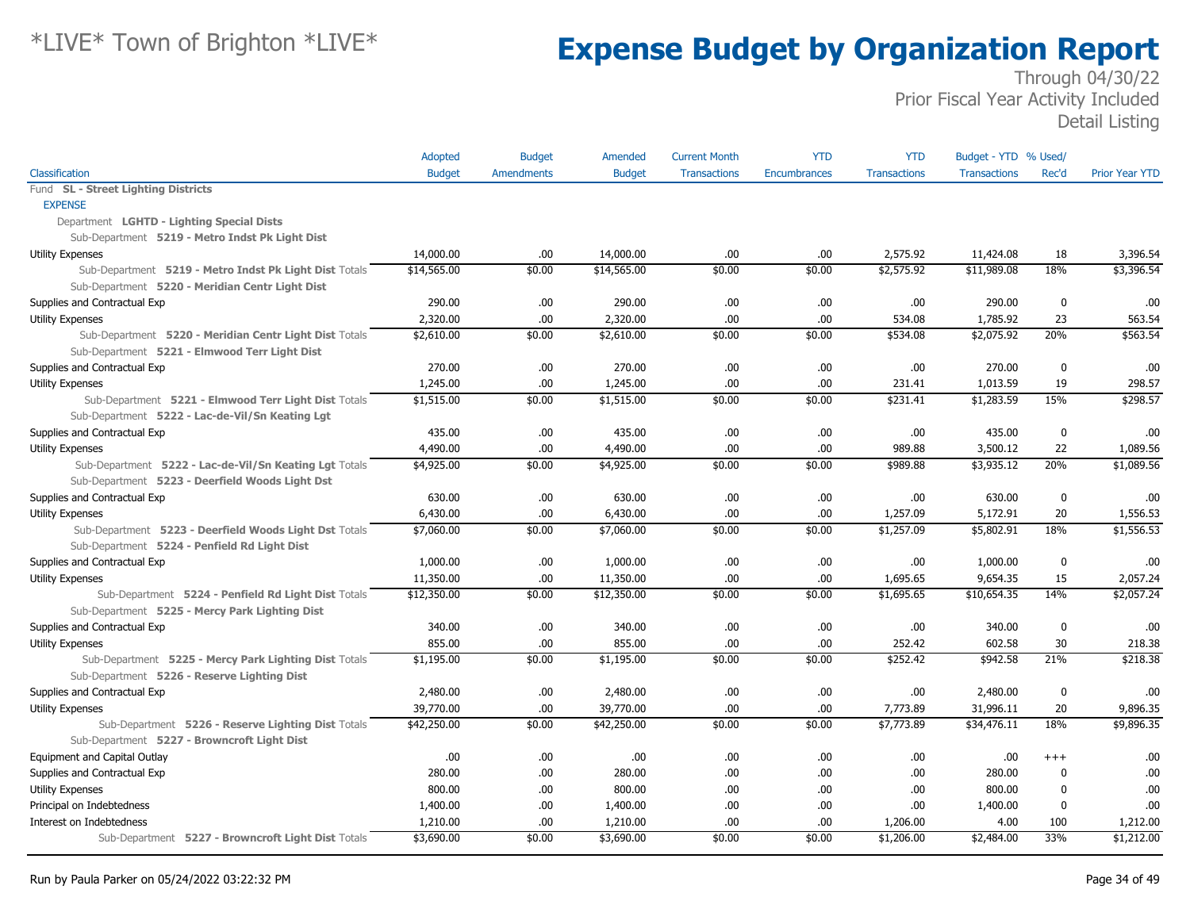# *LIVE* Town of Brighton *LIVE*

# Expense Budget by Organization Report

Through 04/30/22
Prior Fiscal Year Activity Included
Detail Listing

| Classification | Adopted Budget | Budget Amendments | Amended Budget | Current Month Transactions | YTD Encumbrances | YTD Transactions | Budget - YTD Transactions | % Used/ Rec'd | Prior Year YTD |
|---|---|---|---|---|---|---|---|---|---|
| Fund **SL - Street Lighting Districts** | | | | | | | | | |
| EXPENSE | | | | | | | | | |
| Department **LGHTD - Lighting Special Dists** | | | | | | | | | |
| Sub-Department **5219 - Metro Indst Pk Light Dist** | | | | | | | | | |
| Utility Expenses | 14,000.00 | .00 | 14,000.00 | .00 | .00 | 2,575.92 | 11,424.08 | 18 | 3,396.54 |
| Sub-Department **5219 - Metro Indst Pk Light Dist** Totals | $14,565.00 | $0.00 | $14,565.00 | $0.00 | $0.00 | $2,575.92 | $11,989.08 | 18% | $3,396.54 |
| Sub-Department **5220 - Meridian Centr Light Dist** | | | | | | | | | |
| Supplies and Contractual Exp | 290.00 | .00 | 290.00 | .00 | .00 | .00 | 290.00 | 0 | .00 |
| Utility Expenses | 2,320.00 | .00 | 2,320.00 | .00 | .00 | 534.08 | 1,785.92 | 23 | 563.54 |
| Sub-Department **5220 - Meridian Centr Light Dist** Totals | $2,610.00 | $0.00 | $2,610.00 | $0.00 | $0.00 | $534.08 | $2,075.92 | 20% | $563.54 |
| Sub-Department **5221 - Elmwood Terr Light Dist** | | | | | | | | | |
| Supplies and Contractual Exp | 270.00 | .00 | 270.00 | .00 | .00 | .00 | 270.00 | 0 | .00 |
| Utility Expenses | 1,245.00 | .00 | 1,245.00 | .00 | .00 | 231.41 | 1,013.59 | 19 | 298.57 |
| Sub-Department **5221 - Elmwood Terr Light Dist** Totals | $1,515.00 | $0.00 | $1,515.00 | $0.00 | $0.00 | $231.41 | $1,283.59 | 15% | $298.57 |
| Sub-Department **5222 - Lac-de-Vil/Sn Keating Lgt** | | | | | | | | | |
| Supplies and Contractual Exp | 435.00 | .00 | 435.00 | .00 | .00 | .00 | 435.00 | 0 | .00 |
| Utility Expenses | 4,490.00 | .00 | 4,490.00 | .00 | .00 | 989.88 | 3,500.12 | 22 | 1,089.56 |
| Sub-Department **5222 - Lac-de-Vil/Sn Keating Lgt** Totals | $4,925.00 | $0.00 | $4,925.00 | $0.00 | $0.00 | $989.88 | $3,935.12 | 20% | $1,089.56 |
| Sub-Department **5223 - Deerfield Woods Light Dst** | | | | | | | | | |
| Supplies and Contractual Exp | 630.00 | .00 | 630.00 | .00 | .00 | .00 | 630.00 | 0 | .00 |
| Utility Expenses | 6,430.00 | .00 | 6,430.00 | .00 | .00 | 1,257.09 | 5,172.91 | 20 | 1,556.53 |
| Sub-Department **5223 - Deerfield Woods Light Dst** Totals | $7,060.00 | $0.00 | $7,060.00 | $0.00 | $0.00 | $1,257.09 | $5,802.91 | 18% | $1,556.53 |
| Sub-Department **5224 - Penfield Rd Light Dist** | | | | | | | | | |
| Supplies and Contractual Exp | 1,000.00 | .00 | 1,000.00 | .00 | .00 | .00 | 1,000.00 | 0 | .00 |
| Utility Expenses | 11,350.00 | .00 | 11,350.00 | .00 | .00 | 1,695.65 | 9,654.35 | 15 | 2,057.24 |
| Sub-Department **5224 - Penfield Rd Light Dist** Totals | $12,350.00 | $0.00 | $12,350.00 | $0.00 | $0.00 | $1,695.65 | $10,654.35 | 14% | $2,057.24 |
| Sub-Department **5225 - Mercy Park Lighting Dist** | | | | | | | | | |
| Supplies and Contractual Exp | 340.00 | .00 | 340.00 | .00 | .00 | .00 | 340.00 | 0 | .00 |
| Utility Expenses | 855.00 | .00 | 855.00 | .00 | .00 | 252.42 | 602.58 | 30 | 218.38 |
| Sub-Department **5225 - Mercy Park Lighting Dist** Totals | $1,195.00 | $0.00 | $1,195.00 | $0.00 | $0.00 | $252.42 | $942.58 | 21% | $218.38 |
| Sub-Department **5226 - Reserve Lighting Dist** | | | | | | | | | |
| Supplies and Contractual Exp | 2,480.00 | .00 | 2,480.00 | .00 | .00 | .00 | 2,480.00 | 0 | .00 |
| Utility Expenses | 39,770.00 | .00 | 39,770.00 | .00 | .00 | 7,773.89 | 31,996.11 | 20 | 9,896.35 |
| Sub-Department **5226 - Reserve Lighting Dist** Totals | $42,250.00 | $0.00 | $42,250.00 | $0.00 | $0.00 | $7,773.89 | $34,476.11 | 18% | $9,896.35 |
| Sub-Department **5227 - Browncroft Light Dist** | | | | | | | | | |
| Equipment and Capital Outlay | .00 | .00 | .00 | .00 | .00 | .00 | .00 | +++ | .00 |
| Supplies and Contractual Exp | 280.00 | .00 | 280.00 | .00 | .00 | .00 | 280.00 | 0 | .00 |
| Utility Expenses | 800.00 | .00 | 800.00 | .00 | .00 | .00 | 800.00 | 0 | .00 |
| Principal on Indebtedness | 1,400.00 | .00 | 1,400.00 | .00 | .00 | .00 | 1,400.00 | 0 | .00 |
| Interest on Indebtedness | 1,210.00 | .00 | 1,210.00 | .00 | .00 | 1,206.00 | 4.00 | 100 | 1,212.00 |
| Sub-Department **5227 - Browncroft Light Dist** Totals | $3,690.00 | $0.00 | $3,690.00 | $0.00 | $0.00 | $1,206.00 | $2,484.00 | 33% | $1,212.00 |

Run by Paula Parker on 05/24/2022 03:22:32 PM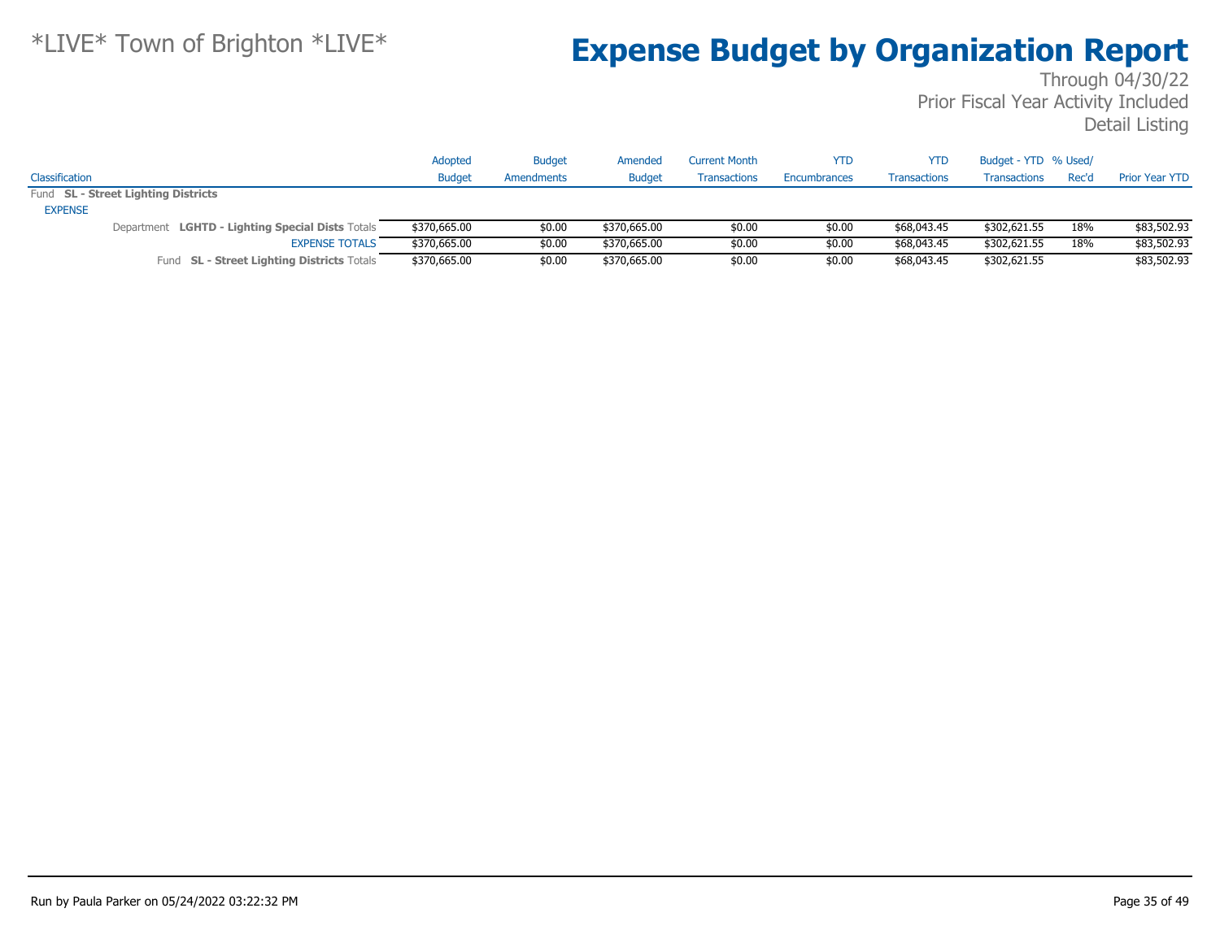*LIVE* Town of Brighton *LIVE*

# Expense Budget by Organization Report

Through 04/30/22
Prior Fiscal Year Activity Included
Detail Listing

| Classification | Adopted Budget | Budget Amendments | Amended Budget | Current Month Transactions | YTD Encumbrances | YTD Transactions | Budget - YTD Transactions | % Used/ Rec'd | Prior Year YTD |
|---|---|---|---|---|---|---|---|---|---|
| Fund **SL - Street Lighting Districts** | | | | | | | | | |
| EXPENSE | | | | | | | | | |
| Department **LGHTD - Lighting Special Dists** Totals | $370,665.00 | $0.00 | $370,665.00 | $0.00 | $0.00 | $68,043.45 | $302,621.55 | 18% | $83,502.93 |
| EXPENSE TOTALS | $370,665.00 | $0.00 | $370,665.00 | $0.00 | $0.00 | $68,043.45 | $302,621.55 | 18% | $83,502.93 |
| Fund **SL - Street Lighting Districts** Totals | $370,665.00 | $0.00 | $370,665.00 | $0.00 | $0.00 | $68,043.45 | $302,621.55 | | $83,502.93 |

Run by Paula Parker on 05/24/2022 03:22:32 PM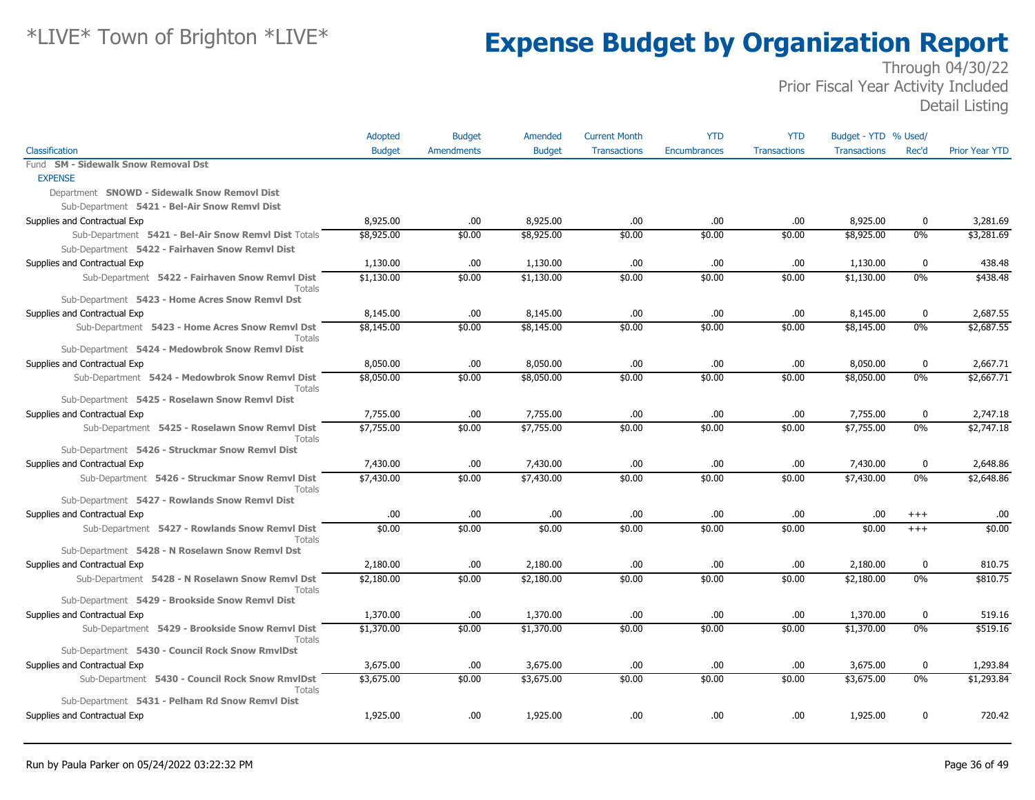# Expense Budget by Organization Report

*LIVE* Town of Brighton *LIVE*

Through 04/30/22
Prior Fiscal Year Activity Included
Detail Listing

| Classification | Adopted Budget | Budget Amendments | Amended Budget | Current Month Transactions | YTD Encumbrances | YTD Transactions | Budget - YTD Transactions | % Used/ Rec'd | Prior Year YTD |
|---|---|---|---|---|---|---|---|---|---|
| Fund **SM - Sidewalk Snow Removal Dst** | | | | | | | | | |
| EXPENSE | | | | | | | | | |
| Department **SNOWD - Sidewalk Snow Removl Dist** | | | | | | | | | |
| Sub-Department **5421 - Bel-Air Snow Remvl Dist** | | | | | | | | | |
| Supplies and Contractual Exp | 8,925.00 | .00 | 8,925.00 | .00 | .00 | .00 | 8,925.00 | 0 | 3,281.69 |
| Sub-Department **5421 - Bel-Air Snow Remvl Dist** Totals | $8,925.00 | $0.00 | $8,925.00 | $0.00 | $0.00 | $0.00 | $8,925.00 | 0% | $3,281.69 |
| Sub-Department **5422 - Fairhaven Snow Remvl Dist** | | | | | | | | | |
| Supplies and Contractual Exp | 1,130.00 | .00 | 1,130.00 | .00 | .00 | .00 | 1,130.00 | 0 | 438.48 |
| Sub-Department **5422 - Fairhaven Snow Remvl Dist** Totals | $1,130.00 | $0.00 | $1,130.00 | $0.00 | $0.00 | $0.00 | $1,130.00 | 0% | $438.48 |
| Sub-Department **5423 - Home Acres Snow Remvl Dst** | | | | | | | | | |
| Supplies and Contractual Exp | 8,145.00 | .00 | 8,145.00 | .00 | .00 | .00 | 8,145.00 | 0 | 2,687.55 |
| Sub-Department **5423 - Home Acres Snow Remvl Dst** Totals | $8,145.00 | $0.00 | $8,145.00 | $0.00 | $0.00 | $0.00 | $8,145.00 | 0% | $2,687.55 |
| Sub-Department **5424 - Medowbrok Snow Remvl Dist** | | | | | | | | | |
| Supplies and Contractual Exp | 8,050.00 | .00 | 8,050.00 | .00 | .00 | .00 | 8,050.00 | 0 | 2,667.71 |
| Sub-Department **5424 - Medowbrok Snow Remvl Dist** Totals | $8,050.00 | $0.00 | $8,050.00 | $0.00 | $0.00 | $0.00 | $8,050.00 | 0% | $2,667.71 |
| Sub-Department **5425 - Roselawn Snow Remvl Dist** | | | | | | | | | |
| Supplies and Contractual Exp | 7,755.00 | .00 | 7,755.00 | .00 | .00 | .00 | 7,755.00 | 0 | 2,747.18 |
| Sub-Department **5425 - Roselawn Snow Remvl Dist** Totals | $7,755.00 | $0.00 | $7,755.00 | $0.00 | $0.00 | $0.00 | $7,755.00 | 0% | $2,747.18 |
| Sub-Department **5426 - Struckmar Snow Remvl Dist** | | | | | | | | | |
| Supplies and Contractual Exp | 7,430.00 | .00 | 7,430.00 | .00 | .00 | .00 | 7,430.00 | 0 | 2,648.86 |
| Sub-Department **5426 - Struckmar Snow Remvl Dist** Totals | $7,430.00 | $0.00 | $7,430.00 | $0.00 | $0.00 | $0.00 | $7,430.00 | 0% | $2,648.86 |
| Sub-Department **5427 - Rowlands Snow Remvl Dist** | | | | | | | | | |
| Supplies and Contractual Exp | .00 | .00 | .00 | .00 | .00 | .00 | .00 | +++ | .00 |
| Sub-Department **5427 - Rowlands Snow Remvl Dist** Totals | $0.00 | $0.00 | $0.00 | $0.00 | $0.00 | $0.00 | $0.00 | +++ | $0.00 |
| Sub-Department **5428 - N Roselawn Snow Remvl Dst** | | | | | | | | | |
| Supplies and Contractual Exp | 2,180.00 | .00 | 2,180.00 | .00 | .00 | .00 | 2,180.00 | 0 | 810.75 |
| Sub-Department **5428 - N Roselawn Snow Remvl Dst** Totals | $2,180.00 | $0.00 | $2,180.00 | $0.00 | $0.00 | $0.00 | $2,180.00 | 0% | $810.75 |
| Sub-Department **5429 - Brookside Snow Remvl Dist** | | | | | | | | | |
| Supplies and Contractual Exp | 1,370.00 | .00 | 1,370.00 | .00 | .00 | .00 | 1,370.00 | 0 | 519.16 |
| Sub-Department **5429 - Brookside Snow Remvl Dist** Totals | $1,370.00 | $0.00 | $1,370.00 | $0.00 | $0.00 | $0.00 | $1,370.00 | 0% | $519.16 |
| Sub-Department **5430 - Council Rock Snow RmvlDst** | | | | | | | | | |
| Supplies and Contractual Exp | 3,675.00 | .00 | 3,675.00 | .00 | .00 | .00 | 3,675.00 | 0 | 1,293.84 |
| Sub-Department **5430 - Council Rock Snow RmvlDst** Totals | $3,675.00 | $0.00 | $3,675.00 | $0.00 | $0.00 | $0.00 | $3,675.00 | 0% | $1,293.84 |
| Sub-Department **5431 - Pelham Rd Snow Remvl Dist** | | | | | | | | | |
| Supplies and Contractual Exp | 1,925.00 | .00 | 1,925.00 | .00 | .00 | .00 | 1,925.00 | 0 | 720.42 |

Run by Paula Parker on 05/24/2022 03:22:32 PM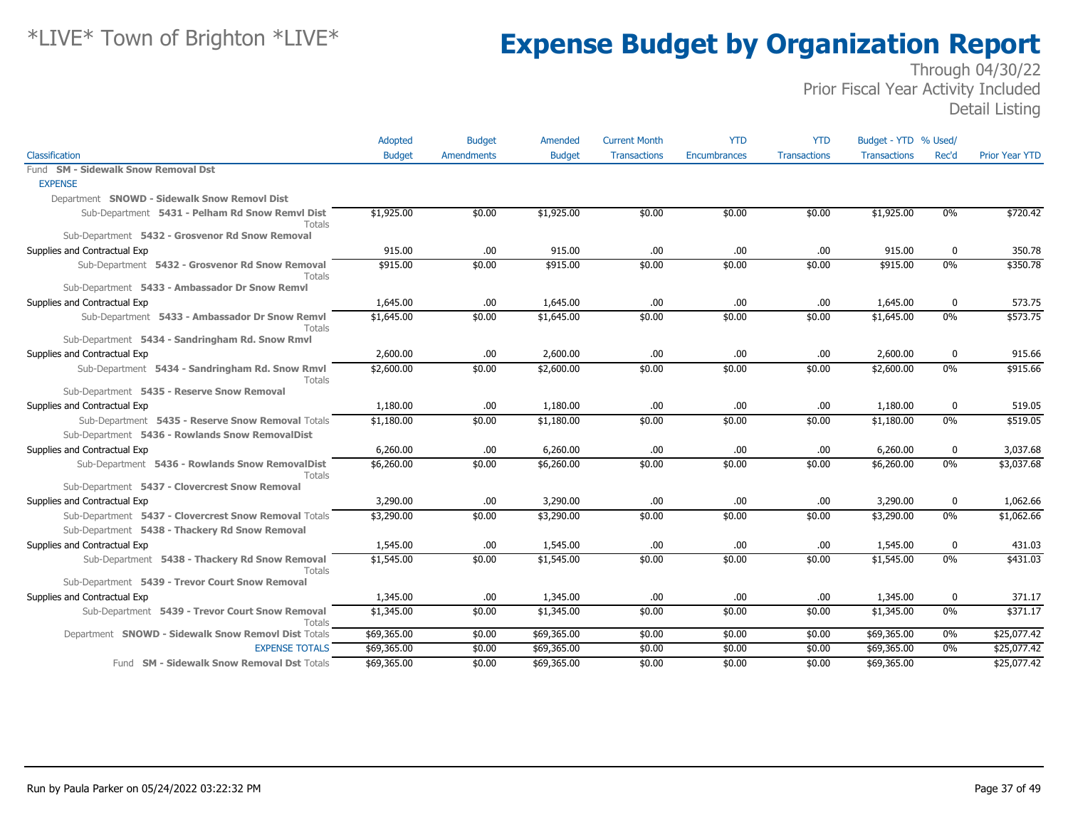# *LIVE* Town of Brighton *LIVE*

# Expense Budget by Organization Report

Through 04/30/22
Prior Fiscal Year Activity Included
Detail Listing

| Classification | Adopted Budget | Budget Amendments | Amended Budget | Current Month Transactions | YTD Encumbrances | YTD Transactions | Budget - YTD Transactions | % Used/ Rec'd | Prior Year YTD |
|---|---|---|---|---|---|---|---|---|---|
| Fund **SM - Sidewalk Snow Removal Dst** | | | | | | | | | |
| EXPENSE | | | | | | | | | |
| Department **SNOWD - Sidewalk Snow Removl Dist** | | | | | | | | | |
| Sub-Department **5431 - Pelham Rd Snow Remvl Dist** Totals | $1,925.00 | $0.00 | $1,925.00 | $0.00 | $0.00 | $0.00 | $1,925.00 | 0% | $720.42 |
| Sub-Department **5432 - Grosvenor Rd Snow Removal** | | | | | | | | | |
| Supplies and Contractual Exp | 915.00 | .00 | 915.00 | .00 | .00 | .00 | 915.00 | 0 | 350.78 |
| Sub-Department **5432 - Grosvenor Rd Snow Removal** Totals | $915.00 | $0.00 | $915.00 | $0.00 | $0.00 | $0.00 | $915.00 | 0% | $350.78 |
| Sub-Department **5433 - Ambassador Dr Snow Remvl** | | | | | | | | | |
| Supplies and Contractual Exp | 1,645.00 | .00 | 1,645.00 | .00 | .00 | .00 | 1,645.00 | 0 | 573.75 |
| Sub-Department **5433 - Ambassador Dr Snow Remvl** Totals | $1,645.00 | $0.00 | $1,645.00 | $0.00 | $0.00 | $0.00 | $1,645.00 | 0% | $573.75 |
| Sub-Department **5434 - Sandringham Rd. Snow Rmvl** | | | | | | | | | |
| Supplies and Contractual Exp | 2,600.00 | .00 | 2,600.00 | .00 | .00 | .00 | 2,600.00 | 0 | 915.66 |
| Sub-Department **5434 - Sandringham Rd. Snow Rmvl** Totals | $2,600.00 | $0.00 | $2,600.00 | $0.00 | $0.00 | $0.00 | $2,600.00 | 0% | $915.66 |
| Sub-Department **5435 - Reserve Snow Removal** | | | | | | | | | |
| Supplies and Contractual Exp | 1,180.00 | .00 | 1,180.00 | .00 | .00 | .00 | 1,180.00 | 0 | 519.05 |
| Sub-Department **5435 - Reserve Snow Removal** Totals | $1,180.00 | $0.00 | $1,180.00 | $0.00 | $0.00 | $0.00 | $1,180.00 | 0% | $519.05 |
| Sub-Department **5436 - Rowlands Snow RemovalDist** | | | | | | | | | |
| Supplies and Contractual Exp | 6,260.00 | .00 | 6,260.00 | .00 | .00 | .00 | 6,260.00 | 0 | 3,037.68 |
| Sub-Department **5436 - Rowlands Snow RemovalDist** Totals | $6,260.00 | $0.00 | $6,260.00 | $0.00 | $0.00 | $0.00 | $6,260.00 | 0% | $3,037.68 |
| Sub-Department **5437 - Clovercrest Snow Removal** | | | | | | | | | |
| Supplies and Contractual Exp | 3,290.00 | .00 | 3,290.00 | .00 | .00 | .00 | 3,290.00 | 0 | 1,062.66 |
| Sub-Department **5437 - Clovercrest Snow Removal** Totals | $3,290.00 | $0.00 | $3,290.00 | $0.00 | $0.00 | $0.00 | $3,290.00 | 0% | $1,062.66 |
| Sub-Department **5438 - Thackery Rd Snow Removal** | | | | | | | | | |
| Supplies and Contractual Exp | 1,545.00 | .00 | 1,545.00 | .00 | .00 | .00 | 1,545.00 | 0 | 431.03 |
| Sub-Department **5438 - Thackery Rd Snow Removal** Totals | $1,545.00 | $0.00 | $1,545.00 | $0.00 | $0.00 | $0.00 | $1,545.00 | 0% | $431.03 |
| Sub-Department **5439 - Trevor Court Snow Removal** | | | | | | | | | |
| Supplies and Contractual Exp | 1,345.00 | .00 | 1,345.00 | .00 | .00 | .00 | 1,345.00 | 0 | 371.17 |
| Sub-Department **5439 - Trevor Court Snow Removal** Totals | $1,345.00 | $0.00 | $1,345.00 | $0.00 | $0.00 | $0.00 | $1,345.00 | 0% | $371.17 |
| Department **SNOWD - Sidewalk Snow Removl Dist** Totals | $69,365.00 | $0.00 | $69,365.00 | $0.00 | $0.00 | $0.00 | $69,365.00 | 0% | $25,077.42 |
| EXPENSE TOTALS | $69,365.00 | $0.00 | $69,365.00 | $0.00 | $0.00 | $0.00 | $69,365.00 | 0% | $25,077.42 |
| Fund **SM - Sidewalk Snow Removal Dst** Totals | $69,365.00 | $0.00 | $69,365.00 | $0.00 | $0.00 | $0.00 | $69,365.00 | | $25,077.42 |

Run by Paula Parker on 05/24/2022 03:22:32 PM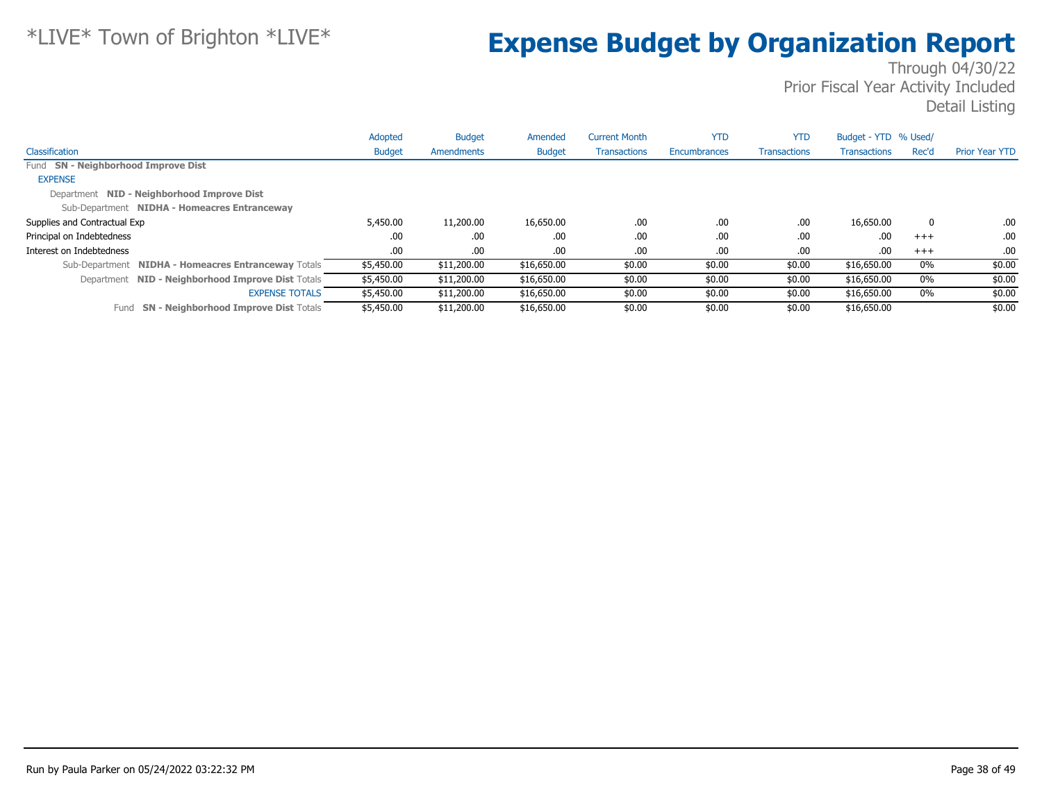*LIVE* Town of Brighton *LIVE*

# Expense Budget by Organization Report

Through 04/30/22
Prior Fiscal Year Activity Included
Detail Listing

| Classification | Adopted Budget | Budget Amendments | Amended Budget | Current Month Transactions | YTD Encumbrances | YTD Transactions | Budget - YTD Transactions | % Used/ Rec'd | Prior Year YTD |
|---|---|---|---|---|---|---|---|---|---|
| Fund **SN - Neighborhood Improve Dist** | | | | | | | | | |
| EXPENSE | | | | | | | | | |
| Department **NID - Neighborhood Improve Dist** | | | | | | | | | |
| Sub-Department **NIDHA - Homeacres Entranceway** | | | | | | | | | |
| Supplies and Contractual Exp | 5,450.00 | 11,200.00 | 16,650.00 | .00 | .00 | .00 | 16,650.00 | 0 | .00 |
| Principal on Indebtedness | .00 | .00 | .00 | .00 | .00 | .00 | .00 | +++ | .00 |
| Interest on Indebtedness | .00 | .00 | .00 | .00 | .00 | .00 | .00 | +++ | .00 |
| Sub-Department **NIDHA - Homeacres Entranceway** Totals | $5,450.00 | $11,200.00 | $16,650.00 | $0.00 | $0.00 | $0.00 | $16,650.00 | 0% | $0.00 |
| Department **NID - Neighborhood Improve Dist** Totals | $5,450.00 | $11,200.00 | $16,650.00 | $0.00 | $0.00 | $0.00 | $16,650.00 | 0% | $0.00 |
| EXPENSE TOTALS | $5,450.00 | $11,200.00 | $16,650.00 | $0.00 | $0.00 | $0.00 | $16,650.00 | 0% | $0.00 |
| Fund **SN - Neighborhood Improve Dist** Totals | $5,450.00 | $11,200.00 | $16,650.00 | $0.00 | $0.00 | $0.00 | $16,650.00 | | $0.00 |

Run by Paula Parker on 05/24/2022 03:22:32 PM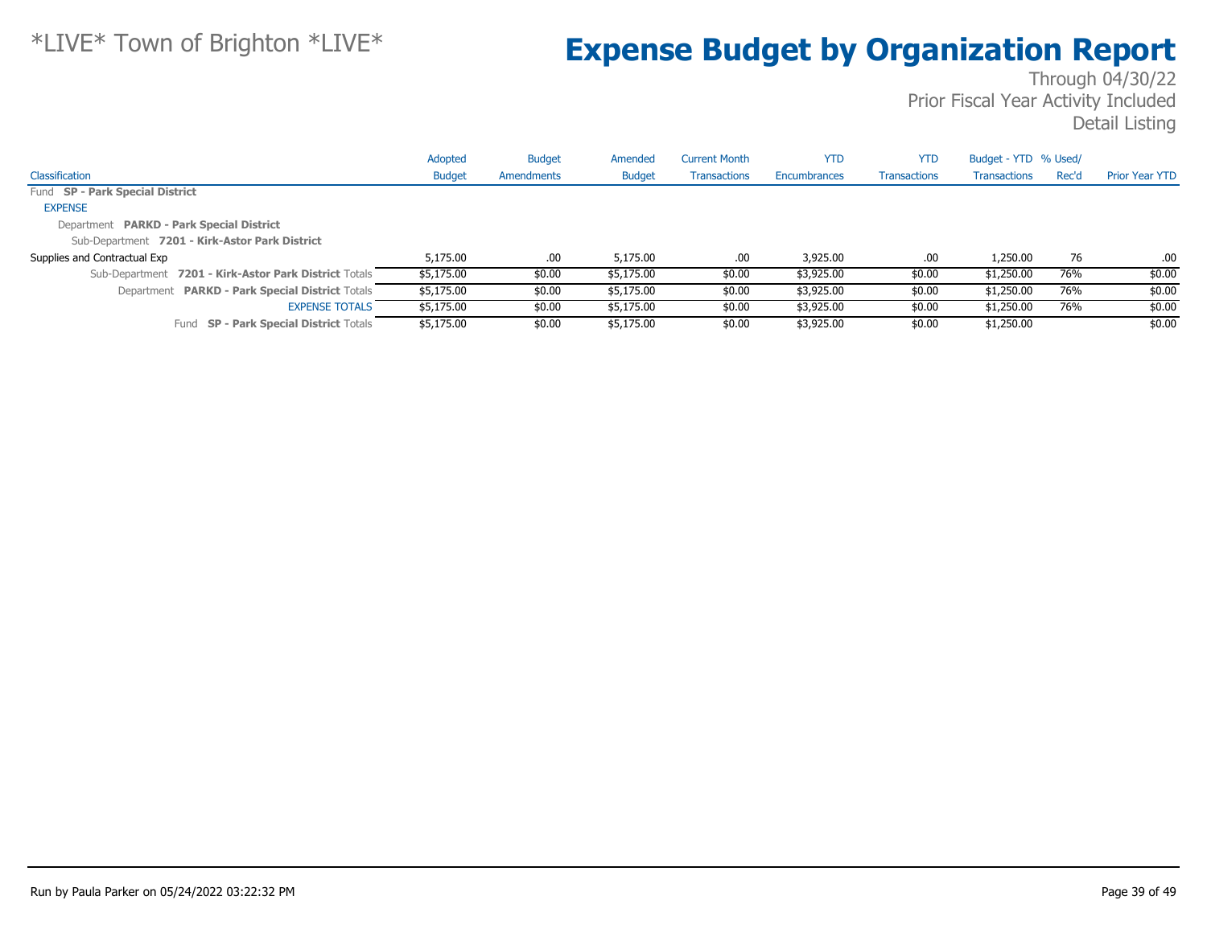*LIVE* Town of Brighton *LIVE*

# Expense Budget by Organization Report

Through 04/30/22
Prior Fiscal Year Activity Included
Detail Listing

| Classification | Adopted Budget | Budget Amendments | Amended Budget | Current Month Transactions | YTD Encumbrances | YTD Transactions | Budget - YTD Transactions | % Used/ Rec'd | Prior Year YTD |
|---|---|---|---|---|---|---|---|---|---|
| Fund **SP - Park Special District** | | | | | | | | | |
| EXPENSE | | | | | | | | | |
| Department **PARKD - Park Special District** | | | | | | | | | |
| Sub-Department **7201 - Kirk-Astor Park District** | | | | | | | | | |
| Supplies and Contractual Exp | 5,175.00 | .00 | 5,175.00 | .00 | 3,925.00 | .00 | 1,250.00 | 76 | .00 |
| Sub-Department **7201 - Kirk-Astor Park District** Totals | $5,175.00 | $0.00 | $5,175.00 | $0.00 | $3,925.00 | $0.00 | $1,250.00 | 76% | $0.00 |
| Department **PARKD - Park Special District** Totals | $5,175.00 | $0.00 | $5,175.00 | $0.00 | $3,925.00 | $0.00 | $1,250.00 | 76% | $0.00 |
| EXPENSE TOTALS | $5,175.00 | $0.00 | $5,175.00 | $0.00 | $3,925.00 | $0.00 | $1,250.00 | 76% | $0.00 |
| Fund **SP - Park Special District** Totals | $5,175.00 | $0.00 | $5,175.00 | $0.00 | $3,925.00 | $0.00 | $1,250.00 | | $0.00 |

Run by Paula Parker on 05/24/2022 03:22:32 PM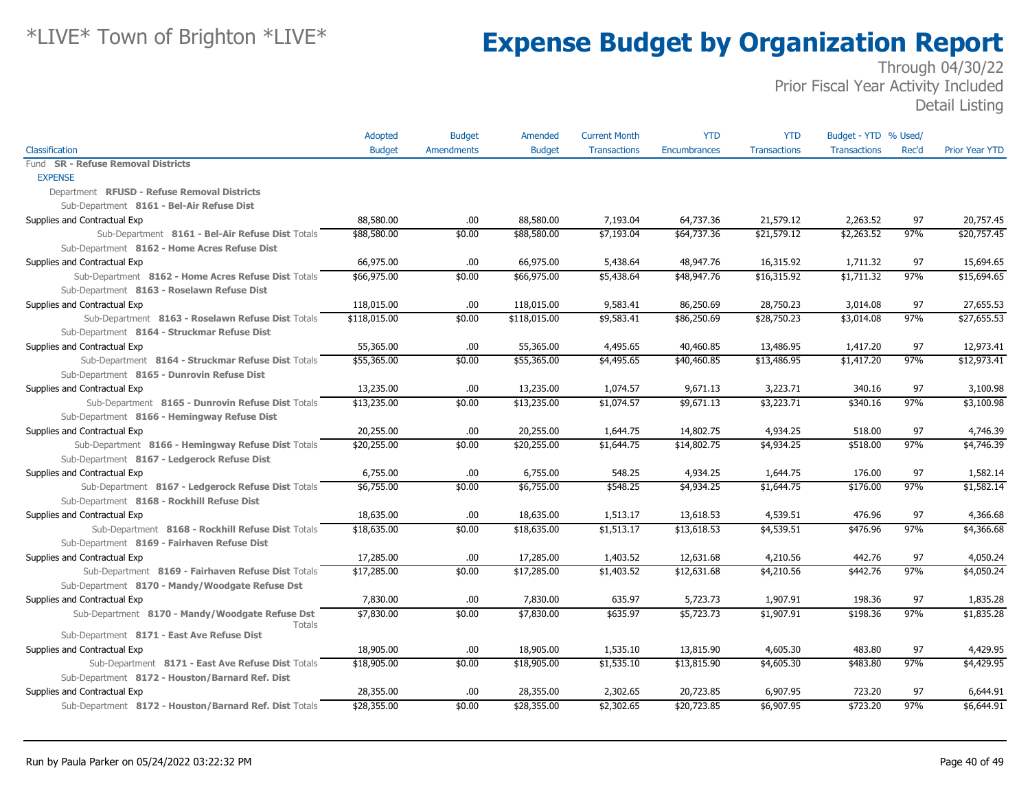# Expense Budget by Organization Report

*LIVE* Town of Brighton *LIVE*

Through 04/30/22
Prior Fiscal Year Activity Included
Detail Listing

| Classification | Adopted Budget | Budget Amendments | Amended Budget | Current Month Transactions | YTD Encumbrances | YTD Transactions | Budget - YTD Transactions | % Used/ Rec'd | Prior Year YTD |
|---|---|---|---|---|---|---|---|---|---|
| Fund **SR - Refuse Removal Districts** | | | | | | | | | |
| EXPENSE | | | | | | | | | |
| Department **RFUSD - Refuse Removal Districts** | | | | | | | | | |
| Sub-Department **8161 - Bel-Air Refuse Dist** | | | | | | | | | |
| Supplies and Contractual Exp | 88,580.00 | .00 | 88,580.00 | 7,193.04 | 64,737.36 | 21,579.12 | 2,263.52 | 97 | 20,757.45 |
| Sub-Department **8161 - Bel-Air Refuse Dist** Totals | $88,580.00 | $0.00 | $88,580.00 | $7,193.04 | $64,737.36 | $21,579.12 | $2,263.52 | 97% | $20,757.45 |
| Sub-Department **8162 - Home Acres Refuse Dist** | | | | | | | | | |
| Supplies and Contractual Exp | 66,975.00 | .00 | 66,975.00 | 5,438.64 | 48,947.76 | 16,315.92 | 1,711.32 | 97 | 15,694.65 |
| Sub-Department **8162 - Home Acres Refuse Dist** Totals | $66,975.00 | $0.00 | $66,975.00 | $5,438.64 | $48,947.76 | $16,315.92 | $1,711.32 | 97% | $15,694.65 |
| Sub-Department **8163 - Roselawn Refuse Dist** | | | | | | | | | |
| Supplies and Contractual Exp | 118,015.00 | .00 | 118,015.00 | 9,583.41 | 86,250.69 | 28,750.23 | 3,014.08 | 97 | 27,655.53 |
| Sub-Department **8163 - Roselawn Refuse Dist** Totals | $118,015.00 | $0.00 | $118,015.00 | $9,583.41 | $86,250.69 | $28,750.23 | $3,014.08 | 97% | $27,655.53 |
| Sub-Department **8164 - Struckmar Refuse Dist** | | | | | | | | | |
| Supplies and Contractual Exp | 55,365.00 | .00 | 55,365.00 | 4,495.65 | 40,460.85 | 13,486.95 | 1,417.20 | 97 | 12,973.41 |
| Sub-Department **8164 - Struckmar Refuse Dist** Totals | $55,365.00 | $0.00 | $55,365.00 | $4,495.65 | $40,460.85 | $13,486.95 | $1,417.20 | 97% | $12,973.41 |
| Sub-Department **8165 - Dunrovin Refuse Dist** | | | | | | | | | |
| Supplies and Contractual Exp | 13,235.00 | .00 | 13,235.00 | 1,074.57 | 9,671.13 | 3,223.71 | 340.16 | 97 | 3,100.98 |
| Sub-Department **8165 - Dunrovin Refuse Dist** Totals | $13,235.00 | $0.00 | $13,235.00 | $1,074.57 | $9,671.13 | $3,223.71 | $340.16 | 97% | $3,100.98 |
| Sub-Department **8166 - Hemingway Refuse Dist** | | | | | | | | | |
| Supplies and Contractual Exp | 20,255.00 | .00 | 20,255.00 | 1,644.75 | 14,802.75 | 4,934.25 | 518.00 | 97 | 4,746.39 |
| Sub-Department **8166 - Hemingway Refuse Dist** Totals | $20,255.00 | $0.00 | $20,255.00 | $1,644.75 | $14,802.75 | $4,934.25 | $518.00 | 97% | $4,746.39 |
| Sub-Department **8167 - Ledgerock Refuse Dist** | | | | | | | | | |
| Supplies and Contractual Exp | 6,755.00 | .00 | 6,755.00 | 548.25 | 4,934.25 | 1,644.75 | 176.00 | 97 | 1,582.14 |
| Sub-Department **8167 - Ledgerock Refuse Dist** Totals | $6,755.00 | $0.00 | $6,755.00 | $548.25 | $4,934.25 | $1,644.75 | $176.00 | 97% | $1,582.14 |
| Sub-Department **8168 - Rockhill Refuse Dist** | | | | | | | | | |
| Supplies and Contractual Exp | 18,635.00 | .00 | 18,635.00 | 1,513.17 | 13,618.53 | 4,539.51 | 476.96 | 97 | 4,366.68 |
| Sub-Department **8168 - Rockhill Refuse Dist** Totals | $18,635.00 | $0.00 | $18,635.00 | $1,513.17 | $13,618.53 | $4,539.51 | $476.96 | 97% | $4,366.68 |
| Sub-Department **8169 - Fairhaven Refuse Dist** | | | | | | | | | |
| Supplies and Contractual Exp | 17,285.00 | .00 | 17,285.00 | 1,403.52 | 12,631.68 | 4,210.56 | 442.76 | 97 | 4,050.24 |
| Sub-Department **8169 - Fairhaven Refuse Dist** Totals | $17,285.00 | $0.00 | $17,285.00 | $1,403.52 | $12,631.68 | $4,210.56 | $442.76 | 97% | $4,050.24 |
| Sub-Department **8170 - Mandy/Woodgate Refuse Dst** | | | | | | | | | |
| Supplies and Contractual Exp | 7,830.00 | .00 | 7,830.00 | 635.97 | 5,723.73 | 1,907.91 | 198.36 | 97 | 1,835.28 |
| Sub-Department **8170 - Mandy/Woodgate Refuse Dst** Totals | $7,830.00 | $0.00 | $7,830.00 | $635.97 | $5,723.73 | $1,907.91 | $198.36 | 97% | $1,835.28 |
| Sub-Department **8171 - East Ave Refuse Dist** | | | | | | | | | |
| Supplies and Contractual Exp | 18,905.00 | .00 | 18,905.00 | 1,535.10 | 13,815.90 | 4,605.30 | 483.80 | 97 | 4,429.95 |
| Sub-Department **8171 - East Ave Refuse Dist** Totals | $18,905.00 | $0.00 | $18,905.00 | $1,535.10 | $13,815.90 | $4,605.30 | $483.80 | 97% | $4,429.95 |
| Sub-Department **8172 - Houston/Barnard Ref. Dist** | | | | | | | | | |
| Supplies and Contractual Exp | 28,355.00 | .00 | 28,355.00 | 2,302.65 | 20,723.85 | 6,907.95 | 723.20 | 97 | 6,644.91 |
| Sub-Department **8172 - Houston/Barnard Ref. Dist** Totals | $28,355.00 | $0.00 | $28,355.00 | $2,302.65 | $20,723.85 | $6,907.95 | $723.20 | 97% | $6,644.91 |

Run by Paula Parker on 05/24/2022 03:22:32 PM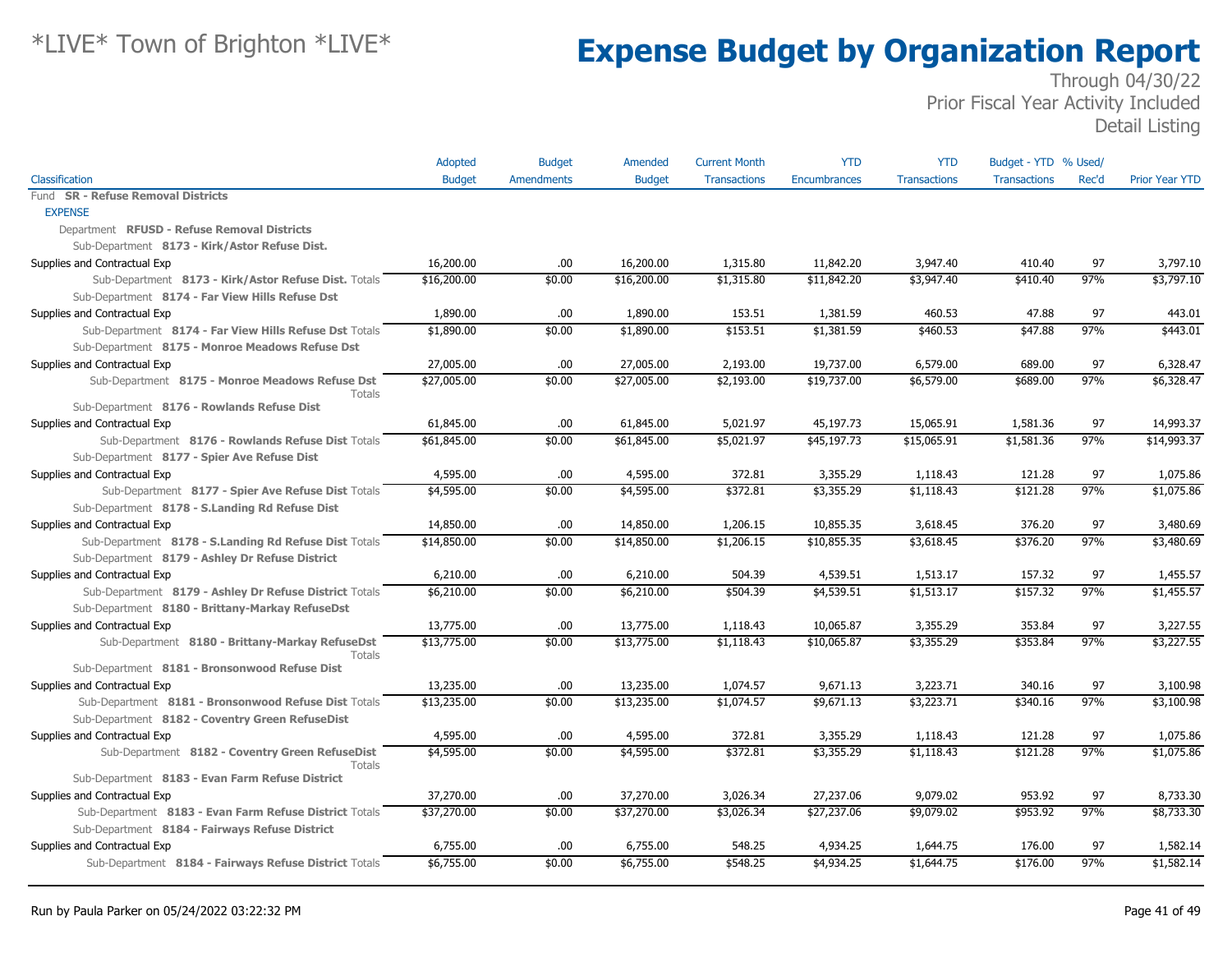# Expense Budget by Organization Report

\*LIVE\* Town of Brighton \*LIVE\*

Through 04/30/22
Prior Fiscal Year Activity Included
Detail Listing

| Classification | Adopted Budget | Budget Amendments | Amended Budget | Current Month Transactions | YTD Encumbrances | YTD Transactions | Budget - YTD Transactions | % Used/ Rec'd | Prior Year YTD |
|---|---|---|---|---|---|---|---|---|---|
| Fund **SR - Refuse Removal Districts** | | | | | | | | | |
| EXPENSE | | | | | | | | | |
| Department **RFUSD - Refuse Removal Districts** | | | | | | | | | |
| Sub-Department **8173 - Kirk/Astor Refuse Dist.** | | | | | | | | | |
| Supplies and Contractual Exp | 16,200.00 | .00 | 16,200.00 | 1,315.80 | 11,842.20 | 3,947.40 | 410.40 | 97 | 3,797.10 |
| Sub-Department **8173 - Kirk/Astor Refuse Dist.** Totals | $16,200.00 | $0.00 | $16,200.00 | $1,315.80 | $11,842.20 | $3,947.40 | $410.40 | 97% | $3,797.10 |
| Sub-Department **8174 - Far View Hills Refuse Dst** | | | | | | | | | |
| Supplies and Contractual Exp | 1,890.00 | .00 | 1,890.00 | 153.51 | 1,381.59 | 460.53 | 47.88 | 97 | 443.01 |
| Sub-Department **8174 - Far View Hills Refuse Dst** Totals | $1,890.00 | $0.00 | $1,890.00 | $153.51 | $1,381.59 | $460.53 | $47.88 | 97% | $443.01 |
| Sub-Department **8175 - Monroe Meadows Refuse Dst** | | | | | | | | | |
| Supplies and Contractual Exp | 27,005.00 | .00 | 27,005.00 | 2,193.00 | 19,737.00 | 6,579.00 | 689.00 | 97 | 6,328.47 |
| Sub-Department **8175 - Monroe Meadows Refuse Dst** Totals | $27,005.00 | $0.00 | $27,005.00 | $2,193.00 | $19,737.00 | $6,579.00 | $689.00 | 97% | $6,328.47 |
| Sub-Department **8176 - Rowlands Refuse Dist** | | | | | | | | | |
| Supplies and Contractual Exp | 61,845.00 | .00 | 61,845.00 | 5,021.97 | 45,197.73 | 15,065.91 | 1,581.36 | 97 | 14,993.37 |
| Sub-Department **8176 - Rowlands Refuse Dist** Totals | $61,845.00 | $0.00 | $61,845.00 | $5,021.97 | $45,197.73 | $15,065.91 | $1,581.36 | 97% | $14,993.37 |
| Sub-Department **8177 - Spier Ave Refuse Dist** | | | | | | | | | |
| Supplies and Contractual Exp | 4,595.00 | .00 | 4,595.00 | 372.81 | 3,355.29 | 1,118.43 | 121.28 | 97 | 1,075.86 |
| Sub-Department **8177 - Spier Ave Refuse Dist** Totals | $4,595.00 | $0.00 | $4,595.00 | $372.81 | $3,355.29 | $1,118.43 | $121.28 | 97% | $1,075.86 |
| Sub-Department **8178 - S.Landing Rd Refuse Dist** | | | | | | | | | |
| Supplies and Contractual Exp | 14,850.00 | .00 | 14,850.00 | 1,206.15 | 10,855.35 | 3,618.45 | 376.20 | 97 | 3,480.69 |
| Sub-Department **8178 - S.Landing Rd Refuse Dist** Totals | $14,850.00 | $0.00 | $14,850.00 | $1,206.15 | $10,855.35 | $3,618.45 | $376.20 | 97% | $3,480.69 |
| Sub-Department **8179 - Ashley Dr Refuse District** | | | | | | | | | |
| Supplies and Contractual Exp | 6,210.00 | .00 | 6,210.00 | 504.39 | 4,539.51 | 1,513.17 | 157.32 | 97 | 1,455.57 |
| Sub-Department **8179 - Ashley Dr Refuse District** Totals | $6,210.00 | $0.00 | $6,210.00 | $504.39 | $4,539.51 | $1,513.17 | $157.32 | 97% | $1,455.57 |
| Sub-Department **8180 - Brittany-Markay RefuseDst** | | | | | | | | | |
| Supplies and Contractual Exp | 13,775.00 | .00 | 13,775.00 | 1,118.43 | 10,065.87 | 3,355.29 | 353.84 | 97 | 3,227.55 |
| Sub-Department **8180 - Brittany-Markay RefuseDst** Totals | $13,775.00 | $0.00 | $13,775.00 | $1,118.43 | $10,065.87 | $3,355.29 | $353.84 | 97% | $3,227.55 |
| Sub-Department **8181 - Bronsonwood Refuse Dist** | | | | | | | | | |
| Supplies and Contractual Exp | 13,235.00 | .00 | 13,235.00 | 1,074.57 | 9,671.13 | 3,223.71 | 340.16 | 97 | 3,100.98 |
| Sub-Department **8181 - Bronsonwood Refuse Dist** Totals | $13,235.00 | $0.00 | $13,235.00 | $1,074.57 | $9,671.13 | $3,223.71 | $340.16 | 97% | $3,100.98 |
| Sub-Department **8182 - Coventry Green RefuseDist** | | | | | | | | | |
| Supplies and Contractual Exp | 4,595.00 | .00 | 4,595.00 | 372.81 | 3,355.29 | 1,118.43 | 121.28 | 97 | 1,075.86 |
| Sub-Department **8182 - Coventry Green RefuseDist** Totals | $4,595.00 | $0.00 | $4,595.00 | $372.81 | $3,355.29 | $1,118.43 | $121.28 | 97% | $1,075.86 |
| Sub-Department **8183 - Evan Farm Refuse District** | | | | | | | | | |
| Supplies and Contractual Exp | 37,270.00 | .00 | 37,270.00 | 3,026.34 | 27,237.06 | 9,079.02 | 953.92 | 97 | 8,733.30 |
| Sub-Department **8183 - Evan Farm Refuse District** Totals | $37,270.00 | $0.00 | $37,270.00 | $3,026.34 | $27,237.06 | $9,079.02 | $953.92 | 97% | $8,733.30 |
| Sub-Department **8184 - Fairways Refuse District** | | | | | | | | | |
| Supplies and Contractual Exp | 6,755.00 | .00 | 6,755.00 | 548.25 | 4,934.25 | 1,644.75 | 176.00 | 97 | 1,582.14 |
| Sub-Department **8184 - Fairways Refuse District** Totals | $6,755.00 | $0.00 | $6,755.00 | $548.25 | $4,934.25 | $1,644.75 | $176.00 | 97% | $1,582.14 |

Run by Paula Parker on 05/24/2022 03:22:32 PM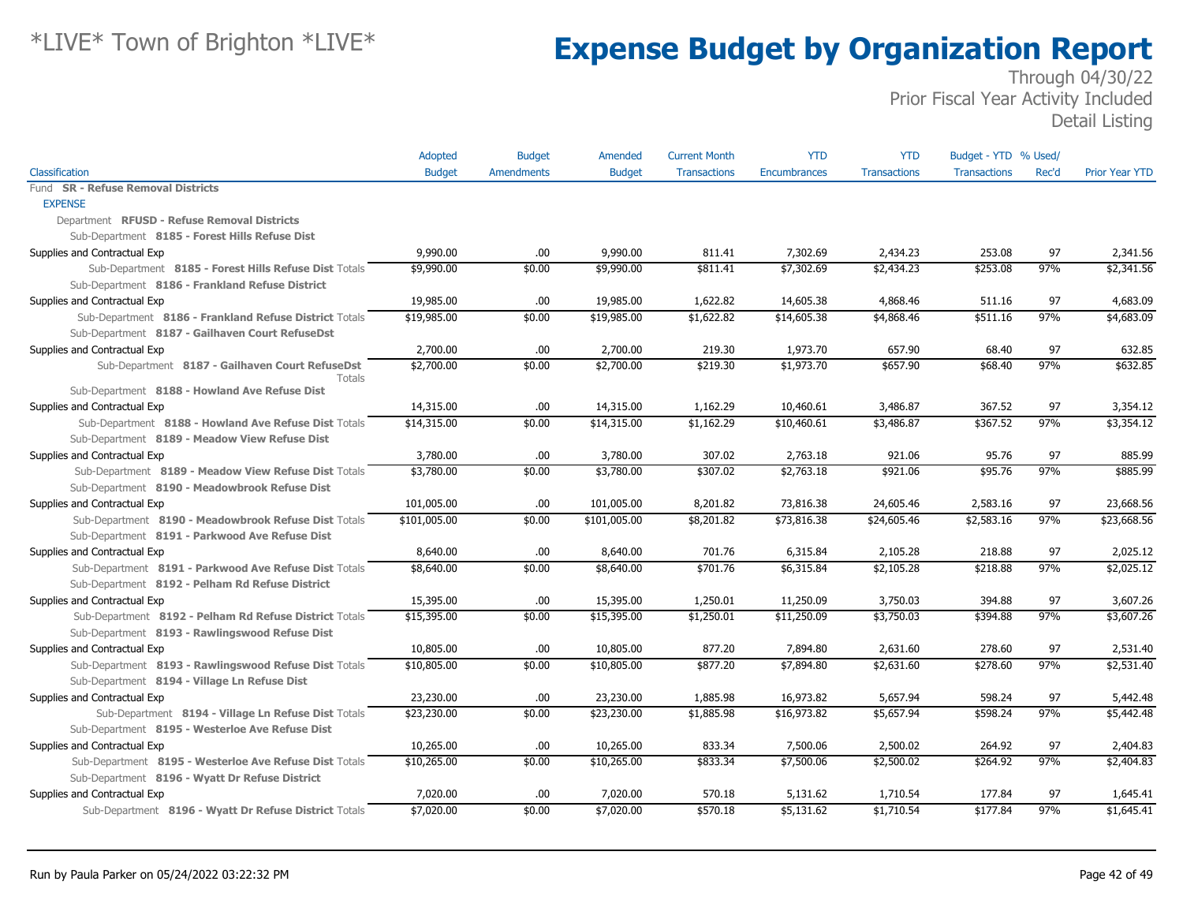# *LIVE* Town of Brighton *LIVE*

# Expense Budget by Organization Report

Through 04/30/22
Prior Fiscal Year Activity Included
Detail Listing

| Classification | Adopted Budget | Budget Amendments | Amended Budget | Current Month Transactions | YTD Encumbrances | YTD Transactions | Budget - YTD Transactions | % Used/ Rec'd | Prior Year YTD |
|---|---|---|---|---|---|---|---|---|---|
| Fund **SR - Refuse Removal Districts** | | | | | | | | | |
| EXPENSE | | | | | | | | | |
| Department **RFUSD - Refuse Removal Districts** | | | | | | | | | |
| Sub-Department **8185 - Forest Hills Refuse Dist** | | | | | | | | | |
| Supplies and Contractual Exp | 9,990.00 | .00 | 9,990.00 | 811.41 | 7,302.69 | 2,434.23 | 253.08 | 97 | 2,341.56 |
| Sub-Department **8185 - Forest Hills Refuse Dist** Totals | $9,990.00 | $0.00 | $9,990.00 | $811.41 | $7,302.69 | $2,434.23 | $253.08 | 97% | $2,341.56 |
| Sub-Department **8186 - Frankland Refuse District** | | | | | | | | | |
| Supplies and Contractual Exp | 19,985.00 | .00 | 19,985.00 | 1,622.82 | 14,605.38 | 4,868.46 | 511.16 | 97 | 4,683.09 |
| Sub-Department **8186 - Frankland Refuse District** Totals | $19,985.00 | $0.00 | $19,985.00 | $1,622.82 | $14,605.38 | $4,868.46 | $511.16 | 97% | $4,683.09 |
| Sub-Department **8187 - Gailhaven Court RefuseDst** | | | | | | | | | |
| Supplies and Contractual Exp | 2,700.00 | .00 | 2,700.00 | 219.30 | 1,973.70 | 657.90 | 68.40 | 97 | 632.85 |
| Sub-Department **8187 - Gailhaven Court RefuseDst** Totals | $2,700.00 | $0.00 | $2,700.00 | $219.30 | $1,973.70 | $657.90 | $68.40 | 97% | $632.85 |
| Sub-Department **8188 - Howland Ave Refuse Dist** | | | | | | | | | |
| Supplies and Contractual Exp | 14,315.00 | .00 | 14,315.00 | 1,162.29 | 10,460.61 | 3,486.87 | 367.52 | 97 | 3,354.12 |
| Sub-Department **8188 - Howland Ave Refuse Dist** Totals | $14,315.00 | $0.00 | $14,315.00 | $1,162.29 | $10,460.61 | $3,486.87 | $367.52 | 97% | $3,354.12 |
| Sub-Department **8189 - Meadow View Refuse Dist** | | | | | | | | | |
| Supplies and Contractual Exp | 3,780.00 | .00 | 3,780.00 | 307.02 | 2,763.18 | 921.06 | 95.76 | 97 | 885.99 |
| Sub-Department **8189 - Meadow View Refuse Dist** Totals | $3,780.00 | $0.00 | $3,780.00 | $307.02 | $2,763.18 | $921.06 | $95.76 | 97% | $885.99 |
| Sub-Department **8190 - Meadowbrook Refuse Dist** | | | | | | | | | |
| Supplies and Contractual Exp | 101,005.00 | .00 | 101,005.00 | 8,201.82 | 73,816.38 | 24,605.46 | 2,583.16 | 97 | 23,668.56 |
| Sub-Department **8190 - Meadowbrook Refuse Dist** Totals | $101,005.00 | $0.00 | $101,005.00 | $8,201.82 | $73,816.38 | $24,605.46 | $2,583.16 | 97% | $23,668.56 |
| Sub-Department **8191 - Parkwood Ave Refuse Dist** | | | | | | | | | |
| Supplies and Contractual Exp | 8,640.00 | .00 | 8,640.00 | 701.76 | 6,315.84 | 2,105.28 | 218.88 | 97 | 2,025.12 |
| Sub-Department **8191 - Parkwood Ave Refuse Dist** Totals | $8,640.00 | $0.00 | $8,640.00 | $701.76 | $6,315.84 | $2,105.28 | $218.88 | 97% | $2,025.12 |
| Sub-Department **8192 - Pelham Rd Refuse District** | | | | | | | | | |
| Supplies and Contractual Exp | 15,395.00 | .00 | 15,395.00 | 1,250.01 | 11,250.09 | 3,750.03 | 394.88 | 97 | 3,607.26 |
| Sub-Department **8192 - Pelham Rd Refuse District** Totals | $15,395.00 | $0.00 | $15,395.00 | $1,250.01 | $11,250.09 | $3,750.03 | $394.88 | 97% | $3,607.26 |
| Sub-Department **8193 - Rawlingswood Refuse Dist** | | | | | | | | | |
| Supplies and Contractual Exp | 10,805.00 | .00 | 10,805.00 | 877.20 | 7,894.80 | 2,631.60 | 278.60 | 97 | 2,531.40 |
| Sub-Department **8193 - Rawlingswood Refuse Dist** Totals | $10,805.00 | $0.00 | $10,805.00 | $877.20 | $7,894.80 | $2,631.60 | $278.60 | 97% | $2,531.40 |
| Sub-Department **8194 - Village Ln Refuse Dist** | | | | | | | | | |
| Supplies and Contractual Exp | 23,230.00 | .00 | 23,230.00 | 1,885.98 | 16,973.82 | 5,657.94 | 598.24 | 97 | 5,442.48 |
| Sub-Department **8194 - Village Ln Refuse Dist** Totals | $23,230.00 | $0.00 | $23,230.00 | $1,885.98 | $16,973.82 | $5,657.94 | $598.24 | 97% | $5,442.48 |
| Sub-Department **8195 - Westerloe Ave Refuse Dist** | | | | | | | | | |
| Supplies and Contractual Exp | 10,265.00 | .00 | 10,265.00 | 833.34 | 7,500.06 | 2,500.02 | 264.92 | 97 | 2,404.83 |
| Sub-Department **8195 - Westerloe Ave Refuse Dist** Totals | $10,265.00 | $0.00 | $10,265.00 | $833.34 | $7,500.06 | $2,500.02 | $264.92 | 97% | $2,404.83 |
| Sub-Department **8196 - Wyatt Dr Refuse District** | | | | | | | | | |
| Supplies and Contractual Exp | 7,020.00 | .00 | 7,020.00 | 570.18 | 5,131.62 | 1,710.54 | 177.84 | 97 | 1,645.41 |
| Sub-Department **8196 - Wyatt Dr Refuse District** Totals | $7,020.00 | $0.00 | $7,020.00 | $570.18 | $5,131.62 | $1,710.54 | $177.84 | 97% | $1,645.41 |

Run by Paula Parker on 05/24/2022 03:22:32 PM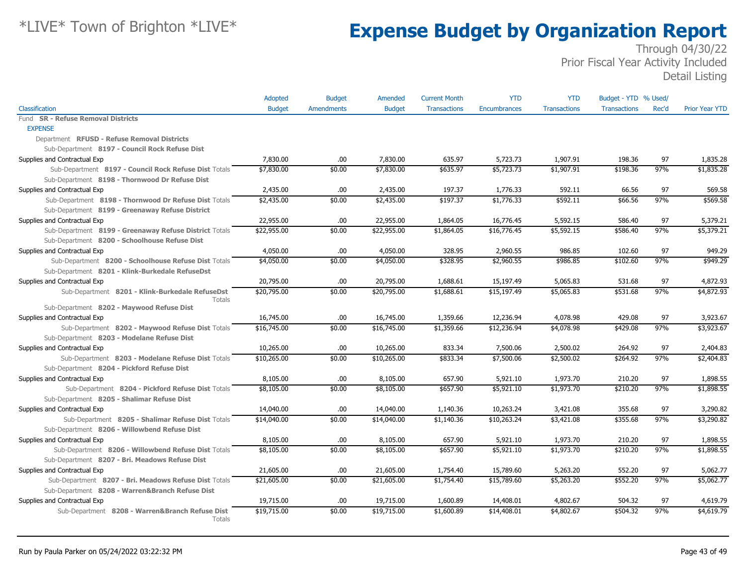# Expense Budget by Organization Report

*LIVE* Town of Brighton *LIVE*

Through 04/30/22
Prior Fiscal Year Activity Included
Detail Listing

| Classification | Adopted Budget | Budget Amendments | Amended Budget | Current Month Transactions | YTD Encumbrances | YTD Transactions | Budget - YTD Transactions | % Used/ Rec'd | Prior Year YTD |
|---|---|---|---|---|---|---|---|---|---|
| Fund **SR - Refuse Removal Districts** | | | | | | | | | |
| EXPENSE | | | | | | | | | |
| Department **RFUSD - Refuse Removal Districts** | | | | | | | | | |
| Sub-Department **8197 - Council Rock Refuse Dist** | | | | | | | | | |
| Supplies and Contractual Exp | 7,830.00 | .00 | 7,830.00 | 635.97 | 5,723.73 | 1,907.91 | 198.36 | 97 | 1,835.28 |
| Sub-Department **8197 - Council Rock Refuse Dist** Totals | $7,830.00 | $0.00 | $7,830.00 | $635.97 | $5,723.73 | $1,907.91 | $198.36 | 97% | $1,835.28 |
| Sub-Department **8198 - Thornwood Dr Refuse Dist** | | | | | | | | | |
| Supplies and Contractual Exp | 2,435.00 | .00 | 2,435.00 | 197.37 | 1,776.33 | 592.11 | 66.56 | 97 | 569.58 |
| Sub-Department **8198 - Thornwood Dr Refuse Dist** Totals | $2,435.00 | $0.00 | $2,435.00 | $197.37 | $1,776.33 | $592.11 | $66.56 | 97% | $569.58 |
| Sub-Department **8199 - Greenaway Refuse District** | | | | | | | | | |
| Supplies and Contractual Exp | 22,955.00 | .00 | 22,955.00 | 1,864.05 | 16,776.45 | 5,592.15 | 586.40 | 97 | 5,379.21 |
| Sub-Department **8199 - Greenaway Refuse District** Totals | $22,955.00 | $0.00 | $22,955.00 | $1,864.05 | $16,776.45 | $5,592.15 | $586.40 | 97% | $5,379.21 |
| Sub-Department **8200 - Schoolhouse Refuse Dist** | | | | | | | | | |
| Supplies and Contractual Exp | 4,050.00 | .00 | 4,050.00 | 328.95 | 2,960.55 | 986.85 | 102.60 | 97 | 949.29 |
| Sub-Department **8200 - Schoolhouse Refuse Dist** Totals | $4,050.00 | $0.00 | $4,050.00 | $328.95 | $2,960.55 | $986.85 | $102.60 | 97% | $949.29 |
| Sub-Department **8201 - Klink-Burkedale RefuseDst** | | | | | | | | | |
| Supplies and Contractual Exp | 20,795.00 | .00 | 20,795.00 | 1,688.61 | 15,197.49 | 5,065.83 | 531.68 | 97 | 4,872.93 |
| Sub-Department **8201 - Klink-Burkedale RefuseDst** Totals | $20,795.00 | $0.00 | $20,795.00 | $1,688.61 | $15,197.49 | $5,065.83 | $531.68 | 97% | $4,872.93 |
| Sub-Department **8202 - Maywood Refuse Dist** | | | | | | | | | |
| Supplies and Contractual Exp | 16,745.00 | .00 | 16,745.00 | 1,359.66 | 12,236.94 | 4,078.98 | 429.08 | 97 | 3,923.67 |
| Sub-Department **8202 - Maywood Refuse Dist** Totals | $16,745.00 | $0.00 | $16,745.00 | $1,359.66 | $12,236.94 | $4,078.98 | $429.08 | 97% | $3,923.67 |
| Sub-Department **8203 - Modelane Refuse Dist** | | | | | | | | | |
| Supplies and Contractual Exp | 10,265.00 | .00 | 10,265.00 | 833.34 | 7,500.06 | 2,500.02 | 264.92 | 97 | 2,404.83 |
| Sub-Department **8203 - Modelane Refuse Dist** Totals | $10,265.00 | $0.00 | $10,265.00 | $833.34 | $7,500.06 | $2,500.02 | $264.92 | 97% | $2,404.83 |
| Sub-Department **8204 - Pickford Refuse Dist** | | | | | | | | | |
| Supplies and Contractual Exp | 8,105.00 | .00 | 8,105.00 | 657.90 | 5,921.10 | 1,973.70 | 210.20 | 97 | 1,898.55 |
| Sub-Department **8204 - Pickford Refuse Dist** Totals | $8,105.00 | $0.00 | $8,105.00 | $657.90 | $5,921.10 | $1,973.70 | $210.20 | 97% | $1,898.55 |
| Sub-Department **8205 - Shalimar Refuse Dist** | | | | | | | | | |
| Supplies and Contractual Exp | 14,040.00 | .00 | 14,040.00 | 1,140.36 | 10,263.24 | 3,421.08 | 355.68 | 97 | 3,290.82 |
| Sub-Department **8205 - Shalimar Refuse Dist** Totals | $14,040.00 | $0.00 | $14,040.00 | $1,140.36 | $10,263.24 | $3,421.08 | $355.68 | 97% | $3,290.82 |
| Sub-Department **8206 - Willowbend Refuse Dist** | | | | | | | | | |
| Supplies and Contractual Exp | 8,105.00 | .00 | 8,105.00 | 657.90 | 5,921.10 | 1,973.70 | 210.20 | 97 | 1,898.55 |
| Sub-Department **8206 - Willowbend Refuse Dist** Totals | $8,105.00 | $0.00 | $8,105.00 | $657.90 | $5,921.10 | $1,973.70 | $210.20 | 97% | $1,898.55 |
| Sub-Department **8207 - Bri. Meadows Refuse Dist** | | | | | | | | | |
| Supplies and Contractual Exp | 21,605.00 | .00 | 21,605.00 | 1,754.40 | 15,789.60 | 5,263.20 | 552.20 | 97 | 5,062.77 |
| Sub-Department **8207 - Bri. Meadows Refuse Dist** Totals | $21,605.00 | $0.00 | $21,605.00 | $1,754.40 | $15,789.60 | $5,263.20 | $552.20 | 97% | $5,062.77 |
| Sub-Department **8208 - Warren&Branch Refuse Dist** | | | | | | | | | |
| Supplies and Contractual Exp | 19,715.00 | .00 | 19,715.00 | 1,600.89 | 14,408.01 | 4,802.67 | 504.32 | 97 | 4,619.79 |
| Sub-Department **8208 - Warren&Branch Refuse Dist** Totals | $19,715.00 | $0.00 | $19,715.00 | $1,600.89 | $14,408.01 | $4,802.67 | $504.32 | 97% | $4,619.79 |

Run by Paula Parker on 05/24/2022 03:22:32 PM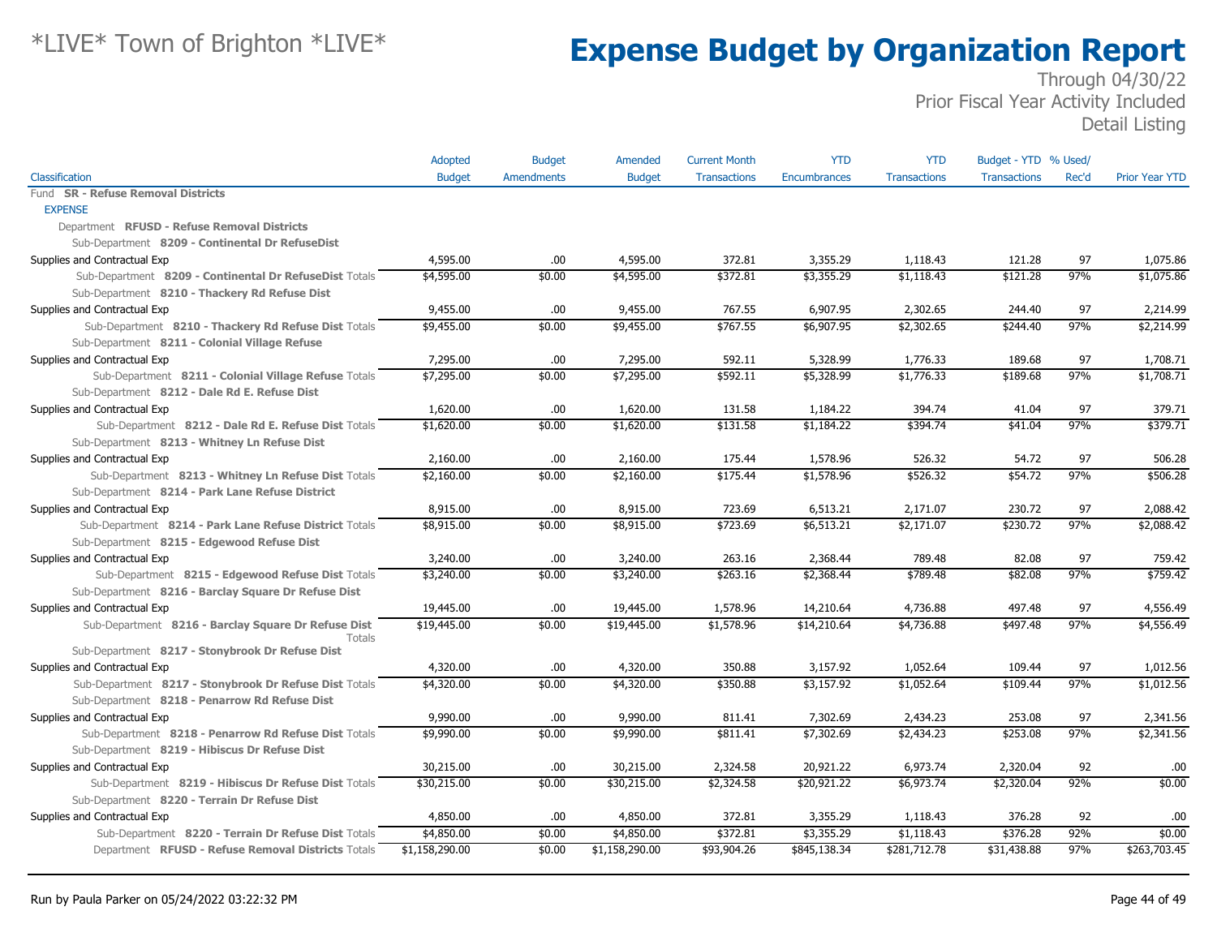# *LIVE* Town of Brighton *LIVE*

# Expense Budget by Organization Report

Through 04/30/22
Prior Fiscal Year Activity Included
Detail Listing

| Classification | Adopted Budget | Budget Amendments | Amended Budget | Current Month Transactions | YTD Encumbrances | YTD Transactions | Budget - YTD Transactions | % Used/ Rec'd | Prior Year YTD |
|---|---|---|---|---|---|---|---|---|---|
| Fund **SR - Refuse Removal Districts** | | | | | | | | | |
| EXPENSE | | | | | | | | | |
| Department **RFUSD - Refuse Removal Districts** | | | | | | | | | |
| Sub-Department **8209 - Continental Dr RefuseDist** | | | | | | | | | |
| Supplies and Contractual Exp | 4,595.00 | .00 | 4,595.00 | 372.81 | 3,355.29 | 1,118.43 | 121.28 | 97 | 1,075.86 |
| Sub-Department **8209 - Continental Dr RefuseDist** Totals | $4,595.00 | $0.00 | $4,595.00 | $372.81 | $3,355.29 | $1,118.43 | $121.28 | 97% | $1,075.86 |
| Sub-Department **8210 - Thackery Rd Refuse Dist** | | | | | | | | | |
| Supplies and Contractual Exp | 9,455.00 | .00 | 9,455.00 | 767.55 | 6,907.95 | 2,302.65 | 244.40 | 97 | 2,214.99 |
| Sub-Department **8210 - Thackery Rd Refuse Dist** Totals | $9,455.00 | $0.00 | $9,455.00 | $767.55 | $6,907.95 | $2,302.65 | $244.40 | 97% | $2,214.99 |
| Sub-Department **8211 - Colonial Village Refuse** | | | | | | | | | |
| Supplies and Contractual Exp | 7,295.00 | .00 | 7,295.00 | 592.11 | 5,328.99 | 1,776.33 | 189.68 | 97 | 1,708.71 |
| Sub-Department **8211 - Colonial Village Refuse** Totals | $7,295.00 | $0.00 | $7,295.00 | $592.11 | $5,328.99 | $1,776.33 | $189.68 | 97% | $1,708.71 |
| Sub-Department **8212 - Dale Rd E. Refuse Dist** | | | | | | | | | |
| Supplies and Contractual Exp | 1,620.00 | .00 | 1,620.00 | 131.58 | 1,184.22 | 394.74 | 41.04 | 97 | 379.71 |
| Sub-Department **8212 - Dale Rd E. Refuse Dist** Totals | $1,620.00 | $0.00 | $1,620.00 | $131.58 | $1,184.22 | $394.74 | $41.04 | 97% | $379.71 |
| Sub-Department **8213 - Whitney Ln Refuse Dist** | | | | | | | | | |
| Supplies and Contractual Exp | 2,160.00 | .00 | 2,160.00 | 175.44 | 1,578.96 | 526.32 | 54.72 | 97 | 506.28 |
| Sub-Department **8213 - Whitney Ln Refuse Dist** Totals | $2,160.00 | $0.00 | $2,160.00 | $175.44 | $1,578.96 | $526.32 | $54.72 | 97% | $506.28 |
| Sub-Department **8214 - Park Lane Refuse District** | | | | | | | | | |
| Supplies and Contractual Exp | 8,915.00 | .00 | 8,915.00 | 723.69 | 6,513.21 | 2,171.07 | 230.72 | 97 | 2,088.42 |
| Sub-Department **8214 - Park Lane Refuse District** Totals | $8,915.00 | $0.00 | $8,915.00 | $723.69 | $6,513.21 | $2,171.07 | $230.72 | 97% | $2,088.42 |
| Sub-Department **8215 - Edgewood Refuse Dist** | | | | | | | | | |
| Supplies and Contractual Exp | 3,240.00 | .00 | 3,240.00 | 263.16 | 2,368.44 | 789.48 | 82.08 | 97 | 759.42 |
| Sub-Department **8215 - Edgewood Refuse Dist** Totals | $3,240.00 | $0.00 | $3,240.00 | $263.16 | $2,368.44 | $789.48 | $82.08 | 97% | $759.42 |
| Sub-Department **8216 - Barclay Square Dr Refuse Dist** | | | | | | | | | |
| Supplies and Contractual Exp | 19,445.00 | .00 | 19,445.00 | 1,578.96 | 14,210.64 | 4,736.88 | 497.48 | 97 | 4,556.49 |
| Sub-Department **8216 - Barclay Square Dr Refuse Dist** Totals | $19,445.00 | $0.00 | $19,445.00 | $1,578.96 | $14,210.64 | $4,736.88 | $497.48 | 97% | $4,556.49 |
| Sub-Department **8217 - Stonybrook Dr Refuse Dist** | | | | | | | | | |
| Supplies and Contractual Exp | 4,320.00 | .00 | 4,320.00 | 350.88 | 3,157.92 | 1,052.64 | 109.44 | 97 | 1,012.56 |
| Sub-Department **8217 - Stonybrook Dr Refuse Dist** Totals | $4,320.00 | $0.00 | $4,320.00 | $350.88 | $3,157.92 | $1,052.64 | $109.44 | 97% | $1,012.56 |
| Sub-Department **8218 - Penarrow Rd Refuse Dist** | | | | | | | | | |
| Supplies and Contractual Exp | 9,990.00 | .00 | 9,990.00 | 811.41 | 7,302.69 | 2,434.23 | 253.08 | 97 | 2,341.56 |
| Sub-Department **8218 - Penarrow Rd Refuse Dist** Totals | $9,990.00 | $0.00 | $9,990.00 | $811.41 | $7,302.69 | $2,434.23 | $253.08 | 97% | $2,341.56 |
| Sub-Department **8219 - Hibiscus Dr Refuse Dist** | | | | | | | | | |
| Supplies and Contractual Exp | 30,215.00 | .00 | 30,215.00 | 2,324.58 | 20,921.22 | 6,973.74 | 2,320.04 | 92 | .00 |
| Sub-Department **8219 - Hibiscus Dr Refuse Dist** Totals | $30,215.00 | $0.00 | $30,215.00 | $2,324.58 | $20,921.22 | $6,973.74 | $2,320.04 | 92% | $0.00 |
| Sub-Department **8220 - Terrain Dr Refuse Dist** | | | | | | | | | |
| Supplies and Contractual Exp | 4,850.00 | .00 | 4,850.00 | 372.81 | 3,355.29 | 1,118.43 | 376.28 | 92 | .00 |
| Sub-Department **8220 - Terrain Dr Refuse Dist** Totals | $4,850.00 | $0.00 | $4,850.00 | $372.81 | $3,355.29 | $1,118.43 | $376.28 | 92% | $0.00 |
| Department **RFUSD - Refuse Removal Districts** Totals | $1,158,290.00 | $0.00 | $1,158,290.00 | $93,904.26 | $845,138.34 | $281,712.78 | $31,438.88 | 97% | $263,703.45 |

Run by Paula Parker on 05/24/2022 03:22:32 PM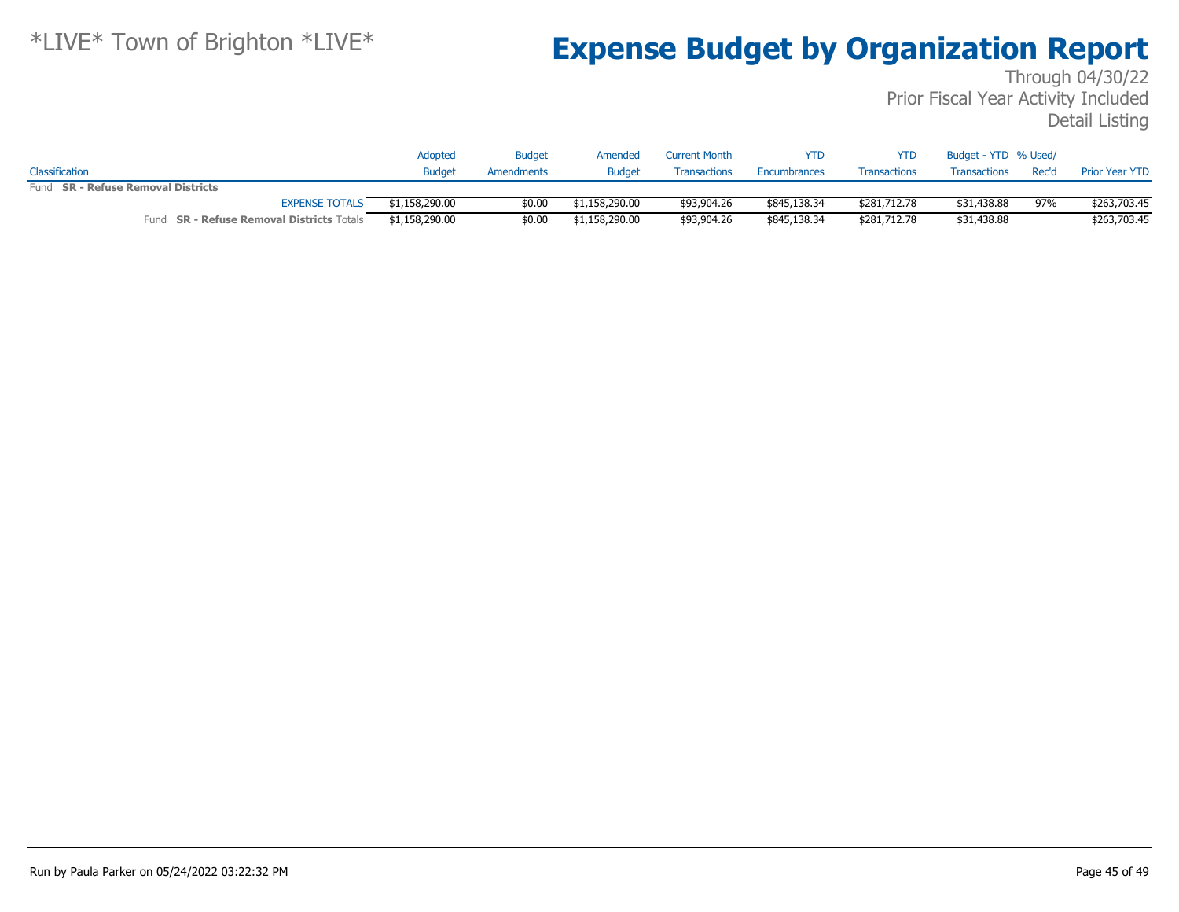*LIVE* Town of Brighton *LIVE*

# Expense Budget by Organization Report

Through 04/30/22
Prior Fiscal Year Activity Included
Detail Listing

| Classification | Adopted Budget | Budget Amendments | Amended Budget | Current Month Transactions | YTD Encumbrances | YTD Transactions | Budget - YTD Transactions | % Used/ Rec'd | Prior Year YTD |
|---|---|---|---|---|---|---|---|---|---|
| Fund **SR - Refuse Removal Districts** | | | | | | | | | |
| EXPENSE TOTALS | $1,158,290.00 | $0.00 | $1,158,290.00 | $93,904.26 | $845,138.34 | $281,712.78 | $31,438.88 | 97% | $263,703.45 |
| Fund **SR - Refuse Removal Districts** Totals | $1,158,290.00 | $0.00 | $1,158,290.00 | $93,904.26 | $845,138.34 | $281,712.78 | $31,438.88 | | $263,703.45 |

Run by Paula Parker on 05/24/2022 03:22:32 PM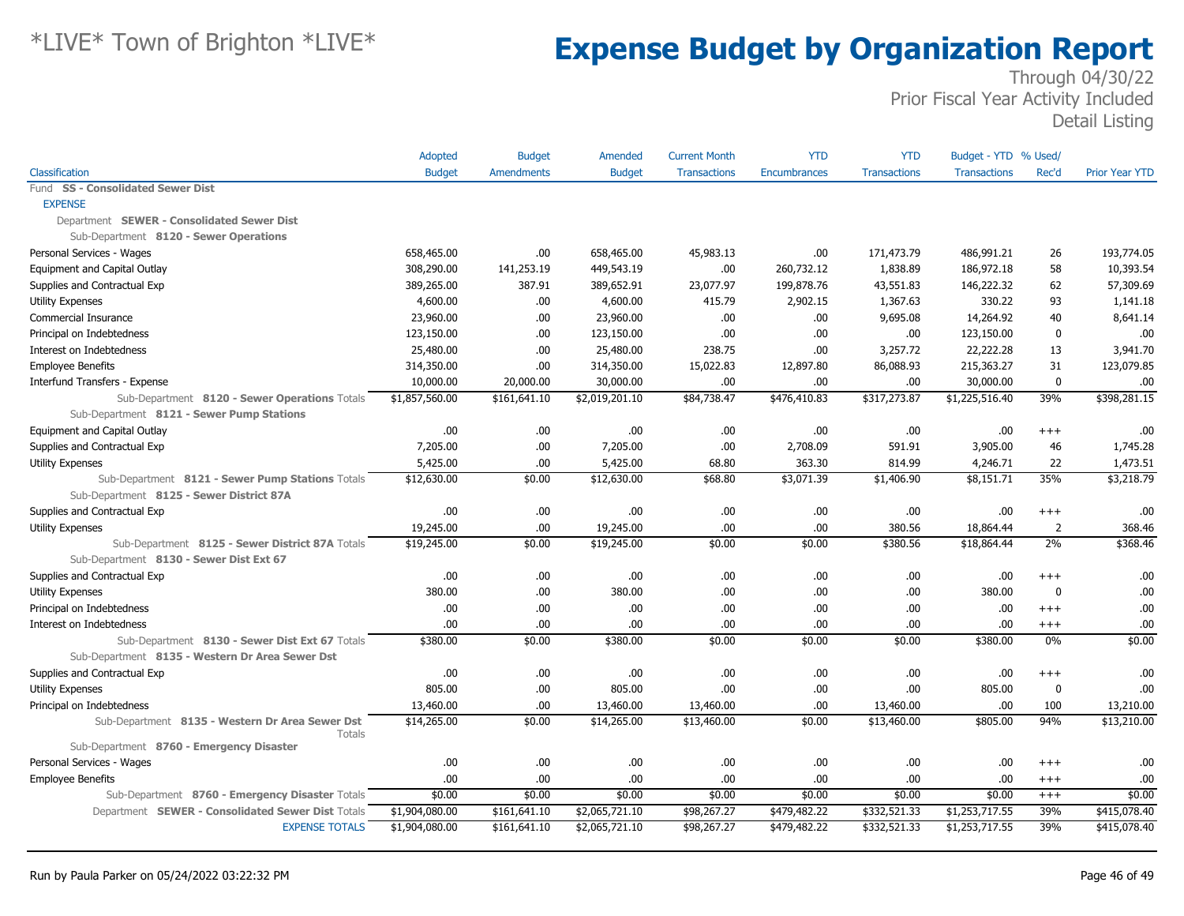# \*LIVE\* Town of Brighton \*LIVE\*

# Expense Budget by Organization Report

Through 04/30/22
Prior Fiscal Year Activity Included
Detail Listing

| Classification | Adopted Budget | Budget Amendments | Amended Budget | Current Month Transactions | YTD Encumbrances | YTD Transactions | Budget - YTD Transactions | % Used/ Rec'd | Prior Year YTD |
|---|---|---|---|---|---|---|---|---|---|
| Fund **SS - Consolidated Sewer Dist** | | | | | | | | | |
| EXPENSE | | | | | | | | | |
| Department **SEWER - Consolidated Sewer Dist** | | | | | | | | | |
| Sub-Department **8120 - Sewer Operations** | | | | | | | | | |
| Personal Services - Wages | 658,465.00 | .00 | 658,465.00 | 45,983.13 | .00 | 171,473.79 | 486,991.21 | 26 | 193,774.05 |
| Equipment and Capital Outlay | 308,290.00 | 141,253.19 | 449,543.19 | .00 | 260,732.12 | 1,838.89 | 186,972.18 | 58 | 10,393.54 |
| Supplies and Contractual Exp | 389,265.00 | 387.91 | 389,652.91 | 23,077.97 | 199,878.76 | 43,551.83 | 146,222.32 | 62 | 57,309.69 |
| Utility Expenses | 4,600.00 | .00 | 4,600.00 | 415.79 | 2,902.15 | 1,367.63 | 330.22 | 93 | 1,141.18 |
| Commercial Insurance | 23,960.00 | .00 | 23,960.00 | .00 | .00 | 9,695.08 | 14,264.92 | 40 | 8,641.14 |
| Principal on Indebtedness | 123,150.00 | .00 | 123,150.00 | .00 | .00 | .00 | 123,150.00 | 0 | .00 |
| Interest on Indebtedness | 25,480.00 | .00 | 25,480.00 | 238.75 | .00 | 3,257.72 | 22,222.28 | 13 | 3,941.70 |
| Employee Benefits | 314,350.00 | .00 | 314,350.00 | 15,022.83 | 12,897.80 | 86,088.93 | 215,363.27 | 31 | 123,079.85 |
| Interfund Transfers - Expense | 10,000.00 | 20,000.00 | 30,000.00 | .00 | .00 | .00 | 30,000.00 | 0 | .00 |
| Sub-Department **8120 - Sewer Operations** Totals | $1,857,560.00 | $161,641.10 | $2,019,201.10 | $84,738.47 | $476,410.83 | $317,273.87 | $1,225,516.40 | 39% | $398,281.15 |
| Sub-Department **8121 - Sewer Pump Stations** | | | | | | | | | |
| Equipment and Capital Outlay | .00 | .00 | .00 | .00 | .00 | .00 | .00 | +++ | .00 |
| Supplies and Contractual Exp | 7,205.00 | .00 | 7,205.00 | .00 | 2,708.09 | 591.91 | 3,905.00 | 46 | 1,745.28 |
| Utility Expenses | 5,425.00 | .00 | 5,425.00 | 68.80 | 363.30 | 814.99 | 4,246.71 | 22 | 1,473.51 |
| Sub-Department **8121 - Sewer Pump Stations** Totals | $12,630.00 | $0.00 | $12,630.00 | $68.80 | $3,071.39 | $1,406.90 | $8,151.71 | 35% | $3,218.79 |
| Sub-Department **8125 - Sewer District 87A** | | | | | | | | | |
| Supplies and Contractual Exp | .00 | .00 | .00 | .00 | .00 | .00 | .00 | +++ | .00 |
| Utility Expenses | 19,245.00 | .00 | 19,245.00 | .00 | .00 | 380.56 | 18,864.44 | 2 | 368.46 |
| Sub-Department **8125 - Sewer District 87A** Totals | $19,245.00 | $0.00 | $19,245.00 | $0.00 | $0.00 | $380.56 | $18,864.44 | 2% | $368.46 |
| Sub-Department **8130 - Sewer Dist Ext 67** | | | | | | | | | |
| Supplies and Contractual Exp | .00 | .00 | .00 | .00 | .00 | .00 | .00 | +++ | .00 |
| Utility Expenses | 380.00 | .00 | 380.00 | .00 | .00 | .00 | 380.00 | 0 | .00 |
| Principal on Indebtedness | .00 | .00 | .00 | .00 | .00 | .00 | .00 | +++ | .00 |
| Interest on Indebtedness | .00 | .00 | .00 | .00 | .00 | .00 | .00 | +++ | .00 |
| Sub-Department **8130 - Sewer Dist Ext 67** Totals | $380.00 | $0.00 | $380.00 | $0.00 | $0.00 | $0.00 | $380.00 | 0% | $0.00 |
| Sub-Department **8135 - Western Dr Area Sewer Dst** | | | | | | | | | |
| Supplies and Contractual Exp | .00 | .00 | .00 | .00 | .00 | .00 | .00 | +++ | .00 |
| Utility Expenses | 805.00 | .00 | 805.00 | .00 | .00 | .00 | 805.00 | 0 | .00 |
| Principal on Indebtedness | 13,460.00 | .00 | 13,460.00 | 13,460.00 | .00 | 13,460.00 | .00 | 100 | 13,210.00 |
| Sub-Department **8135 - Western Dr Area Sewer Dst** Totals | $14,265.00 | $0.00 | $14,265.00 | $13,460.00 | $0.00 | $13,460.00 | $805.00 | 94% | $13,210.00 |
| Sub-Department **8760 - Emergency Disaster** | | | | | | | | | |
| Personal Services - Wages | .00 | .00 | .00 | .00 | .00 | .00 | .00 | +++ | .00 |
| Employee Benefits | .00 | .00 | .00 | .00 | .00 | .00 | .00 | +++ | .00 |
| Sub-Department **8760 - Emergency Disaster** Totals | $0.00 | $0.00 | $0.00 | $0.00 | $0.00 | $0.00 | $0.00 | +++ | $0.00 |
| Department **SEWER - Consolidated Sewer Dist** Totals | $1,904,080.00 | $161,641.10 | $2,065,721.10 | $98,267.27 | $479,482.22 | $332,521.33 | $1,253,717.55 | 39% | $415,078.40 |
| EXPENSE TOTALS | $1,904,080.00 | $161,641.10 | $2,065,721.10 | $98,267.27 | $479,482.22 | $332,521.33 | $1,253,717.55 | 39% | $415,078.40 |

Run by Paula Parker on 05/24/2022 03:22:32 PM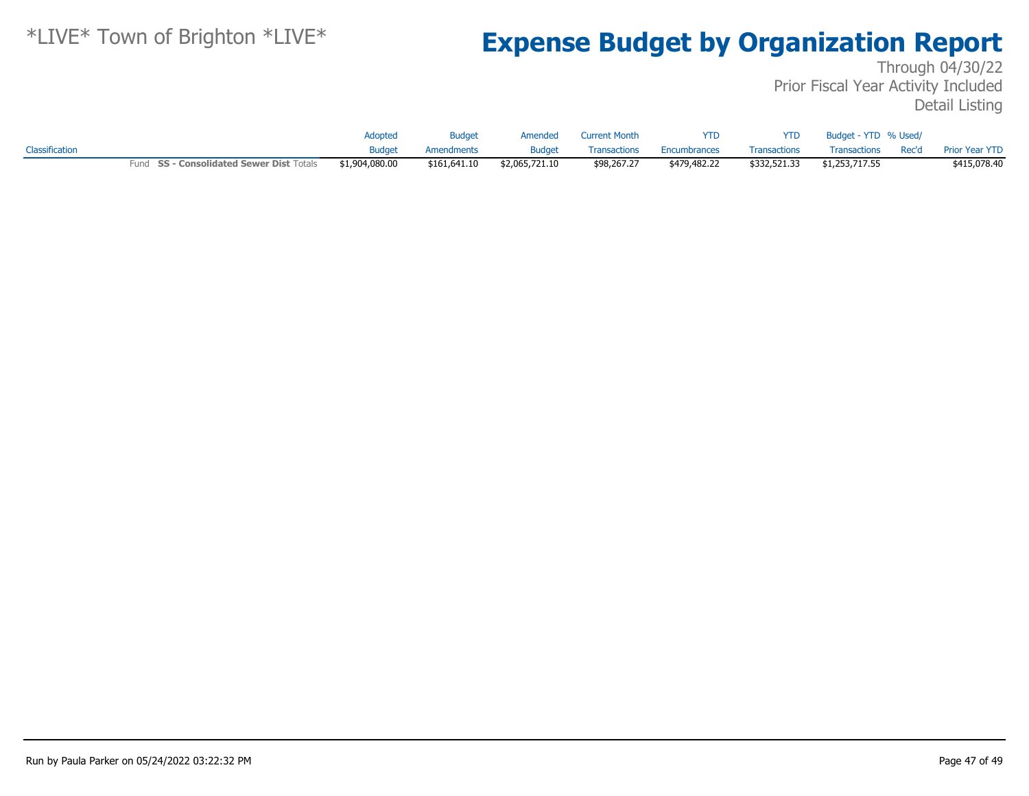# Expense Budget by Organization Report

*LIVE* Town of Brighton *LIVE*

Through 04/30/22
Prior Fiscal Year Activity Included
Detail Listing

| Classification | Adopted Budget | Budget Amendments | Amended Budget | Current Month Transactions | YTD Encumbrances | YTD Transactions | Budget - YTD Transactions | % Used/ Rec'd | Prior Year YTD |
|---|---|---|---|---|---|---|---|---|---|
| Fund **SS - Consolidated Sewer Dist** Totals | $1,904,080.00 | $161,641.10 | $2,065,721.10 | $98,267.27 | $479,482.22 | $332,521.33 | $1,253,717.55 | | $415,078.40 |

Run by Paula Parker on 05/24/2022 03:22:32 PM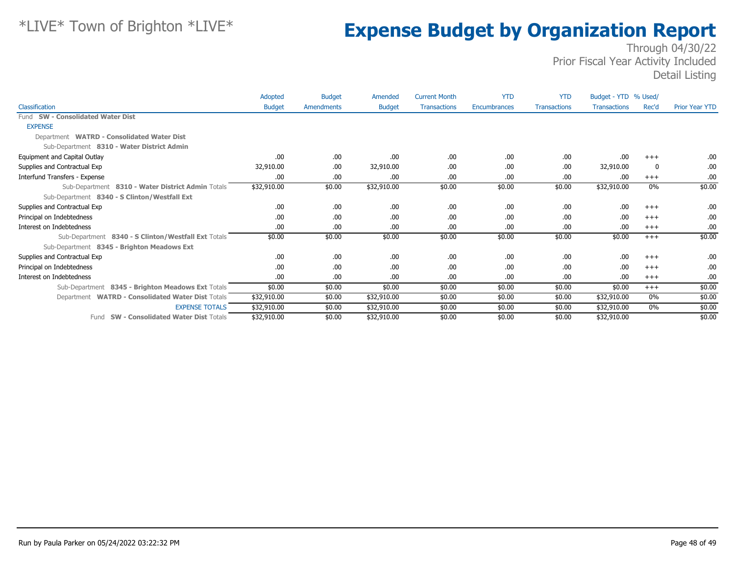*LIVE* Town of Brighton *LIVE*

# Expense Budget by Organization Report

Through 04/30/22
Prior Fiscal Year Activity Included
Detail Listing

| Classification | Adopted Budget | Budget Amendments | Amended Budget | Current Month Transactions | YTD Encumbrances | YTD Transactions | Budget - YTD Transactions | % Used/ Rec'd | Prior Year YTD |
|---|---|---|---|---|---|---|---|---|---|
| Fund **SW - Consolidated Water Dist** | | | | | | | | | |
| EXPENSE | | | | | | | | | |
| Department **WATRD - Consolidated Water Dist** | | | | | | | | | |
| Sub-Department **8310 - Water District Admin** | | | | | | | | | |
| Equipment and Capital Outlay | .00 | .00 | .00 | .00 | .00 | .00 | .00 | +++ | .00 |
| Supplies and Contractual Exp | 32,910.00 | .00 | 32,910.00 | .00 | .00 | .00 | 32,910.00 | 0 | .00 |
| Interfund Transfers - Expense | .00 | .00 | .00 | .00 | .00 | .00 | .00 | +++ | .00 |
| Sub-Department **8310 - Water District Admin** Totals | $32,910.00 | $0.00 | $32,910.00 | $0.00 | $0.00 | $0.00 | $32,910.00 | 0% | $0.00 |
| Sub-Department **8340 - S Clinton/Westfall Ext** | | | | | | | | | |
| Supplies and Contractual Exp | .00 | .00 | .00 | .00 | .00 | .00 | .00 | +++ | .00 |
| Principal on Indebtedness | .00 | .00 | .00 | .00 | .00 | .00 | .00 | +++ | .00 |
| Interest on Indebtedness | .00 | .00 | .00 | .00 | .00 | .00 | .00 | +++ | .00 |
| Sub-Department **8340 - S Clinton/Westfall Ext** Totals | $0.00 | $0.00 | $0.00 | $0.00 | $0.00 | $0.00 | $0.00 | +++ | $0.00 |
| Sub-Department **8345 - Brighton Meadows Ext** | | | | | | | | | |
| Supplies and Contractual Exp | .00 | .00 | .00 | .00 | .00 | .00 | .00 | +++ | .00 |
| Principal on Indebtedness | .00 | .00 | .00 | .00 | .00 | .00 | .00 | +++ | .00 |
| Interest on Indebtedness | .00 | .00 | .00 | .00 | .00 | .00 | .00 | +++ | .00 |
| Sub-Department **8345 - Brighton Meadows Ext** Totals | $0.00 | $0.00 | $0.00 | $0.00 | $0.00 | $0.00 | $0.00 | +++ | $0.00 |
| Department **WATRD - Consolidated Water Dist** Totals | $32,910.00 | $0.00 | $32,910.00 | $0.00 | $0.00 | $0.00 | $32,910.00 | 0% | $0.00 |
| EXPENSE TOTALS | $32,910.00 | $0.00 | $32,910.00 | $0.00 | $0.00 | $0.00 | $32,910.00 | 0% | $0.00 |
| Fund **SW - Consolidated Water Dist** Totals | $32,910.00 | $0.00 | $32,910.00 | $0.00 | $0.00 | $0.00 | $32,910.00 | | $0.00 |

Run by Paula Parker on 05/24/2022 03:22:32 PM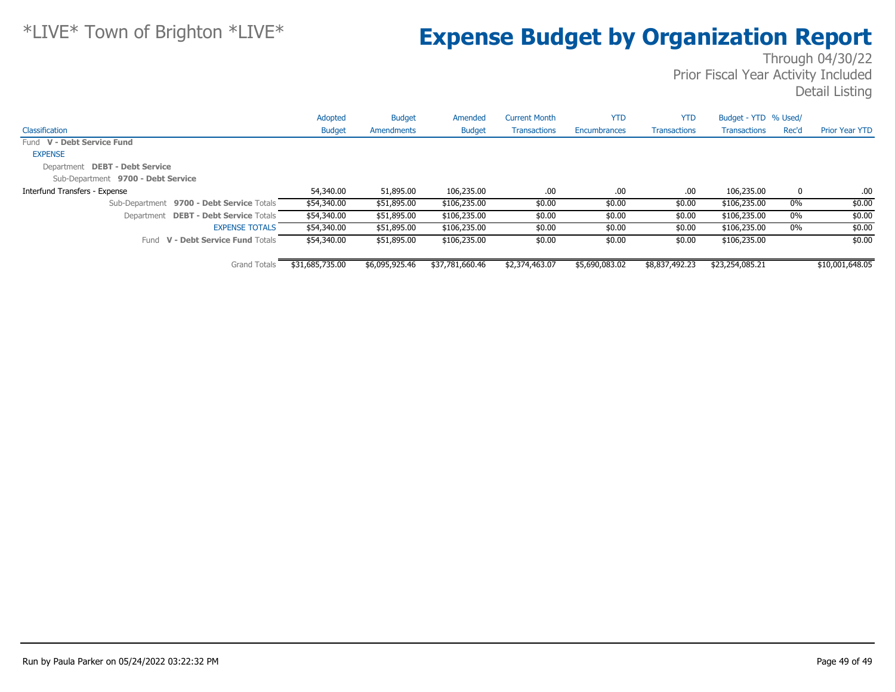*LIVE* Town of Brighton *LIVE*

# Expense Budget by Organization Report

Through 04/30/22
Prior Fiscal Year Activity Included
Detail Listing

| Classification | Adopted Budget | Budget Amendments | Amended Budget | Current Month Transactions | YTD Encumbrances | YTD Transactions | Budget - YTD Transactions | % Used/ Rec'd | Prior Year YTD |
|---|---|---|---|---|---|---|---|---|---|
| Fund **V - Debt Service Fund** | | | | | | | | | |
| EXPENSE | | | | | | | | | |
| Department **DEBT - Debt Service** | | | | | | | | | |
| Sub-Department **9700 - Debt Service** | | | | | | | | | |
| Interfund Transfers - Expense | 54,340.00 | 51,895.00 | 106,235.00 | .00 | .00 | .00 | 106,235.00 | 0 | .00 |
| Sub-Department **9700 - Debt Service** Totals | $54,340.00 | $51,895.00 | $106,235.00 | $0.00 | $0.00 | $0.00 | $106,235.00 | 0% | $0.00 |
| Department **DEBT - Debt Service** Totals | $54,340.00 | $51,895.00 | $106,235.00 | $0.00 | $0.00 | $0.00 | $106,235.00 | 0% | $0.00 |
| EXPENSE TOTALS | $54,340.00 | $51,895.00 | $106,235.00 | $0.00 | $0.00 | $0.00 | $106,235.00 | 0% | $0.00 |
| Fund **V - Debt Service Fund** Totals | $54,340.00 | $51,895.00 | $106,235.00 | $0.00 | $0.00 | $0.00 | $106,235.00 | | $0.00 |
| Grand Totals | $31,685,735.00 | $6,095,925.46 | $37,781,660.46 | $2,374,463.07 | $5,690,083.02 | $8,837,492.23 | $23,254,085.21 | | $10,001,648.05 |

Run by Paula Parker on 05/24/2022 03:22:32 PM